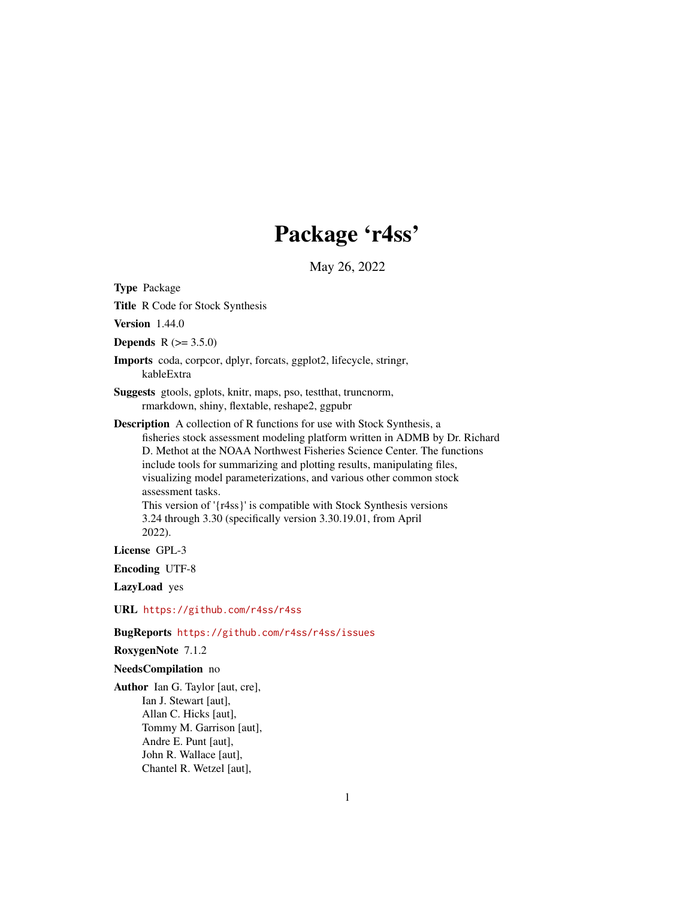# Package 'r4ss'

May 26, 2022

**Type** Package

**Title** R Code for Stock Synthesis

**Version** 1.44.0

**Depends** R (>= 3.5.0)

**Imports** coda, corpcor, dplyr, forcats, ggplot2, lifecycle, stringr, kableExtra

**Suggests** gtools, gplots, knitr, maps, pso, testthat, truncnorm, rmarkdown, shiny, flextable, reshape2, ggpubr

**Description** A collection of R functions for use with Stock Synthesis, a fisheries stock assessment modeling platform written in ADMB by Dr. Richard D. Methot at the NOAA Northwest Fisheries Science Center. The functions include tools for summarizing and plotting results, manipulating files, visualizing model parameterizations, and various other common stock assessment tasks.
This version of '{r4ss}' is compatible with Stock Synthesis versions 3.24 through 3.30 (specifically version 3.30.19.01, from April 2022).

**License** GPL-3

**Encoding** UTF-8

**LazyLoad** yes

**URL** https://github.com/r4ss/r4ss

**BugReports** https://github.com/r4ss/r4ss/issues

**RoxygenNote** 7.1.2

**NeedsCompilation** no

**Author** Ian G. Taylor [aut, cre],
Ian J. Stewart [aut],
Allan C. Hicks [aut],
Tommy M. Garrison [aut],
Andre E. Punt [aut],
John R. Wallace [aut],
Chantel R. Wetzel [aut],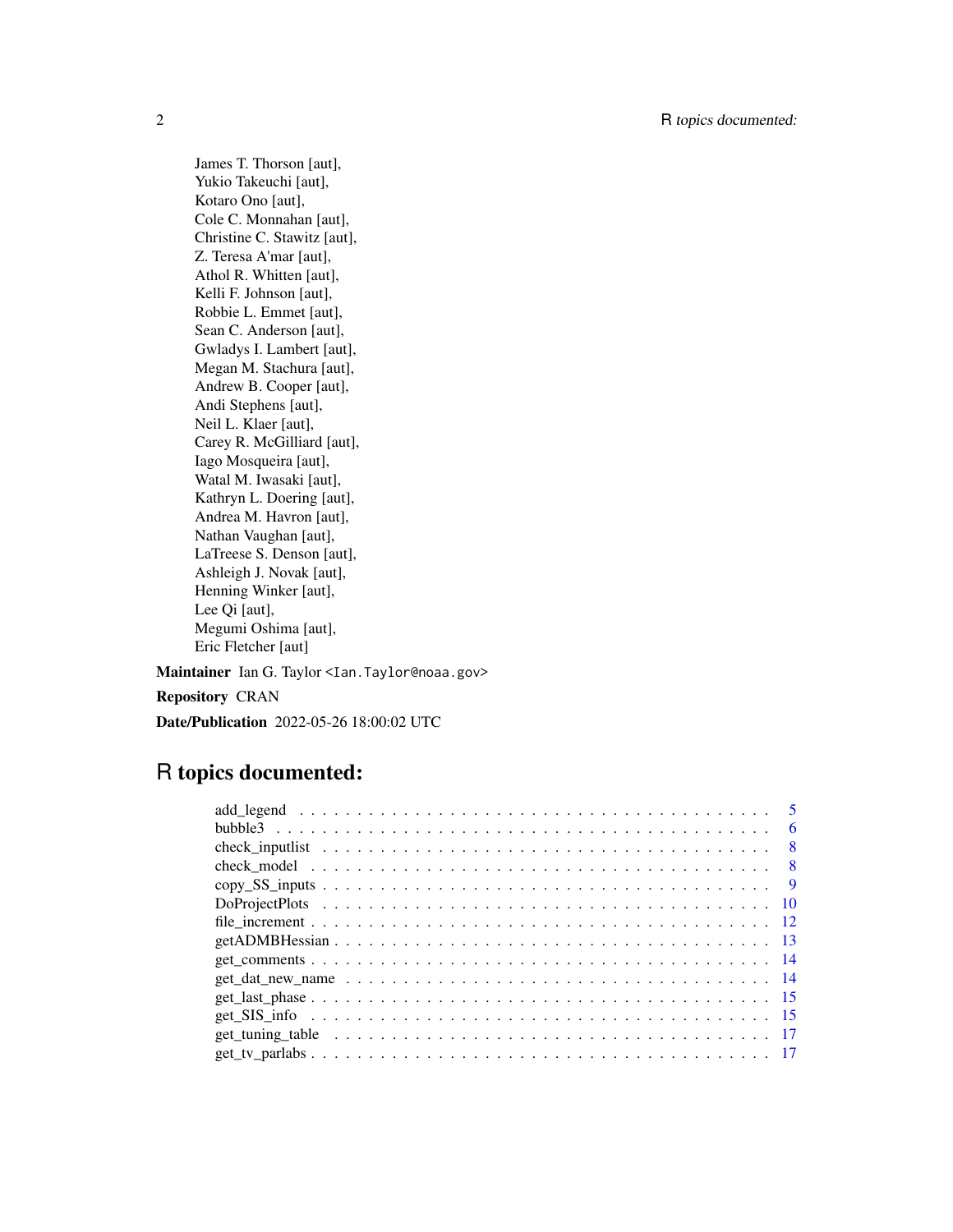James T. Thorson [aut],
Yukio Takeuchi [aut],
Kotaro Ono [aut],
Cole C. Monnahan [aut],
Christine C. Stawitz [aut],
Z. Teresa A'mar [aut],
Athol R. Whitten [aut],
Kelli F. Johnson [aut],
Robbie L. Emmet [aut],
Sean C. Anderson [aut],
Gwladys I. Lambert [aut],
Megan M. Stachura [aut],
Andrew B. Cooper [aut],
Andi Stephens [aut],
Neil L. Klaer [aut],
Carey R. McGilliard [aut],
Iago Mosqueira [aut],
Watal M. Iwasaki [aut],
Kathryn L. Doering [aut],
Andrea M. Havron [aut],
Nathan Vaughan [aut],
LaTreese S. Denson [aut],
Ashleigh J. Novak [aut],
Henning Winker [aut],
Lee Qi [aut],
Megumi Oshima [aut],
Eric Fletcher [aut]

**Maintainer** Ian G. Taylor <Ian.Taylor@noaa.gov>

**Repository** CRAN

**Date/Publication** 2022-05-26 18:00:02 UTC

# R topics documented:

| | |
|---|---|
| add_legend | 5 |
| bubble3 | 6 |
| check_inputlist | 8 |
| check_model | 8 |
| copy_SS_inputs | 9 |
| DoProjectPlots | 10 |
| file_increment | 12 |
| getADMBHessian | 13 |
| get_comments | 14 |
| get_dat_new_name | 14 |
| get_last_phase | 15 |
| get_SIS_info | 15 |
| get_tuning_table | 17 |
| get_tv_parlabs | 17 |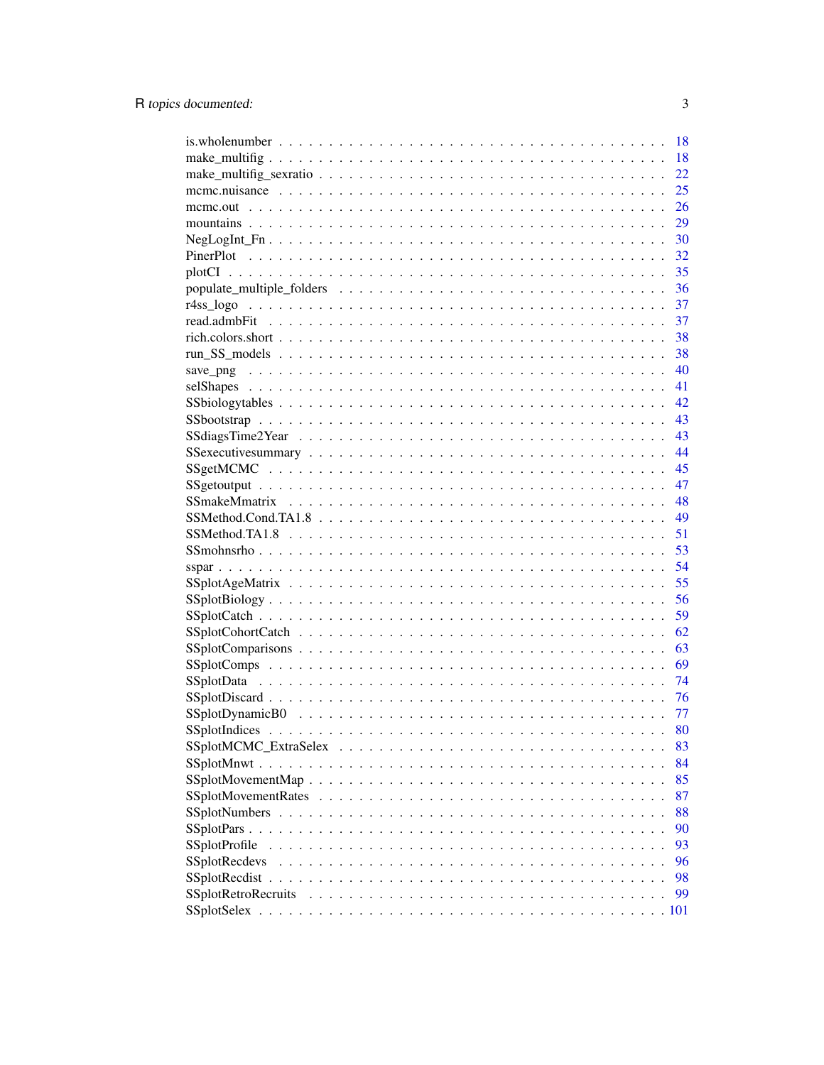| | |
|---|---|
| is.wholenumber | 18 |
| make_multifig | 18 |
| make_multifig_sexratio | 22 |
| mcmc.nuisance | 25 |
| mcmc.out | 26 |
| mountains | 29 |
| NegLogInt_Fn | 30 |
| PinerPlot | 32 |
| plotCI | 35 |
| populate_multiple_folders | 36 |
| r4ss_logo | 37 |
| read.admbFit | 37 |
| rich.colors.short | 38 |
| run_SS_models | 38 |
| save_png | 40 |
| selShapes | 41 |
| SSbiologytables | 42 |
| SSbootstrap | 43 |
| SSdiagsTime2Year | 43 |
| SSexecutivesummary | 44 |
| SSgetMCMC | 45 |
| SSgetoutput | 47 |
| SSmakeMmatrix | 48 |
| SSMethod.Cond.TA1.8 | 49 |
| SSMethod.TA1.8 | 51 |
| SSmohnsrho | 53 |
| sspar | 54 |
| SSplotAgeMatrix | 55 |
| SSplotBiology | 56 |
| SSplotCatch | 59 |
| SSplotCohortCatch | 62 |
| SSplotComparisons | 63 |
| SSplotComps | 69 |
| SSplotData | 74 |
| SSplotDiscard | 76 |
| SSplotDynamicB0 | 77 |
| SSplotIndices | 80 |
| SSplotMCMC_ExtraSelex | 83 |
| SSplotMnwt | 84 |
| SSplotMovementMap | 85 |
| SSplotMovementRates | 87 |
| SSplotNumbers | 88 |
| SSplotPars | 90 |
| SSplotProfile | 93 |
| SSplotRecdevs | 96 |
| SSplotRecdist | 98 |
| SSplotRetroRecruits | 99 |
| SSplotSelex | 101 |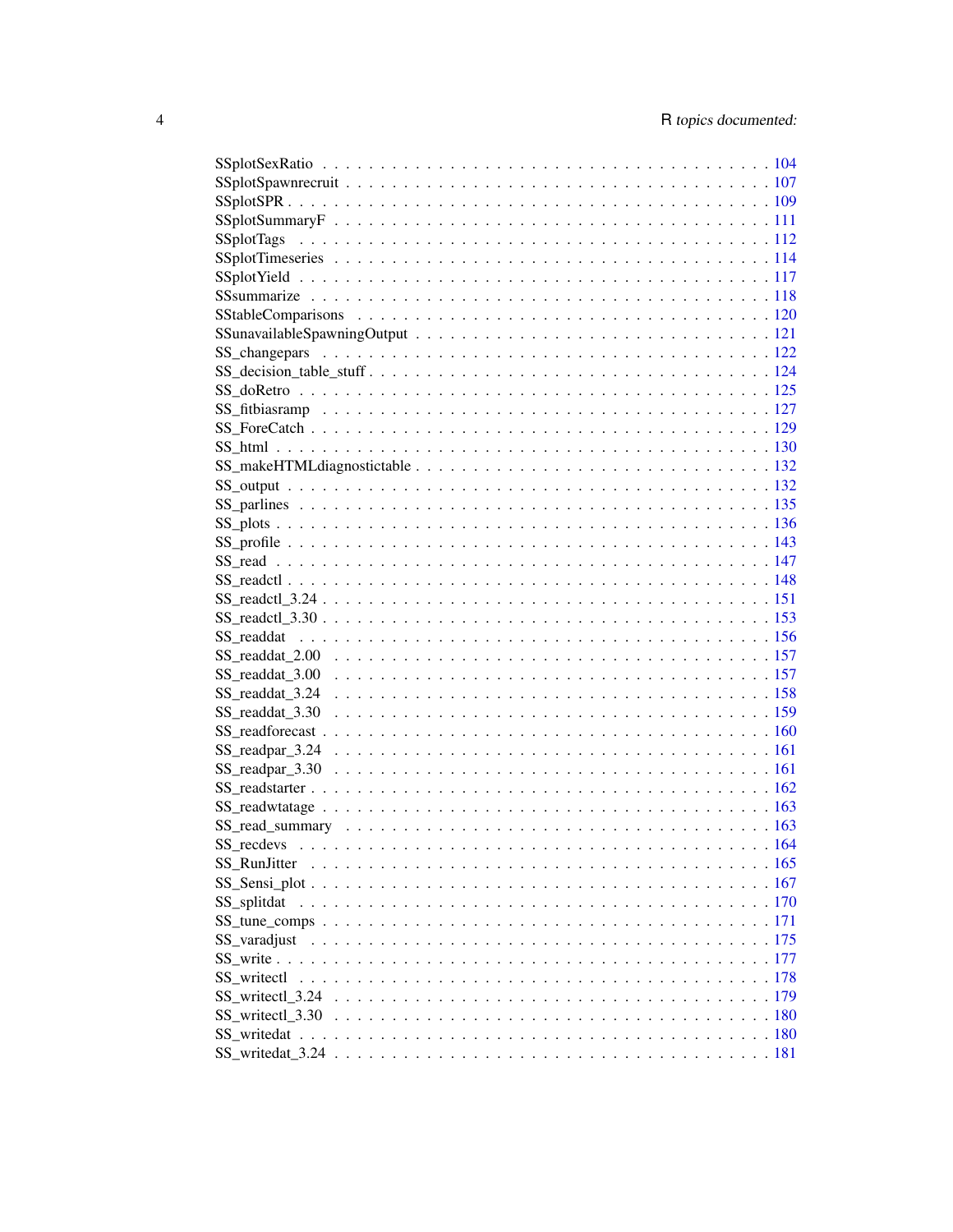SSplotSexRatio . . . . . . . . . . . . . . . . . . . . . . . . . . . . . . . . . . . . 104
SSplotSpawnrecruit . . . . . . . . . . . . . . . . . . . . . . . . . . . . . . . . . . 107
SSplotSPR . . . . . . . . . . . . . . . . . . . . . . . . . . . . . . . . . . . . . . . 109
SSplotSummaryF . . . . . . . . . . . . . . . . . . . . . . . . . . . . . . . . . . . 111
SSplotTags . . . . . . . . . . . . . . . . . . . . . . . . . . . . . . . . . . . . . . 112
SSplotTimeseries . . . . . . . . . . . . . . . . . . . . . . . . . . . . . . . . . . . 114
SSplotYield . . . . . . . . . . . . . . . . . . . . . . . . . . . . . . . . . . . . . . 117
SSsummarize . . . . . . . . . . . . . . . . . . . . . . . . . . . . . . . . . . . . . 118
SStableComparisons . . . . . . . . . . . . . . . . . . . . . . . . . . . . . . . . . 120
SSunavailableSpawningOutput . . . . . . . . . . . . . . . . . . . . . . . . . . . . 121
SS_changepars . . . . . . . . . . . . . . . . . . . . . . . . . . . . . . . . . . . . 122
SS_decision_table_stuff . . . . . . . . . . . . . . . . . . . . . . . . . . . . . . . 124
SS_doRetro . . . . . . . . . . . . . . . . . . . . . . . . . . . . . . . . . . . . . . 125
SS_fitbiasramp . . . . . . . . . . . . . . . . . . . . . . . . . . . . . . . . . . . . 127
SS_ForeCatch . . . . . . . . . . . . . . . . . . . . . . . . . . . . . . . . . . . . . 129
SS_html . . . . . . . . . . . . . . . . . . . . . . . . . . . . . . . . . . . . . . . . 130
SS_makeHTMLdiagnostictable . . . . . . . . . . . . . . . . . . . . . . . . . . . . 132
SS_output . . . . . . . . . . . . . . . . . . . . . . . . . . . . . . . . . . . . . . . 132
SS_parlines . . . . . . . . . . . . . . . . . . . . . . . . . . . . . . . . . . . . . . 135
SS_plots . . . . . . . . . . . . . . . . . . . . . . . . . . . . . . . . . . . . . . . . 136
SS_profile . . . . . . . . . . . . . . . . . . . . . . . . . . . . . . . . . . . . . . . 143
SS_read . . . . . . . . . . . . . . . . . . . . . . . . . . . . . . . . . . . . . . . . 147
SS_readctl . . . . . . . . . . . . . . . . . . . . . . . . . . . . . . . . . . . . . . . 148
SS_readctl_3.24 . . . . . . . . . . . . . . . . . . . . . . . . . . . . . . . . . . . . 151
SS_readctl_3.30 . . . . . . . . . . . . . . . . . . . . . . . . . . . . . . . . . . . . 153
SS_readdat . . . . . . . . . . . . . . . . . . . . . . . . . . . . . . . . . . . . . . . 156
SS_readdat_2.00 . . . . . . . . . . . . . . . . . . . . . . . . . . . . . . . . . . . . 157
SS_readdat_3.00 . . . . . . . . . . . . . . . . . . . . . . . . . . . . . . . . . . . . 157
SS_readdat_3.24 . . . . . . . . . . . . . . . . . . . . . . . . . . . . . . . . . . . . 158
SS_readdat_3.30 . . . . . . . . . . . . . . . . . . . . . . . . . . . . . . . . . . . . 159
SS_readforecast . . . . . . . . . . . . . . . . . . . . . . . . . . . . . . . . . . . . 160
SS_readpar_3.24 . . . . . . . . . . . . . . . . . . . . . . . . . . . . . . . . . . . . 161
SS_readpar_3.30 . . . . . . . . . . . . . . . . . . . . . . . . . . . . . . . . . . . . 161
SS_readstarter . . . . . . . . . . . . . . . . . . . . . . . . . . . . . . . . . . . . . 162
SS_readwtatage . . . . . . . . . . . . . . . . . . . . . . . . . . . . . . . . . . . . 163
SS_read_summary . . . . . . . . . . . . . . . . . . . . . . . . . . . . . . . . . . . 163
SS_recdevs . . . . . . . . . . . . . . . . . . . . . . . . . . . . . . . . . . . . . . . 164
SS_RunJitter . . . . . . . . . . . . . . . . . . . . . . . . . . . . . . . . . . . . . . 165
SS_Sensi_plot . . . . . . . . . . . . . . . . . . . . . . . . . . . . . . . . . . . . . 167
SS_splitdat . . . . . . . . . . . . . . . . . . . . . . . . . . . . . . . . . . . . . . . 170
SS_tune_comps . . . . . . . . . . . . . . . . . . . . . . . . . . . . . . . . . . . . . 171
SS_varadjust . . . . . . . . . . . . . . . . . . . . . . . . . . . . . . . . . . . . . . 175
SS_write . . . . . . . . . . . . . . . . . . . . . . . . . . . . . . . . . . . . . . . . 177
SS_writectl . . . . . . . . . . . . . . . . . . . . . . . . . . . . . . . . . . . . . . . 178
SS_writectl_3.24 . . . . . . . . . . . . . . . . . . . . . . . . . . . . . . . . . . . . 179
SS_writectl_3.30 . . . . . . . . . . . . . . . . . . . . . . . . . . . . . . . . . . . . 180
SS_writedat . . . . . . . . . . . . . . . . . . . . . . . . . . . . . . . . . . . . . . . 180
SS_writedat_3.24 . . . . . . . . . . . . . . . . . . . . . . . . . . . . . . . . . . . . 181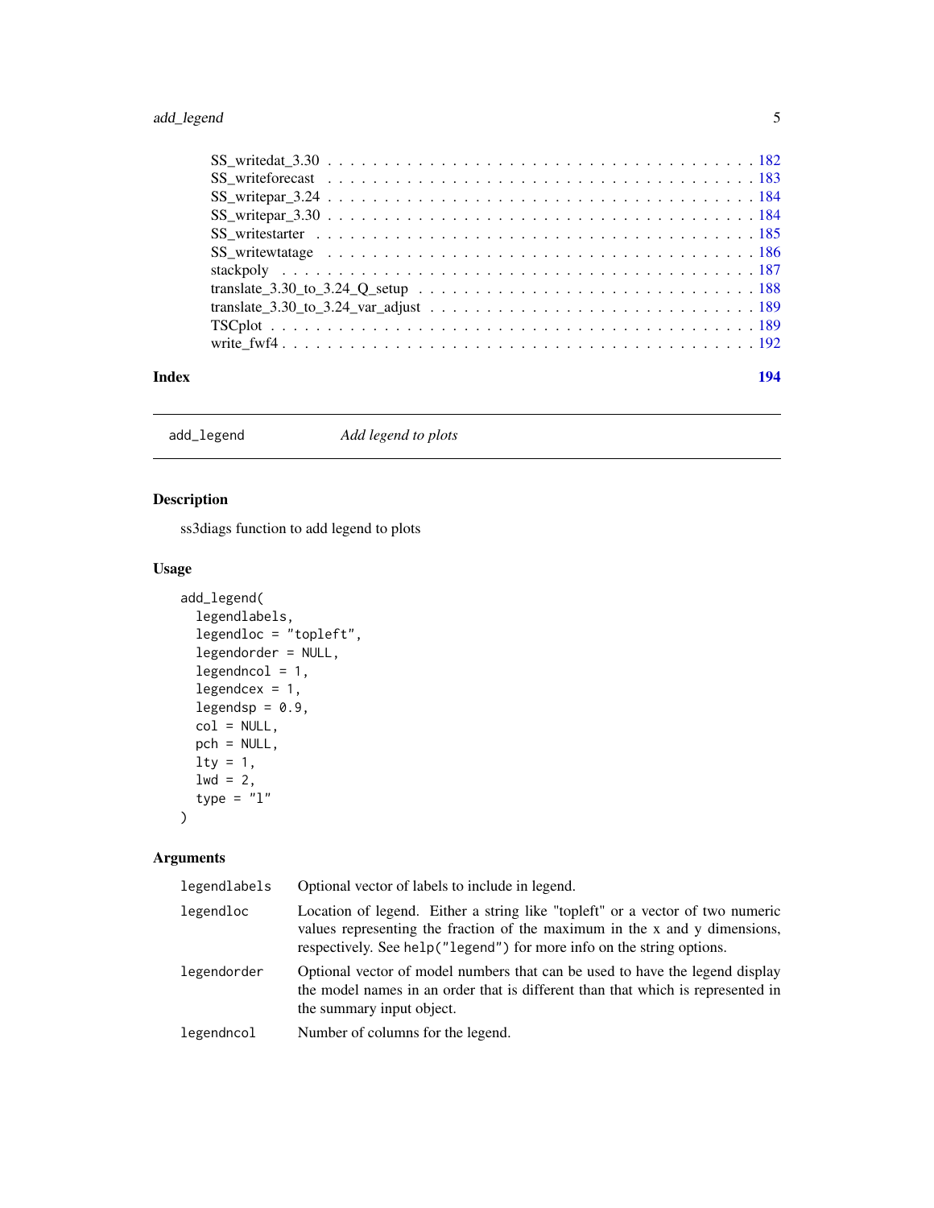SS_writedat_3.30 . . . . . . . . . . . . . . . . . . . . . . . . . . . . . . . . . . 182
SS_writeforecast . . . . . . . . . . . . . . . . . . . . . . . . . . . . . . . . . . 183
SS_writepar_3.24 . . . . . . . . . . . . . . . . . . . . . . . . . . . . . . . . . . 184
SS_writepar_3.30 . . . . . . . . . . . . . . . . . . . . . . . . . . . . . . . . . . 184
SS_writestarter . . . . . . . . . . . . . . . . . . . . . . . . . . . . . . . . . . 185
SS_writewtatage . . . . . . . . . . . . . . . . . . . . . . . . . . . . . . . . . . 186
stackpoly . . . . . . . . . . . . . . . . . . . . . . . . . . . . . . . . . . 187
translate_3.30_to_3.24_Q_setup . . . . . . . . . . . . . . . . . . . . . . . . . . . . 188
translate_3.30_to_3.24_var_adjust . . . . . . . . . . . . . . . . . . . . . . . . . . . 189
TSCplot . . . . . . . . . . . . . . . . . . . . . . . . . . . . . . . . . . 189
write_fwf4 . . . . . . . . . . . . . . . . . . . . . . . . . . . . . . . . . . 192

**Index** **194**

---

`add_legend` *Add legend to plots*

---

## Description

ss3diags function to add legend to plots

## Usage

```
add_legend(
  legendlabels,
  legendloc = "topleft",
  legendorder = NULL,
  legendncol = 1,
  legendcex = 1,
  legendsp = 0.9,
  col = NULL,
  pch = NULL,
  lty = 1,
  lwd = 2,
  type = "l"
)
```

## Arguments

| | |
|---|---|
| `legendlabels` | Optional vector of labels to include in legend. |
| `legendloc` | Location of legend. Either a string like "topleft" or a vector of two numeric values representing the fraction of the maximum in the x and y dimensions, respectively. See `help("legend")` for more info on the string options. |
| `legendorder` | Optional vector of model numbers that can be used to have the legend display the model names in an order that is different than that which is represented in the summary input object. |
| `legendncol` | Number of columns for the legend. |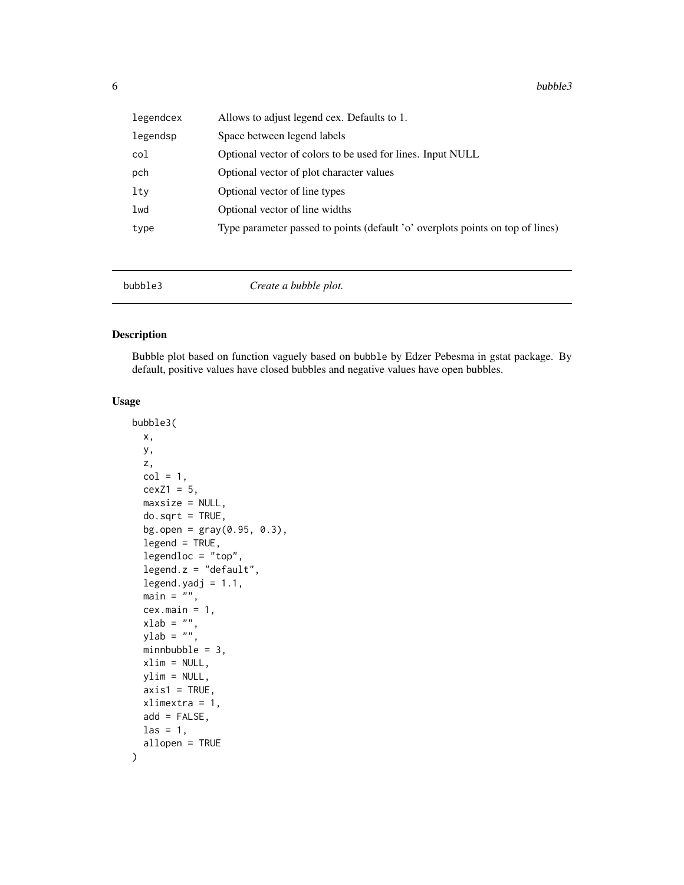| | |
|---|---|
| legendcex | Allows to adjust legend cex. Defaults to 1. |
| legendsp | Space between legend labels |
| col | Optional vector of colors to be used for lines. Input NULL |
| pch | Optional vector of plot character values |
| lty | Optional vector of line types |
| lwd | Optional vector of line widths |
| type | Type parameter passed to points (default 'o' overplots points on top of lines) |

---

## bubble3 — *Create a bubble plot.*

---

### Description

Bubble plot based on function vaguely based on bubble by Edzer Pebesma in gstat package. By default, positive values have closed bubbles and negative values have open bubbles.

### Usage

```
bubble3(
  x,
  y,
  z,
  col = 1,
  cexZ1 = 5,
  maxsize = NULL,
  do.sqrt = TRUE,
  bg.open = gray(0.95, 0.3),
  legend = TRUE,
  legendloc = "top",
  legend.z = "default",
  legend.yadj = 1.1,
  main = "",
  cex.main = 1,
  xlab = "",
  ylab = "",
  minnbubble = 3,
  xlim = NULL,
  ylim = NULL,
  axis1 = TRUE,
  xlimextra = 1,
  add = FALSE,
  las = 1,
  allopen = TRUE
)
```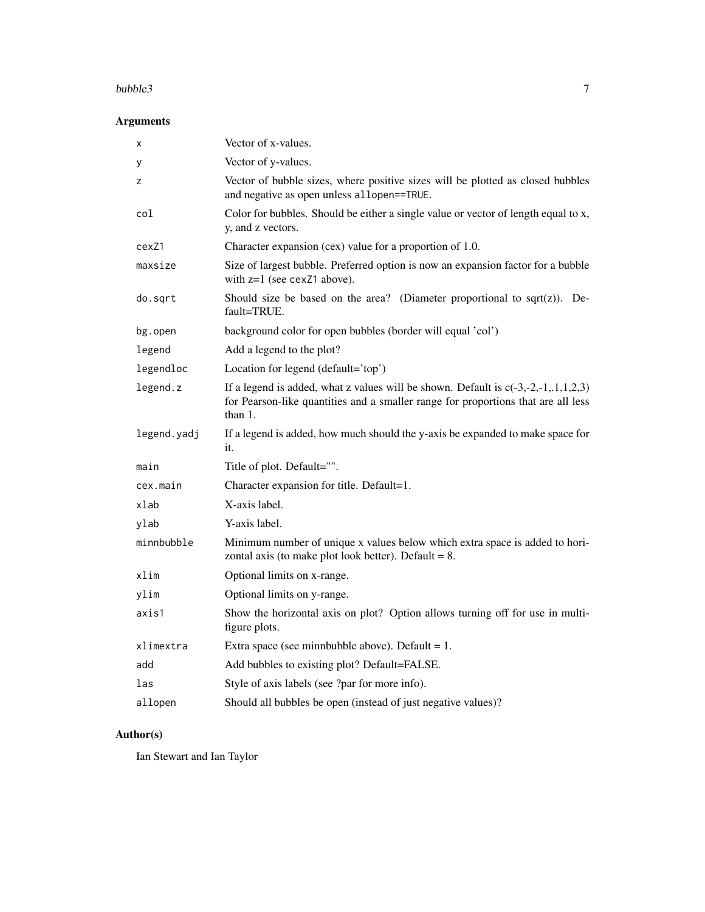## Arguments

| | |
|---|---|
| `x` | Vector of x-values. |
| `y` | Vector of y-values. |
| `z` | Vector of bubble sizes, where positive sizes will be plotted as closed bubbles and negative as open unless `allopen==TRUE`. |
| `col` | Color for bubbles. Should be either a single value or vector of length equal to x, y, and z vectors. |
| `cexZ1` | Character expansion (cex) value for a proportion of 1.0. |
| `maxsize` | Size of largest bubble. Preferred option is now an expansion factor for a bubble with z=1 (see `cexZ1` above). |
| `do.sqrt` | Should size be based on the area? (Diameter proportional to sqrt(z)). Default=TRUE. |
| `bg.open` | background color for open bubbles (border will equal 'col') |
| `legend` | Add a legend to the plot? |
| `legendloc` | Location for legend (default='top') |
| `legend.z` | If a legend is added, what z values will be shown. Default is c(-3,-2,-1,.1,1,2,3) for Pearson-like quantities and a smaller range for proportions that are all less than 1. |
| `legend.yadj` | If a legend is added, how much should the y-axis be expanded to make space for it. |
| `main` | Title of plot. Default="". |
| `cex.main` | Character expansion for title. Default=1. |
| `xlab` | X-axis label. |
| `ylab` | Y-axis label. |
| `minnbubble` | Minimum number of unique x values below which extra space is added to horizontal axis (to make plot look better). Default = 8. |
| `xlim` | Optional limits on x-range. |
| `ylim` | Optional limits on y-range. |
| `axis1` | Show the horizontal axis on plot? Option allows turning off for use in multi-figure plots. |
| `xlimextra` | Extra space (see minnbubble above). Default = 1. |
| `add` | Add bubbles to existing plot? Default=FALSE. |
| `las` | Style of axis labels (see ?par for more info). |
| `allopen` | Should all bubbles be open (instead of just negative values)? |

## Author(s)

Ian Stewart and Ian Taylor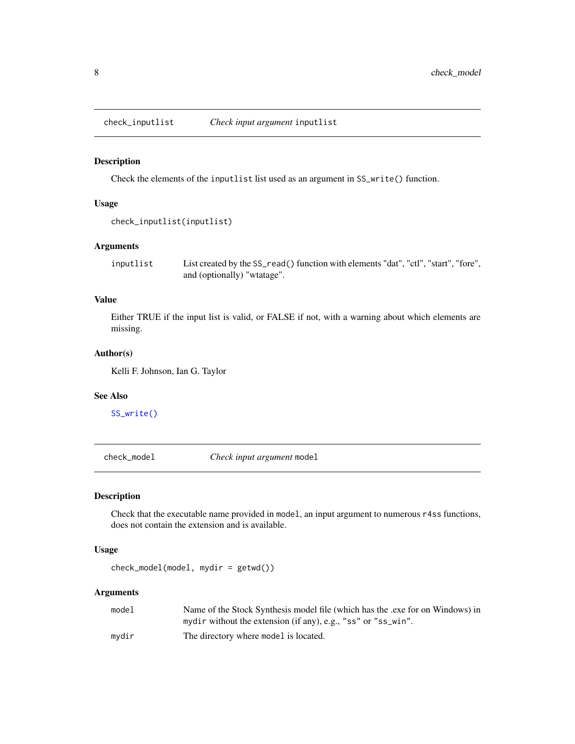## check_inputlist — *Check input argument* `inputlist`

### Description

Check the elements of the `inputlist` list used as an argument in `SS_write()` function.

### Usage

```
check_inputlist(inputlist)
```

### Arguments

| | |
|---|---|
| `inputlist` | List created by the `SS_read()` function with elements "dat", "ctl", "start", "fore", and (optionally) "wtatage". |

### Value

Either TRUE if the input list is valid, or FALSE if not, with a warning about which elements are missing.

### Author(s)

Kelli F. Johnson, Ian G. Taylor

### See Also

`SS_write()`

## check_model — *Check input argument* `model`

### Description

Check that the executable name provided in `model`, an input argument to numerous `r4ss` functions, does not contain the extension and is available.

### Usage

```
check_model(model, mydir = getwd())
```

### Arguments

| | |
|---|---|
| `model` | Name of the Stock Synthesis model file (which has the .exe for on Windows) in `mydir` without the extension (if any), e.g., `"ss"` or `"ss_win"`. |
| `mydir` | The directory where `model` is located. |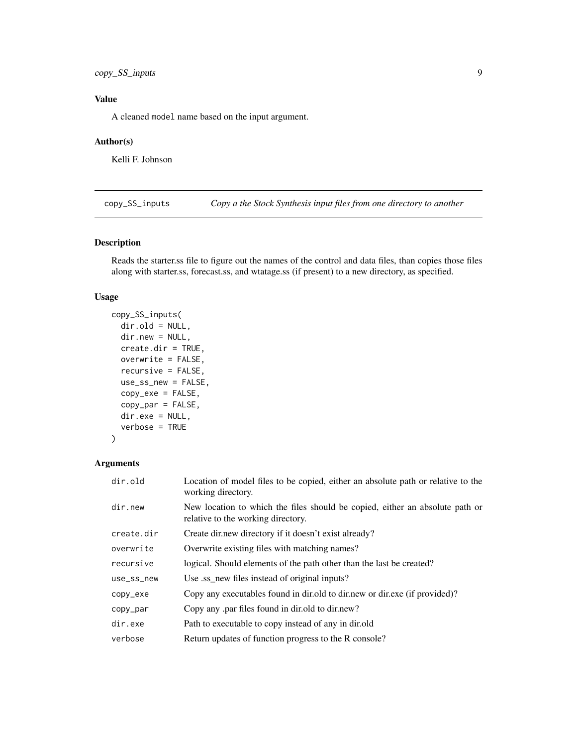### Value

A cleaned `model` name based on the input argument.

### Author(s)

Kelli F. Johnson

---

## copy_SS_inputs — *Copy a the Stock Synthesis input files from one directory to another*

---

### Description

Reads the starter.ss file to figure out the names of the control and data files, than copies those files along with starter.ss, forecast.ss, and wtatage.ss (if present) to a new directory, as specified.

### Usage

```
copy_SS_inputs(
  dir.old = NULL,
  dir.new = NULL,
  create.dir = TRUE,
  overwrite = FALSE,
  recursive = FALSE,
  use_ss_new = FALSE,
  copy_exe = FALSE,
  copy_par = FALSE,
  dir.exe = NULL,
  verbose = TRUE
)
```

### Arguments

| | |
|---|---|
| `dir.old` | Location of model files to be copied, either an absolute path or relative to the working directory. |
| `dir.new` | New location to which the files should be copied, either an absolute path or relative to the working directory. |
| `create.dir` | Create dir.new directory if it doesn't exist already? |
| `overwrite` | Overwrite existing files with matching names? |
| `recursive` | logical. Should elements of the path other than the last be created? |
| `use_ss_new` | Use .ss_new files instead of original inputs? |
| `copy_exe` | Copy any executables found in dir.old to dir.new or dir.exe (if provided)? |
| `copy_par` | Copy any .par files found in dir.old to dir.new? |
| `dir.exe` | Path to executable to copy instead of any in dir.old |
| `verbose` | Return updates of function progress to the R console? |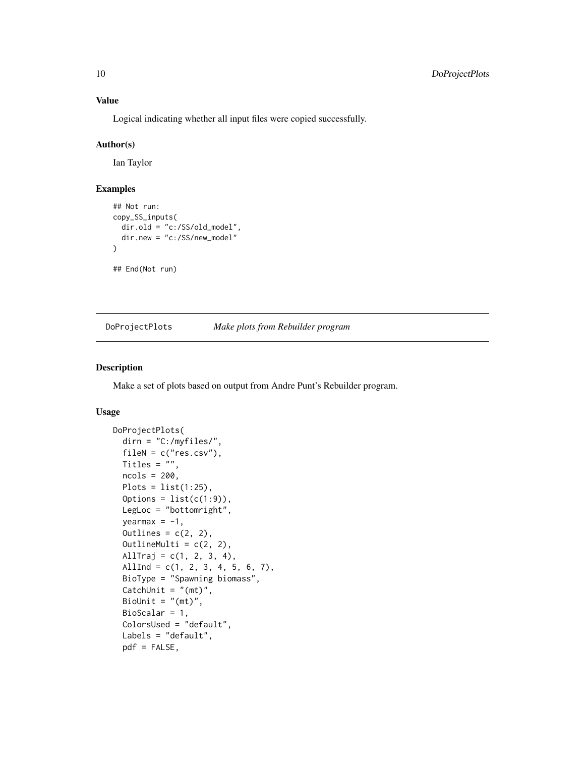### Value

Logical indicating whether all input files were copied successfully.

### Author(s)

Ian Taylor

### Examples

```
## Not run:
copy_SS_inputs(
  dir.old = "c:/SS/old_model",
  dir.new = "c:/SS/new_model"
)

## End(Not run)
```

---

## DoProjectPlots *Make plots from Rebuilder program*

---

### Description

Make a set of plots based on output from Andre Punt's Rebuilder program.

### Usage

```
DoProjectPlots(
  dirn = "C:/myfiles/",
  fileN = c("res.csv"),
  Titles = "",
  ncols = 200,
  Plots = list(1:25),
  Options = list(c(1:9)),
  LegLoc = "bottomright",
  yearmax = -1,
  Outlines = c(2, 2),
  OutlineMulti = c(2, 2),
  AllTraj = c(1, 2, 3, 4),
  AllInd = c(1, 2, 3, 4, 5, 6, 7),
  BioType = "Spawning biomass",
  CatchUnit = "(mt)",
  BioUnit = "(mt)",
  BioScalar = 1,
  ColorsUsed = "default",
  Labels = "default",
  pdf = FALSE,
```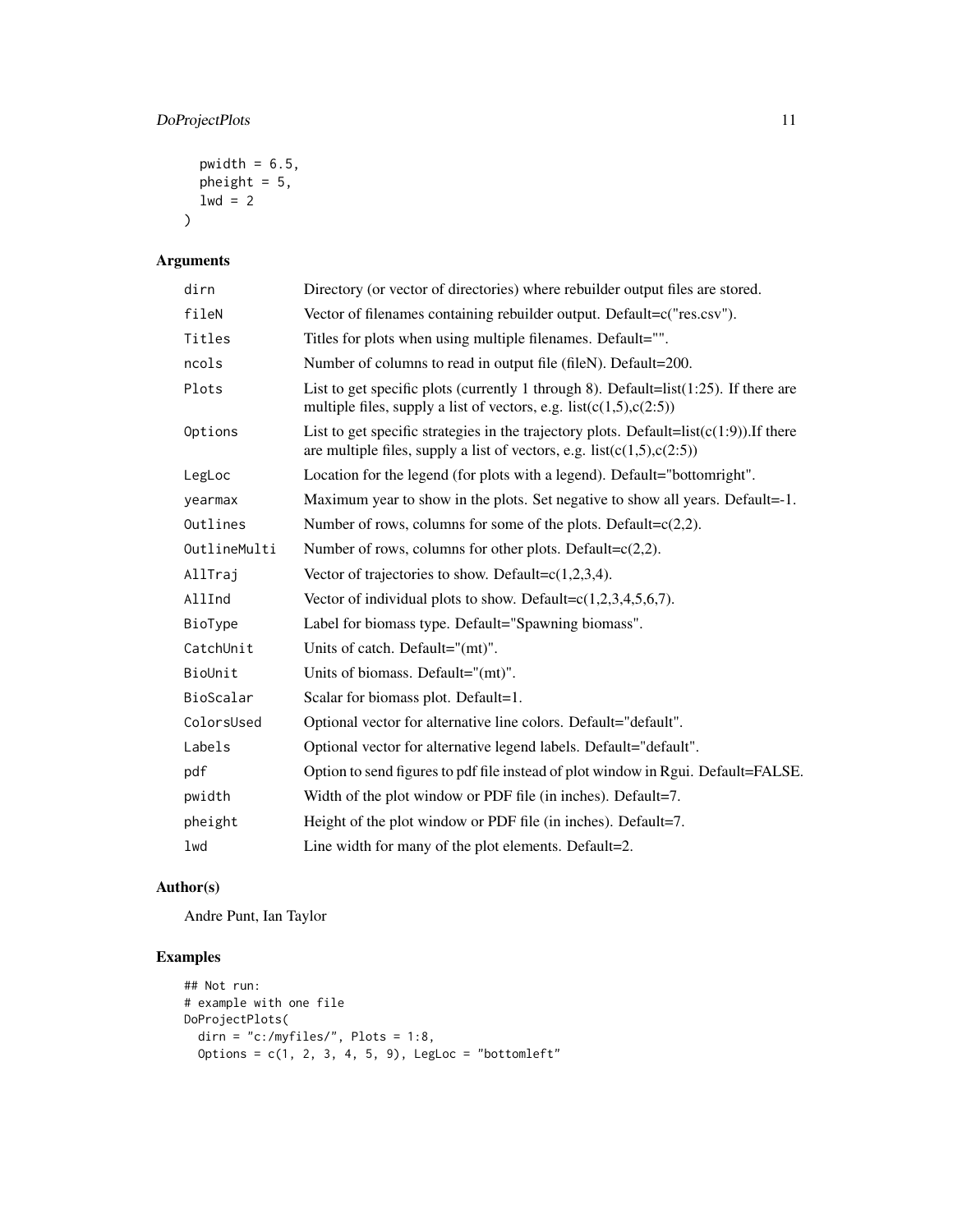```
  pwidth = 6.5,
  pheight = 5,
  lwd = 2
)
```

## Arguments

| | |
|---|---|
| dirn | Directory (or vector of directories) where rebuilder output files are stored. |
| fileN | Vector of filenames containing rebuilder output. Default=c("res.csv"). |
| Titles | Titles for plots when using multiple filenames. Default="". |
| ncols | Number of columns to read in output file (fileN). Default=200. |
| Plots | List to get specific plots (currently 1 through 8). Default=list(1:25). If there are multiple files, supply a list of vectors, e.g. list(c(1,5),c(2:5)) |
| Options | List to get specific strategies in the trajectory plots. Default=list(c(1:9)).If there are multiple files, supply a list of vectors, e.g. list(c(1,5),c(2:5)) |
| LegLoc | Location for the legend (for plots with a legend). Default="bottomright". |
| yearmax | Maximum year to show in the plots. Set negative to show all years. Default=-1. |
| Outlines | Number of rows, columns for some of the plots. Default=c(2,2). |
| OutlineMulti | Number of rows, columns for other plots. Default=c(2,2). |
| AllTraj | Vector of trajectories to show. Default=c(1,2,3,4). |
| AllInd | Vector of individual plots to show. Default=c(1,2,3,4,5,6,7). |
| BioType | Label for biomass type. Default="Spawning biomass". |
| CatchUnit | Units of catch. Default="(mt)". |
| BioUnit | Units of biomass. Default="(mt)". |
| BioScalar | Scalar for biomass plot. Default=1. |
| ColorsUsed | Optional vector for alternative line colors. Default="default". |
| Labels | Optional vector for alternative legend labels. Default="default". |
| pdf | Option to send figures to pdf file instead of plot window in Rgui. Default=FALSE. |
| pwidth | Width of the plot window or PDF file (in inches). Default=7. |
| pheight | Height of the plot window or PDF file (in inches). Default=7. |
| lwd | Line width for many of the plot elements. Default=2. |

## Author(s)

Andre Punt, Ian Taylor

## Examples

```
## Not run:
# example with one file
DoProjectPlots(
  dirn = "c:/myfiles/", Plots = 1:8,
  Options = c(1, 2, 3, 4, 5, 9), LegLoc = "bottomleft"
```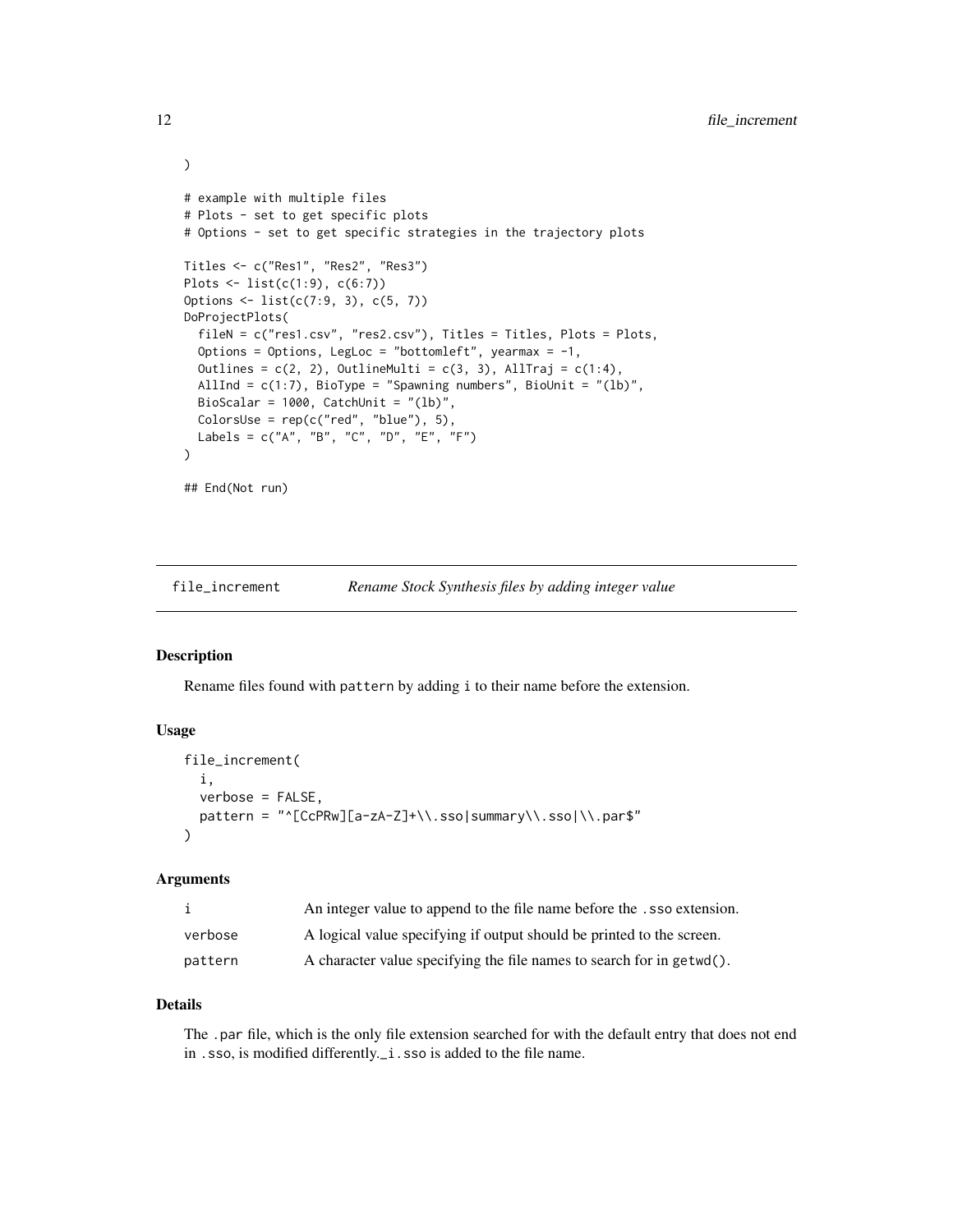```
)

# example with multiple files
# Plots - set to get specific plots
# Options - set to get specific strategies in the trajectory plots

Titles <- c("Res1", "Res2", "Res3")
Plots <- list(c(1:9), c(6:7))
Options <- list(c(7:9, 3), c(5, 7))
DoProjectPlots(
  fileN = c("res1.csv", "res2.csv"), Titles = Titles, Plots = Plots,
  Options = Options, LegLoc = "bottomleft", yearmax = -1,
  Outlines = c(2, 2), OutlineMulti = c(3, 3), AllTraj = c(1:4),
  AllInd = c(1:7), BioType = "Spawning numbers", BioUnit = "(lb)",
  BioScalar = 1000, CatchUnit = "(lb)",
  ColorsUse = rep(c("red", "blue"), 5),
  Labels = c("A", "B", "C", "D", "E", "F")
)

## End(Not run)
```

## file_increment — *Rename Stock Synthesis files by adding integer value*

### Description

Rename files found with `pattern` by adding `i` to their name before the extension.

### Usage

```
file_increment(
  i,
  verbose = FALSE,
  pattern = "^[CcPRw][a-zA-Z]+\\.sso|summary\\.sso|\\.par$"
)
```

### Arguments

| | |
|---|---|
| `i` | An integer value to append to the file name before the `.sso` extension. |
| `verbose` | A logical value specifying if output should be printed to the screen. |
| `pattern` | A character value specifying the file names to search for in `getwd()`. |

### Details

The `.par` file, which is the only file extension searched for with the default entry that does not end in `.sso`, is modified differently.`_i.sso` is added to the file name.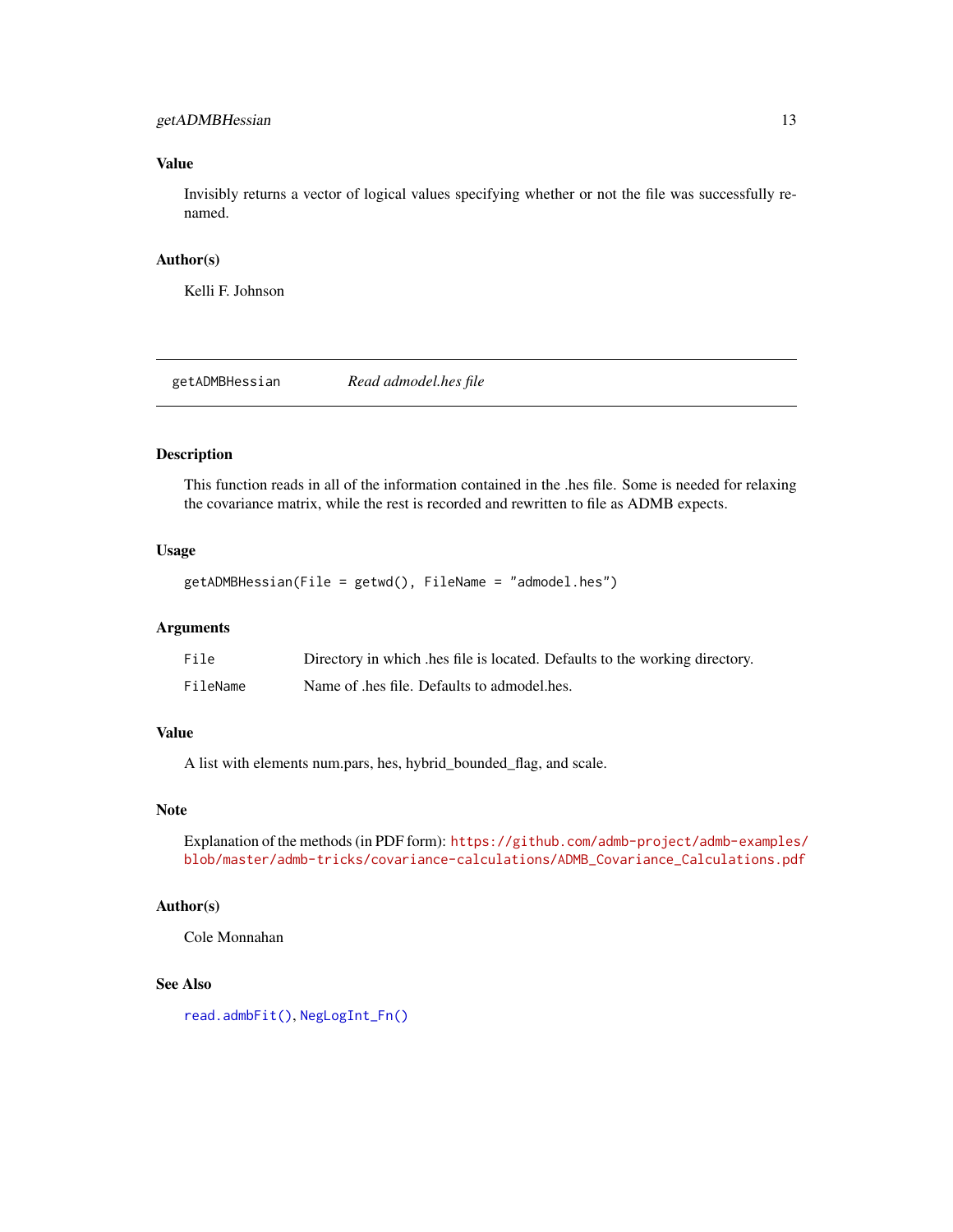### Value

Invisibly returns a vector of logical values specifying whether or not the file was successfully renamed.

### Author(s)

Kelli F. Johnson

---

## getADMBHessian — *Read admodel.hes file*

---

### Description

This function reads in all of the information contained in the .hes file. Some is needed for relaxing the covariance matrix, while the rest is recorded and rewritten to file as ADMB expects.

### Usage

```
getADMBHessian(File = getwd(), FileName = "admodel.hes")
```

### Arguments

| | |
|---|---|
| `File` | Directory in which .hes file is located. Defaults to the working directory. |
| `FileName` | Name of .hes file. Defaults to admodel.hes. |

### Value

A list with elements num.pars, hes, hybrid_bounded_flag, and scale.

### Note

Explanation of the methods (in PDF form): https://github.com/admb-project/admb-examples/blob/master/admb-tricks/covariance-calculations/ADMB_Covariance_Calculations.pdf

### Author(s)

Cole Monnahan

### See Also

`read.admbFit()`, `NegLogInt_Fn()`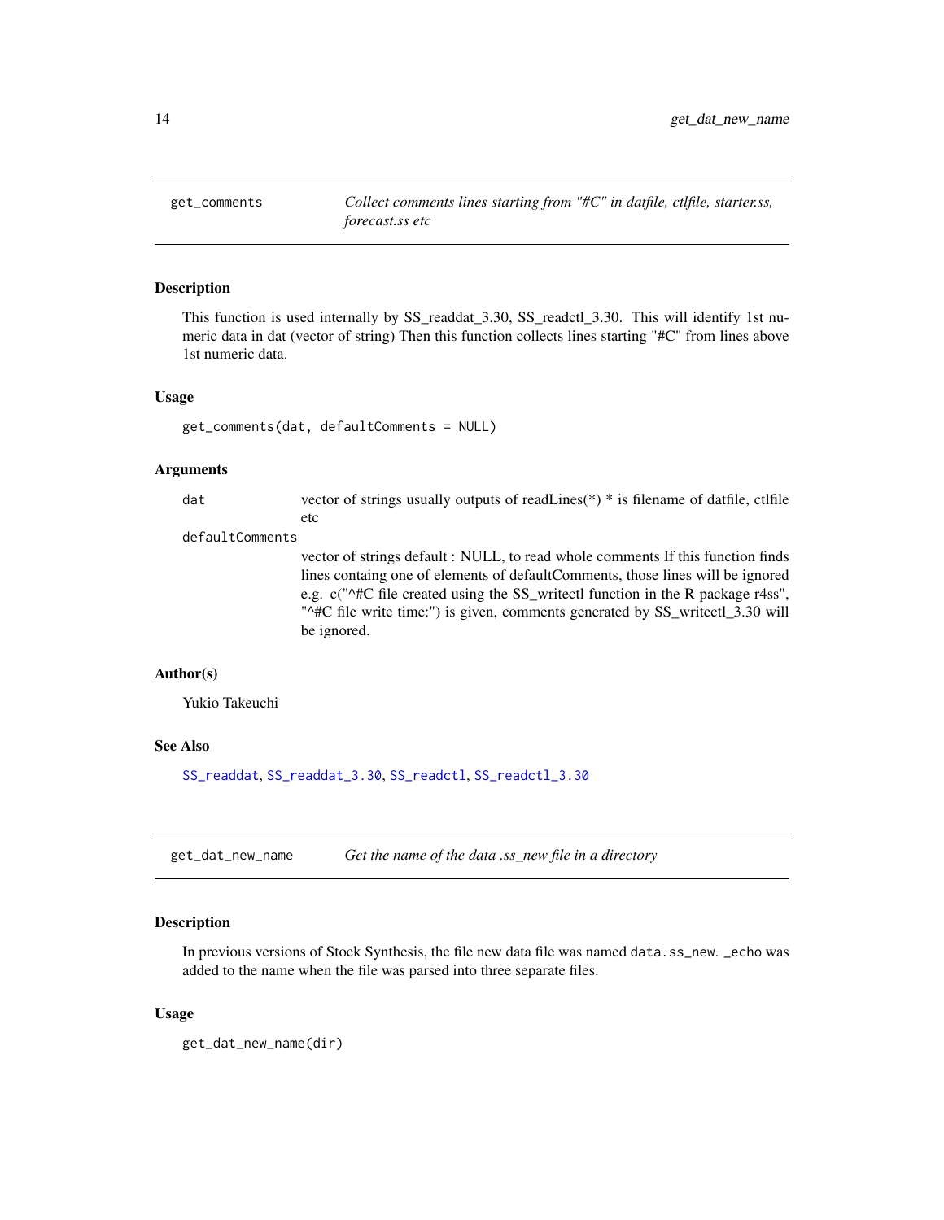## get_comments — *Collect comments lines starting from "#C" in datfile, ctlfile, starter.ss, forecast.ss etc*

### Description

This function is used internally by SS_readdat_3.30, SS_readctl_3.30. This will identify 1st numeric data in dat (vector of string) Then this function collects lines starting "#C" from lines above 1st numeric data.

### Usage

```
get_comments(dat, defaultComments = NULL)
```

### Arguments

| | |
|---|---|
| `dat` | vector of strings usually outputs of readLines(*) * is filename of datfile, ctlfile etc |
| `defaultComments` | vector of strings default : NULL, to read whole comments If this function finds lines containg one of elements of defaultComments, those lines will be ignored e.g. c("^#C file created using the SS_writectl function in the R package r4ss", "^#C file write time:") is given, comments generated by SS_writectl_3.30 will be ignored. |

### Author(s)

Yukio Takeuchi

### See Also

`SS_readdat`, `SS_readdat_3.30`, `SS_readctl`, `SS_readctl_3.30`

## get_dat_new_name — *Get the name of the data .ss_new file in a directory*

### Description

In previous versions of Stock Synthesis, the file new data file was named `data.ss_new`. _echo was added to the name when the file was parsed into three separate files.

### Usage

```
get_dat_new_name(dir)
```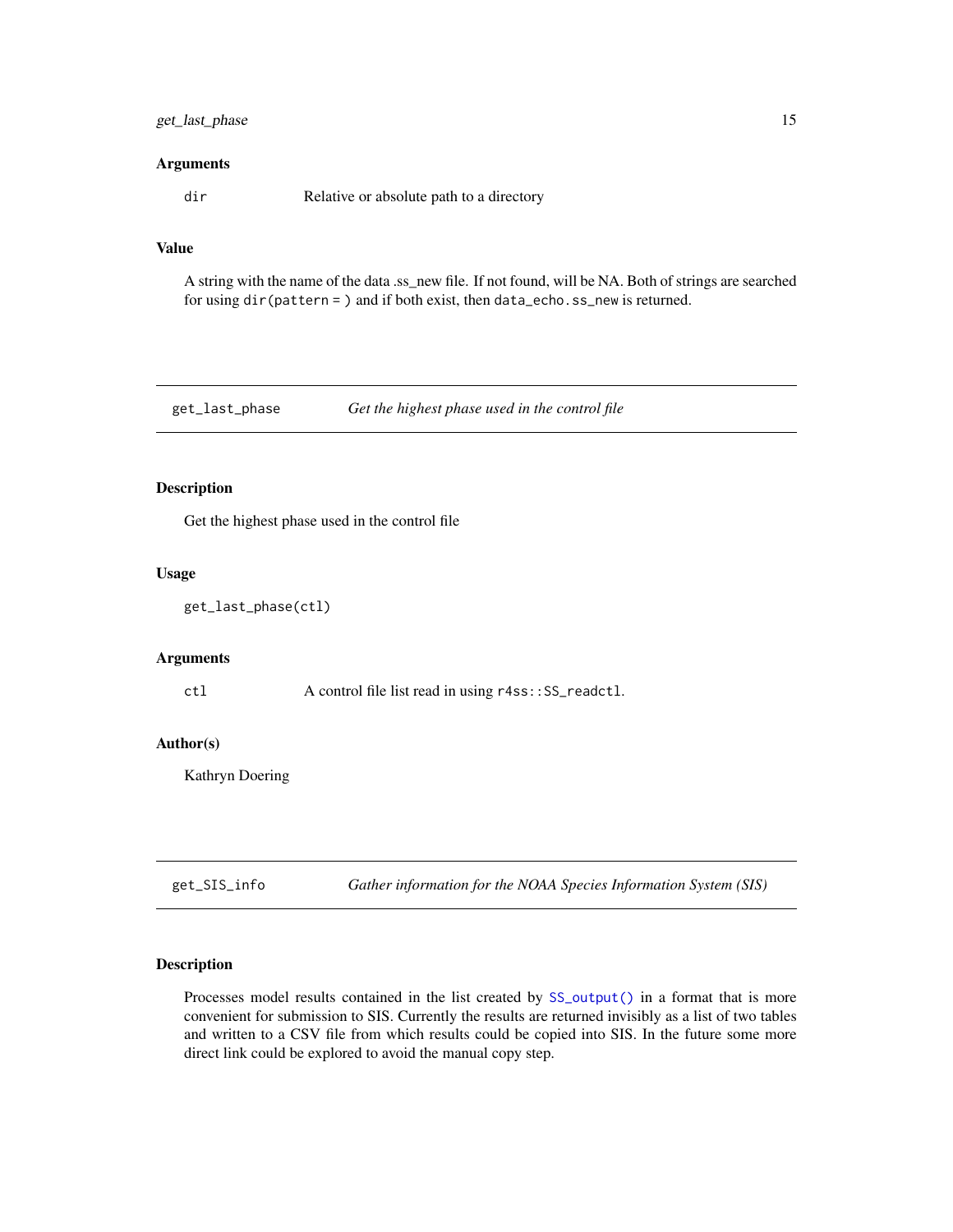### Arguments

| | |
|---|---|
| dir | Relative or absolute path to a directory |

### Value

A string with the name of the data .ss_new file. If not found, will be NA. Both of strings are searched for using `dir(pattern = )` and if both exist, then `data_echo.ss_new` is returned.

---

## get_last_phase — *Get the highest phase used in the control file*

---

### Description

Get the highest phase used in the control file

### Usage

```
get_last_phase(ctl)
```

### Arguments

| | |
|---|---|
| ctl | A control file list read in using `r4ss::SS_readctl`. |

### Author(s)

Kathryn Doering

---

## get_SIS_info — *Gather information for the NOAA Species Information System (SIS)*

---

### Description

Processes model results contained in the list created by `SS_output()` in a format that is more convenient for submission to SIS. Currently the results are returned invisibly as a list of two tables and written to a CSV file from which results could be copied into SIS. In the future some more direct link could be explored to avoid the manual copy step.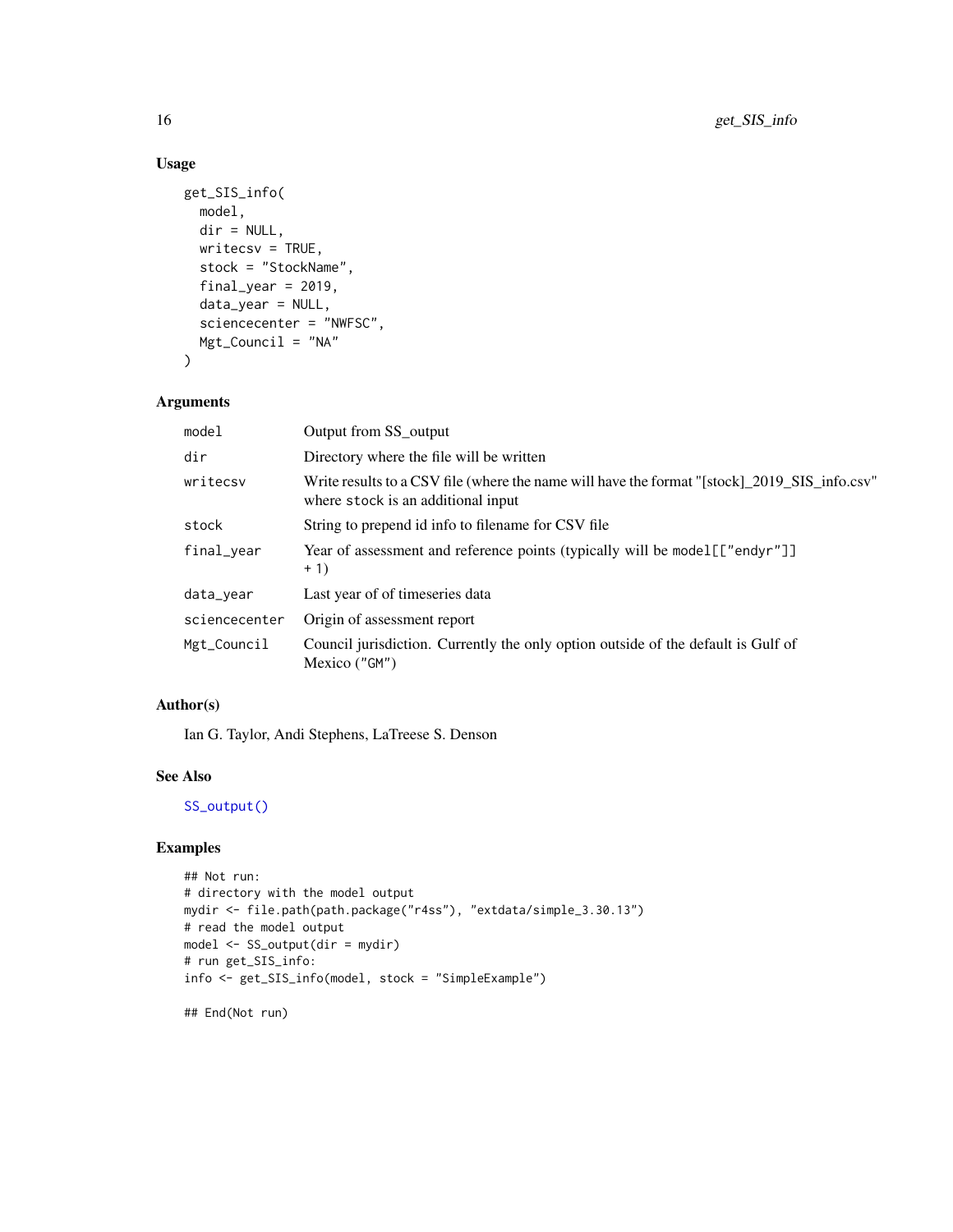### Usage

```
get_SIS_info(
  model,
  dir = NULL,
  writecsv = TRUE,
  stock = "StockName",
  final_year = 2019,
  data_year = NULL,
  sciencecenter = "NWFSC",
  Mgt_Council = "NA"
)
```

### Arguments

| | |
|---|---|
| `model` | Output from SS_output |
| `dir` | Directory where the file will be written |
| `writecsv` | Write results to a CSV file (where the name will have the format "[stock]_2019_SIS_info.csv" where `stock` is an additional input |
| `stock` | String to prepend id info to filename for CSV file |
| `final_year` | Year of assessment and reference points (typically will be `model[["endyr"]] + 1`) |
| `data_year` | Last year of of timeseries data |
| `sciencecenter` | Origin of assessment report |
| `Mgt_Council` | Council jurisdiction. Currently the only option outside of the default is Gulf of Mexico (`"GM"`) |

### Author(s)

Ian G. Taylor, Andi Stephens, LaTreese S. Denson

### See Also

`SS_output()`

### Examples

```
## Not run:
# directory with the model output
mydir <- file.path(path.package("r4ss"), "extdata/simple_3.30.13")
# read the model output
model <- SS_output(dir = mydir)
# run get_SIS_info:
info <- get_SIS_info(model, stock = "SimpleExample")

## End(Not run)
```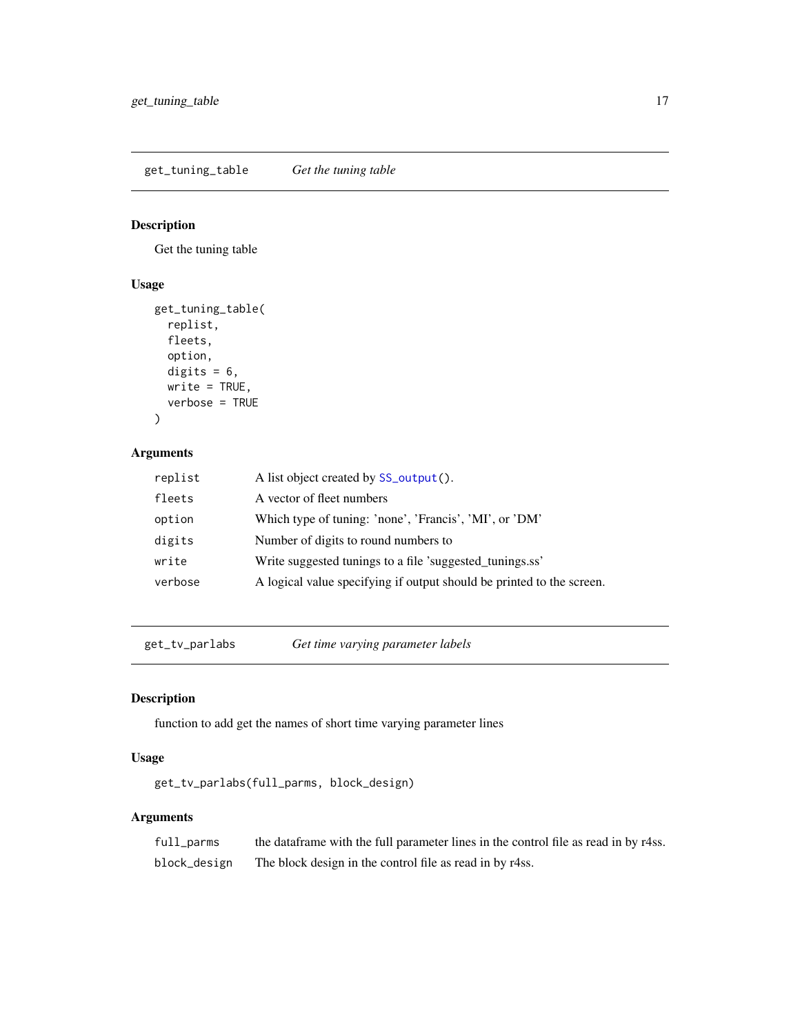## get_tuning_table — *Get the tuning table*

### Description

Get the tuning table

### Usage

```
get_tuning_table(
  replist,
  fleets,
  option,
  digits = 6,
  write = TRUE,
  verbose = TRUE
)
```

### Arguments

| | |
|---|---|
| replist | A list object created by SS_output(). |
| fleets | A vector of fleet numbers |
| option | Which type of tuning: 'none', 'Francis', 'MI', or 'DM' |
| digits | Number of digits to round numbers to |
| write | Write suggested tunings to a file 'suggested_tunings.ss' |
| verbose | A logical value specifying if output should be printed to the screen. |

## get_tv_parlabs — *Get time varying parameter labels*

### Description

function to add get the names of short time varying parameter lines

### Usage

```
get_tv_parlabs(full_parms, block_design)
```

### Arguments

| | |
|---|---|
| full_parms | the dataframe with the full parameter lines in the control file as read in by r4ss. |
| block_design | The block design in the control file as read in by r4ss. |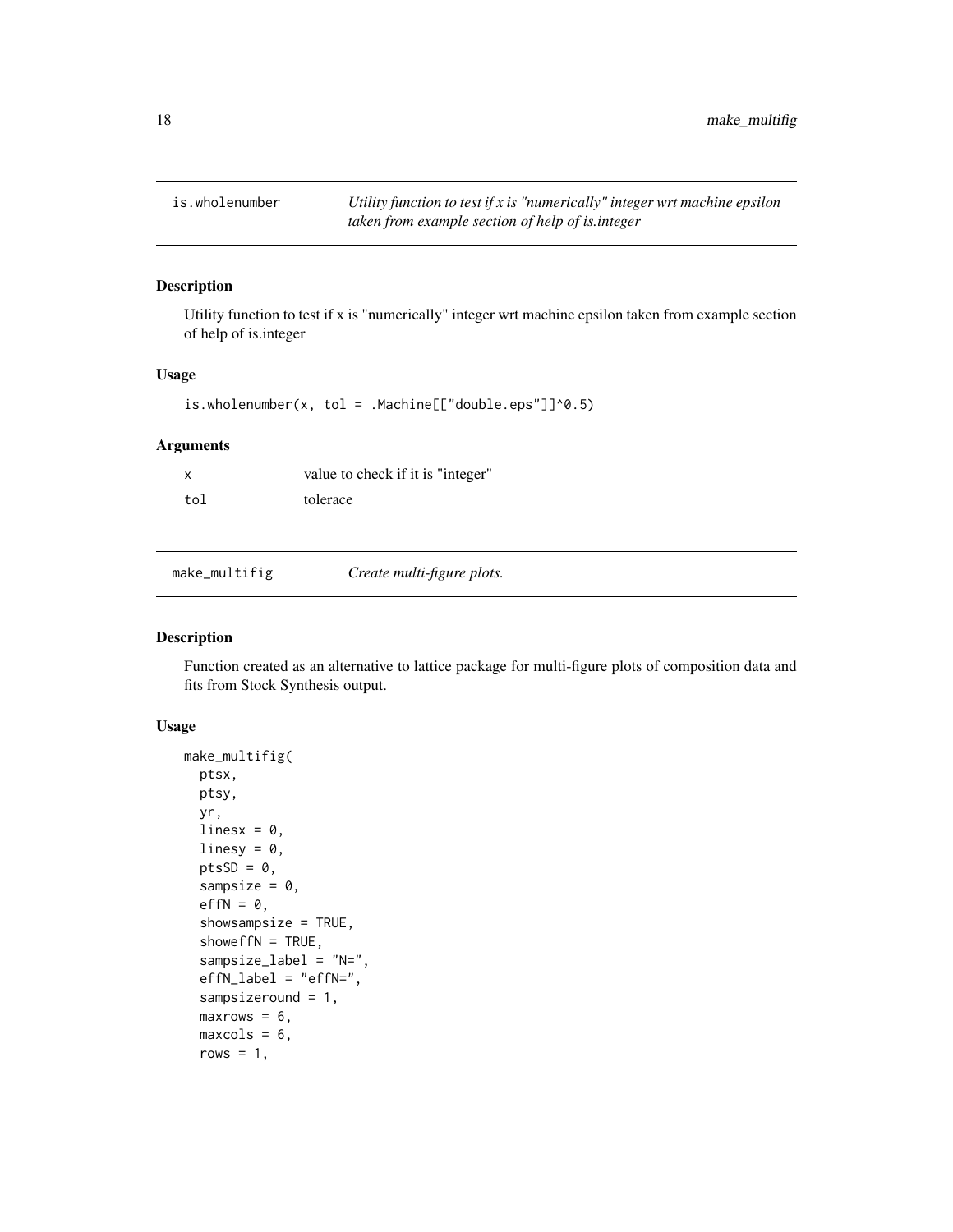## is.wholenumber — *Utility function to test if x is "numerically" integer wrt machine epsilon taken from example section of help of is.integer*

### Description

Utility function to test if x is "numerically" integer wrt machine epsilon taken from example section of help of is.integer

### Usage

```
is.wholenumber(x, tol = .Machine[["double.eps"]]^0.5)
```

### Arguments

| | |
|---|---|
| x | value to check if it is "integer" |
| tol | tolerace |

## make_multifig — *Create multi-figure plots.*

### Description

Function created as an alternative to lattice package for multi-figure plots of composition data and fits from Stock Synthesis output.

### Usage

```
make_multifig(
  ptsx,
  ptsy,
  yr,
  linesx = 0,
  linesy = 0,
  ptsSD = 0,
  sampsize = 0,
  effN = 0,
  showsampsize = TRUE,
  showeffN = TRUE,
  sampsize_label = "N=",
  effN_label = "effN=",
  sampsizeround = 1,
  maxrows = 6,
  maxcols = 6,
  rows = 1,
```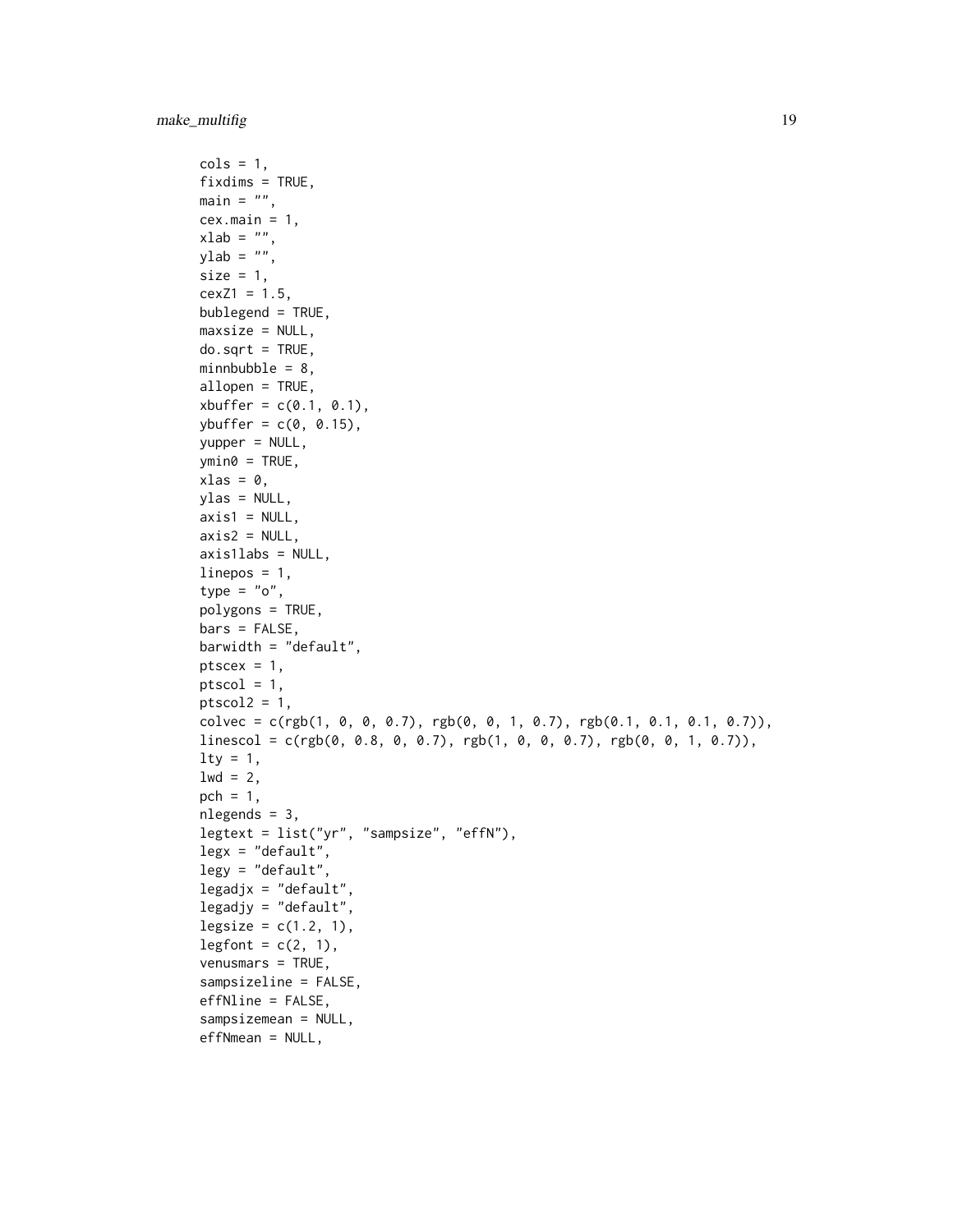```
  cols = 1,
  fixdims = TRUE,
  main = "",
  cex.main = 1,
  xlab = "",
  ylab = "",
  size = 1,
  cexZ1 = 1.5,
  bublegend = TRUE,
  maxsize = NULL,
  do.sqrt = TRUE,
  minnbubble = 8,
  allopen = TRUE,
  xbuffer = c(0.1, 0.1),
  ybuffer = c(0, 0.15),
  yupper = NULL,
  ymin0 = TRUE,
  xlas = 0,
  ylas = NULL,
  axis1 = NULL,
  axis2 = NULL,
  axis1labs = NULL,
  linepos = 1,
  type = "o",
  polygons = TRUE,
  bars = FALSE,
  barwidth = "default",
  ptscex = 1,
  ptscol = 1,
  ptscol2 = 1,
  colvec = c(rgb(1, 0, 0, 0.7), rgb(0, 0, 1, 0.7), rgb(0.1, 0.1, 0.1, 0.7)),
  linescol = c(rgb(0, 0.8, 0, 0.7), rgb(1, 0, 0, 0.7), rgb(0, 0, 1, 0.7)),
  lty = 1,
  lwd = 2,
  pch = 1,
  nlegends = 3,
  legtext = list("yr", "sampsize", "effN"),
  legx = "default",
  legy = "default",
  legadjx = "default",
  legadjy = "default",
  legsize = c(1.2, 1),
  legfont = c(2, 1),
  venusmars = TRUE,
  sampsizeline = FALSE,
  effNline = FALSE,
  sampsizemean = NULL,
  effNmean = NULL,
```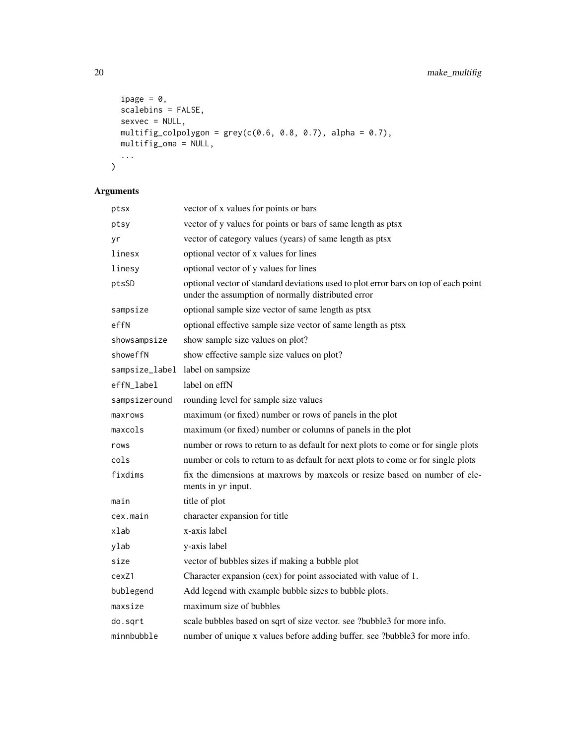```
  ipage = 0,
  scalebins = FALSE,
  sexvec = NULL,
  multifig_colpolygon = grey(c(0.6, 0.8, 0.7), alpha = 0.7),
  multifig_oma = NULL,
  ...
)
```

## Arguments

| | |
|---|---|
| ptsx | vector of x values for points or bars |
| ptsy | vector of y values for points or bars of same length as ptsx |
| yr | vector of category values (years) of same length as ptsx |
| linesx | optional vector of x values for lines |
| linesy | optional vector of y values for lines |
| ptsSD | optional vector of standard deviations used to plot error bars on top of each point under the assumption of normally distributed error |
| sampsize | optional sample size vector of same length as ptsx |
| effN | optional effective sample size vector of same length as ptsx |
| showsampsize | show sample size values on plot? |
| showeffN | show effective sample size values on plot? |
| sampsize_label | label on sampsize |
| effN_label | label on effN |
| sampsizeround | rounding level for sample size values |
| maxrows | maximum (or fixed) number or rows of panels in the plot |
| maxcols | maximum (or fixed) number or columns of panels in the plot |
| rows | number or rows to return to as default for next plots to come or for single plots |
| cols | number or cols to return to as default for next plots to come or for single plots |
| fixdims | fix the dimensions at maxrows by maxcols or resize based on number of elements in `yr` input. |
| main | title of plot |
| cex.main | character expansion for title |
| xlab | x-axis label |
| ylab | y-axis label |
| size | vector of bubbles sizes if making a bubble plot |
| cexZ1 | Character expansion (cex) for point associated with value of 1. |
| bublegend | Add legend with example bubble sizes to bubble plots. |
| maxsize | maximum size of bubbles |
| do.sqrt | scale bubbles based on sqrt of size vector. see ?bubble3 for more info. |
| minnbubble | number of unique x values before adding buffer. see ?bubble3 for more info. |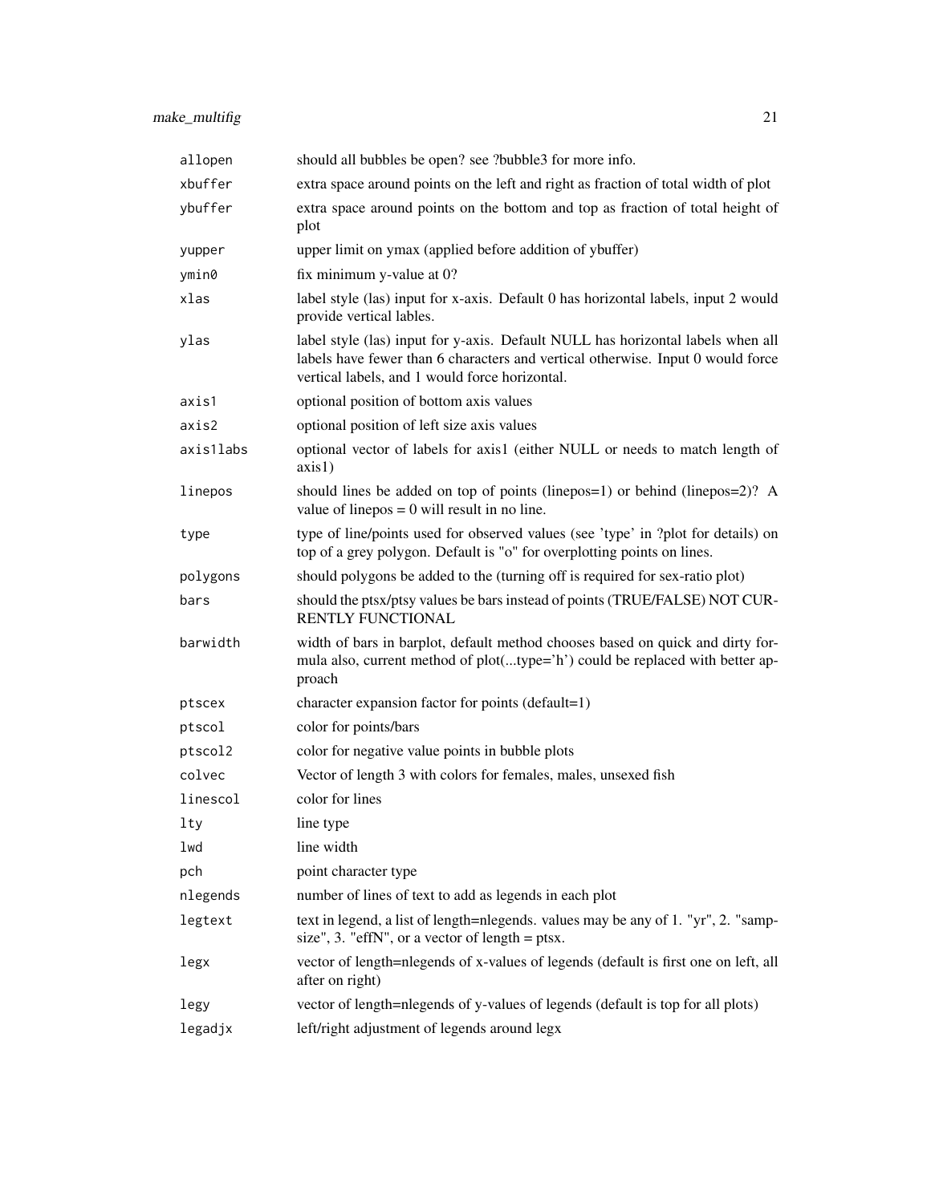| | |
|---|---|
| `allopen` | should all bubbles be open? see ?bubble3 for more info. |
| `xbuffer` | extra space around points on the left and right as fraction of total width of plot |
| `ybuffer` | extra space around points on the bottom and top as fraction of total height of plot |
| `yupper` | upper limit on ymax (applied before addition of ybuffer) |
| `ymin0` | fix minimum y-value at 0? |
| `xlas` | label style (las) input for x-axis. Default 0 has horizontal labels, input 2 would provide vertical lables. |
| `ylas` | label style (las) input for y-axis. Default NULL has horizontal labels when all labels have fewer than 6 characters and vertical otherwise. Input 0 would force vertical labels, and 1 would force horizontal. |
| `axis1` | optional position of bottom axis values |
| `axis2` | optional position of left size axis values |
| `axis1labs` | optional vector of labels for axis1 (either NULL or needs to match length of axis1) |
| `linepos` | should lines be added on top of points (linepos=1) or behind (linepos=2)? A value of linepos = 0 will result in no line. |
| `type` | type of line/points used for observed values (see 'type' in ?plot for details) on top of a grey polygon. Default is "o" for overplotting points on lines. |
| `polygons` | should polygons be added to the (turning off is required for sex-ratio plot) |
| `bars` | should the ptsx/ptsy values be bars instead of points (TRUE/FALSE) NOT CURRENTLY FUNCTIONAL |
| `barwidth` | width of bars in barplot, default method chooses based on quick and dirty formula also, current method of plot(...type='h') could be replaced with better approach |
| `ptscex` | character expansion factor for points (default=1) |
| `ptscol` | color for points/bars |
| `ptscol2` | color for negative value points in bubble plots |
| `colvec` | Vector of length 3 with colors for females, males, unsexed fish |
| `linescol` | color for lines |
| `lty` | line type |
| `lwd` | line width |
| `pch` | point character type |
| `nlegends` | number of lines of text to add as legends in each plot |
| `legtext` | text in legend, a list of length=nlegends. values may be any of 1. "yr", 2. "sampsize", 3. "effN", or a vector of length = ptsx. |
| `legx` | vector of length=nlegends of x-values of legends (default is first one on left, all after on right) |
| `legy` | vector of length=nlegends of y-values of legends (default is top for all plots) |
| `legadjx` | left/right adjustment of legends around legx |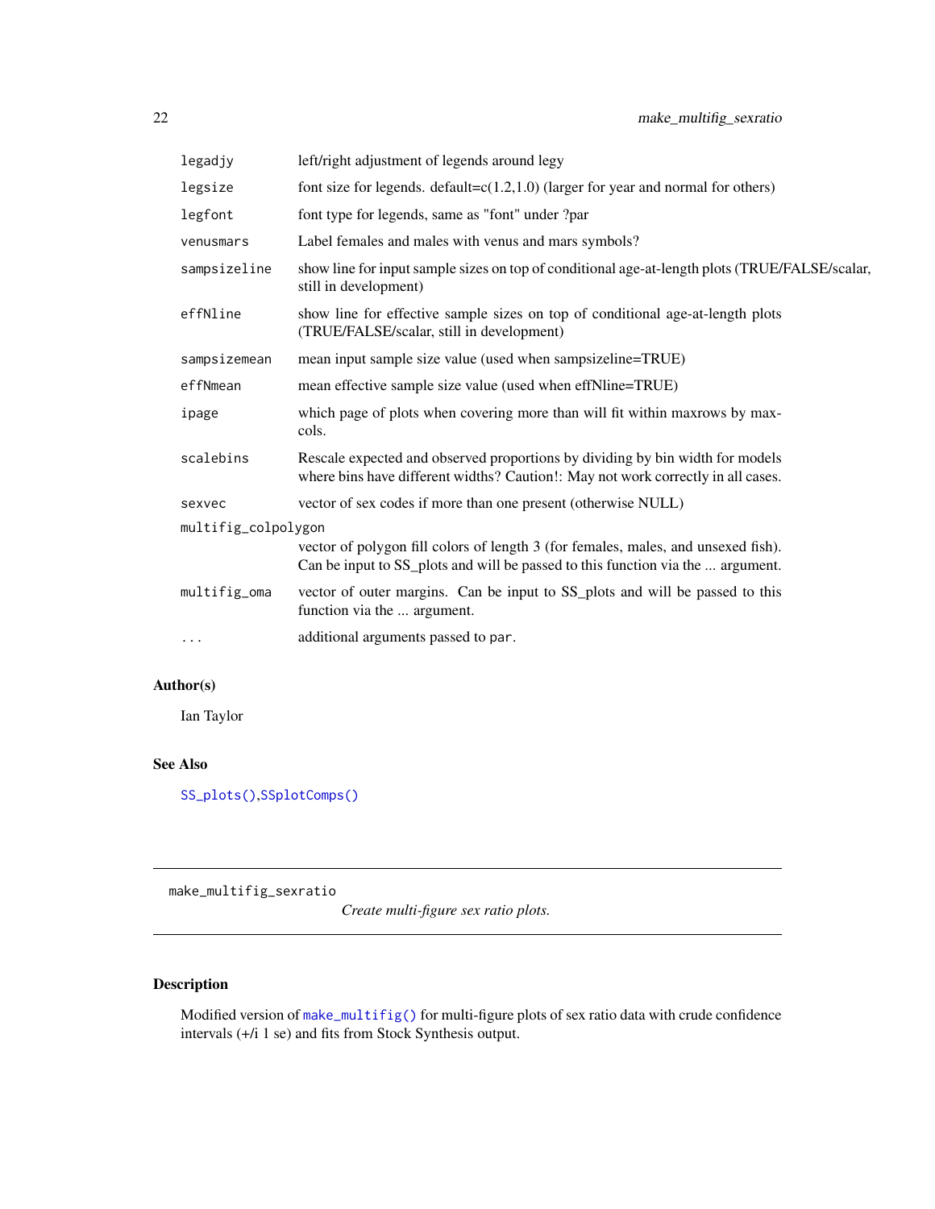| | |
|---|---|
| `legadjy` | left/right adjustment of legends around legy |
| `legsize` | font size for legends. default=c(1.2,1.0) (larger for year and normal for others) |
| `legfont` | font type for legends, same as "font" under ?par |
| `venusmars` | Label females and males with venus and mars symbols? |
| `sampsizeline` | show line for input sample sizes on top of conditional age-at-length plots (TRUE/FALSE/scalar, still in development) |
| `effNline` | show line for effective sample sizes on top of conditional age-at-length plots (TRUE/FALSE/scalar, still in development) |
| `sampsizemean` | mean input sample size value (used when sampsizeline=TRUE) |
| `effNmean` | mean effective sample size value (used when effNline=TRUE) |
| `ipage` | which page of plots when covering more than will fit within maxrows by maxcols. |
| `scalebins` | Rescale expected and observed proportions by dividing by bin width for models where bins have different widths? Caution!: May not work correctly in all cases. |
| `sexvec` | vector of sex codes if more than one present (otherwise NULL) |
| `multifig_colpolygon` | vector of polygon fill colors of length 3 (for females, males, and unsexed fish). Can be input to SS_plots and will be passed to this function via the ... argument. |
| `multifig_oma` | vector of outer margins. Can be input to SS_plots and will be passed to this function via the ... argument. |
| `...` | additional arguments passed to `par`. |

## Author(s)

Ian Taylor

## See Also

`SS_plots()`,`SSplotComps()`

---

# make_multifig_sexratio

*Create multi-figure sex ratio plots.*

---

## Description

Modified version of `make_multifig()` for multi-figure plots of sex ratio data with crude confidence intervals (+/i 1 se) and fits from Stock Synthesis output.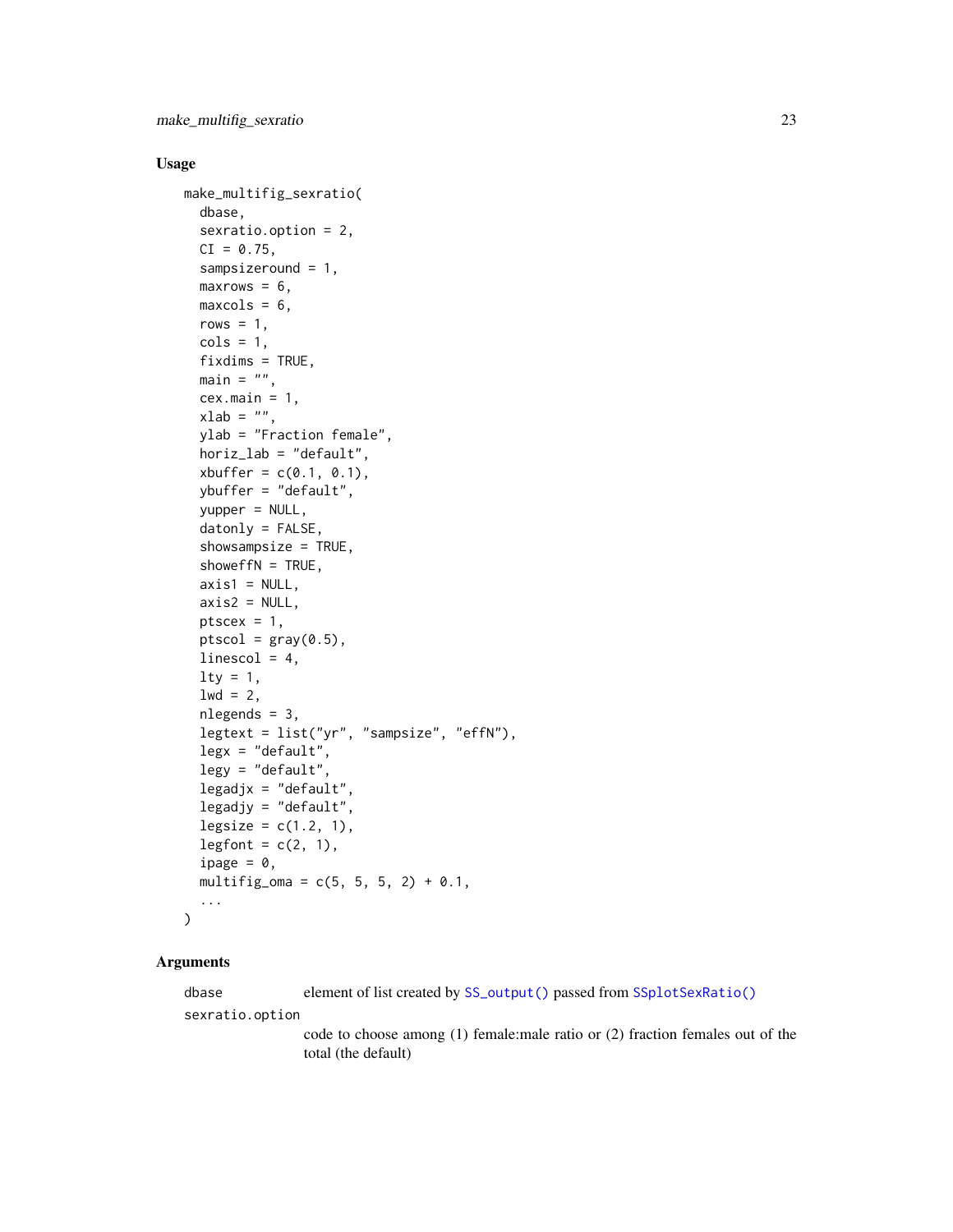## Usage

```
make_multifig_sexratio(
  dbase,
  sexratio.option = 2,
  CI = 0.75,
  sampsizeround = 1,
  maxrows = 6,
  maxcols = 6,
  rows = 1,
  cols = 1,
  fixdims = TRUE,
  main = "",
  cex.main = 1,
  xlab = "",
  ylab = "Fraction female",
  horiz_lab = "default",
  xbuffer = c(0.1, 0.1),
  ybuffer = "default",
  yupper = NULL,
  datonly = FALSE,
  showsampsize = TRUE,
  showeffN = TRUE,
  axis1 = NULL,
  axis2 = NULL,
  ptscex = 1,
  ptscol = gray(0.5),
  linescol = 4,
  lty = 1,
  lwd = 2,
  nlegends = 3,
  legtext = list("yr", "sampsize", "effN"),
  legx = "default",
  legy = "default",
  legadjx = "default",
  legadjy = "default",
  legsize = c(1.2, 1),
  legfont = c(2, 1),
  ipage = 0,
  multifig_oma = c(5, 5, 5, 2) + 0.1,
  ...
)
```

## Arguments

dbase
: element of list created by `SS_output()` passed from `SSplotSexRatio()`

sexratio.option
: code to choose among (1) female:male ratio or (2) fraction females out of the total (the default)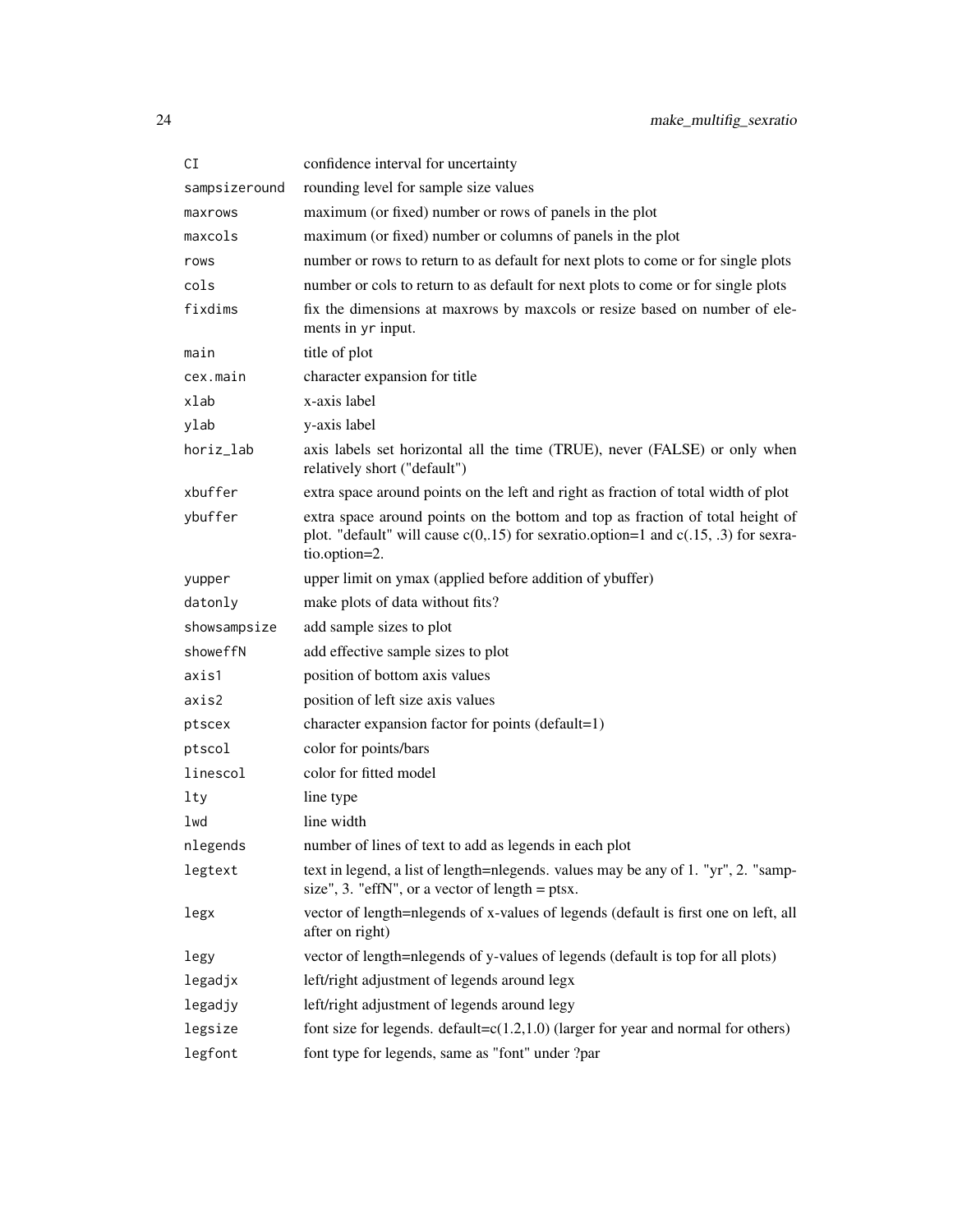| | |
|---|---|
| `CI` | confidence interval for uncertainty |
| `sampsizeround` | rounding level for sample size values |
| `maxrows` | maximum (or fixed) number or rows of panels in the plot |
| `maxcols` | maximum (or fixed) number or columns of panels in the plot |
| `rows` | number or rows to return to as default for next plots to come or for single plots |
| `cols` | number or cols to return to as default for next plots to come or for single plots |
| `fixdims` | fix the dimensions at maxrows by maxcols or resize based on number of elements in `yr` input. |
| `main` | title of plot |
| `cex.main` | character expansion for title |
| `xlab` | x-axis label |
| `ylab` | y-axis label |
| `horiz_lab` | axis labels set horizontal all the time (TRUE), never (FALSE) or only when relatively short ("default") |
| `xbuffer` | extra space around points on the left and right as fraction of total width of plot |
| `ybuffer` | extra space around points on the bottom and top as fraction of total height of plot. "default" will cause c(0,.15) for sexratio.option=1 and c(.15, .3) for sexratio.option=2. |
| `yupper` | upper limit on ymax (applied before addition of ybuffer) |
| `datonly` | make plots of data without fits? |
| `showsampsize` | add sample sizes to plot |
| `showeffN` | add effective sample sizes to plot |
| `axis1` | position of bottom axis values |
| `axis2` | position of left size axis values |
| `ptscex` | character expansion factor for points (default=1) |
| `ptscol` | color for points/bars |
| `linescol` | color for fitted model |
| `lty` | line type |
| `lwd` | line width |
| `nlegends` | number of lines of text to add as legends in each plot |
| `legtext` | text in legend, a list of length=nlegends. values may be any of 1. "yr", 2. "sampsize", 3. "effN", or a vector of length = ptsx. |
| `legx` | vector of length=nlegends of x-values of legends (default is first one on left, all after on right) |
| `legy` | vector of length=nlegends of y-values of legends (default is top for all plots) |
| `legadjx` | left/right adjustment of legends around legx |
| `legadjy` | left/right adjustment of legends around legy |
| `legsize` | font size for legends. default=c(1.2,1.0) (larger for year and normal for others) |
| `legfont` | font type for legends, same as "font" under ?par |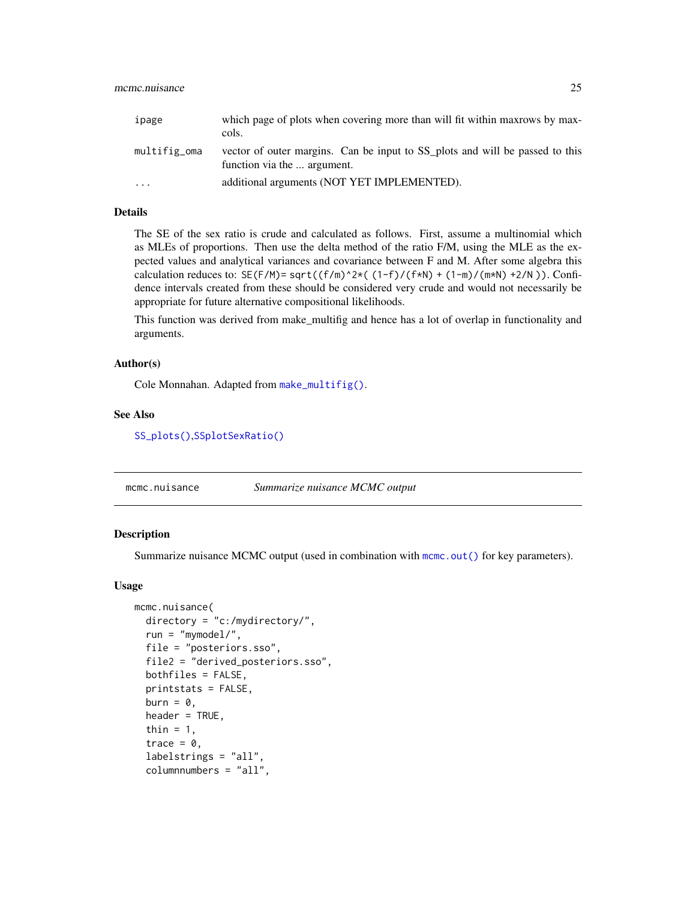| | |
|---|---|
| ipage | which page of plots when covering more than will fit within maxrows by maxcols. |
| multifig_oma | vector of outer margins. Can be input to SS_plots and will be passed to this function via the ... argument. |
| ... | additional arguments (NOT YET IMPLEMENTED). |

### Details

The SE of the sex ratio is crude and calculated as follows. First, assume a multinomial which as MLEs of proportions. Then use the delta method of the ratio F/M, using the MLE as the expected values and analytical variances and covariance between F and M. After some algebra this calculation reduces to: `SE(F/M)= sqrt((f/m)^2*( (1-f)/(f*N) + (1-m)/(m*N) +2/N ))`. Confidence intervals created from these should be considered very crude and would not necessarily be appropriate for future alternative compositional likelihoods.

This function was derived from make_multifig and hence has a lot of overlap in functionality and arguments.

### Author(s)

Cole Monnahan. Adapted from `make_multifig()`.

### See Also

`SS_plots()`,`SSplotSexRatio()`

---

## mcmc.nuisance *Summarize nuisance MCMC output*

### Description

Summarize nuisance MCMC output (used in combination with `mcmc.out()` for key parameters).

### Usage

```
mcmc.nuisance(
  directory = "c:/mydirectory/",
  run = "mymodel/",
  file = "posteriors.sso",
  file2 = "derived_posteriors.sso",
  bothfiles = FALSE,
  printstats = FALSE,
  burn = 0,
  header = TRUE,
  thin = 1,
  trace = 0,
  labelstrings = "all",
  columnnumbers = "all",
```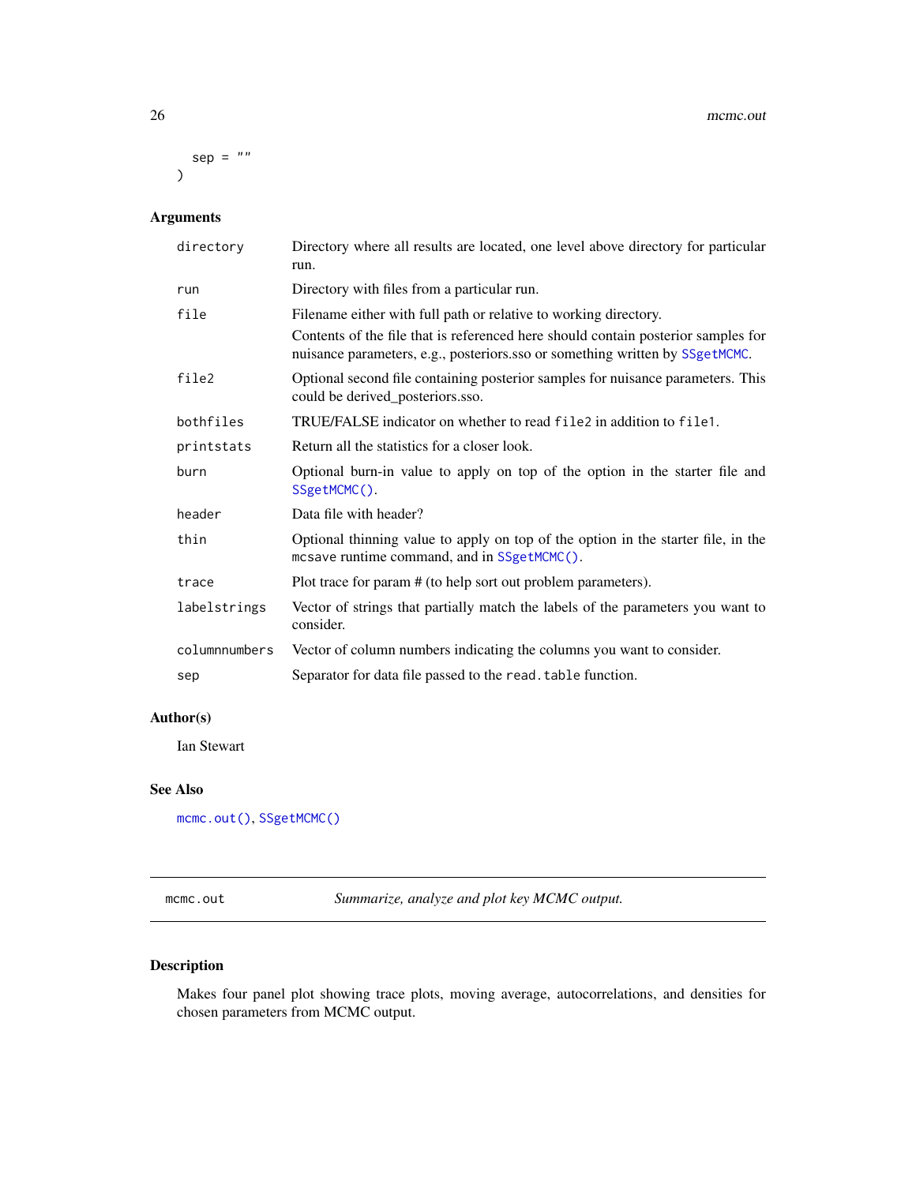```
  sep = ""
)
```

### Arguments

| | |
|---|---|
| `directory` | Directory where all results are located, one level above directory for particular run. |
| `run` | Directory with files from a particular run. |
| `file` | Filename either with full path or relative to working directory. Contents of the file that is referenced here should contain posterior samples for nuisance parameters, e.g., posteriors.sso or something written by `SSgetMCMC`. |
| `file2` | Optional second file containing posterior samples for nuisance parameters. This could be derived_posteriors.sso. |
| `bothfiles` | TRUE/FALSE indicator on whether to read `file2` in addition to `file1`. |
| `printstats` | Return all the statistics for a closer look. |
| `burn` | Optional burn-in value to apply on top of the option in the starter file and `SSgetMCMC()`. |
| `header` | Data file with header? |
| `thin` | Optional thinning value to apply on top of the option in the starter file, in the `mcsave` runtime command, and in `SSgetMCMC()`. |
| `trace` | Plot trace for param # (to help sort out problem parameters). |
| `labelstrings` | Vector of strings that partially match the labels of the parameters you want to consider. |
| `columnnumbers` | Vector of column numbers indicating the columns you want to consider. |
| `sep` | Separator for data file passed to the `read.table` function. |

### Author(s)

Ian Stewart

### See Also

`mcmc.out()`, `SSgetMCMC()`

---

## mcmc.out — *Summarize, analyze and plot key MCMC output.*

### Description

Makes four panel plot showing trace plots, moving average, autocorrelations, and densities for chosen parameters from MCMC output.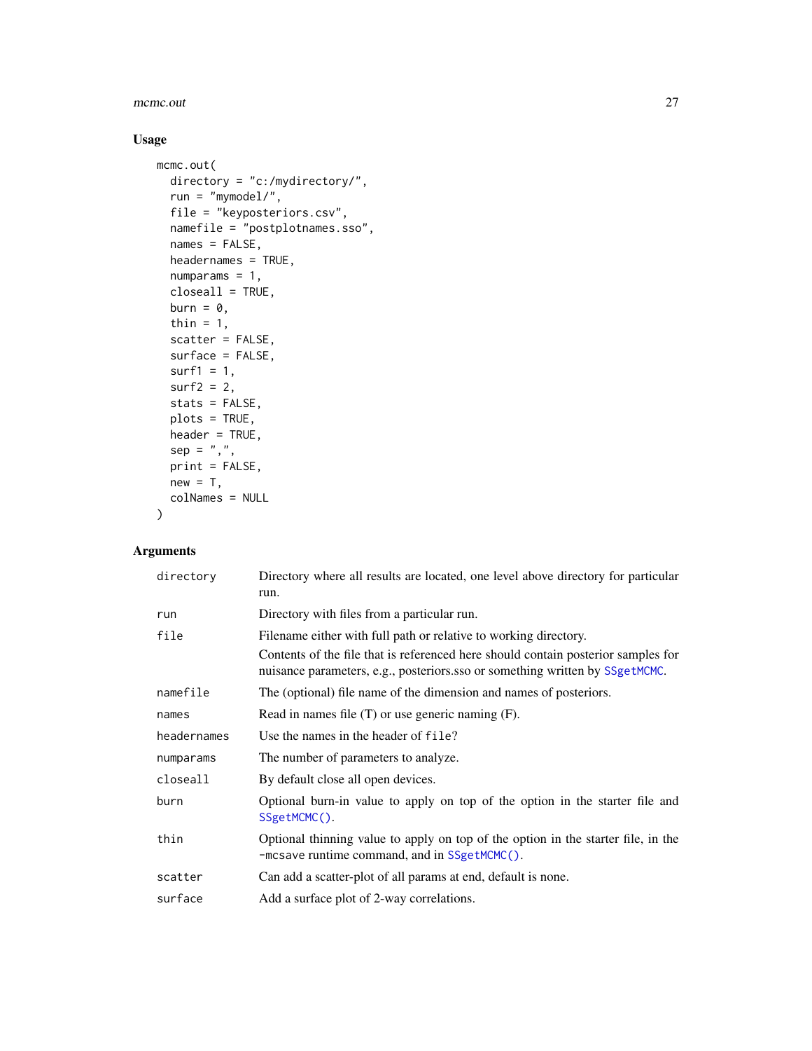## Usage

```
mcmc.out(
  directory = "c:/mydirectory/",
  run = "mymodel/",
  file = "keyposteriors.csv",
  namefile = "postplotnames.sso",
  names = FALSE,
  headernames = TRUE,
  numparams = 1,
  closeall = TRUE,
  burn = 0,
  thin = 1,
  scatter = FALSE,
  surface = FALSE,
  surf1 = 1,
  surf2 = 2,
  stats = FALSE,
  plots = TRUE,
  header = TRUE,
  sep = ",",
  print = FALSE,
  new = T,
  colNames = NULL
)
```

## Arguments

| | |
|---|---|
| `directory` | Directory where all results are located, one level above directory for particular run. |
| `run` | Directory with files from a particular run. |
| `file` | Filename either with full path or relative to working directory.<br>Contents of the file that is referenced here should contain posterior samples for nuisance parameters, e.g., posteriors.sso or something written by `SSgetMCMC`. |
| `namefile` | The (optional) file name of the dimension and names of posteriors. |
| `names` | Read in names file (T) or use generic naming (F). |
| `headernames` | Use the names in the header of `file`? |
| `numparams` | The number of parameters to analyze. |
| `closeall` | By default close all open devices. |
| `burn` | Optional burn-in value to apply on top of the option in the starter file and `SSgetMCMC()`. |
| `thin` | Optional thinning value to apply on top of the option in the starter file, in the `-mcsave` runtime command, and in `SSgetMCMC()`. |
| `scatter` | Can add a scatter-plot of all params at end, default is none. |
| `surface` | Add a surface plot of 2-way correlations. |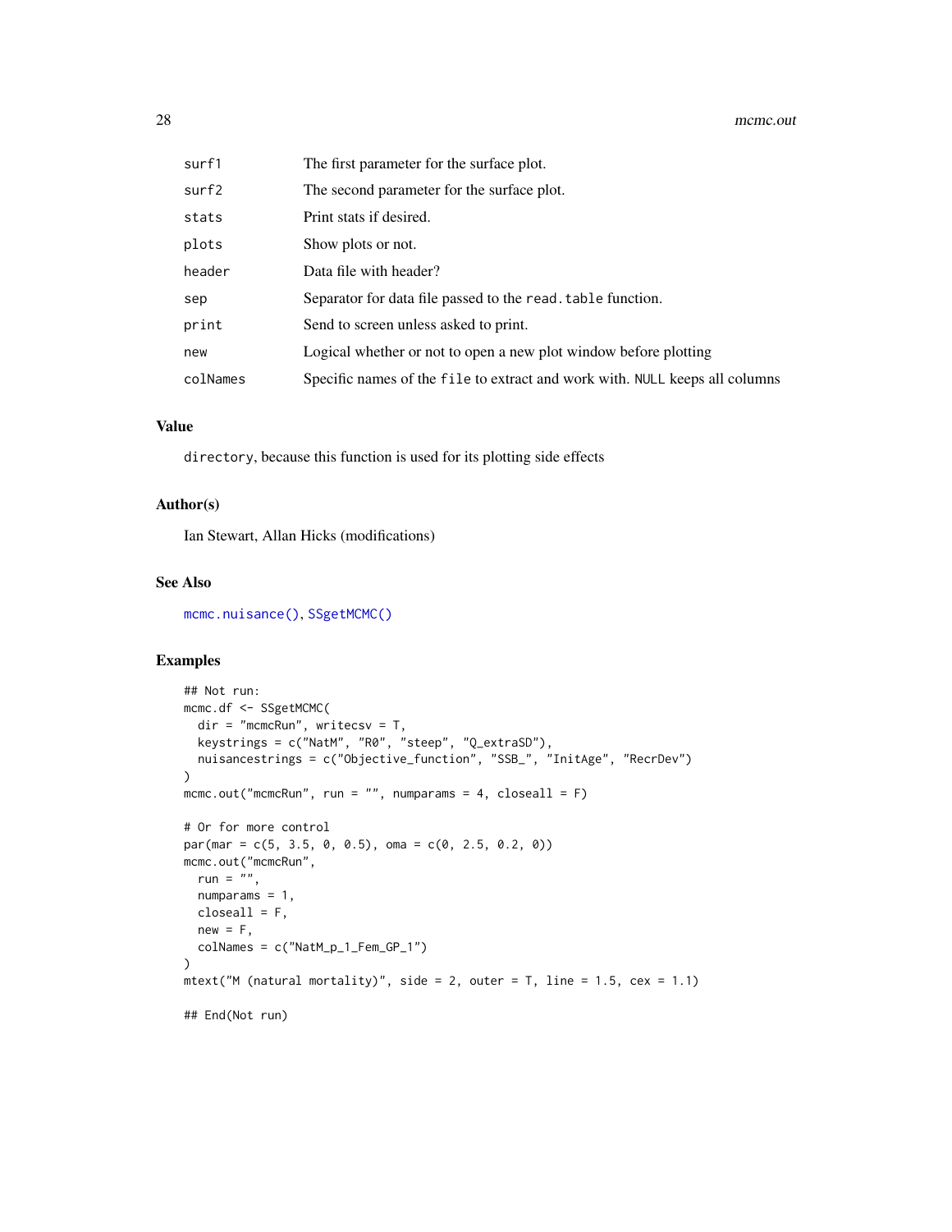| | |
|---|---|
| surf1 | The first parameter for the surface plot. |
| surf2 | The second parameter for the surface plot. |
| stats | Print stats if desired. |
| plots | Show plots or not. |
| header | Data file with header? |
| sep | Separator for data file passed to the read.table function. |
| print | Send to screen unless asked to print. |
| new | Logical whether or not to open a new plot window before plotting |
| colNames | Specific names of the file to extract and work with. NULL keeps all columns |

### Value

directory, because this function is used for its plotting side effects

### Author(s)

Ian Stewart, Allan Hicks (modifications)

### See Also

mcmc.nuisance(), SSgetMCMC()

### Examples

```
## Not run:
mcmc.df <- SSgetMCMC(
  dir = "mcmcRun", writecsv = T,
  keystrings = c("NatM", "R0", "steep", "Q_extraSD"),
  nuisancestrings = c("Objective_function", "SSB_", "InitAge", "RecrDev")
)
mcmc.out("mcmcRun", run = "", numparams = 4, closeall = F)

# Or for more control
par(mar = c(5, 3.5, 0, 0.5), oma = c(0, 2.5, 0.2, 0))
mcmc.out("mcmcRun",
  run = "",
  numparams = 1,
  closeall = F,
  new = F,
  colNames = c("NatM_p_1_Fem_GP_1")
)
mtext("M (natural mortality)", side = 2, outer = T, line = 1.5, cex = 1.1)

## End(Not run)
```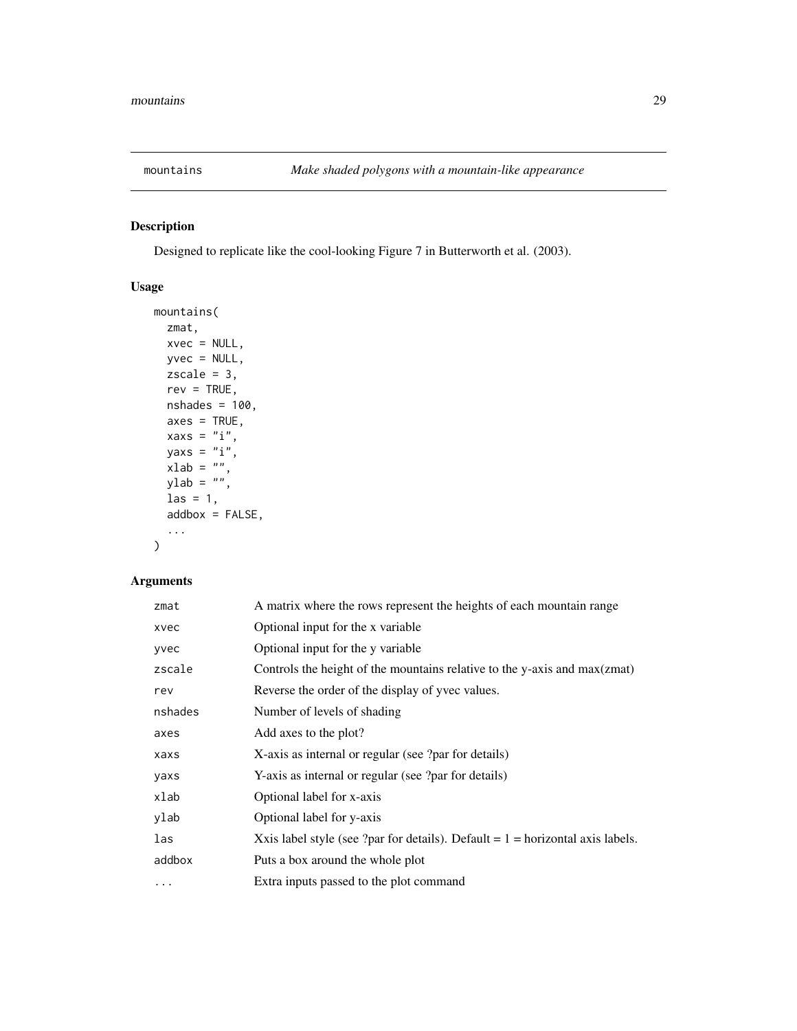# mountains — *Make shaded polygons with a mountain-like appearance*

## Description

Designed to replicate like the cool-looking Figure 7 in Butterworth et al. (2003).

## Usage

```
mountains(
  zmat,
  xvec = NULL,
  yvec = NULL,
  zscale = 3,
  rev = TRUE,
  nshades = 100,
  axes = TRUE,
  xaxs = "i",
  yaxs = "i",
  xlab = "",
  ylab = "",
  las = 1,
  addbox = FALSE,
  ...
)
```

## Arguments

| | |
|---|---|
| `zmat` | A matrix where the rows represent the heights of each mountain range |
| `xvec` | Optional input for the x variable |
| `yvec` | Optional input for the y variable |
| `zscale` | Controls the height of the mountains relative to the y-axis and max(zmat) |
| `rev` | Reverse the order of the display of yvec values. |
| `nshades` | Number of levels of shading |
| `axes` | Add axes to the plot? |
| `xaxs` | X-axis as internal or regular (see ?par for details) |
| `yaxs` | Y-axis as internal or regular (see ?par for details) |
| `xlab` | Optional label for x-axis |
| `ylab` | Optional label for y-axis |
| `las` | Xxis label style (see ?par for details). Default = 1 = horizontal axis labels. |
| `addbox` | Puts a box around the whole plot |
| `...` | Extra inputs passed to the plot command |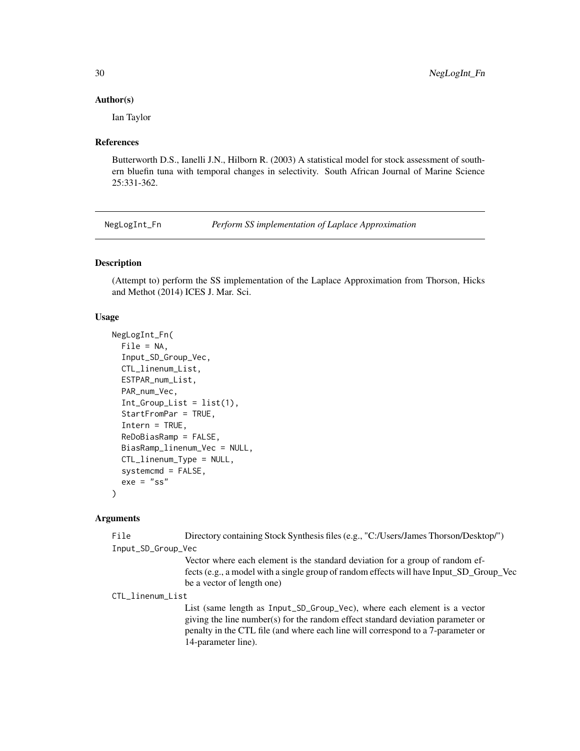### Author(s)

Ian Taylor

### References

Butterworth D.S., Ianelli J.N., Hilborn R. (2003) A statistical model for stock assessment of southern bluefin tuna with temporal changes in selectivity. South African Journal of Marine Science 25:331-362.

---

## NegLogInt_Fn *Perform SS implementation of Laplace Approximation*

### Description

(Attempt to) perform the SS implementation of the Laplace Approximation from Thorson, Hicks and Methot (2014) ICES J. Mar. Sci.

### Usage

```
NegLogInt_Fn(
  File = NA,
  Input_SD_Group_Vec,
  CTL_linenum_List,
  ESTPAR_num_List,
  PAR_num_Vec,
  Int_Group_List = list(1),
  StartFromPar = TRUE,
  Intern = TRUE,
  ReDoBiasRamp = FALSE,
  BiasRamp_linenum_Vec = NULL,
  CTL_linenum_Type = NULL,
  systemcmd = FALSE,
  exe = "ss"
)
```

### Arguments

`File` Directory containing Stock Synthesis files (e.g., "C:/Users/James Thorson/Desktop/")

`Input_SD_Group_Vec`
Vector where each element is the standard deviation for a group of random effects (e.g., a model with a single group of random effects will have Input_SD_Group_Vec be a vector of length one)

`CTL_linenum_List`
List (same length as `Input_SD_Group_Vec`), where each element is a vector giving the line number(s) for the random effect standard deviation parameter or penalty in the CTL file (and where each line will correspond to a 7-parameter or 14-parameter line).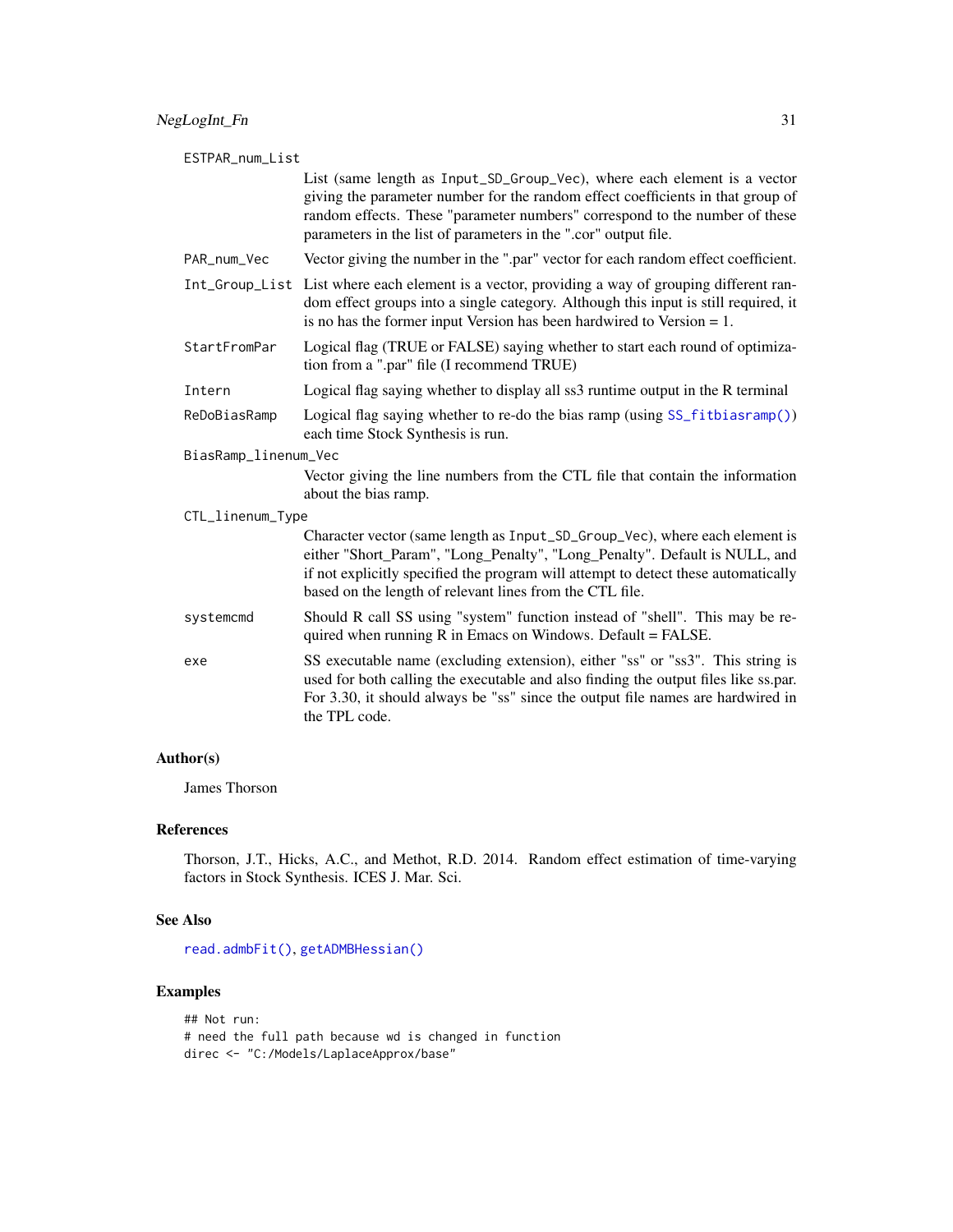ESTPAR_num_List
: List (same length as Input_SD_Group_Vec), where each element is a vector giving the parameter number for the random effect coefficients in that group of random effects. These "parameter numbers" correspond to the number of these parameters in the list of parameters in the ".cor" output file.

PAR_num_Vec
: Vector giving the number in the ".par" vector for each random effect coefficient.

Int_Group_List
: List where each element is a vector, providing a way of grouping different random effect groups into a single category. Although this input is still required, it is no has the former input Version has been hardwired to Version = 1.

StartFromPar
: Logical flag (TRUE or FALSE) saying whether to start each round of optimization from a ".par" file (I recommend TRUE)

Intern
: Logical flag saying whether to display all ss3 runtime output in the R terminal

ReDoBiasRamp
: Logical flag saying whether to re-do the bias ramp (using SS_fitbiasramp()) each time Stock Synthesis is run.

BiasRamp_linenum_Vec
: Vector giving the line numbers from the CTL file that contain the information about the bias ramp.

CTL_linenum_Type
: Character vector (same length as Input_SD_Group_Vec), where each element is either "Short_Param", "Long_Penalty", "Long_Penalty". Default is NULL, and if not explicitly specified the program will attempt to detect these automatically based on the length of relevant lines from the CTL file.

systemcmd
: Should R call SS using "system" function instead of "shell". This may be required when running R in Emacs on Windows. Default = FALSE.

exe
: SS executable name (excluding extension), either "ss" or "ss3". This string is used for both calling the executable and also finding the output files like ss.par. For 3.30, it should always be "ss" since the output file names are hardwired in the TPL code.

## Author(s)

James Thorson

## References

Thorson, J.T., Hicks, A.C., and Methot, R.D. 2014. Random effect estimation of time-varying factors in Stock Synthesis. ICES J. Mar. Sci.

## See Also

read.admbFit(), getADMBHessian()

## Examples

```
## Not run:
# need the full path because wd is changed in function
direc <- "C:/Models/LaplaceApprox/base"
```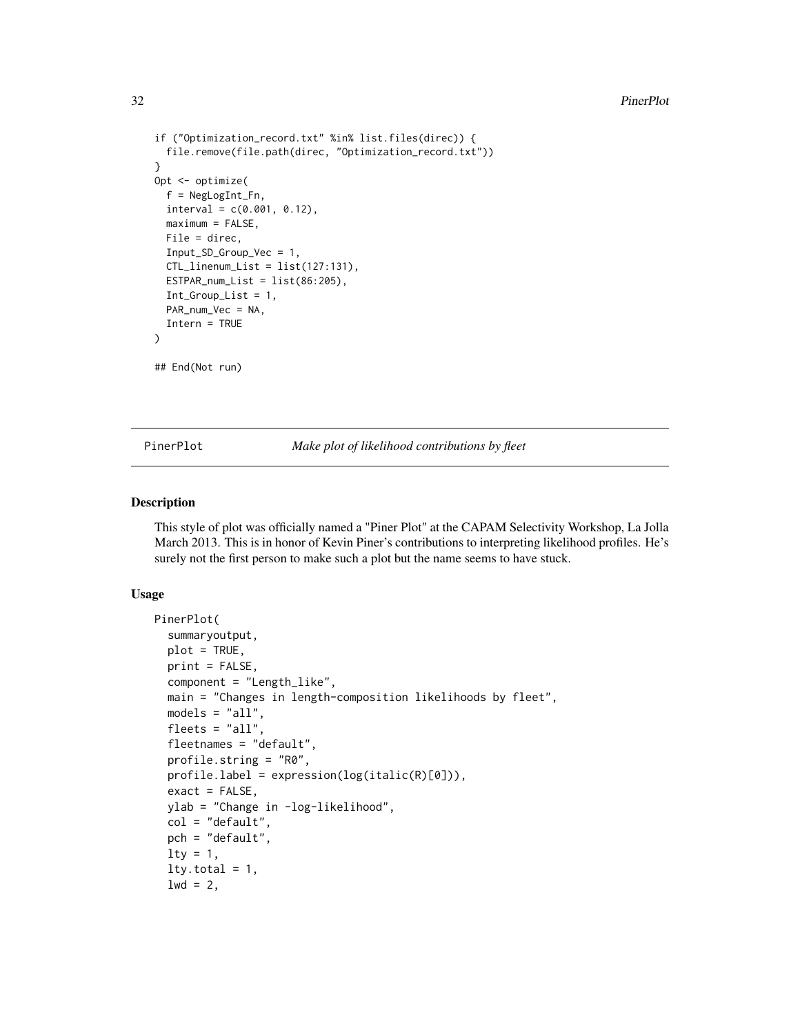```
if ("Optimization_record.txt" %in% list.files(direc)) {
  file.remove(file.path(direc, "Optimization_record.txt"))
}
Opt <- optimize(
  f = NegLogInt_Fn,
  interval = c(0.001, 0.12),
  maximum = FALSE,
  File = direc,
  Input_SD_Group_Vec = 1,
  CTL_linenum_List = list(127:131),
  ESTPAR_num_List = list(86:205),
  Int_Group_List = 1,
  PAR_num_Vec = NA,
  Intern = TRUE
)

## End(Not run)
```

## PinerPlot *Make plot of likelihood contributions by fleet*

### Description

This style of plot was officially named a "Piner Plot" at the CAPAM Selectivity Workshop, La Jolla March 2013. This is in honor of Kevin Piner's contributions to interpreting likelihood profiles. He's surely not the first person to make such a plot but the name seems to have stuck.

### Usage

```
PinerPlot(
  summaryoutput,
  plot = TRUE,
  print = FALSE,
  component = "Length_like",
  main = "Changes in length-composition likelihoods by fleet",
  models = "all",
  fleets = "all",
  fleetnames = "default",
  profile.string = "R0",
  profile.label = expression(log(italic(R)[0])),
  exact = FALSE,
  ylab = "Change in -log-likelihood",
  col = "default",
  pch = "default",
  lty = 1,
  lty.total = 1,
  lwd = 2,
```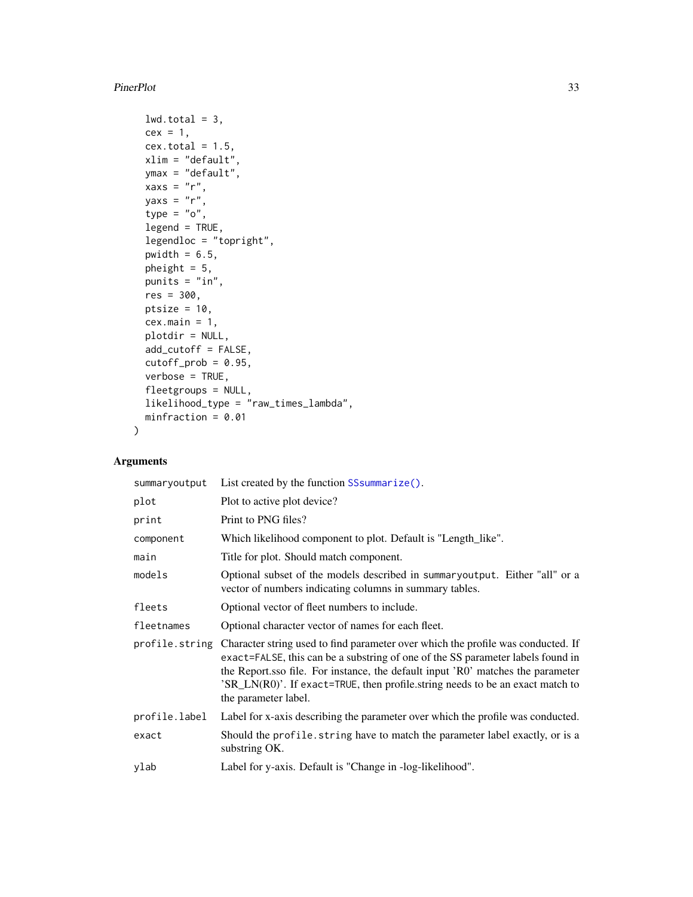```
  lwd.total = 3,
  cex = 1,
  cex.total = 1.5,
  xlim = "default",
  ymax = "default",
  xaxs = "r",
  yaxs = "r",
  type = "o",
  legend = TRUE,
  legendloc = "topright",
  pwidth = 6.5,
  pheight = 5,
  punits = "in",
  res = 300,
  ptsize = 10,
  cex.main = 1,
  plotdir = NULL,
  add_cutoff = FALSE,
  cutoff_prob = 0.95,
  verbose = TRUE,
  fleetgroups = NULL,
  likelihood_type = "raw_times_lambda",
  minfraction = 0.01
)
```

## Arguments

| | |
|---|---|
| `summaryoutput` | List created by the function `SSsummarize()`. |
| `plot` | Plot to active plot device? |
| `print` | Print to PNG files? |
| `component` | Which likelihood component to plot. Default is "Length_like". |
| `main` | Title for plot. Should match component. |
| `models` | Optional subset of the models described in `summaryoutput`. Either "all" or a vector of numbers indicating columns in summary tables. |
| `fleets` | Optional vector of fleet numbers to include. |
| `fleetnames` | Optional character vector of names for each fleet. |
| `profile.string` | Character string used to find parameter over which the profile was conducted. If `exact=FALSE`, this can be a substring of one of the SS parameter labels found in the Report.sso file. For instance, the default input 'R0' matches the parameter 'SR_LN(R0)'. If `exact=TRUE`, then profile.string needs to be an exact match to the parameter label. |
| `profile.label` | Label for x-axis describing the parameter over which the profile was conducted. |
| `exact` | Should the `profile.string` have to match the parameter label exactly, or is a substring OK. |
| `ylab` | Label for y-axis. Default is "Change in -log-likelihood". |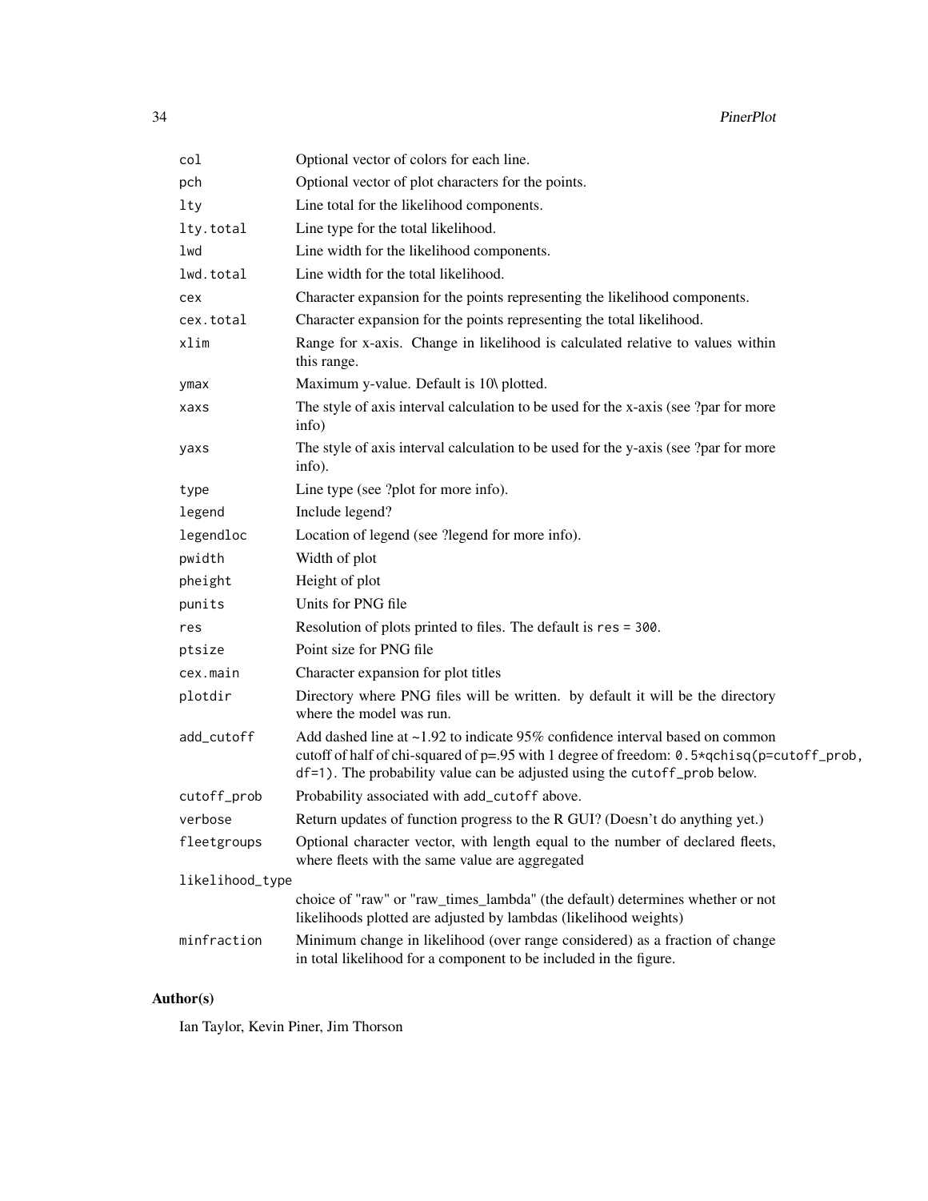| | |
|---|---|
| col | Optional vector of colors for each line. |
| pch | Optional vector of plot characters for the points. |
| lty | Line total for the likelihood components. |
| lty.total | Line type for the total likelihood. |
| lwd | Line width for the likelihood components. |
| lwd.total | Line width for the total likelihood. |
| cex | Character expansion for the points representing the likelihood components. |
| cex.total | Character expansion for the points representing the total likelihood. |
| xlim | Range for x-axis. Change in likelihood is calculated relative to values within this range. |
| ymax | Maximum y-value. Default is 10\ plotted. |
| xaxs | The style of axis interval calculation to be used for the x-axis (see ?par for more info) |
| yaxs | The style of axis interval calculation to be used for the y-axis (see ?par for more info). |
| type | Line type (see ?plot for more info). |
| legend | Include legend? |
| legendloc | Location of legend (see ?legend for more info). |
| pwidth | Width of plot |
| pheight | Height of plot |
| punits | Units for PNG file |
| res | Resolution of plots printed to files. The default is `res = 300`. |
| ptsize | Point size for PNG file |
| cex.main | Character expansion for plot titles |
| plotdir | Directory where PNG files will be written. by default it will be the directory where the model was run. |
| add_cutoff | Add dashed line at ~1.92 to indicate 95% confidence interval based on common cutoff of half of chi-squared of p=.95 with 1 degree of freedom: `0.5*qchisq(p=cutoff_prob, df=1)`. The probability value can be adjusted using the `cutoff_prob` below. |
| cutoff_prob | Probability associated with `add_cutoff` above. |
| verbose | Return updates of function progress to the R GUI? (Doesn't do anything yet.) |
| fleetgroups | Optional character vector, with length equal to the number of declared fleets, where fleets with the same value are aggregated |
| likelihood_type | choice of "raw" or "raw_times_lambda" (the default) determines whether or not likelihoods plotted are adjusted by lambdas (likelihood weights) |
| minfraction | Minimum change in likelihood (over range considered) as a fraction of change in total likelihood for a component to be included in the figure. |

## Author(s)

Ian Taylor, Kevin Piner, Jim Thorson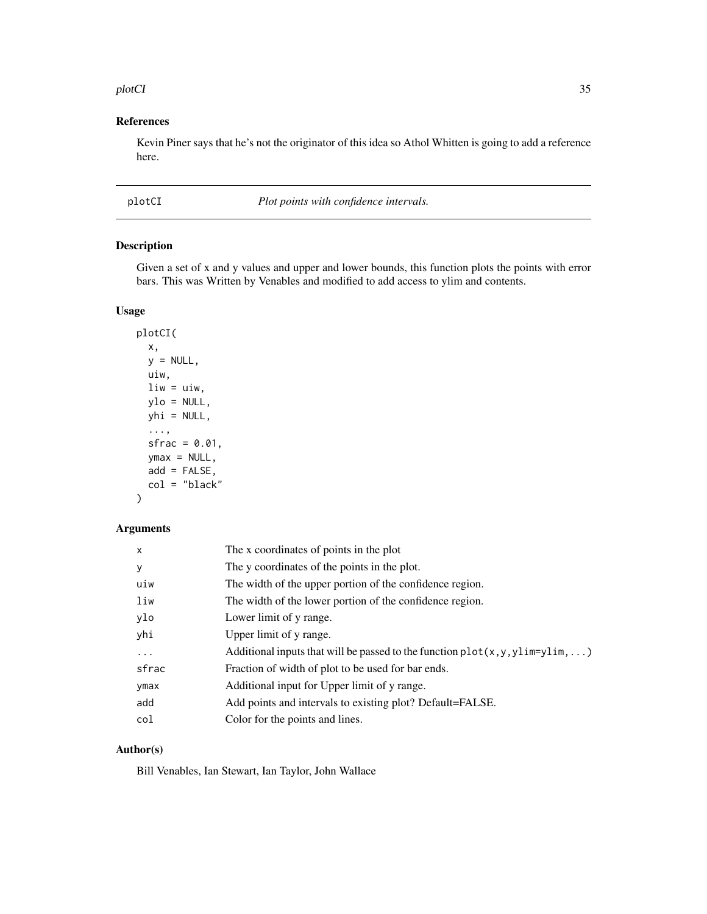## References

Kevin Piner says that he's not the originator of this idea so Athol Whitten is going to add a reference here.

---

# plotCI — *Plot points with confidence intervals.*

---

## Description

Given a set of x and y values and upper and lower bounds, this function plots the points with error bars. This was Written by Venables and modified to add access to ylim and contents.

## Usage

```
plotCI(
  x,
  y = NULL,
  uiw,
  liw = uiw,
  ylo = NULL,
  yhi = NULL,
  ...,
  sfrac = 0.01,
  ymax = NULL,
  add = FALSE,
  col = "black"
)
```

## Arguments

| | |
|---|---|
| `x` | The x coordinates of points in the plot |
| `y` | The y coordinates of the points in the plot. |
| `uiw` | The width of the upper portion of the confidence region. |
| `liw` | The width of the lower portion of the confidence region. |
| `ylo` | Lower limit of y range. |
| `yhi` | Upper limit of y range. |
| `...` | Additional inputs that will be passed to the function `plot(x,y,ylim=ylim,...)` |
| `sfrac` | Fraction of width of plot to be used for bar ends. |
| `ymax` | Additional input for Upper limit of y range. |
| `add` | Add points and intervals to existing plot? Default=FALSE. |
| `col` | Color for the points and lines. |

## Author(s)

Bill Venables, Ian Stewart, Ian Taylor, John Wallace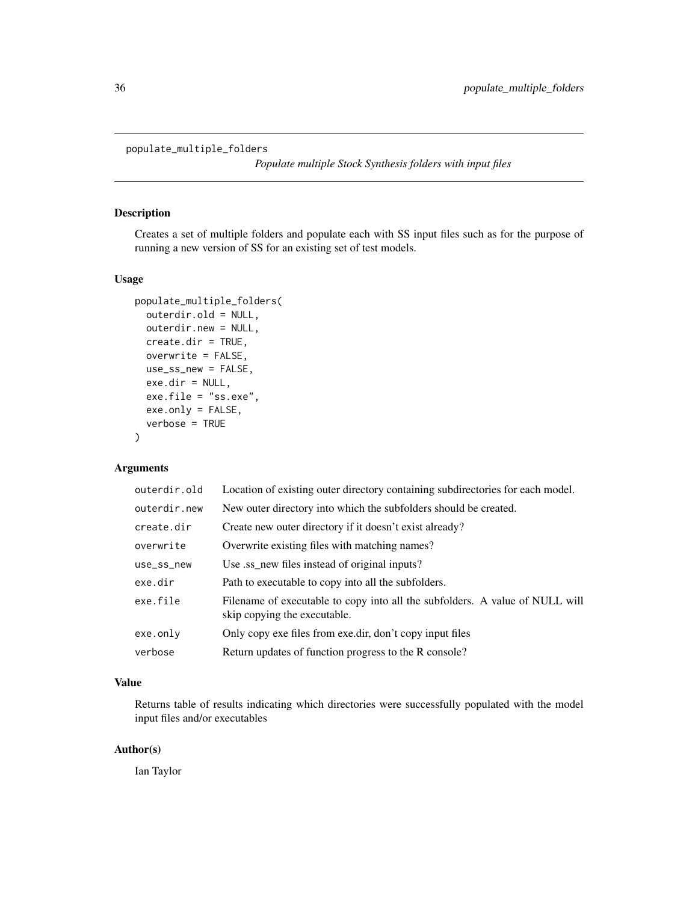```
populate_multiple_folders
```

*Populate multiple Stock Synthesis folders with input files*

## Description

Creates a set of multiple folders and populate each with SS input files such as for the purpose of running a new version of SS for an existing set of test models.

## Usage

```
populate_multiple_folders(
  outerdir.old = NULL,
  outerdir.new = NULL,
  create.dir = TRUE,
  overwrite = FALSE,
  use_ss_new = FALSE,
  exe.dir = NULL,
  exe.file = "ss.exe",
  exe.only = FALSE,
  verbose = TRUE
)
```

## Arguments

| | |
|---|---|
| `outerdir.old` | Location of existing outer directory containing subdirectories for each model. |
| `outerdir.new` | New outer directory into which the subfolders should be created. |
| `create.dir` | Create new outer directory if it doesn't exist already? |
| `overwrite` | Overwrite existing files with matching names? |
| `use_ss_new` | Use .ss_new files instead of original inputs? |
| `exe.dir` | Path to executable to copy into all the subfolders. |
| `exe.file` | Filename of executable to copy into all the subfolders. A value of NULL will skip copying the executable. |
| `exe.only` | Only copy exe files from exe.dir, don't copy input files |
| `verbose` | Return updates of function progress to the R console? |

## Value

Returns table of results indicating which directories were successfully populated with the model input files and/or executables

## Author(s)

Ian Taylor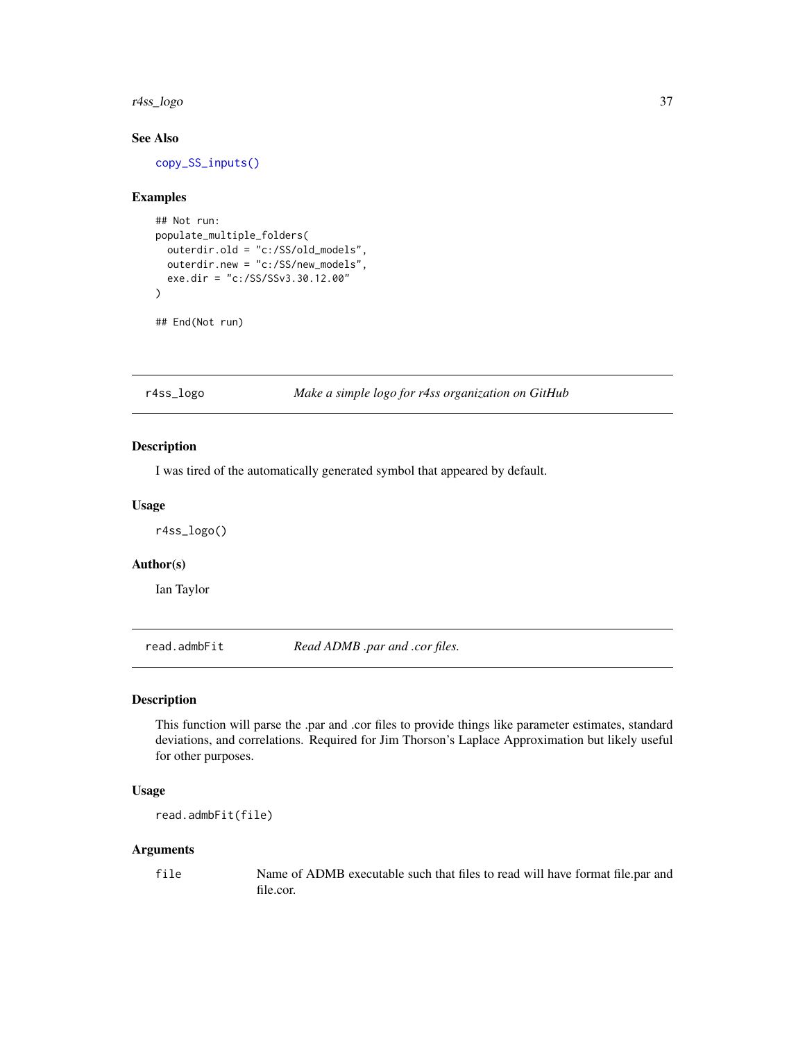### See Also

copy_SS_inputs()

### Examples

```
## Not run:
populate_multiple_folders(
  outerdir.old = "c:/SS/old_models",
  outerdir.new = "c:/SS/new_models",
  exe.dir = "c:/SS/SSv3.30.12.00"
)

## End(Not run)
```

---

## r4ss_logo &nbsp;&nbsp;&nbsp; *Make a simple logo for r4ss organization on GitHub*

### Description

I was tired of the automatically generated symbol that appeared by default.

### Usage

```
r4ss_logo()
```

### Author(s)

Ian Taylor

---

## read.admbFit &nbsp;&nbsp;&nbsp; *Read ADMB .par and .cor files.*

### Description

This function will parse the .par and .cor files to provide things like parameter estimates, standard deviations, and correlations. Required for Jim Thorson's Laplace Approximation but likely useful for other purposes.

### Usage

```
read.admbFit(file)
```

### Arguments

| | |
|---|---|
| file | Name of ADMB executable such that files to read will have format file.par and file.cor. |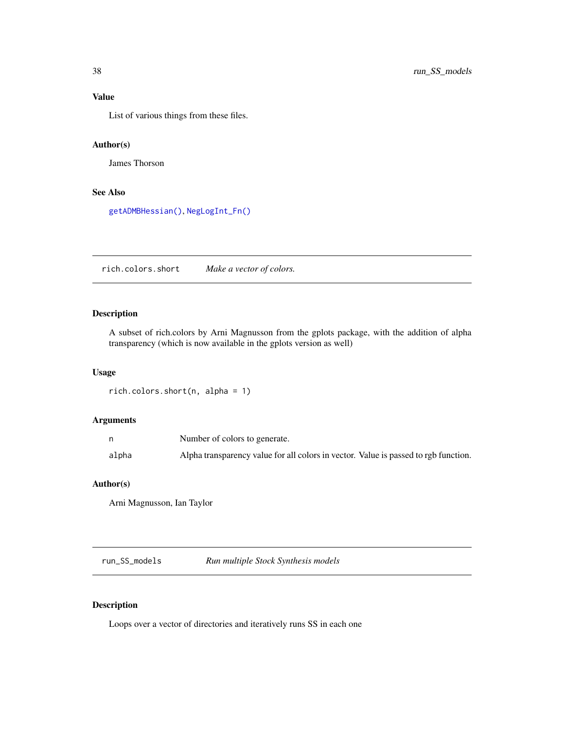## Value

List of various things from these files.

## Author(s)

James Thorson

## See Also

getADMBHessian(), NegLogInt_Fn()

---

# rich.colors.short — *Make a vector of colors.*

## Description

A subset of rich.colors by Arni Magnusson from the gplots package, with the addition of alpha transparency (which is now available in the gplots version as well)

## Usage

```
rich.colors.short(n, alpha = 1)
```

## Arguments

| | |
|---|---|
| n | Number of colors to generate. |
| alpha | Alpha transparency value for all colors in vector. Value is passed to rgb function. |

## Author(s)

Arni Magnusson, Ian Taylor

---

# run_SS_models — *Run multiple Stock Synthesis models*

## Description

Loops over a vector of directories and iteratively runs SS in each one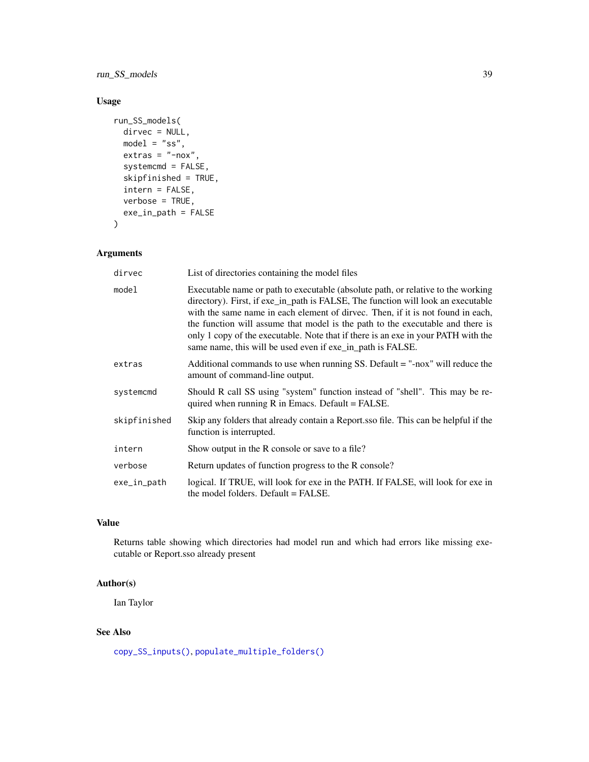## Usage

```
run_SS_models(
  dirvec = NULL,
  model = "ss",
  extras = "-nox",
  systemcmd = FALSE,
  skipfinished = TRUE,
  intern = FALSE,
  verbose = TRUE,
  exe_in_path = FALSE
)
```

## Arguments

| | |
|---|---|
| dirvec | List of directories containing the model files |
| model | Executable name or path to executable (absolute path, or relative to the working directory). First, if exe_in_path is FALSE, The function will look an executable with the same name in each element of dirvec. Then, if it is not found in each, the function will assume that model is the path to the executable and there is only 1 copy of the executable. Note that if there is an exe in your PATH with the same name, this will be used even if exe_in_path is FALSE. |
| extras | Additional commands to use when running SS. Default = "-nox" will reduce the amount of command-line output. |
| systemcmd | Should R call SS using "system" function instead of "shell". This may be required when running R in Emacs. Default = FALSE. |
| skipfinished | Skip any folders that already contain a Report.sso file. This can be helpful if the function is interrupted. |
| intern | Show output in the R console or save to a file? |
| verbose | Return updates of function progress to the R console? |
| exe_in_path | logical. If TRUE, will look for exe in the PATH. If FALSE, will look for exe in the model folders. Default = FALSE. |

## Value

Returns table showing which directories had model run and which had errors like missing executable or Report.sso already present

## Author(s)

Ian Taylor

## See Also

copy_SS_inputs(), populate_multiple_folders()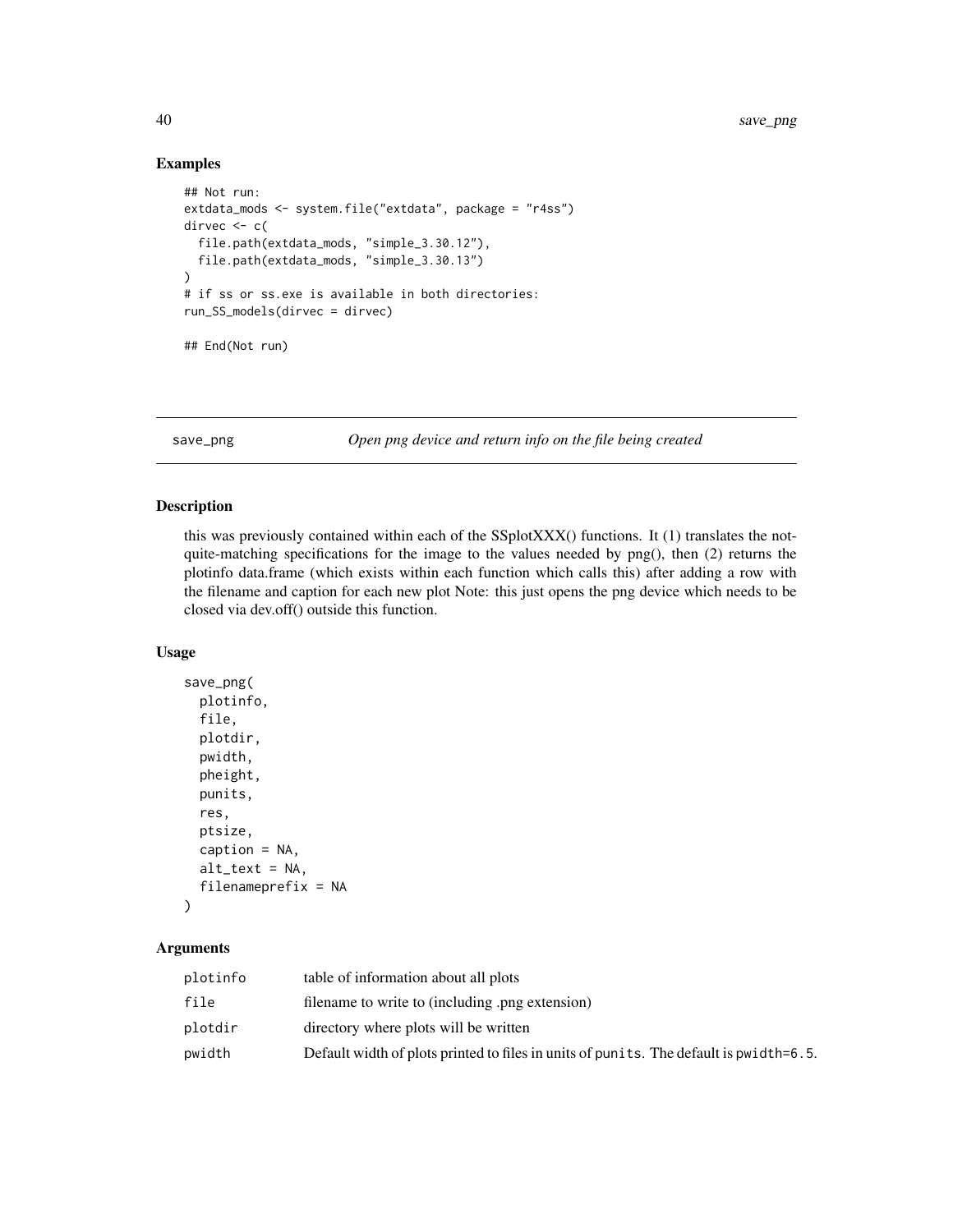## Examples

```
## Not run:
extdata_mods <- system.file("extdata", package = "r4ss")
dirvec <- c(
  file.path(extdata_mods, "simple_3.30.12"),
  file.path(extdata_mods, "simple_3.30.13")
)
# if ss or ss.exe is available in both directories:
run_SS_models(dirvec = dirvec)

## End(Not run)
```

---

# save_png — *Open png device and return info on the file being created*

---

## Description

this was previously contained within each of the SSplotXXX() functions. It (1) translates the not-quite-matching specifications for the image to the values needed by png(), then (2) returns the plotinfo data.frame (which exists within each function which calls this) after adding a row with the filename and caption for each new plot Note: this just opens the png device which needs to be closed via dev.off() outside this function.

## Usage

```
save_png(
  plotinfo,
  file,
  plotdir,
  pwidth,
  pheight,
  punits,
  res,
  ptsize,
  caption = NA,
  alt_text = NA,
  filenameprefix = NA
)
```

## Arguments

| | |
|---|---|
| `plotinfo` | table of information about all plots |
| `file` | filename to write to (including .png extension) |
| `plotdir` | directory where plots will be written |
| `pwidth` | Default width of plots printed to files in units of `punits`. The default is `pwidth=6.5`. |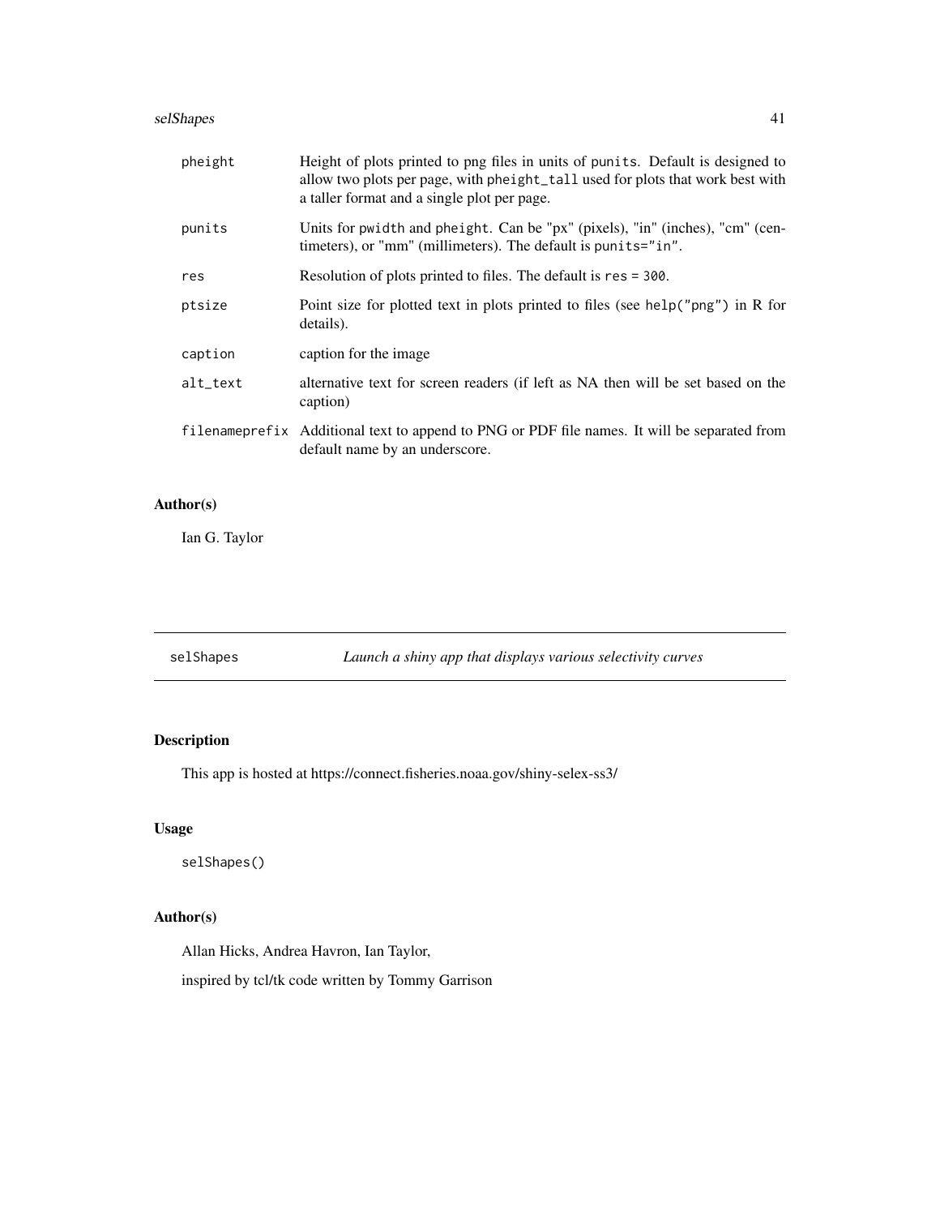| | |
|---|---|
| pheight | Height of plots printed to png files in units of `punits`. Default is designed to allow two plots per page, with `pheight_tall` used for plots that work best with a taller format and a single plot per page. |
| punits | Units for `pwidth` and `pheight`. Can be "px" (pixels), "in" (inches), "cm" (centimeters), or "mm" (millimeters). The default is `punits="in"`. |
| res | Resolution of plots printed to files. The default is `res = 300`. |
| ptsize | Point size for plotted text in plots printed to files (see `help("png")` in R for details). |
| caption | caption for the image |
| alt_text | alternative text for screen readers (if left as NA then will be set based on the caption) |
| filenameprefix | Additional text to append to PNG or PDF file names. It will be separated from default name by an underscore. |

### Author(s)

Ian G. Taylor

---

## selShapes — *Launch a shiny app that displays various selectivity curves*

---

### Description

This app is hosted at https://connect.fisheries.noaa.gov/shiny-selex-ss3/

### Usage

```
selShapes()
```

### Author(s)

Allan Hicks, Andrea Havron, Ian Taylor,

inspired by tcl/tk code written by Tommy Garrison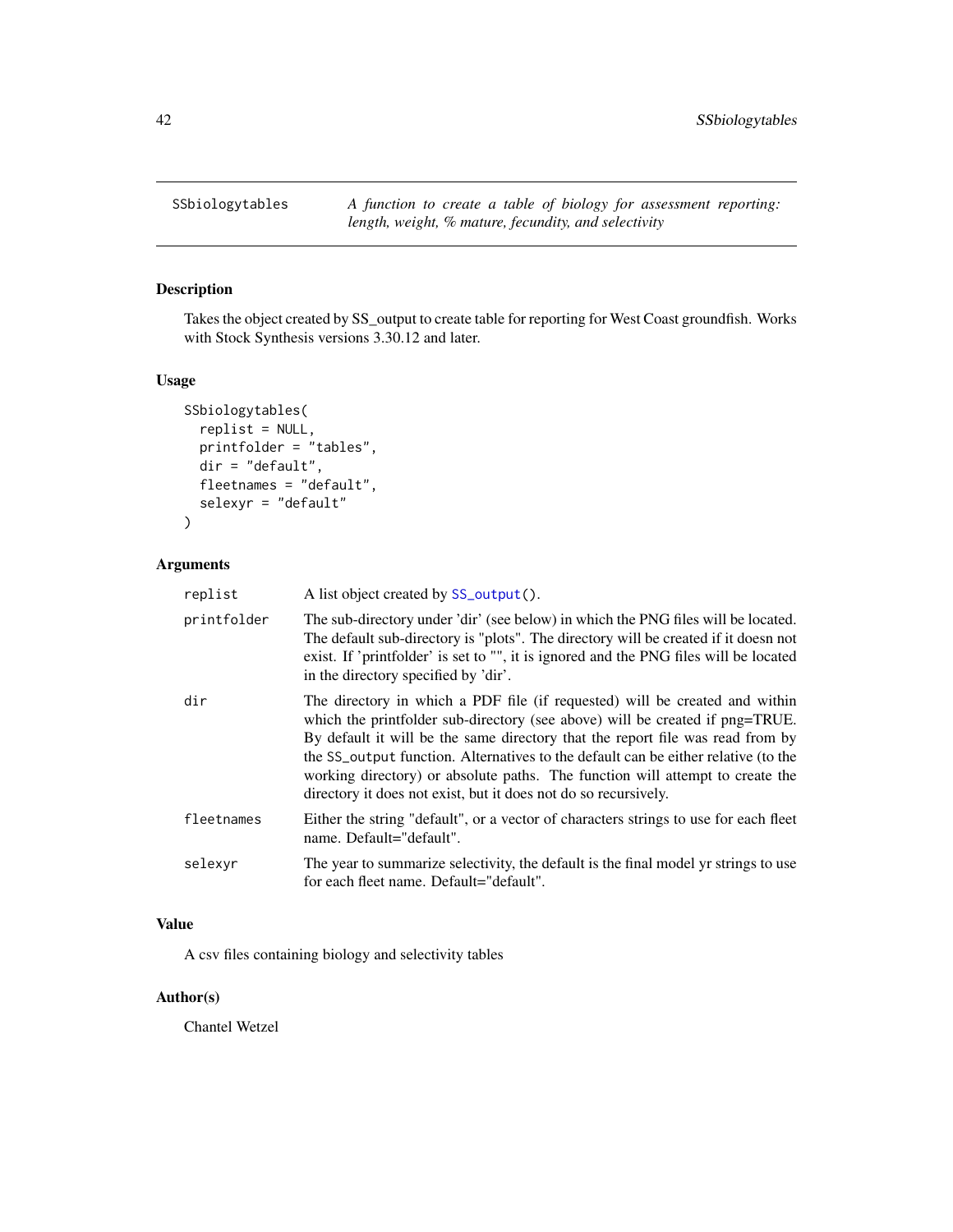SSbiologytables — *A function to create a table of biology for assessment reporting: length, weight, % mature, fecundity, and selectivity*

## Description

Takes the object created by SS_output to create table for reporting for West Coast groundfish. Works with Stock Synthesis versions 3.30.12 and later.

## Usage

```
SSbiologytables(
  replist = NULL,
  printfolder = "tables",
  dir = "default",
  fleetnames = "default",
  selexyr = "default"
)
```

## Arguments

| | |
|---|---|
| replist | A list object created by `SS_output()`. |
| printfolder | The sub-directory under 'dir' (see below) in which the PNG files will be located. The default sub-directory is "plots". The directory will be created if it doesn not exist. If 'printfolder' is set to "", it is ignored and the PNG files will be located in the directory specified by 'dir'. |
| dir | The directory in which a PDF file (if requested) will be created and within which the printfolder sub-directory (see above) will be created if png=TRUE. By default it will be the same directory that the report file was read from by the `SS_output` function. Alternatives to the default can be either relative (to the working directory) or absolute paths. The function will attempt to create the directory it does not exist, but it does not do so recursively. |
| fleetnames | Either the string "default", or a vector of characters strings to use for each fleet name. Default="default". |
| selexyr | The year to summarize selectivity, the default is the final model yr strings to use for each fleet name. Default="default". |

## Value

A csv files containing biology and selectivity tables

## Author(s)

Chantel Wetzel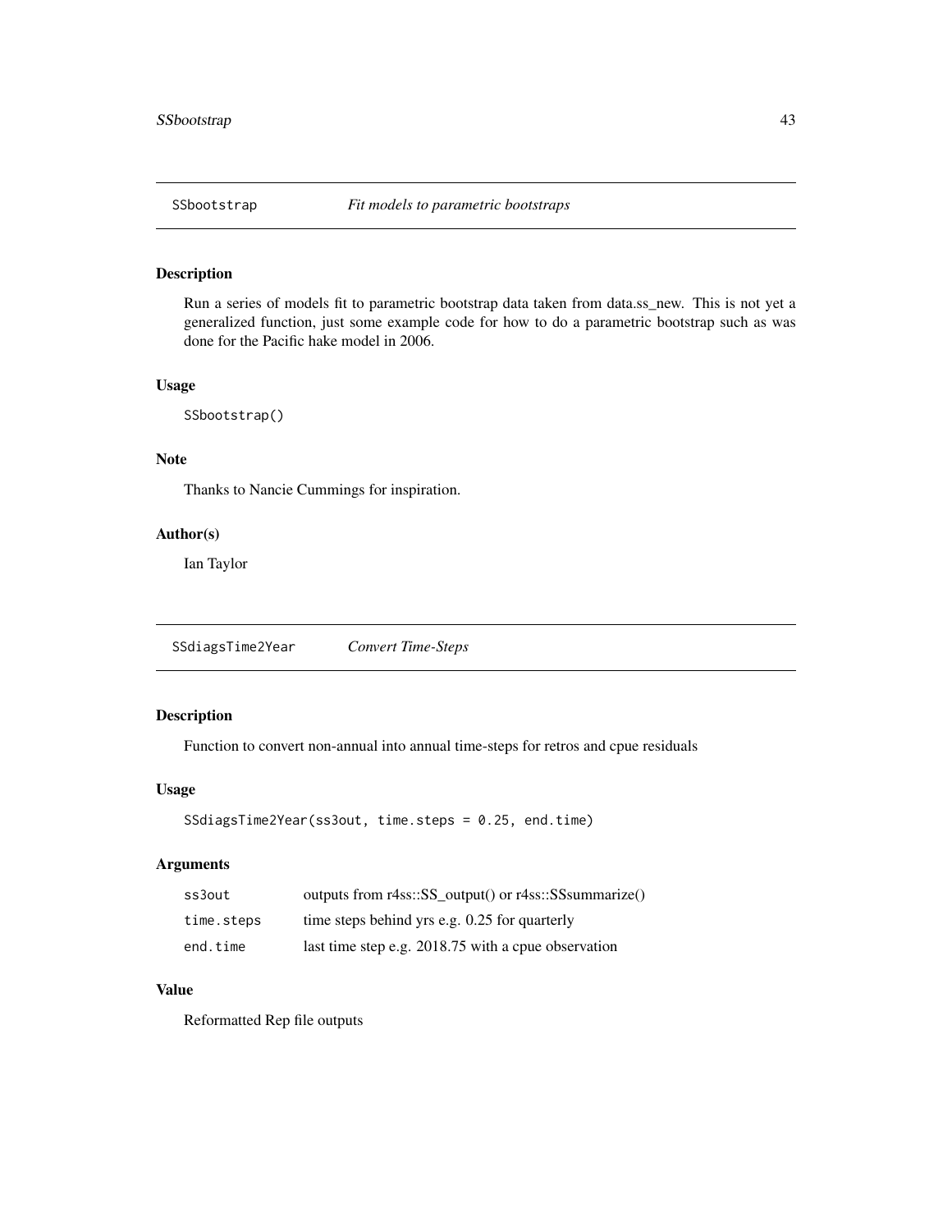## SSbootstrap *Fit models to parametric bootstraps*

### Description

Run a series of models fit to parametric bootstrap data taken from data.ss_new. This is not yet a generalized function, just some example code for how to do a parametric bootstrap such as was done for the Pacific hake model in 2006.

### Usage

```
SSbootstrap()
```

### Note

Thanks to Nancie Cummings for inspiration.

### Author(s)

Ian Taylor

## SSdiagsTime2Year *Convert Time-Steps*

### Description

Function to convert non-annual into annual time-steps for retros and cpue residuals

### Usage

```
SSdiagsTime2Year(ss3out, time.steps = 0.25, end.time)
```

### Arguments

| | |
|---|---|
| ss3out | outputs from r4ss::SS_output() or r4ss::SSsummarize() |
| time.steps | time steps behind yrs e.g. 0.25 for quarterly |
| end.time | last time step e.g. 2018.75 with a cpue observation |

### Value

Reformatted Rep file outputs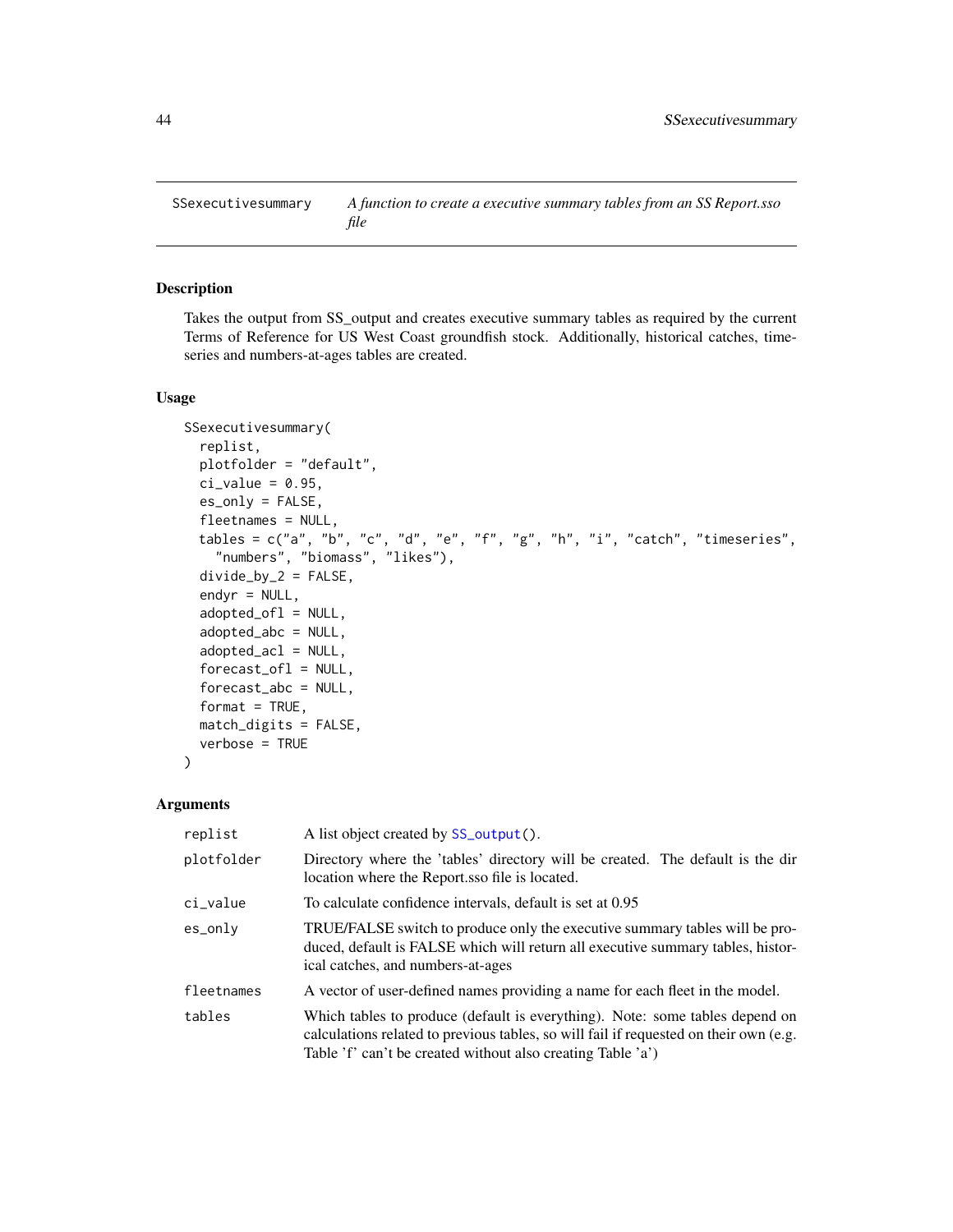SSexecutivesummary *A function to create a executive summary tables from an SS Report.sso file*

## Description

Takes the output from SS_output and creates executive summary tables as required by the current Terms of Reference for US West Coast groundfish stock. Additionally, historical catches, time-series and numbers-at-ages tables are created.

## Usage

```
SSexecutivesummary(
  replist,
  plotfolder = "default",
  ci_value = 0.95,
  es_only = FALSE,
  fleetnames = NULL,
  tables = c("a", "b", "c", "d", "e", "f", "g", "h", "i", "catch", "timeseries",
    "numbers", "biomass", "likes"),
  divide_by_2 = FALSE,
  endyr = NULL,
  adopted_ofl = NULL,
  adopted_abc = NULL,
  adopted_acl = NULL,
  forecast_ofl = NULL,
  forecast_abc = NULL,
  format = TRUE,
  match_digits = FALSE,
  verbose = TRUE
)
```

## Arguments

| | |
|---|---|
| replist | A list object created by SS_output(). |
| plotfolder | Directory where the 'tables' directory will be created. The default is the dir location where the Report.sso file is located. |
| ci_value | To calculate confidence intervals, default is set at 0.95 |
| es_only | TRUE/FALSE switch to produce only the executive summary tables will be produced, default is FALSE which will return all executive summary tables, historical catches, and numbers-at-ages |
| fleetnames | A vector of user-defined names providing a name for each fleet in the model. |
| tables | Which tables to produce (default is everything). Note: some tables depend on calculations related to previous tables, so will fail if requested on their own (e.g. Table 'f' can't be created without also creating Table 'a') |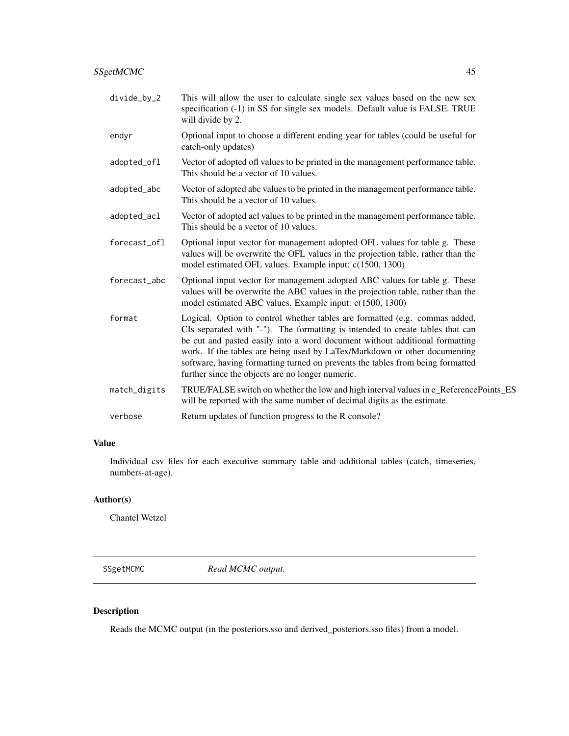| | |
|---|---|
| divide_by_2 | This will allow the user to calculate single sex values based on the new sex specification (-1) in SS for single sex models. Default value is FALSE. TRUE will divide by 2. |
| endyr | Optional input to choose a different ending year for tables (could be useful for catch-only updates) |
| adopted_ofl | Vector of adopted ofl values to be printed in the management performance table. This should be a vector of 10 values. |
| adopted_abc | Vector of adopted abc values to be printed in the management performance table. This should be a vector of 10 values. |
| adopted_acl | Vector of adopted acl values to be printed in the management performance table. This should be a vector of 10 values. |
| forecast_ofl | Optional input vector for management adopted OFL values for table g. These values will be overwrite the OFL values in the projection table, rather than the model estimated OFL values. Example input: c(1500, 1300) |
| forecast_abc | Optional input vector for management adopted ABC values for table g. These values will be overwrite the ABC values in the projection table, rather than the model estimated ABC values. Example input: c(1500, 1300) |
| format | Logical. Option to control whether tables are formatted (e.g. commas added, CIs separated with "-"). The formatting is intended to create tables that can be cut and pasted easily into a word document without additional formatting work. If the tables are being used by LaTex/Markdown or other documenting software, having formatting turned on prevents the tables from being formatted further since the objects are no longer numeric. |
| match_digits | TRUE/FALSE switch on whether the low and high interval values in e_ReferencePoints_ES will be reported with the same number of decimal digits as the estimate. |
| verbose | Return updates of function progress to the R console? |

### Value

Individual csv files for each executive summary table and additional tables (catch, timeseries, numbers-at-age).

### Author(s)

Chantel Wetzel

---

## SSgetMCMC *Read MCMC output.*

---

### Description

Reads the MCMC output (in the posteriors.sso and derived_posteriors.sso files) from a model.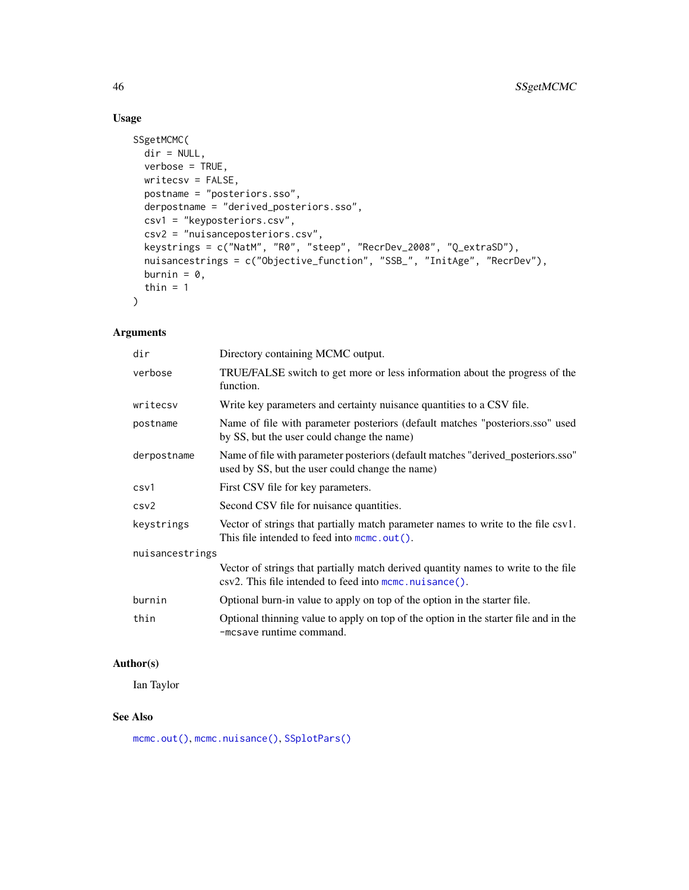## Usage

```
SSgetMCMC(
  dir = NULL,
  verbose = TRUE,
  writecsv = FALSE,
  postname = "posteriors.sso",
  derpostname = "derived_posteriors.sso",
  csv1 = "keyposteriors.csv",
  csv2 = "nuisanceposteriors.csv",
  keystrings = c("NatM", "R0", "steep", "RecrDev_2008", "Q_extraSD"),
  nuisancestrings = c("Objective_function", "SSB_", "InitAge", "RecrDev"),
  burnin = 0,
  thin = 1
)
```

## Arguments

| | |
|---|---|
| `dir` | Directory containing MCMC output. |
| `verbose` | TRUE/FALSE switch to get more or less information about the progress of the function. |
| `writecsv` | Write key parameters and certainty nuisance quantities to a CSV file. |
| `postname` | Name of file with parameter posteriors (default matches "posteriors.sso" used by SS, but the user could change the name) |
| `derpostname` | Name of file with parameter posteriors (default matches "derived_posteriors.sso" used by SS, but the user could change the name) |
| `csv1` | First CSV file for key parameters. |
| `csv2` | Second CSV file for nuisance quantities. |
| `keystrings` | Vector of strings that partially match parameter names to write to the file csv1. This file intended to feed into `mcmc.out()`. |
| `nuisancestrings` | Vector of strings that partially match derived quantity names to write to the file csv2. This file intended to feed into `mcmc.nuisance()`. |
| `burnin` | Optional burn-in value to apply on top of the option in the starter file. |
| `thin` | Optional thinning value to apply on top of the option in the starter file and in the `-mcsave` runtime command. |

## Author(s)

Ian Taylor

## See Also

`mcmc.out()`, `mcmc.nuisance()`, `SSplotPars()`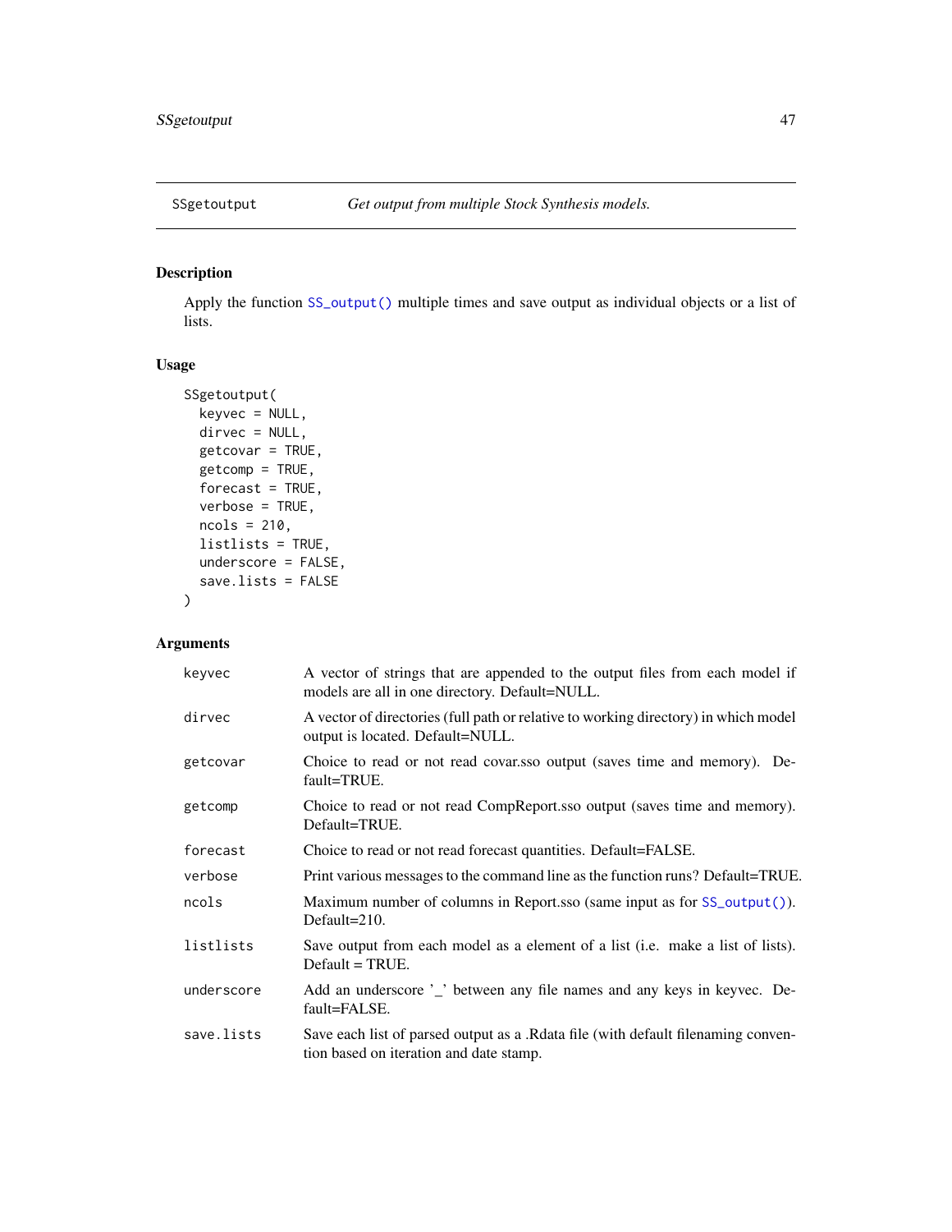## SSgetoutput *Get output from multiple Stock Synthesis models.*

### Description

Apply the function SS_output() multiple times and save output as individual objects or a list of lists.

### Usage

```
SSgetoutput(
  keyvec = NULL,
  dirvec = NULL,
  getcovar = TRUE,
  getcomp = TRUE,
  forecast = TRUE,
  verbose = TRUE,
  ncols = 210,
  listlists = TRUE,
  underscore = FALSE,
  save.lists = FALSE
)
```

### Arguments

| | |
|---|---|
| keyvec | A vector of strings that are appended to the output files from each model if models are all in one directory. Default=NULL. |
| dirvec | A vector of directories (full path or relative to working directory) in which model output is located. Default=NULL. |
| getcovar | Choice to read or not read covar.sso output (saves time and memory). Default=TRUE. |
| getcomp | Choice to read or not read CompReport.sso output (saves time and memory). Default=TRUE. |
| forecast | Choice to read or not read forecast quantities. Default=FALSE. |
| verbose | Print various messages to the command line as the function runs? Default=TRUE. |
| ncols | Maximum number of columns in Report.sso (same input as for SS_output()). Default=210. |
| listlists | Save output from each model as a element of a list (i.e. make a list of lists). Default = TRUE. |
| underscore | Add an underscore '_' between any file names and any keys in keyvec. Default=FALSE. |
| save.lists | Save each list of parsed output as a .Rdata file (with default filenaming convention based on iteration and date stamp. |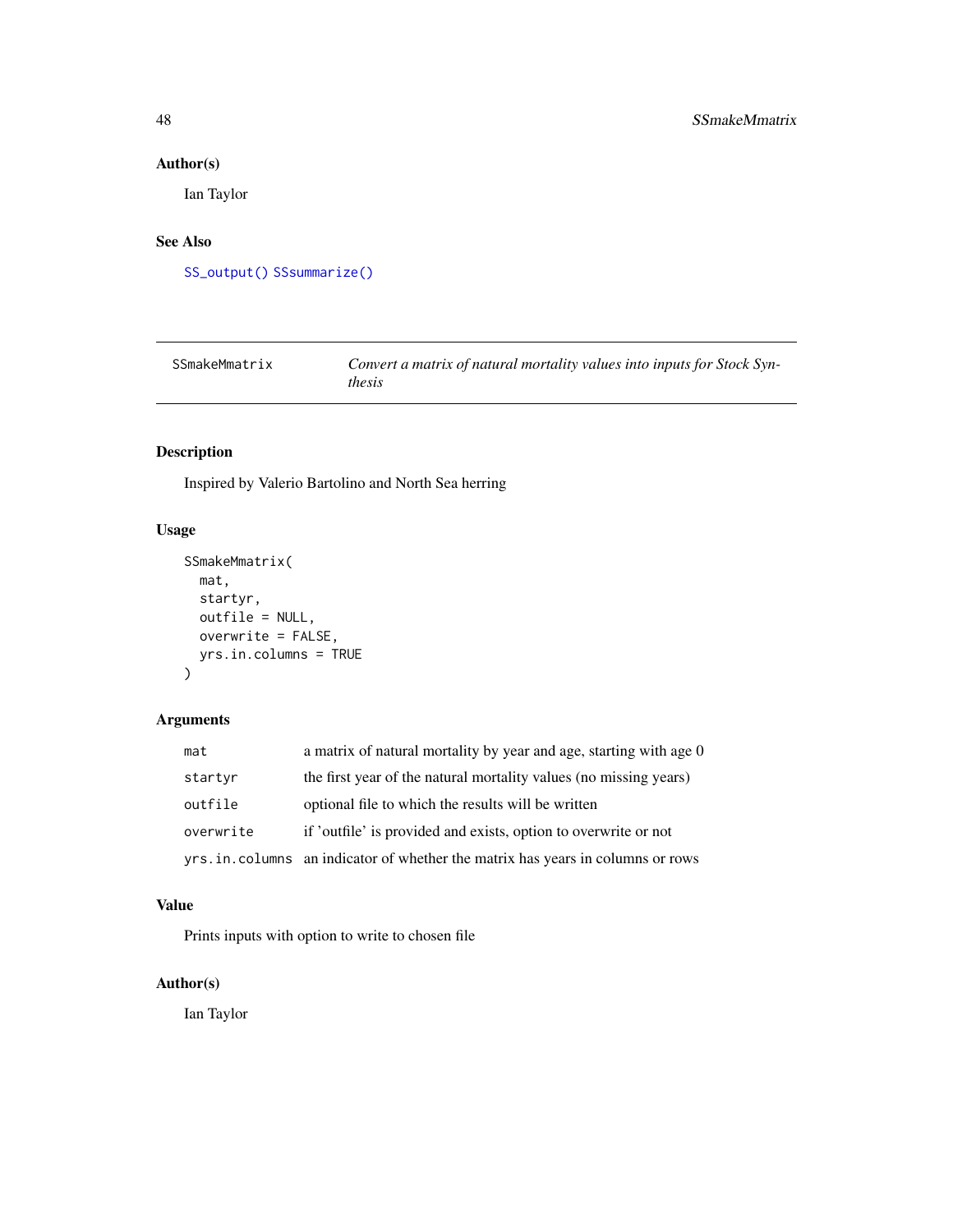## Author(s)

Ian Taylor

## See Also

`SS_output()` `SSsummarize()`

---

# SSmakeMmatrix — *Convert a matrix of natural mortality values into inputs for Stock Synthesis*

---

## Description

Inspired by Valerio Bartolino and North Sea herring

## Usage

```
SSmakeMmatrix(
  mat,
  startyr,
  outfile = NULL,
  overwrite = FALSE,
  yrs.in.columns = TRUE
)
```

## Arguments

| | |
|---|---|
| `mat` | a matrix of natural mortality by year and age, starting with age 0 |
| `startyr` | the first year of the natural mortality values (no missing years) |
| `outfile` | optional file to which the results will be written |
| `overwrite` | if 'outfile' is provided and exists, option to overwrite or not |
| `yrs.in.columns` | an indicator of whether the matrix has years in columns or rows |

## Value

Prints inputs with option to write to chosen file

## Author(s)

Ian Taylor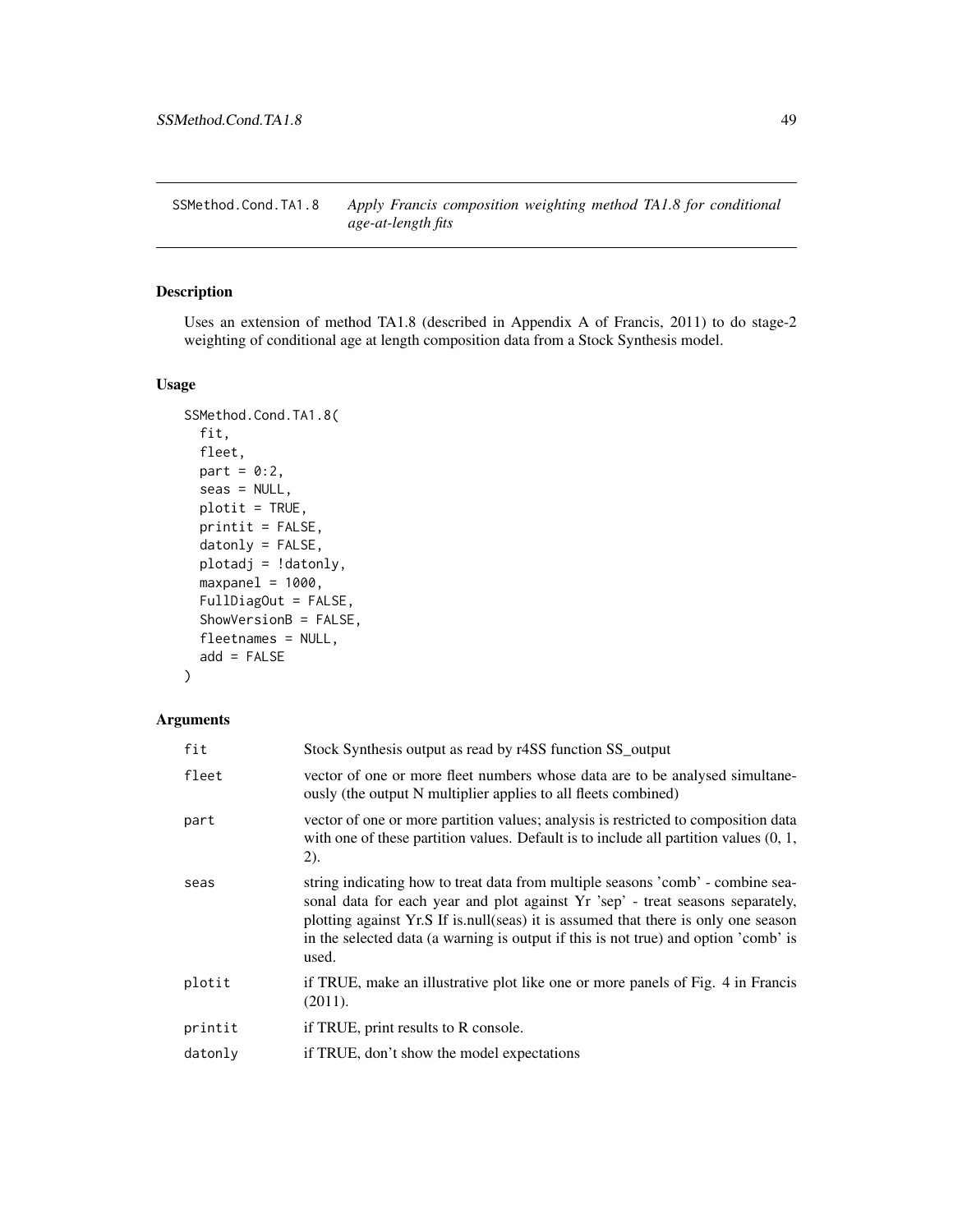## SSMethod.Cond.TA1.8 *Apply Francis composition weighting method TA1.8 for conditional age-at-length fits*

### Description

Uses an extension of method TA1.8 (described in Appendix A of Francis, 2011) to do stage-2 weighting of conditional age at length composition data from a Stock Synthesis model.

### Usage

```
SSMethod.Cond.TA1.8(
  fit,
  fleet,
  part = 0:2,
  seas = NULL,
  plotit = TRUE,
  printit = FALSE,
  datonly = FALSE,
  plotadj = !datonly,
  maxpanel = 1000,
  FullDiagOut = FALSE,
  ShowVersionB = FALSE,
  fleetnames = NULL,
  add = FALSE
)
```

### Arguments

| | |
|---|---|
| fit | Stock Synthesis output as read by r4SS function SS_output |
| fleet | vector of one or more fleet numbers whose data are to be analysed simultaneously (the output N multiplier applies to all fleets combined) |
| part | vector of one or more partition values; analysis is restricted to composition data with one of these partition values. Default is to include all partition values (0, 1, 2). |
| seas | string indicating how to treat data from multiple seasons 'comb' - combine seasonal data for each year and plot against Yr 'sep' - treat seasons separately, plotting against Yr.S If is.null(seas) it is assumed that there is only one season in the selected data (a warning is output if this is not true) and option 'comb' is used. |
| plotit | if TRUE, make an illustrative plot like one or more panels of Fig. 4 in Francis (2011). |
| printit | if TRUE, print results to R console. |
| datonly | if TRUE, don't show the model expectations |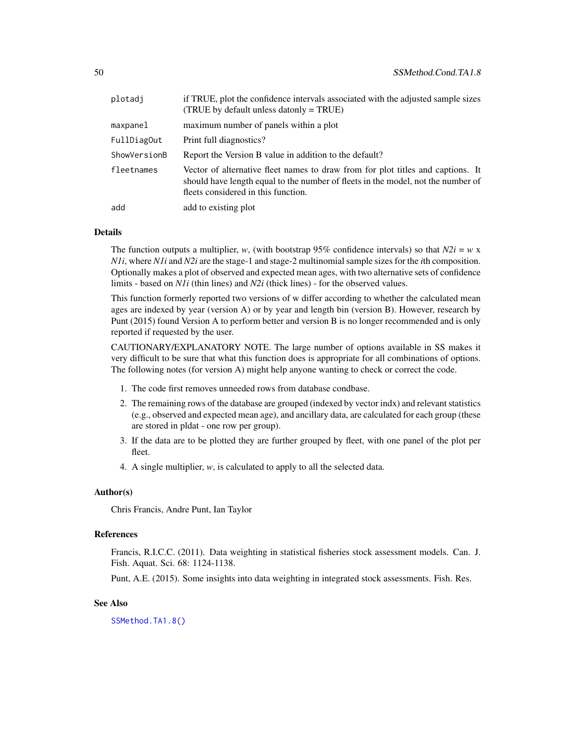| | |
|---|---|
| plotadj | if TRUE, plot the confidence intervals associated with the adjusted sample sizes (TRUE by default unless datonly = TRUE) |
| maxpanel | maximum number of panels within a plot |
| FullDiagOut | Print full diagnostics? |
| ShowVersionB | Report the Version B value in addition to the default? |
| fleetnames | Vector of alternative fleet names to draw from for plot titles and captions. It should have length equal to the number of fleets in the model, not the number of fleets considered in this function. |
| add | add to existing plot |

### Details

The function outputs a multiplier, $w$, (with bootstrap 95% confidence intervals) so that $N2i = w \times N1i$, where $N1i$ and $N2i$ are the stage-1 and stage-2 multinomial sample sizes for the $i$th composition. Optionally makes a plot of observed and expected mean ages, with two alternative sets of confidence limits - based on $N1i$ (thin lines) and $N2i$ (thick lines) - for the observed values.

This function formerly reported two versions of w differ according to whether the calculated mean ages are indexed by year (version A) or by year and length bin (version B). However, research by Punt (2015) found Version A to perform better and version B is no longer recommended and is only reported if requested by the user.

CAUTIONARY/EXPLANATORY NOTE. The large number of options available in SS makes it very difficult to be sure that what this function does is appropriate for all combinations of options. The following notes (for version A) might help anyone wanting to check or correct the code.

1. The code first removes unneeded rows from database condbase.
2. The remaining rows of the database are grouped (indexed by vector indx) and relevant statistics (e.g., observed and expected mean age), and ancillary data, are calculated for each group (these are stored in pldat - one row per group).
3. If the data are to be plotted they are further grouped by fleet, with one panel of the plot per fleet.
4. A single multiplier, $w$, is calculated to apply to all the selected data.

### Author(s)

Chris Francis, Andre Punt, Ian Taylor

### References

Francis, R.I.C.C. (2011). Data weighting in statistical fisheries stock assessment models. Can. J. Fish. Aquat. Sci. 68: 1124-1138.

Punt, A.E. (2015). Some insights into data weighting in integrated stock assessments. Fish. Res.

### See Also

SSMethod.TA1.8()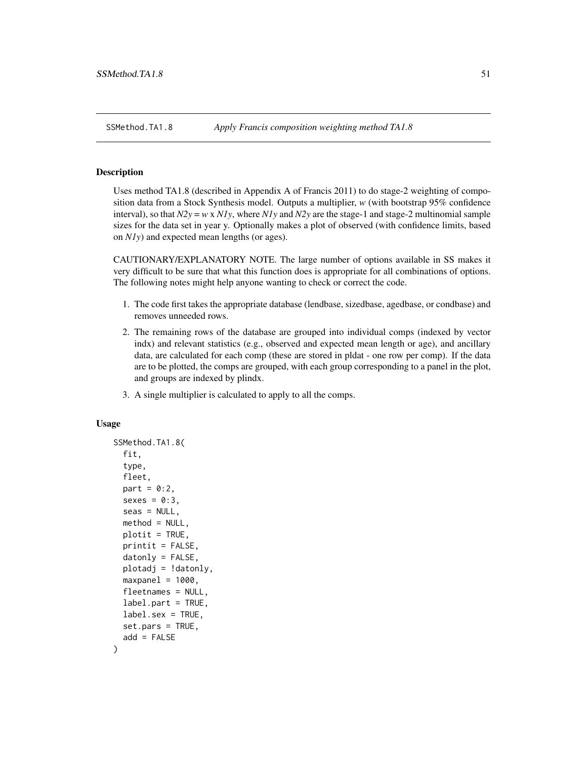## SSMethod.TA1.8 — *Apply Francis composition weighting method TA1.8*

### Description

Uses method TA1.8 (described in Appendix A of Francis 2011) to do stage-2 weighting of composition data from a Stock Synthesis model. Outputs a multiplier, *w* (with bootstrap 95% confidence interval), so that $N2y = w \times N1y$, where $N1y$ and $N2y$ are the stage-1 and stage-2 multinomial sample sizes for the data set in year y. Optionally makes a plot of observed (with confidence limits, based on $N1y$) and expected mean lengths (or ages).

CAUTIONARY/EXPLANATORY NOTE. The large number of options available in SS makes it very difficult to be sure that what this function does is appropriate for all combinations of options. The following notes might help anyone wanting to check or correct the code.

1. The code first takes the appropriate database (lendbase, sizedbase, agedbase, or condbase) and removes unneeded rows.
2. The remaining rows of the database are grouped into individual comps (indexed by vector indx) and relevant statistics (e.g., observed and expected mean length or age), and ancillary data, are calculated for each comp (these are stored in pldat - one row per comp). If the data are to be plotted, the comps are grouped, with each group corresponding to a panel in the plot, and groups are indexed by plindx.
3. A single multiplier is calculated to apply to all the comps.

### Usage

```
SSMethod.TA1.8(
  fit,
  type,
  fleet,
  part = 0:2,
  sexes = 0:3,
  seas = NULL,
  method = NULL,
  plotit = TRUE,
  printit = FALSE,
  datonly = FALSE,
  plotadj = !datonly,
  maxpanel = 1000,
  fleetnames = NULL,
  label.part = TRUE,
  label.sex = TRUE,
  set.pars = TRUE,
  add = FALSE
)
```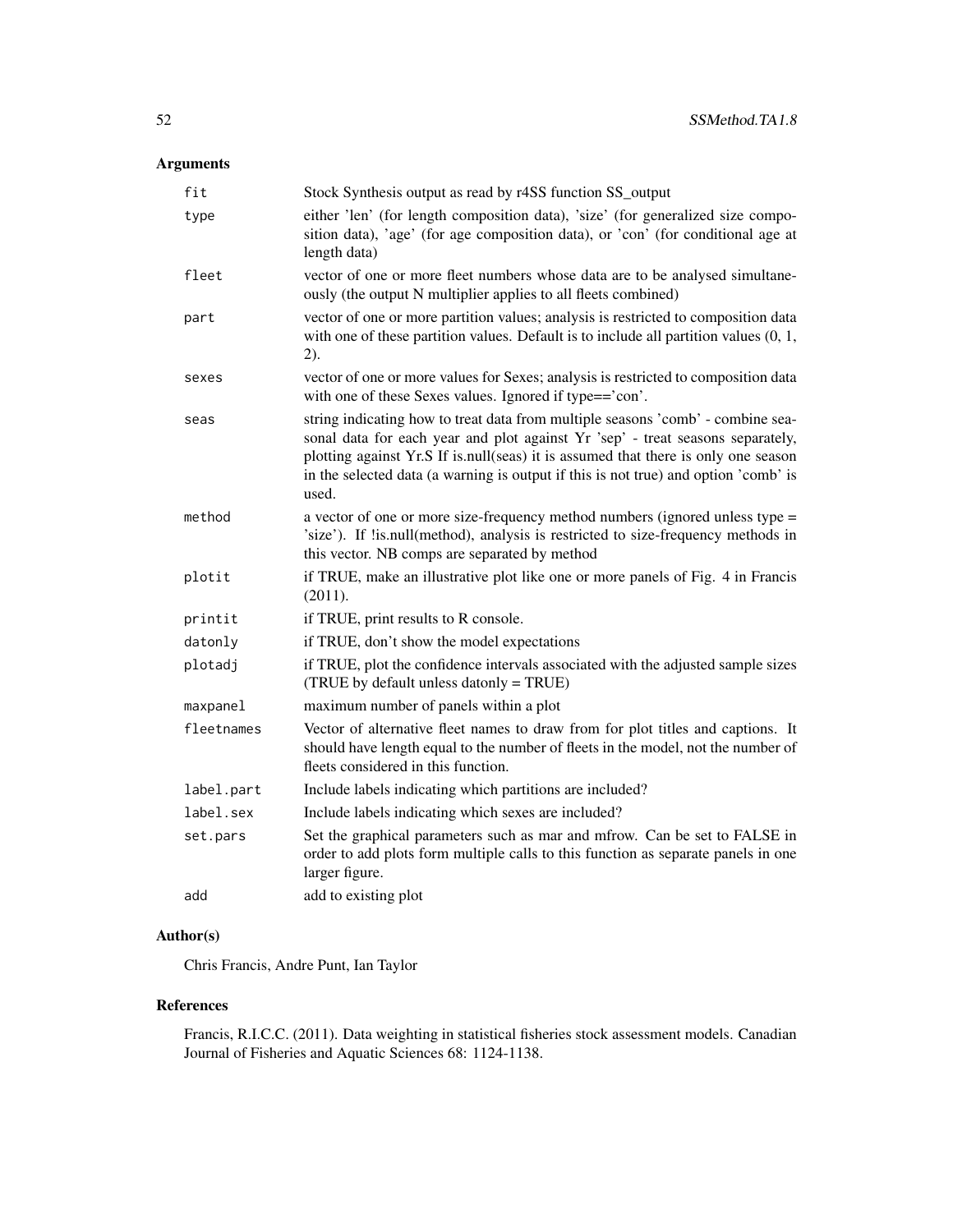## Arguments

| | |
|---|---|
| fit | Stock Synthesis output as read by r4SS function SS_output |
| type | either 'len' (for length composition data), 'size' (for generalized size composition data), 'age' (for age composition data), or 'con' (for conditional age at length data) |
| fleet | vector of one or more fleet numbers whose data are to be analysed simultaneously (the output N multiplier applies to all fleets combined) |
| part | vector of one or more partition values; analysis is restricted to composition data with one of these partition values. Default is to include all partition values (0, 1, 2). |
| sexes | vector of one or more values for Sexes; analysis is restricted to composition data with one of these Sexes values. Ignored if type=='con'. |
| seas | string indicating how to treat data from multiple seasons 'comb' - combine seasonal data for each year and plot against Yr 'sep' - treat seasons separately, plotting against Yr.S If is.null(seas) it is assumed that there is only one season in the selected data (a warning is output if this is not true) and option 'comb' is used. |
| method | a vector of one or more size-frequency method numbers (ignored unless type = 'size'). If !is.null(method), analysis is restricted to size-frequency methods in this vector. NB comps are separated by method |
| plotit | if TRUE, make an illustrative plot like one or more panels of Fig. 4 in Francis (2011). |
| printit | if TRUE, print results to R console. |
| datonly | if TRUE, don't show the model expectations |
| plotadj | if TRUE, plot the confidence intervals associated with the adjusted sample sizes (TRUE by default unless datonly = TRUE) |
| maxpanel | maximum number of panels within a plot |
| fleetnames | Vector of alternative fleet names to draw from for plot titles and captions. It should have length equal to the number of fleets in the model, not the number of fleets considered in this function. |
| label.part | Include labels indicating which partitions are included? |
| label.sex | Include labels indicating which sexes are included? |
| set.pars | Set the graphical parameters such as mar and mfrow. Can be set to FALSE in order to add plots form multiple calls to this function as separate panels in one larger figure. |
| add | add to existing plot |

## Author(s)

Chris Francis, Andre Punt, Ian Taylor

## References

Francis, R.I.C.C. (2011). Data weighting in statistical fisheries stock assessment models. Canadian Journal of Fisheries and Aquatic Sciences 68: 1124-1138.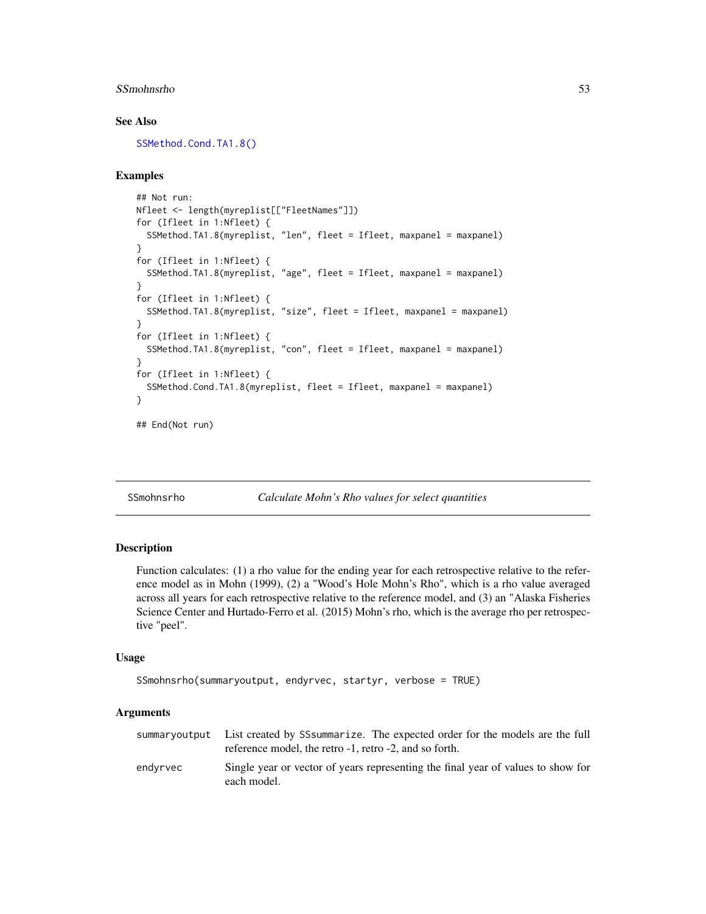### See Also

SSMethod.Cond.TA1.8()

### Examples

```
## Not run:
Nfleet <- length(myreplist[["FleetNames"]])
for (Ifleet in 1:Nfleet) {
  SSMethod.TA1.8(myreplist, "len", fleet = Ifleet, maxpanel = maxpanel)
}
for (Ifleet in 1:Nfleet) {
  SSMethod.TA1.8(myreplist, "age", fleet = Ifleet, maxpanel = maxpanel)
}
for (Ifleet in 1:Nfleet) {
  SSMethod.TA1.8(myreplist, "size", fleet = Ifleet, maxpanel = maxpanel)
}
for (Ifleet in 1:Nfleet) {
  SSMethod.TA1.8(myreplist, "con", fleet = Ifleet, maxpanel = maxpanel)
}
for (Ifleet in 1:Nfleet) {
  SSMethod.Cond.TA1.8(myreplist, fleet = Ifleet, maxpanel = maxpanel)
}

## End(Not run)
```

---

## SSmohnsrho — *Calculate Mohn's Rho values for select quantities*

### Description

Function calculates: (1) a rho value for the ending year for each retrospective relative to the reference model as in Mohn (1999), (2) a "Wood's Hole Mohn's Rho", which is a rho value averaged across all years for each retrospective relative to the reference model, and (3) an "Alaska Fisheries Science Center and Hurtado-Ferro et al. (2015) Mohn's rho, which is the average rho per retrospective "peel".

### Usage

```
SSmohnsrho(summaryoutput, endyrvec, startyr, verbose = TRUE)
```

### Arguments

| | |
|---|---|
| summaryoutput | List created by SSsummarize. The expected order for the models are the full reference model, the retro -1, retro -2, and so forth. |
| endyrvec | Single year or vector of years representing the final year of values to show for each model. |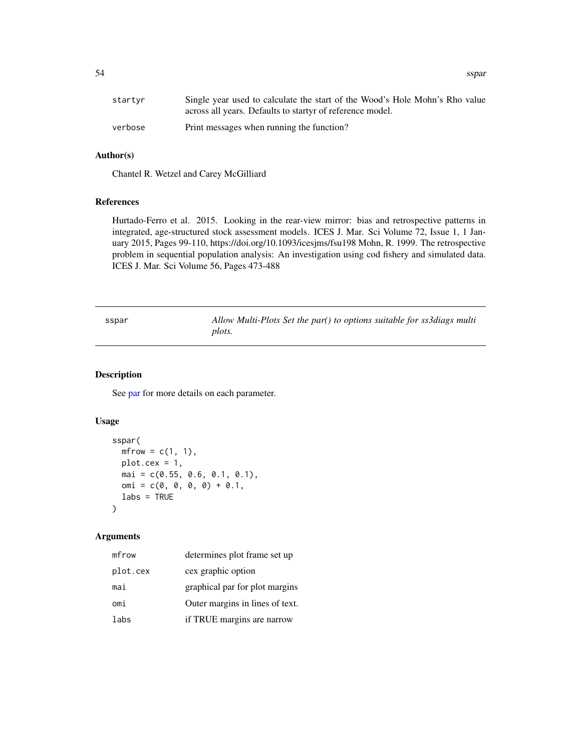| | |
|---|---|
| startyr | Single year used to calculate the start of the Wood's Hole Mohn's Rho value across all years. Defaults to startyr of reference model. |
| verbose | Print messages when running the function? |

### Author(s)

Chantel R. Wetzel and Carey McGilliard

### References

Hurtado-Ferro et al. 2015. Looking in the rear-view mirror: bias and retrospective patterns in integrated, age-structured stock assessment models. ICES J. Mar. Sci Volume 72, Issue 1, 1 January 2015, Pages 99-110, https://doi.org/10.1093/icesjms/fsu198 Mohn, R. 1999. The retrospective problem in sequential population analysis: An investigation using cod fishery and simulated data. ICES J. Mar. Sci Volume 56, Pages 473-488

---

## sspar — *Allow Multi-Plots Set the par() to options suitable for ss3diags multi plots.*

---

### Description

See par for more details on each parameter.

### Usage

```
sspar(
  mfrow = c(1, 1),
  plot.cex = 1,
  mai = c(0.55, 0.6, 0.1, 0.1),
  omi = c(0, 0, 0, 0) + 0.1,
  labs = TRUE
)
```

### Arguments

| | |
|---|---|
| mfrow | determines plot frame set up |
| plot.cex | cex graphic option |
| mai | graphical par for plot margins |
| omi | Outer margins in lines of text. |
| labs | if TRUE margins are narrow |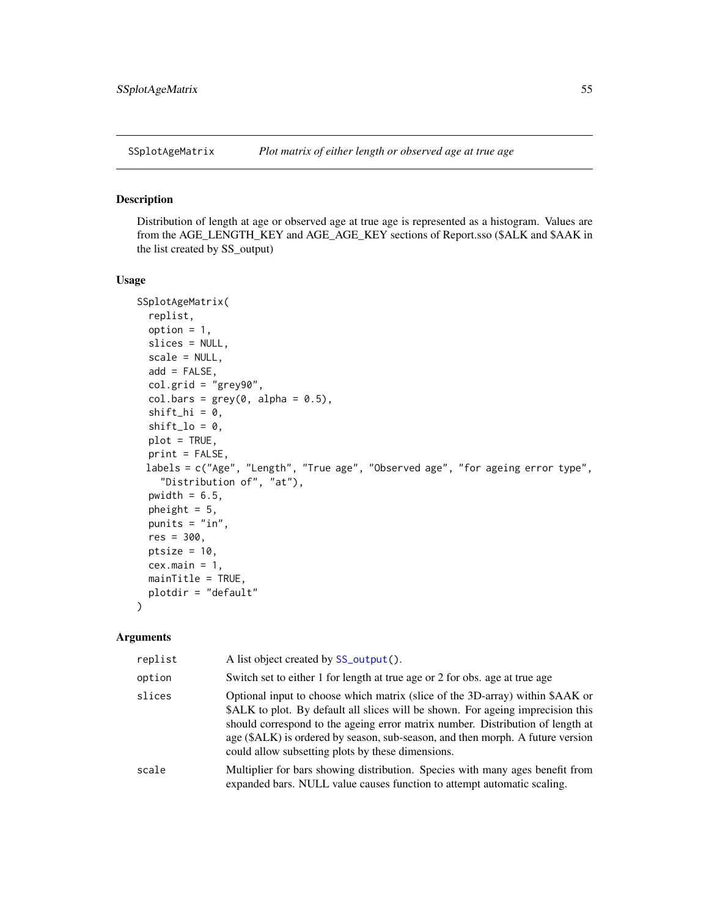## SSplotAgeMatrix — *Plot matrix of either length or observed age at true age*

### Description

Distribution of length at age or observed age at true age is represented as a histogram. Values are from the AGE_LENGTH_KEY and AGE_AGE_KEY sections of Report.sso ($ALK and $AAK in the list created by SS_output)

### Usage

```
SSplotAgeMatrix(
  replist,
  option = 1,
  slices = NULL,
  scale = NULL,
  add = FALSE,
  col.grid = "grey90",
  col.bars = grey(0, alpha = 0.5),
  shift_hi = 0,
  shift_lo = 0,
  plot = TRUE,
  print = FALSE,
 labels = c("Age", "Length", "True age", "Observed age", "for ageing error type",
    "Distribution of", "at"),
  pwidth = 6.5,
  pheight = 5,
  punits = "in",
  res = 300,
  ptsize = 10,
  cex.main = 1,
  mainTitle = TRUE,
  plotdir = "default"
)
```

### Arguments

| | |
|---|---|
| replist | A list object created by SS_output(). |
| option | Switch set to either 1 for length at true age or 2 for obs. age at true age |
| slices | Optional input to choose which matrix (slice of the 3D-array) within $AAK or $ALK to plot. By default all slices will be shown. For ageing imprecision this should correspond to the ageing error matrix number. Distribution of length at age ($ALK) is ordered by season, sub-season, and then morph. A future version could allow subsetting plots by these dimensions. |
| scale | Multiplier for bars showing distribution. Species with many ages benefit from expanded bars. NULL value causes function to attempt automatic scaling. |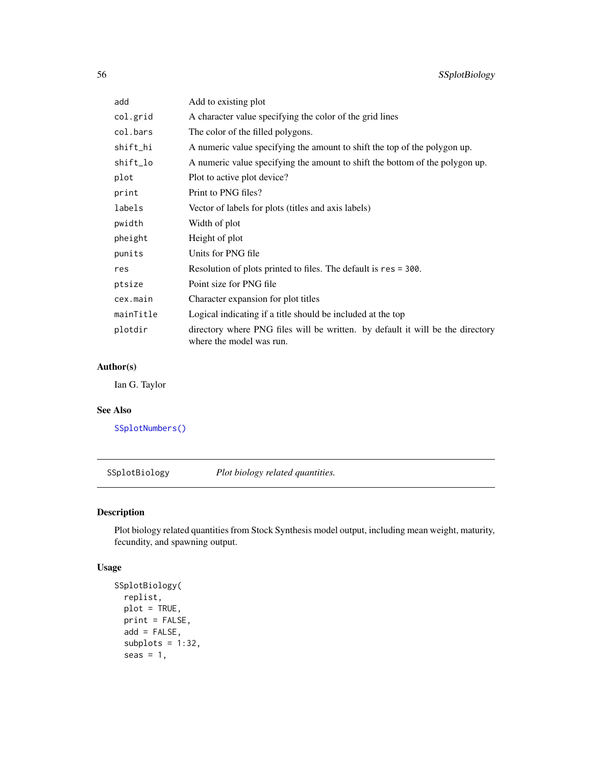| | |
|---|---|
| add | Add to existing plot |
| col.grid | A character value specifying the color of the grid lines |
| col.bars | The color of the filled polygons. |
| shift_hi | A numeric value specifying the amount to shift the top of the polygon up. |
| shift_lo | A numeric value specifying the amount to shift the bottom of the polygon up. |
| plot | Plot to active plot device? |
| print | Print to PNG files? |
| labels | Vector of labels for plots (titles and axis labels) |
| pwidth | Width of plot |
| pheight | Height of plot |
| punits | Units for PNG file |
| res | Resolution of plots printed to files. The default is `res = 300`. |
| ptsize | Point size for PNG file |
| cex.main | Character expansion for plot titles |
| mainTitle | Logical indicating if a title should be included at the top |
| plotdir | directory where PNG files will be written. by default it will be the directory where the model was run. |

## Author(s)

Ian G. Taylor

## See Also

`SSplotNumbers()`

---

# SSplotBiology — *Plot biology related quantities.*

## Description

Plot biology related quantities from Stock Synthesis model output, including mean weight, maturity, fecundity, and spawning output.

## Usage

```
SSplotBiology(
  replist,
  plot = TRUE,
  print = FALSE,
  add = FALSE,
  subplots = 1:32,
  seas = 1,
```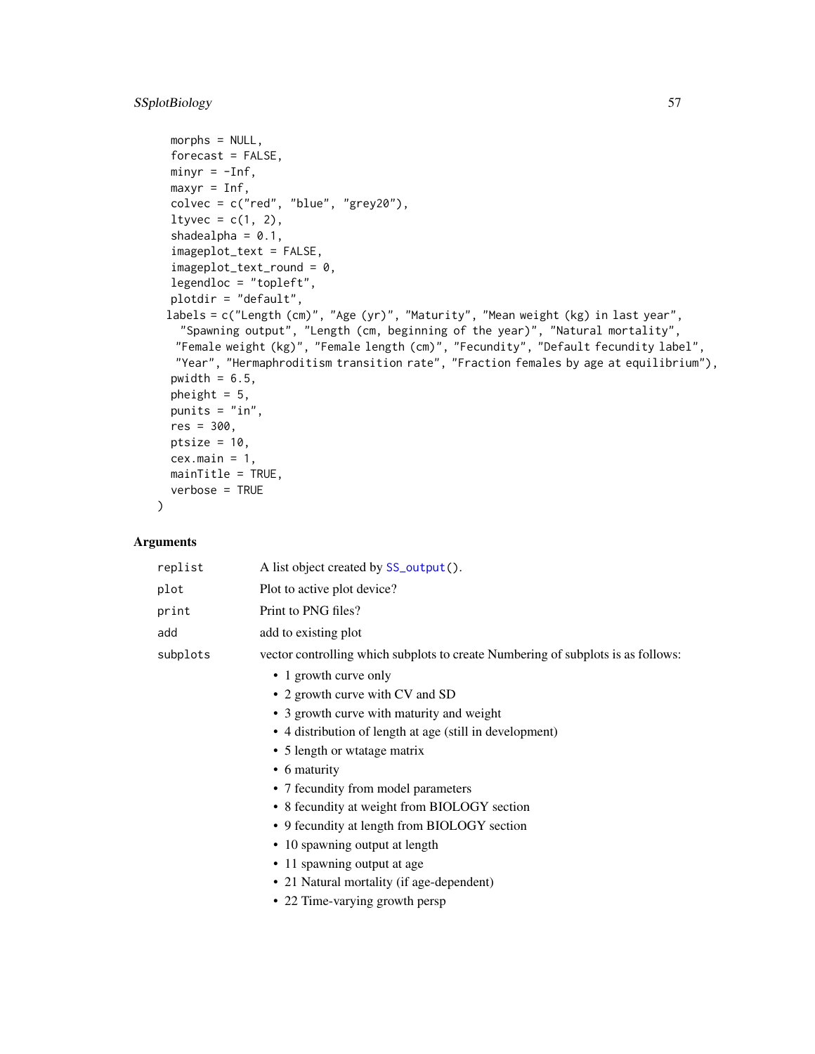```
  morphs = NULL,
  forecast = FALSE,
  minyr = -Inf,
  maxyr = Inf,
  colvec = c("red", "blue", "grey20"),
  ltyvec = c(1, 2),
  shadealpha = 0.1,
  imageplot_text = FALSE,
  imageplot_text_round = 0,
  legendloc = "topleft",
  plotdir = "default",
 labels = c("Length (cm)", "Age (yr)", "Maturity", "Mean weight (kg) in last year",
   "Spawning output", "Length (cm, beginning of the year)", "Natural mortality",
  "Female weight (kg)", "Female length (cm)", "Fecundity", "Default fecundity label",
  "Year", "Hermaphroditism transition rate", "Fraction females by age at equilibrium"),
  pwidth = 6.5,
  pheight = 5,
  punits = "in",
  res = 300,
  ptsize = 10,
  cex.main = 1,
  mainTitle = TRUE,
  verbose = TRUE
)
```

## Arguments

| | |
|---|---|
| replist | A list object created by SS_output(). |
| plot | Plot to active plot device? |
| print | Print to PNG files? |
| add | add to existing plot |
| subplots | vector controlling which subplots to create Numbering of subplots is as follows: |

- 1 growth curve only
- 2 growth curve with CV and SD
- 3 growth curve with maturity and weight
- 4 distribution of length at age (still in development)
- 5 length or wtatage matrix
- 6 maturity
- 7 fecundity from model parameters
- 8 fecundity at weight from BIOLOGY section
- 9 fecundity at length from BIOLOGY section
- 10 spawning output at length
- 11 spawning output at age
- 21 Natural mortality (if age-dependent)
- 22 Time-varying growth persp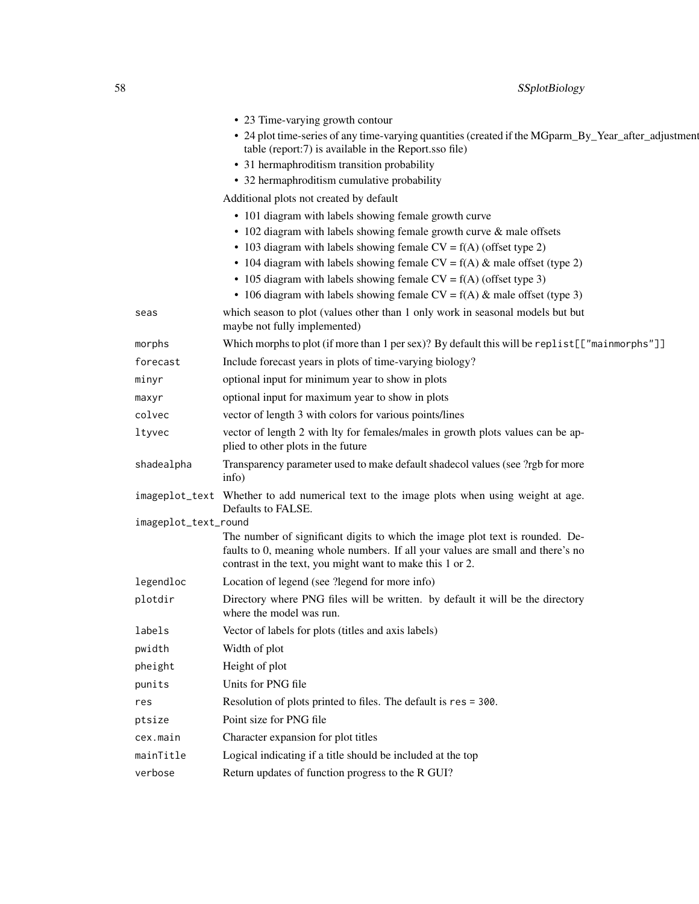- 23 Time-varying growth contour
- 24 plot time-series of any time-varying quantities (created if the MGparm_By_Year_after_adjustment table (report:7) is available in the Report.sso file)
- 31 hermaphroditism transition probability
- 32 hermaphroditism cumulative probability

Additional plots not created by default

- 101 diagram with labels showing female growth curve
- 102 diagram with labels showing female growth curve & male offsets
- 103 diagram with labels showing female CV = f(A) (offset type 2)
- 104 diagram with labels showing female CV = f(A) & male offset (type 2)
- 105 diagram with labels showing female CV = f(A) (offset type 3)
- 106 diagram with labels showing female CV = f(A) & male offset (type 3)

`seas` which season to plot (values other than 1 only work in seasonal models but but maybe not fully implemented)

`morphs` Which morphs to plot (if more than 1 per sex)? By default this will be `replist[["mainmorphs"]]`

`forecast` Include forecast years in plots of time-varying biology?

`minyr` optional input for minimum year to show in plots

`maxyr` optional input for maximum year to show in plots

`colvec` vector of length 3 with colors for various points/lines

`ltyvec` vector of length 2 with lty for females/males in growth plots values can be applied to other plots in the future

`shadealpha` Transparency parameter used to make default shadecol values (see ?rgb for more info)

`imageplot_text` Whether to add numerical text to the image plots when using weight at age. Defaults to FALSE.

`imageplot_text_round` The number of significant digits to which the image plot text is rounded. Defaults to 0, meaning whole numbers. If all your values are small and there's no contrast in the text, you might want to make this 1 or 2.

`legendloc` Location of legend (see ?legend for more info)

`plotdir` Directory where PNG files will be written. by default it will be the directory where the model was run.

`labels` Vector of labels for plots (titles and axis labels)

`pwidth` Width of plot

`pheight` Height of plot

`punits` Units for PNG file

`res` Resolution of plots printed to files. The default is `res = 300`.

`ptsize` Point size for PNG file

`cex.main` Character expansion for plot titles

`mainTitle` Logical indicating if a title should be included at the top

`verbose` Return updates of function progress to the R GUI?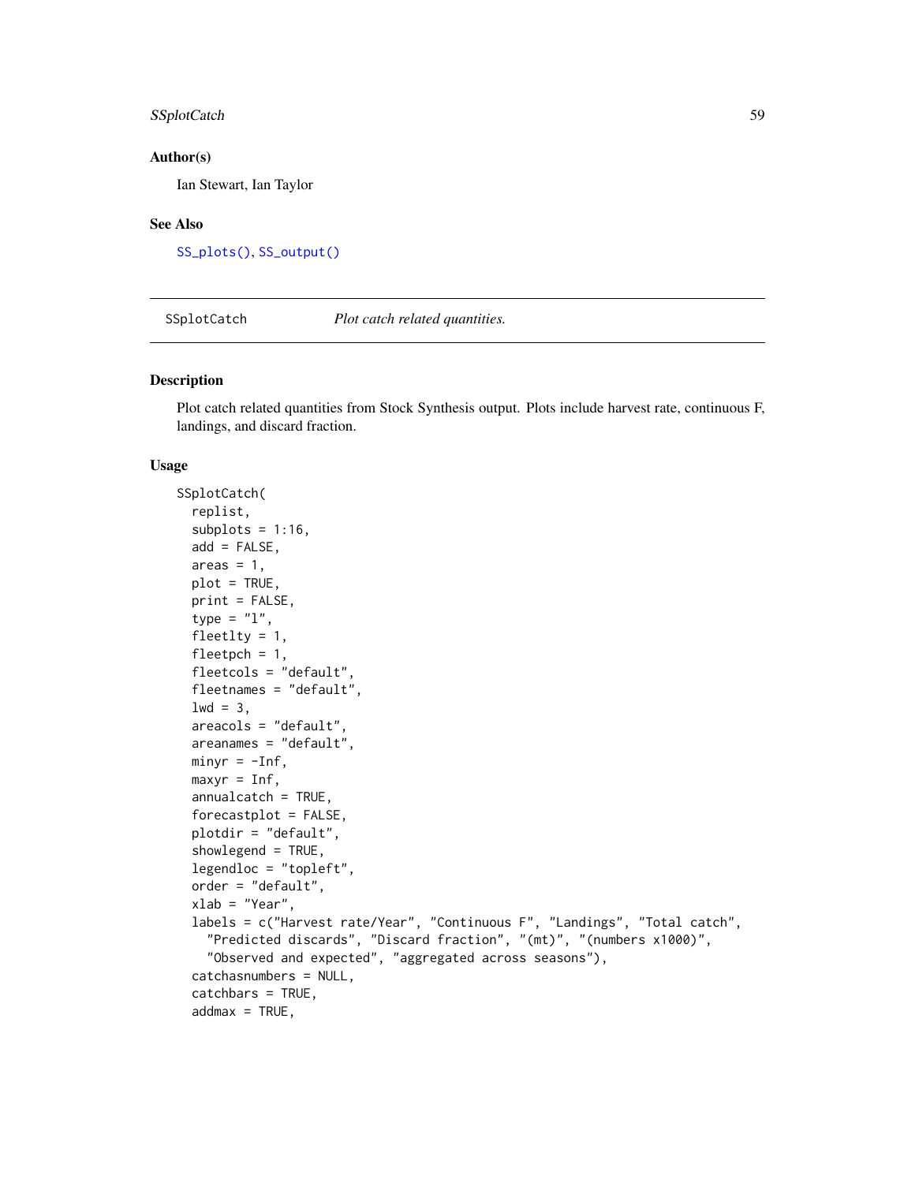## Author(s)

Ian Stewart, Ian Taylor

## See Also

SS_plots(), SS_output()

---

# SSplotCatch — *Plot catch related quantities.*

## Description

Plot catch related quantities from Stock Synthesis output. Plots include harvest rate, continuous F, landings, and discard fraction.

## Usage

```
SSplotCatch(
  replist,
  subplots = 1:16,
  add = FALSE,
  areas = 1,
  plot = TRUE,
  print = FALSE,
  type = "l",
  fleetlty = 1,
  fleetpch = 1,
  fleetcols = "default",
  fleetnames = "default",
  lwd = 3,
  areacols = "default",
  areanames = "default",
  minyr = -Inf,
  maxyr = Inf,
  annualcatch = TRUE,
  forecastplot = FALSE,
  plotdir = "default",
  showlegend = TRUE,
  legendloc = "topleft",
  order = "default",
  xlab = "Year",
  labels = c("Harvest rate/Year", "Continuous F", "Landings", "Total catch",
    "Predicted discards", "Discard fraction", "(mt)", "(numbers x1000)",
    "Observed and expected", "aggregated across seasons"),
  catchasnumbers = NULL,
  catchbars = TRUE,
  addmax = TRUE,
```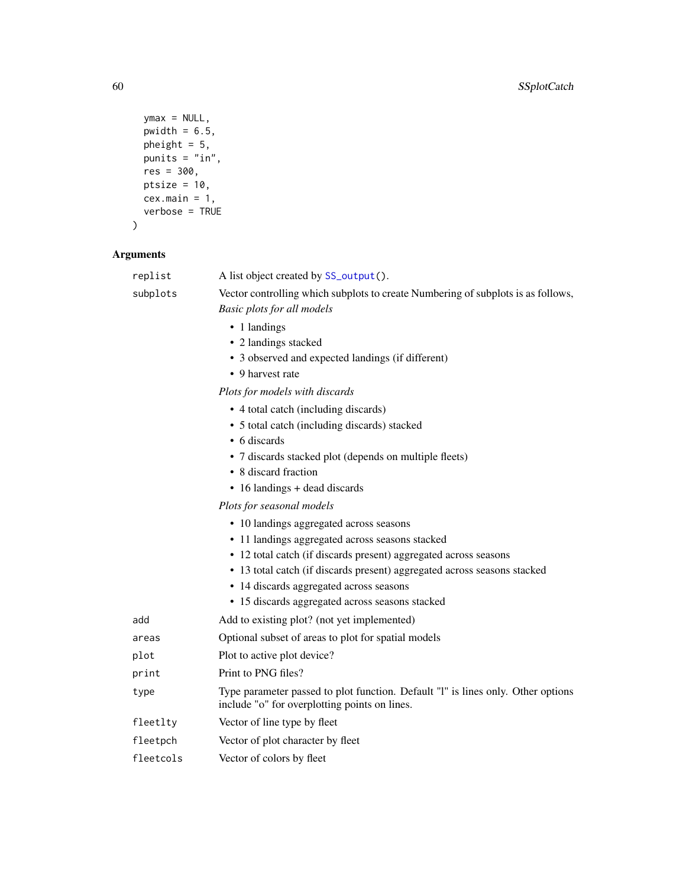```
  ymax = NULL,
  pwidth = 6.5,
  pheight = 5,
  punits = "in",
  res = 300,
  ptsize = 10,
  cex.main = 1,
  verbose = TRUE
)
```

## Arguments

| | |
|---|---|
| `replist` | A list object created by `SS_output()`. |
| `subplots` | Vector controlling which subplots to create Numbering of subplots is as follows, *Basic plots for all models* • 1 landings • 2 landings stacked • 3 observed and expected landings (if different) • 9 harvest rate *Plots for models with discards* • 4 total catch (including discards) • 5 total catch (including discards) stacked • 6 discards • 7 discards stacked plot (depends on multiple fleets) • 8 discard fraction • 16 landings + dead discards *Plots for seasonal models* • 10 landings aggregated across seasons • 11 landings aggregated across seasons stacked • 12 total catch (if discards present) aggregated across seasons • 13 total catch (if discards present) aggregated across seasons stacked • 14 discards aggregated across seasons • 15 discards aggregated across seasons stacked |
| `add` | Add to existing plot? (not yet implemented) |
| `areas` | Optional subset of areas to plot for spatial models |
| `plot` | Plot to active plot device? |
| `print` | Print to PNG files? |
| `type` | Type parameter passed to plot function. Default "l" is lines only. Other options include "o" for overplotting points on lines. |
| `fleetlty` | Vector of line type by fleet |
| `fleetpch` | Vector of plot character by fleet |
| `fleetcols` | Vector of colors by fleet |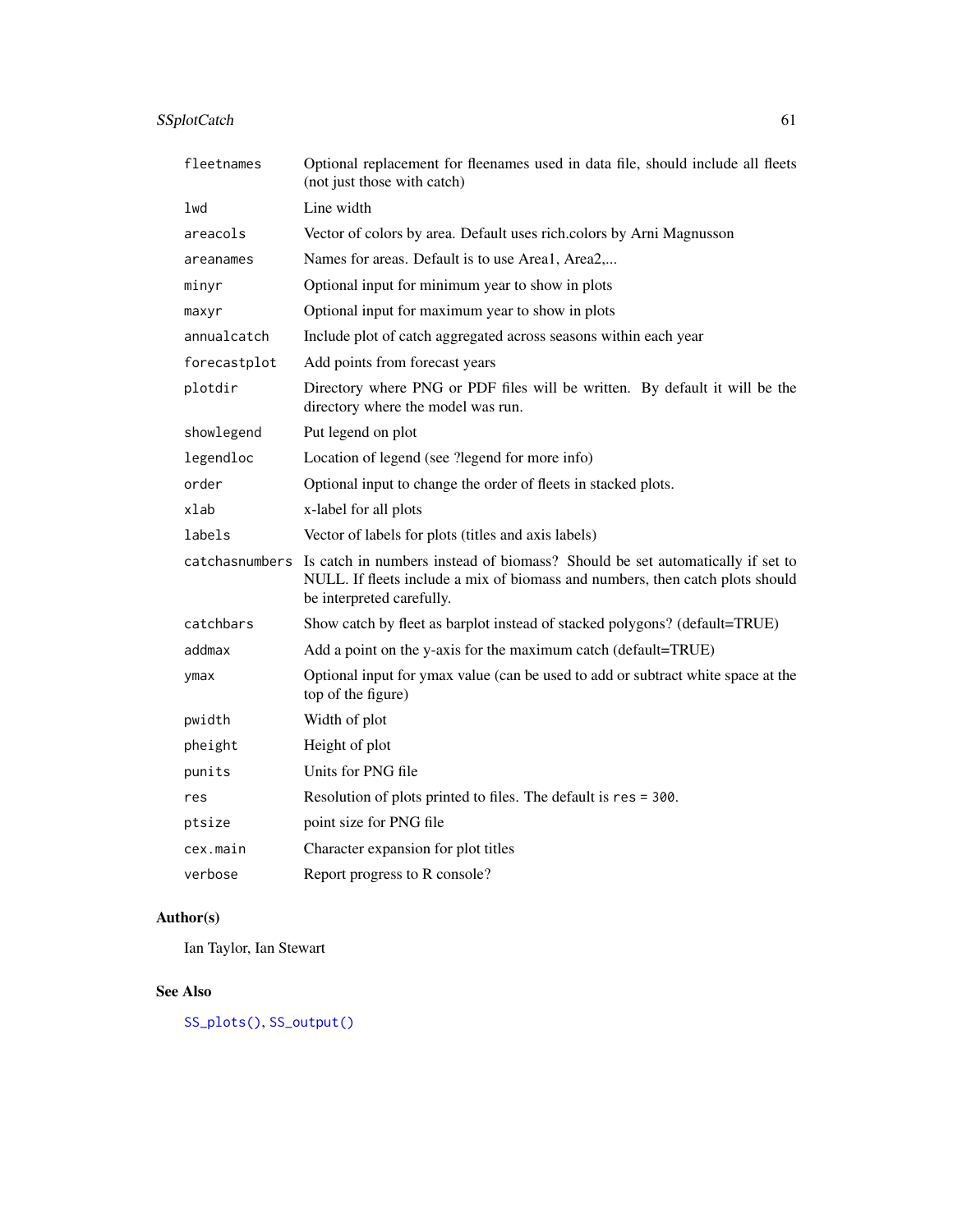| | |
|---|---|
| `fleetnames` | Optional replacement for fleenames used in data file, should include all fleets (not just those with catch) |
| `lwd` | Line width |
| `areacols` | Vector of colors by area. Default uses rich.colors by Arni Magnusson |
| `areanames` | Names for areas. Default is to use Area1, Area2,... |
| `minyr` | Optional input for minimum year to show in plots |
| `maxyr` | Optional input for maximum year to show in plots |
| `annualcatch` | Include plot of catch aggregated across seasons within each year |
| `forecastplot` | Add points from forecast years |
| `plotdir` | Directory where PNG or PDF files will be written. By default it will be the directory where the model was run. |
| `showlegend` | Put legend on plot |
| `legendloc` | Location of legend (see ?legend for more info) |
| `order` | Optional input to change the order of fleets in stacked plots. |
| `xlab` | x-label for all plots |
| `labels` | Vector of labels for plots (titles and axis labels) |
| `catchasnumbers` | Is catch in numbers instead of biomass? Should be set automatically if set to NULL. If fleets include a mix of biomass and numbers, then catch plots should be interpreted carefully. |
| `catchbars` | Show catch by fleet as barplot instead of stacked polygons? (default=TRUE) |
| `addmax` | Add a point on the y-axis for the maximum catch (default=TRUE) |
| `ymax` | Optional input for ymax value (can be used to add or subtract white space at the top of the figure) |
| `pwidth` | Width of plot |
| `pheight` | Height of plot |
| `punits` | Units for PNG file |
| `res` | Resolution of plots printed to files. The default is `res = 300`. |
| `ptsize` | point size for PNG file |
| `cex.main` | Character expansion for plot titles |
| `verbose` | Report progress to R console? |

## Author(s)

Ian Taylor, Ian Stewart

## See Also

`SS_plots()`, `SS_output()`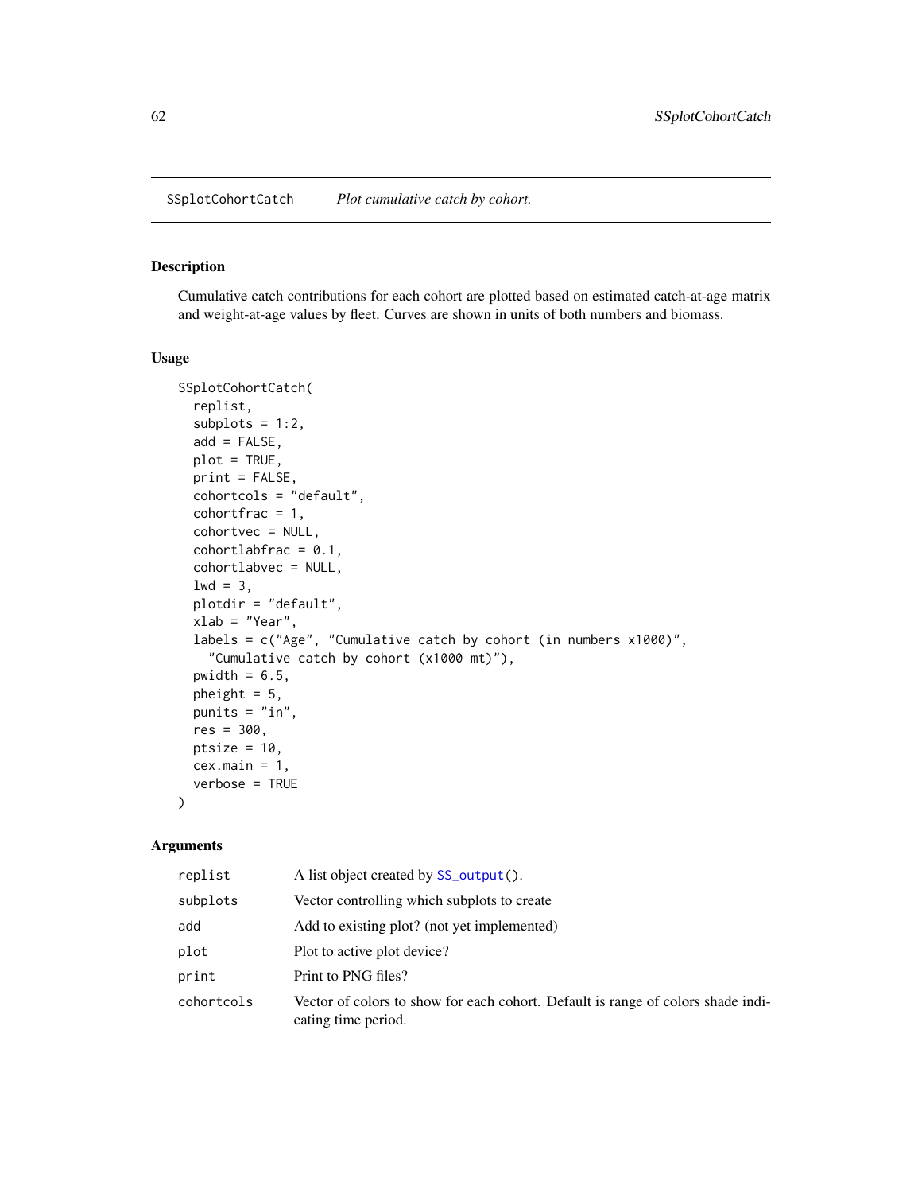## SSplotCohortCatch *Plot cumulative catch by cohort.*

### Description

Cumulative catch contributions for each cohort are plotted based on estimated catch-at-age matrix and weight-at-age values by fleet. Curves are shown in units of both numbers and biomass.

### Usage

```
SSplotCohortCatch(
  replist,
  subplots = 1:2,
  add = FALSE,
  plot = TRUE,
  print = FALSE,
  cohortcols = "default",
  cohortfrac = 1,
  cohortvec = NULL,
  cohortlabfrac = 0.1,
  cohortlabvec = NULL,
  lwd = 3,
  plotdir = "default",
  xlab = "Year",
  labels = c("Age", "Cumulative catch by cohort (in numbers x1000)",
    "Cumulative catch by cohort (x1000 mt)"),
  pwidth = 6.5,
  pheight = 5,
  punits = "in",
  res = 300,
  ptsize = 10,
  cex.main = 1,
  verbose = TRUE
)
```

### Arguments

| | |
|---|---|
| replist | A list object created by SS_output(). |
| subplots | Vector controlling which subplots to create |
| add | Add to existing plot? (not yet implemented) |
| plot | Plot to active plot device? |
| print | Print to PNG files? |
| cohortcols | Vector of colors to show for each cohort. Default is range of colors shade indicating time period. |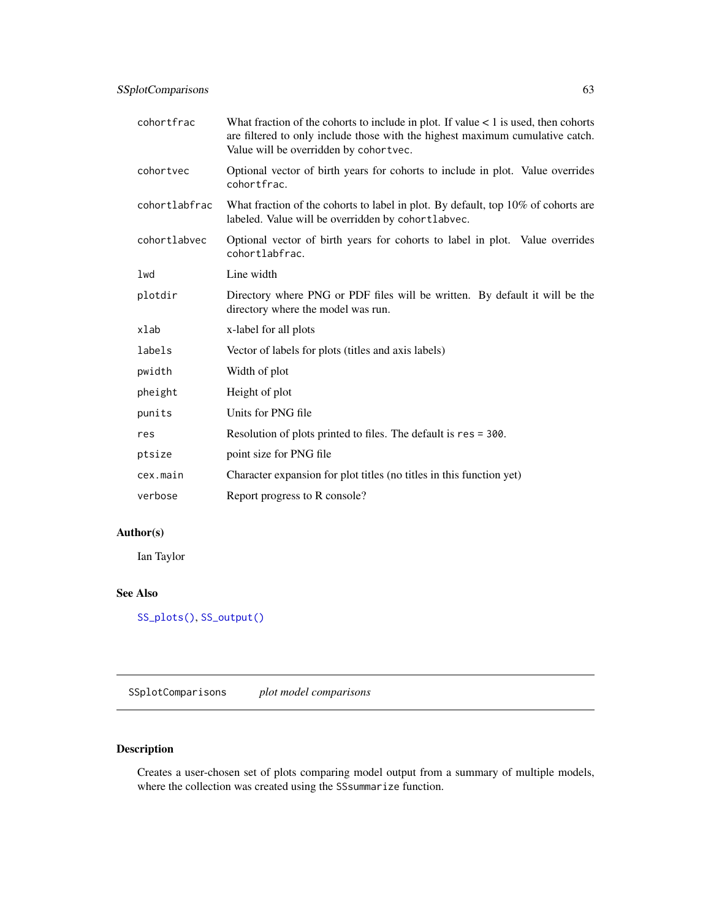| | |
|---|---|
| `cohortfrac` | What fraction of the cohorts to include in plot. If value < 1 is used, then cohorts are filtered to only include those with the highest maximum cumulative catch. Value will be overridden by `cohortvec`. |
| `cohortvec` | Optional vector of birth years for cohorts to include in plot. Value overrides `cohortfrac`. |
| `cohortlabfrac` | What fraction of the cohorts to label in plot. By default, top 10% of cohorts are labeled. Value will be overridden by `cohortlabvec`. |
| `cohortlabvec` | Optional vector of birth years for cohorts to label in plot. Value overrides `cohortlabfrac`. |
| `lwd` | Line width |
| `plotdir` | Directory where PNG or PDF files will be written. By default it will be the directory where the model was run. |
| `xlab` | x-label for all plots |
| `labels` | Vector of labels for plots (titles and axis labels) |
| `pwidth` | Width of plot |
| `pheight` | Height of plot |
| `punits` | Units for PNG file |
| `res` | Resolution of plots printed to files. The default is `res = 300`. |
| `ptsize` | point size for PNG file |
| `cex.main` | Character expansion for plot titles (no titles in this function yet) |
| `verbose` | Report progress to R console? |

### Author(s)

Ian Taylor

### See Also

`SS_plots()`, `SS_output()`

---

## `SSplotComparisons` *plot model comparisons*

---

### Description

Creates a user-chosen set of plots comparing model output from a summary of multiple models, where the collection was created using the `SSsummarize` function.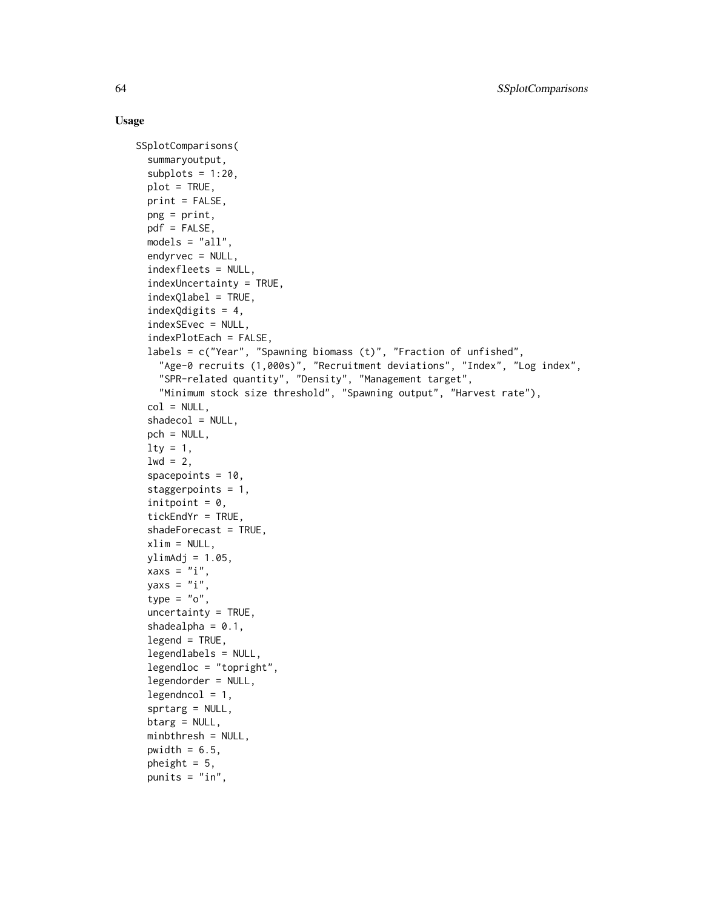### Usage

```
SSplotComparisons(
  summaryoutput,
  subplots = 1:20,
  plot = TRUE,
  print = FALSE,
  png = print,
  pdf = FALSE,
  models = "all",
  endyrvec = NULL,
  indexfleets = NULL,
  indexUncertainty = TRUE,
  indexQlabel = TRUE,
  indexQdigits = 4,
  indexSEvec = NULL,
  indexPlotEach = FALSE,
  labels = c("Year", "Spawning biomass (t)", "Fraction of unfished",
    "Age-0 recruits (1,000s)", "Recruitment deviations", "Index", "Log index",
    "SPR-related quantity", "Density", "Management target",
    "Minimum stock size threshold", "Spawning output", "Harvest rate"),
  col = NULL,
  shadecol = NULL,
  pch = NULL,
  lty = 1,
  lwd = 2,
  spacepoints = 10,
  staggerpoints = 1,
  initpoint = 0,
  tickEndYr = TRUE,
  shadeForecast = TRUE,
  xlim = NULL,
  ylimAdj = 1.05,
  xaxs = "i",
  yaxs = "i",
  type = "o",
  uncertainty = TRUE,
  shadealpha = 0.1,
  legend = TRUE,
  legendlabels = NULL,
  legendloc = "topright",
  legendorder = NULL,
  legendncol = 1,
  sprtarg = NULL,
  btarg = NULL,
  minbthresh = NULL,
  pwidth = 6.5,
  pheight = 5,
  punits = "in",
```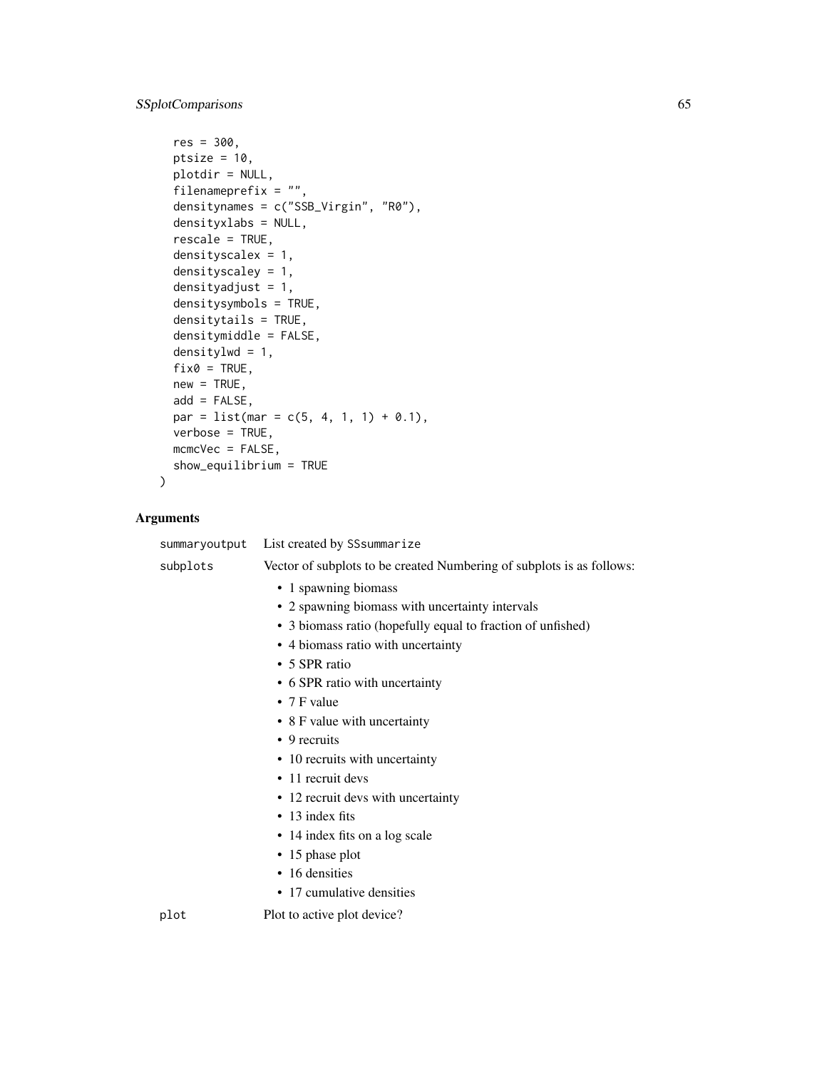```
  res = 300,
  ptsize = 10,
  plotdir = NULL,
  filenameprefix = "",
  densitynames = c("SSB_Virgin", "R0"),
  densityxlabs = NULL,
  rescale = TRUE,
  densityscalex = 1,
  densityscaley = 1,
  densityadjust = 1,
  densitysymbols = TRUE,
  densitytails = TRUE,
  densitymiddle = FALSE,
  densitylwd = 1,
  fix0 = TRUE,
  new = TRUE,
  add = FALSE,
  par = list(mar = c(5, 4, 1, 1) + 0.1),
  verbose = TRUE,
  mcmcVec = FALSE,
  show_equilibrium = TRUE
)
```

## Arguments

`summaryoutput` List created by `SSsummarize`

`subplots` Vector of subplots to be created Numbering of subplots is as follows:

- 1 spawning biomass
- 2 spawning biomass with uncertainty intervals
- 3 biomass ratio (hopefully equal to fraction of unfished)
- 4 biomass ratio with uncertainty
- 5 SPR ratio
- 6 SPR ratio with uncertainty
- 7 F value
- 8 F value with uncertainty
- 9 recruits
- 10 recruits with uncertainty
- 11 recruit devs
- 12 recruit devs with uncertainty
- 13 index fits
- 14 index fits on a log scale
- 15 phase plot
- 16 densities
- 17 cumulative densities

`plot` Plot to active plot device?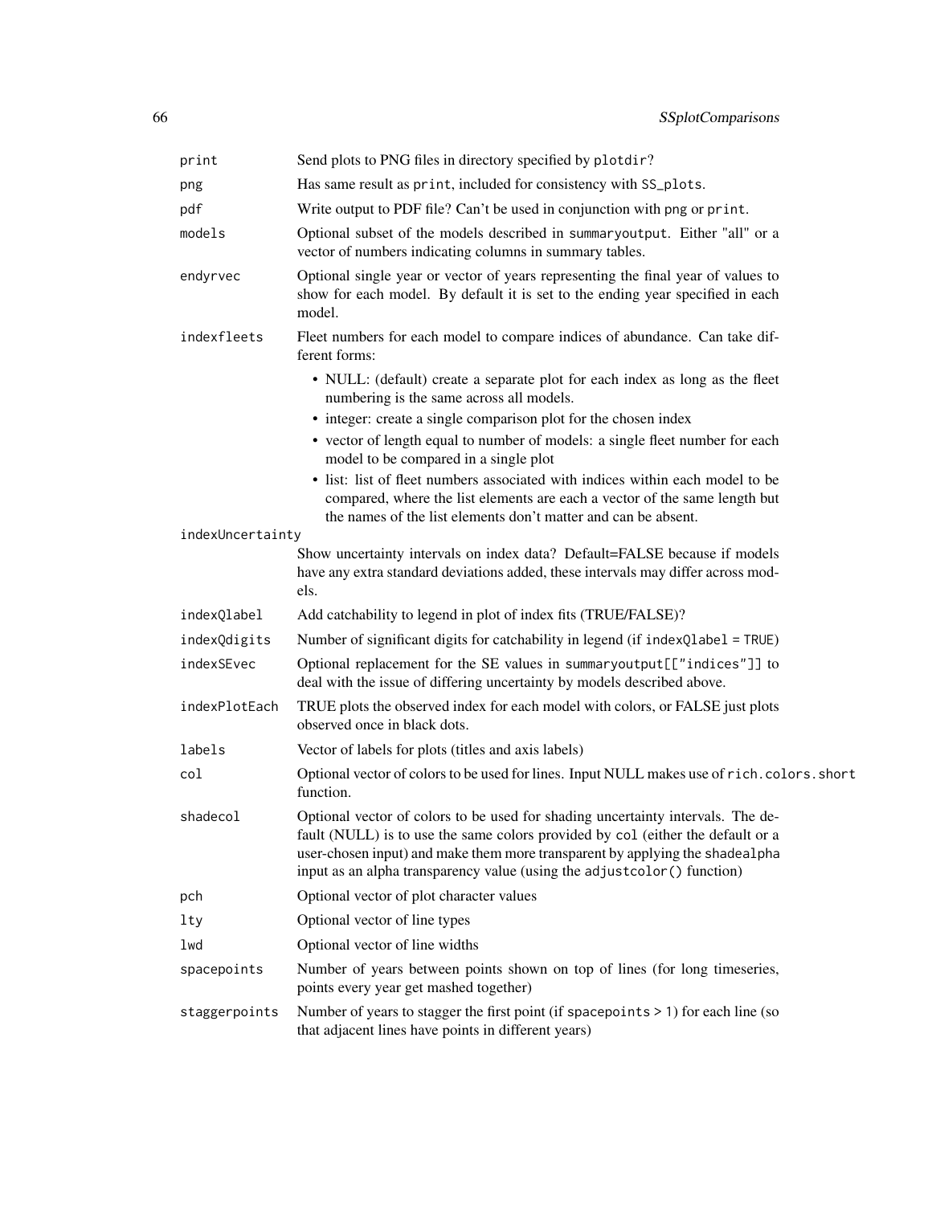| | |
|---|---|
| `print` | Send plots to PNG files in directory specified by `plotdir`? |
| `png` | Has same result as `print`, included for consistency with `SS_plots`. |
| `pdf` | Write output to PDF file? Can't be used in conjunction with `png` or `print`. |
| `models` | Optional subset of the models described in `summaryoutput`. Either "all" or a vector of numbers indicating columns in summary tables. |
| `endyrvec` | Optional single year or vector of years representing the final year of values to show for each model. By default it is set to the ending year specified in each model. |
| `indexfleets` | Fleet numbers for each model to compare indices of abundance. Can take different forms:<br>• NULL: (default) create a separate plot for each index as long as the fleet numbering is the same across all models.<br>• integer: create a single comparison plot for the chosen index<br>• vector of length equal to number of models: a single fleet number for each model to be compared in a single plot<br>• list: list of fleet numbers associated with indices within each model to be compared, where the list elements are each a vector of the same length but the names of the list elements don't matter and can be absent. |
| `indexUncertainty` | Show uncertainty intervals on index data? Default=FALSE because if models have any extra standard deviations added, these intervals may differ across models. |
| `indexQlabel` | Add catchability to legend in plot of index fits (TRUE/FALSE)? |
| `indexQdigits` | Number of significant digits for catchability in legend (if `indexQlabel = TRUE`) |
| `indexSEvec` | Optional replacement for the SE values in `summaryoutput[["indices"]]` to deal with the issue of differing uncertainty by models described above. |
| `indexPlotEach` | TRUE plots the observed index for each model with colors, or FALSE just plots observed once in black dots. |
| `labels` | Vector of labels for plots (titles and axis labels) |
| `col` | Optional vector of colors to be used for lines. Input NULL makes use of `rich.colors.short` function. |
| `shadecol` | Optional vector of colors to be used for shading uncertainty intervals. The default (NULL) is to use the same colors provided by `col` (either the default or a user-chosen input) and make them more transparent by applying the `shadealpha` input as an alpha transparency value (using the `adjustcolor()` function) |
| `pch` | Optional vector of plot character values |
| `lty` | Optional vector of line types |
| `lwd` | Optional vector of line widths |
| `spacepoints` | Number of years between points shown on top of lines (for long timeseries, points every year get mashed together) |
| `staggerpoints` | Number of years to stagger the first point (if `spacepoints > 1`) for each line (so that adjacent lines have points in different years) |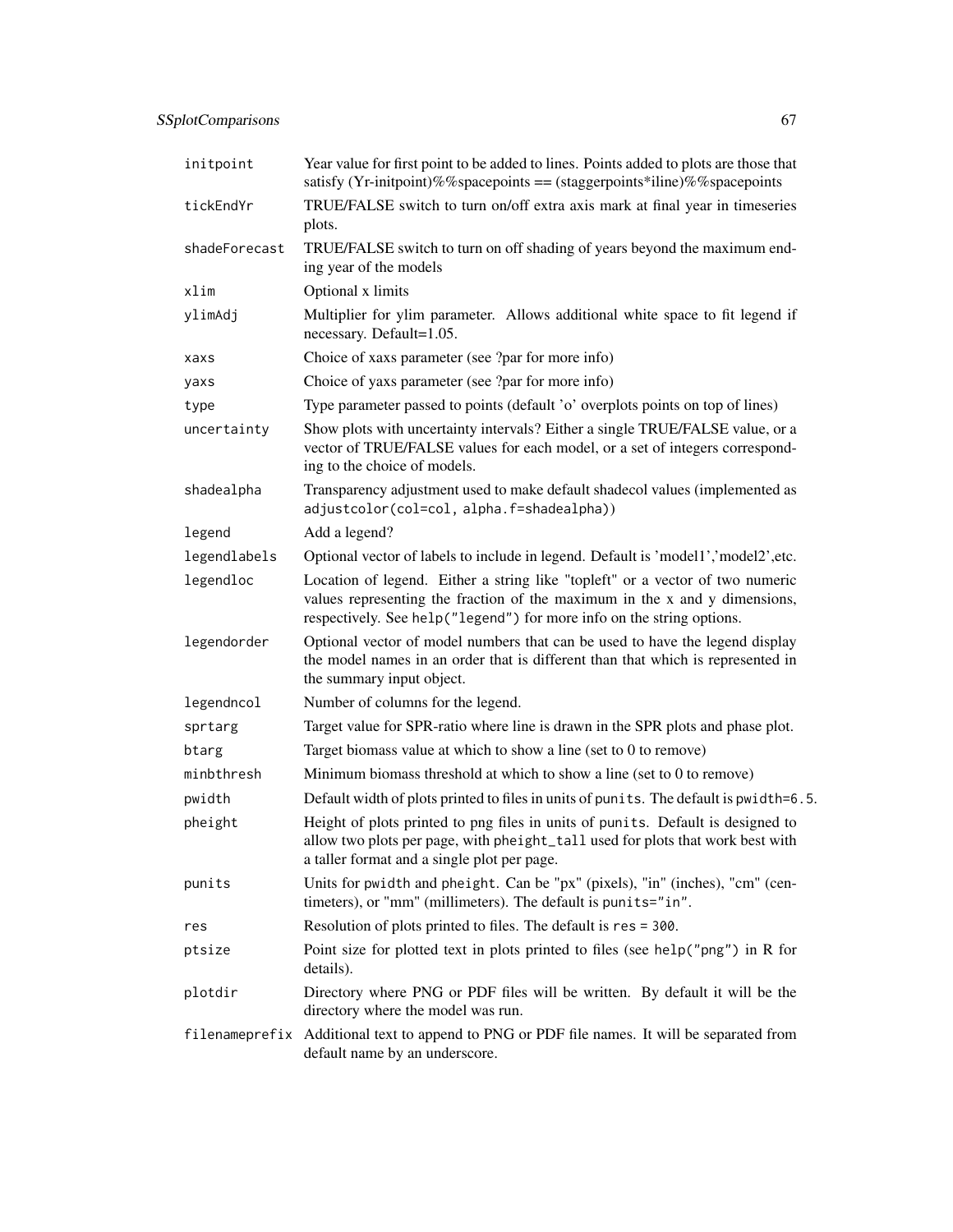| | |
|---|---|
| `initpoint` | Year value for first point to be added to lines. Points added to plots are those that satisfy (Yr-initpoint)%%spacepoints == (staggerpoints*iline)%%spacepoints |
| `tickEndYr` | TRUE/FALSE switch to turn on/off extra axis mark at final year in timeseries plots. |
| `shadeForecast` | TRUE/FALSE switch to turn on off shading of years beyond the maximum ending year of the models |
| `xlim` | Optional x limits |
| `ylimAdj` | Multiplier for ylim parameter. Allows additional white space to fit legend if necessary. Default=1.05. |
| `xaxs` | Choice of xaxs parameter (see ?par for more info) |
| `yaxs` | Choice of yaxs parameter (see ?par for more info) |
| `type` | Type parameter passed to points (default 'o' overplots points on top of lines) |
| `uncertainty` | Show plots with uncertainty intervals? Either a single TRUE/FALSE value, or a vector of TRUE/FALSE values for each model, or a set of integers corresponding to the choice of models. |
| `shadealpha` | Transparency adjustment used to make default shadecol values (implemented as `adjustcolor(col=col, alpha.f=shadealpha)`) |
| `legend` | Add a legend? |
| `legendlabels` | Optional vector of labels to include in legend. Default is 'model1','model2',etc. |
| `legendloc` | Location of legend. Either a string like "topleft" or a vector of two numeric values representing the fraction of the maximum in the x and y dimensions, respectively. See `help("legend")` for more info on the string options. |
| `legendorder` | Optional vector of model numbers that can be used to have the legend display the model names in an order that is different than that which is represented in the summary input object. |
| `legendncol` | Number of columns for the legend. |
| `sprtarg` | Target value for SPR-ratio where line is drawn in the SPR plots and phase plot. |
| `btarg` | Target biomass value at which to show a line (set to 0 to remove) |
| `minbthresh` | Minimum biomass threshold at which to show a line (set to 0 to remove) |
| `pwidth` | Default width of plots printed to files in units of `punits`. The default is `pwidth=6.5`. |
| `pheight` | Height of plots printed to png files in units of `punits`. Default is designed to allow two plots per page, with `pheight_tall` used for plots that work best with a taller format and a single plot per page. |
| `punits` | Units for `pwidth` and `pheight`. Can be "px" (pixels), "in" (inches), "cm" (centimeters), or "mm" (millimeters). The default is `punits="in"`. |
| `res` | Resolution of plots printed to files. The default is `res = 300`. |
| `ptsize` | Point size for plotted text in plots printed to files (see `help("png")` in R for details). |
| `plotdir` | Directory where PNG or PDF files will be written. By default it will be the directory where the model was run. |
| `filenameprefix` | Additional text to append to PNG or PDF file names. It will be separated from default name by an underscore. |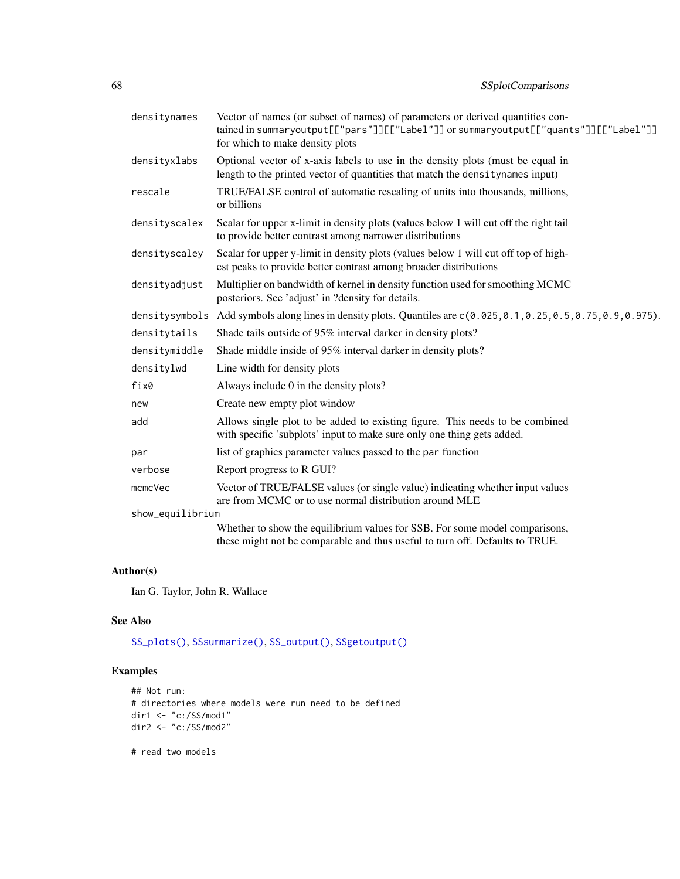| | |
|---|---|
| densitynames | Vector of names (or subset of names) of parameters or derived quantities contained in `summaryoutput[["pars"]][["Label"]]` or `summaryoutput[["quants"]][["Label"]]` for which to make density plots |
| densityxlabs | Optional vector of x-axis labels to use in the density plots (must be equal in length to the printed vector of quantities that match the `densitynames` input) |
| rescale | TRUE/FALSE control of automatic rescaling of units into thousands, millions, or billions |
| densityscalex | Scalar for upper x-limit in density plots (values below 1 will cut off the right tail to provide better contrast among narrower distributions |
| densityscaley | Scalar for upper y-limit in density plots (values below 1 will cut off top of highest peaks to provide better contrast among broader distributions |
| densityadjust | Multiplier on bandwidth of kernel in density function used for smoothing MCMC posteriors. See 'adjust' in ?density for details. |
| densitysymbols | Add symbols along lines in density plots. Quantiles are `c(0.025,0.1,0.25,0.5,0.75,0.9,0.975)`. |
| densitytails | Shade tails outside of 95% interval darker in density plots? |
| densitymiddle | Shade middle inside of 95% interval darker in density plots? |
| densitylwd | Line width for density plots |
| fix0 | Always include 0 in the density plots? |
| new | Create new empty plot window |
| add | Allows single plot to be added to existing figure. This needs to be combined with specific 'subplots' input to make sure only one thing gets added. |
| par | list of graphics parameter values passed to the `par` function |
| verbose | Report progress to R GUI? |
| mcmcVec | Vector of TRUE/FALSE values (or single value) indicating whether input values are from MCMC or to use normal distribution around MLE |
| show_equilibrium | Whether to show the equilibrium values for SSB. For some model comparisons, these might not be comparable and thus useful to turn off. Defaults to TRUE. |

## Author(s)

Ian G. Taylor, John R. Wallace

## See Also

`SS_plots()`, `SSsummarize()`, `SS_output()`, `SSgetoutput()`

## Examples

```
## Not run:
# directories where models were run need to be defined
dir1 <- "c:/SS/mod1"
dir2 <- "c:/SS/mod2"

# read two models
```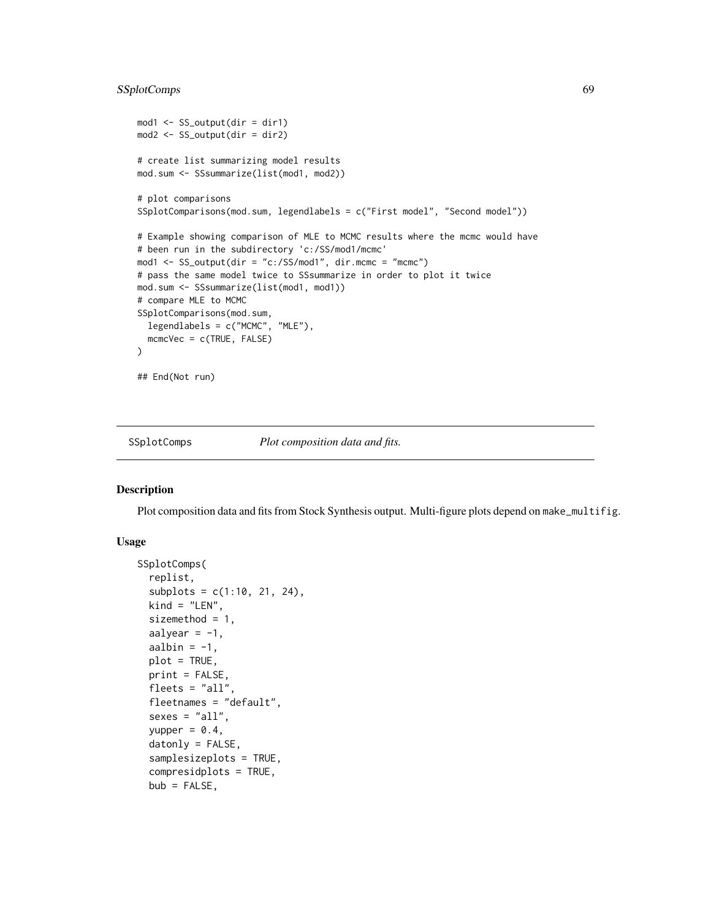```
mod1 <- SS_output(dir = dir1)
mod2 <- SS_output(dir = dir2)

# create list summarizing model results
mod.sum <- SSsummarize(list(mod1, mod2))

# plot comparisons
SSplotComparisons(mod.sum, legendlabels = c("First model", "Second model"))

# Example showing comparison of MLE to MCMC results where the mcmc would have
# been run in the subdirectory 'c:/SS/mod1/mcmc'
mod1 <- SS_output(dir = "c:/SS/mod1", dir.mcmc = "mcmc")
# pass the same model twice to SSsummarize in order to plot it twice
mod.sum <- SSsummarize(list(mod1, mod1))
# compare MLE to MCMC
SSplotComparisons(mod.sum,
  legendlabels = c("MCMC", "MLE"),
  mcmcVec = c(TRUE, FALSE)
)

## End(Not run)
```

## SSplotComps — *Plot composition data and fits.*

### Description

Plot composition data and fits from Stock Synthesis output. Multi-figure plots depend on make_multifig.

### Usage

```
SSplotComps(
  replist,
  subplots = c(1:10, 21, 24),
  kind = "LEN",
  sizemethod = 1,
  aalyear = -1,
  aalbin = -1,
  plot = TRUE,
  print = FALSE,
  fleets = "all",
  fleetnames = "default",
  sexes = "all",
  yupper = 0.4,
  datonly = FALSE,
  samplesizeplots = TRUE,
  compresidplots = TRUE,
  bub = FALSE,
```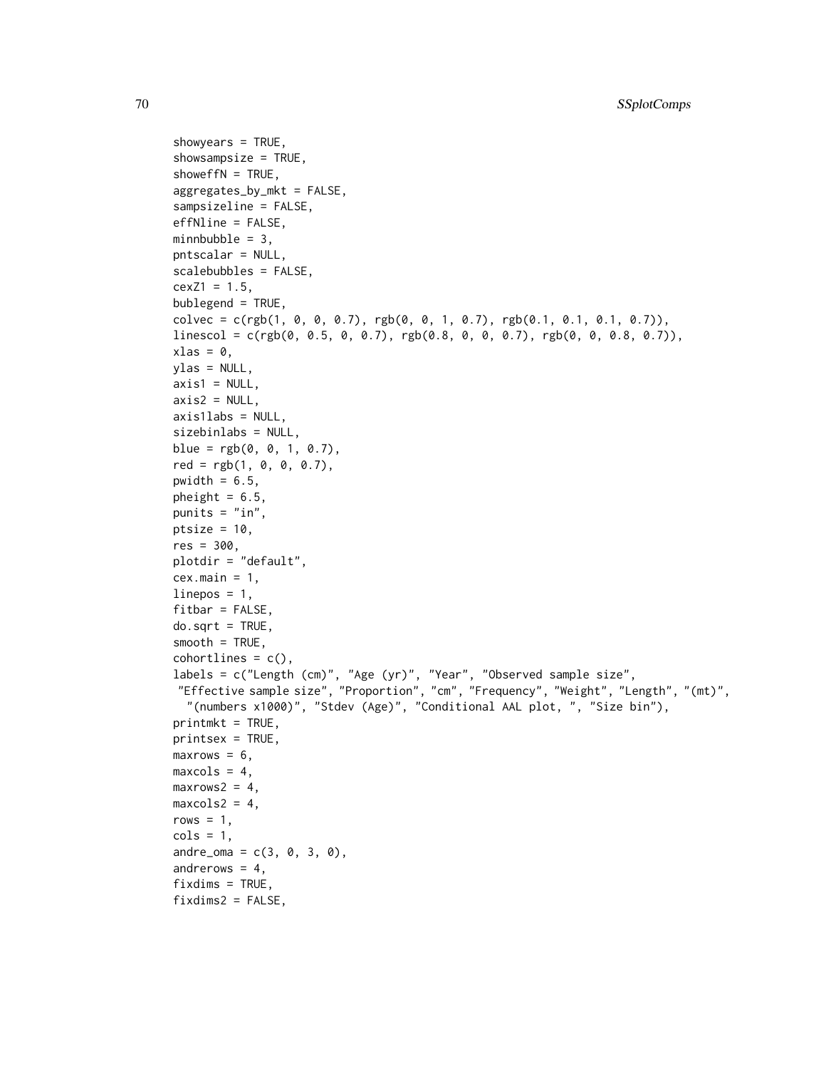```
showyears = TRUE,
showsampsize = TRUE,
showeffN = TRUE,
aggregates_by_mkt = FALSE,
sampsizeline = FALSE,
effNline = FALSE,
minnbubble = 3,
pntscalar = NULL,
scalebubbles = FALSE,
cexZ1 = 1.5,
bublegend = TRUE,
colvec = c(rgb(1, 0, 0, 0.7), rgb(0, 0, 1, 0.7), rgb(0.1, 0.1, 0.1, 0.7)),
linescol = c(rgb(0, 0.5, 0, 0.7), rgb(0.8, 0, 0, 0.7), rgb(0, 0, 0.8, 0.7)),
xlas = 0,
ylas = NULL,
axis1 = NULL,
axis2 = NULL,
axis1labs = NULL,
sizebinlabs = NULL,
blue = rgb(0, 0, 1, 0.7),
red = rgb(1, 0, 0, 0.7),
pwidth = 6.5,
pheight = 6.5,
punits = "in",
ptsize = 10,
res = 300,
plotdir = "default",
cex.main = 1,
linepos = 1,
fitbar = FALSE,
do.sqrt = TRUE,
smooth = TRUE,
cohortlines = c(),
labels = c("Length (cm)", "Age (yr)", "Year", "Observed sample size",
 "Effective sample size", "Proportion", "cm", "Frequency", "Weight", "Length", "(mt)",
  "(numbers x1000)", "Stdev (Age)", "Conditional AAL plot, ", "Size bin"),
printmkt = TRUE,
printsex = TRUE,
maxrows = 6,
maxcols = 4,
maxrows2 = 4,
maxcols2 = 4,
rows = 1,
cols = 1,
andre_oma = c(3, 0, 3, 0),
andrerows = 4,
fixdims = TRUE,
fixdims2 = FALSE,
```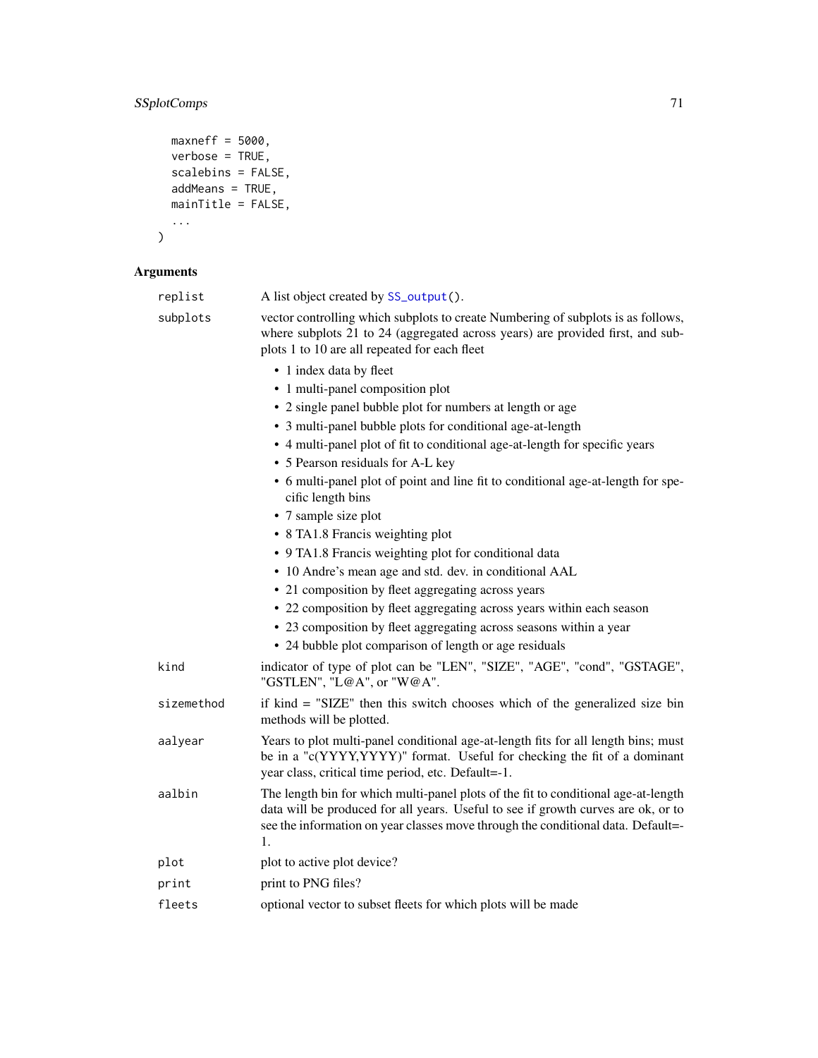```
  maxneff = 5000,
  verbose = TRUE,
  scalebins = FALSE,
  addMeans = TRUE,
  mainTitle = FALSE,
  ...
)
```

## Arguments

**replist** A list object created by SS_output().

**subplots** vector controlling which subplots to create Numbering of subplots is as follows, where subplots 21 to 24 (aggregated across years) are provided first, and subplots 1 to 10 are all repeated for each fleet

- 1 index data by fleet
- 1 multi-panel composition plot
- 2 single panel bubble plot for numbers at length or age
- 3 multi-panel bubble plots for conditional age-at-length
- 4 multi-panel plot of fit to conditional age-at-length for specific years
- 5 Pearson residuals for A-L key
- 6 multi-panel plot of point and line fit to conditional age-at-length for specific length bins
- 7 sample size plot
- 8 TA1.8 Francis weighting plot
- 9 TA1.8 Francis weighting plot for conditional data
- 10 Andre's mean age and std. dev. in conditional AAL
- 21 composition by fleet aggregating across years
- 22 composition by fleet aggregating across years within each season
- 23 composition by fleet aggregating across seasons within a year
- 24 bubble plot comparison of length or age residuals

**kind** indicator of type of plot can be "LEN", "SIZE", "AGE", "cond", "GSTAGE", "GSTLEN", "L@A", or "W@A".

**sizemethod** if kind = "SIZE" then this switch chooses which of the generalized size bin methods will be plotted.

**aalyear** Years to plot multi-panel conditional age-at-length fits for all length bins; must be in a "c(YYYY,YYYY)" format. Useful for checking the fit of a dominant year class, critical time period, etc. Default=-1.

**aalbin** The length bin for which multi-panel plots of the fit to conditional age-at-length data will be produced for all years. Useful to see if growth curves are ok, or to see the information on year classes move through the conditional data. Default=-1.

**plot** plot to active plot device?

**print** print to PNG files?

**fleets** optional vector to subset fleets for which plots will be made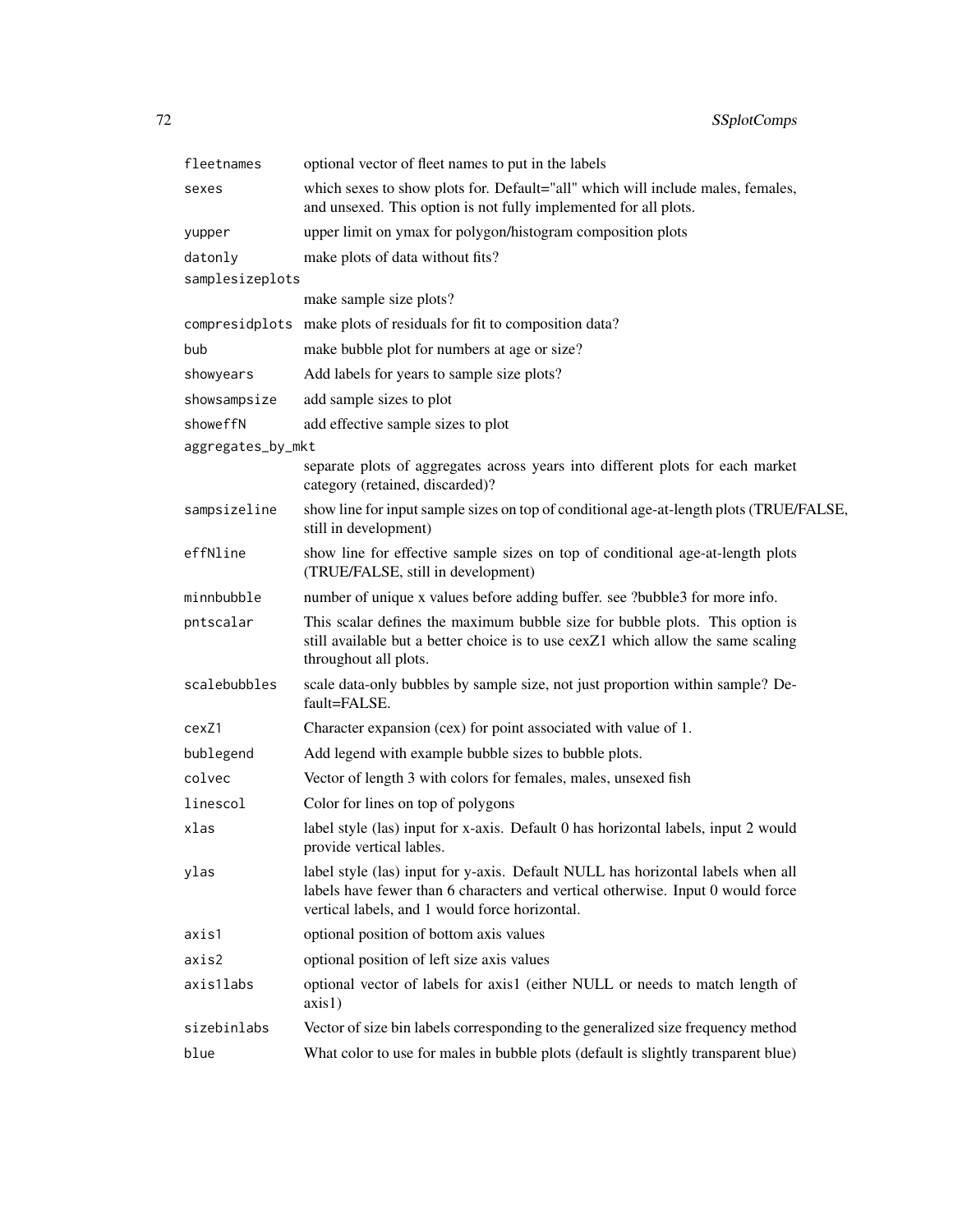| | |
|---|---|
| `fleetnames` | optional vector of fleet names to put in the labels |
| `sexes` | which sexes to show plots for. Default="all" which will include males, females, and unsexed. This option is not fully implemented for all plots. |
| `yupper` | upper limit on ymax for polygon/histogram composition plots |
| `datonly` | make plots of data without fits? |
| `samplesizeplots` | make sample size plots? |
| `compresidplots` | make plots of residuals for fit to composition data? |
| `bub` | make bubble plot for numbers at age or size? |
| `showyears` | Add labels for years to sample size plots? |
| `showsampsize` | add sample sizes to plot |
| `showeffN` | add effective sample sizes to plot |
| `aggregates_by_mkt` | separate plots of aggregates across years into different plots for each market category (retained, discarded)? |
| `sampsizeline` | show line for input sample sizes on top of conditional age-at-length plots (TRUE/FALSE, still in development) |
| `effNline` | show line for effective sample sizes on top of conditional age-at-length plots (TRUE/FALSE, still in development) |
| `minnbubble` | number of unique x values before adding buffer. see ?bubble3 for more info. |
| `pntscalar` | This scalar defines the maximum bubble size for bubble plots. This option is still available but a better choice is to use cexZ1 which allow the same scaling throughout all plots. |
| `scalebubbles` | scale data-only bubbles by sample size, not just proportion within sample? Default=FALSE. |
| `cexZ1` | Character expansion (cex) for point associated with value of 1. |
| `bublegend` | Add legend with example bubble sizes to bubble plots. |
| `colvec` | Vector of length 3 with colors for females, males, unsexed fish |
| `linescol` | Color for lines on top of polygons |
| `xlas` | label style (las) input for x-axis. Default 0 has horizontal labels, input 2 would provide vertical lables. |
| `ylas` | label style (las) input for y-axis. Default NULL has horizontal labels when all labels have fewer than 6 characters and vertical otherwise. Input 0 would force vertical labels, and 1 would force horizontal. |
| `axis1` | optional position of bottom axis values |
| `axis2` | optional position of left size axis values |
| `axis1labs` | optional vector of labels for axis1 (either NULL or needs to match length of axis1) |
| `sizebinlabs` | Vector of size bin labels corresponding to the generalized size frequency method |
| `blue` | What color to use for males in bubble plots (default is slightly transparent blue) |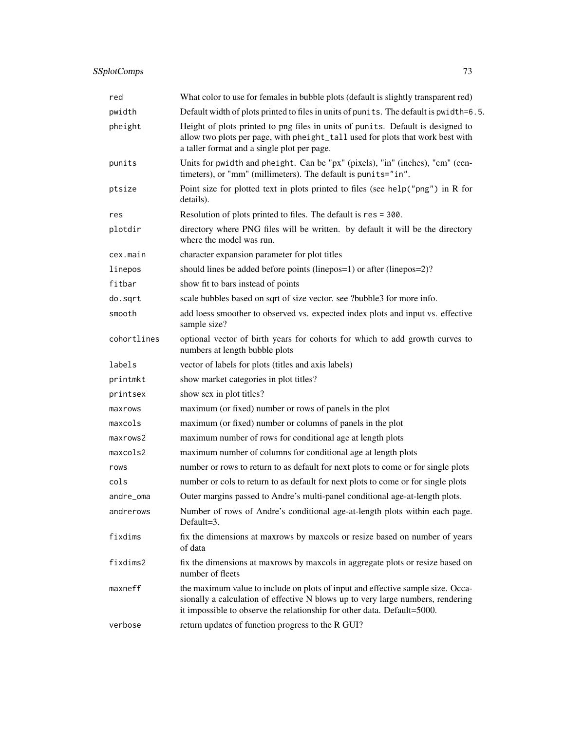| | |
|---|---|
| `red` | What color to use for females in bubble plots (default is slightly transparent red) |
| `pwidth` | Default width of plots printed to files in units of `punits`. The default is `pwidth=6.5`. |
| `pheight` | Height of plots printed to png files in units of `punits`. Default is designed to allow two plots per page, with `pheight_tall` used for plots that work best with a taller format and a single plot per page. |
| `punits` | Units for `pwidth` and `pheight`. Can be "px" (pixels), "in" (inches), "cm" (centimeters), or "mm" (millimeters). The default is `punits="in"`. |
| `ptsize` | Point size for plotted text in plots printed to files (see `help("png")` in R for details). |
| `res` | Resolution of plots printed to files. The default is `res = 300`. |
| `plotdir` | directory where PNG files will be written. by default it will be the directory where the model was run. |
| `cex.main` | character expansion parameter for plot titles |
| `linepos` | should lines be added before points (linepos=1) or after (linepos=2)? |
| `fitbar` | show fit to bars instead of points |
| `do.sqrt` | scale bubbles based on sqrt of size vector. see ?bubble3 for more info. |
| `smooth` | add loess smoother to observed vs. expected index plots and input vs. effective sample size? |
| `cohortlines` | optional vector of birth years for cohorts for which to add growth curves to numbers at length bubble plots |
| `labels` | vector of labels for plots (titles and axis labels) |
| `printmkt` | show market categories in plot titles? |
| `printsex` | show sex in plot titles? |
| `maxrows` | maximum (or fixed) number or rows of panels in the plot |
| `maxcols` | maximum (or fixed) number or columns of panels in the plot |
| `maxrows2` | maximum number of rows for conditional age at length plots |
| `maxcols2` | maximum number of columns for conditional age at length plots |
| `rows` | number or rows to return to as default for next plots to come or for single plots |
| `cols` | number or cols to return to as default for next plots to come or for single plots |
| `andre_oma` | Outer margins passed to Andre's multi-panel conditional age-at-length plots. |
| `andrerows` | Number of rows of Andre's conditional age-at-length plots within each page. Default=3. |
| `fixdims` | fix the dimensions at maxrows by maxcols or resize based on number of years of data |
| `fixdims2` | fix the dimensions at maxrows by maxcols in aggregate plots or resize based on number of fleets |
| `maxneff` | the maximum value to include on plots of input and effective sample size. Occasionally a calculation of effective N blows up to very large numbers, rendering it impossible to observe the relationship for other data. Default=5000. |
| `verbose` | return updates of function progress to the R GUI? |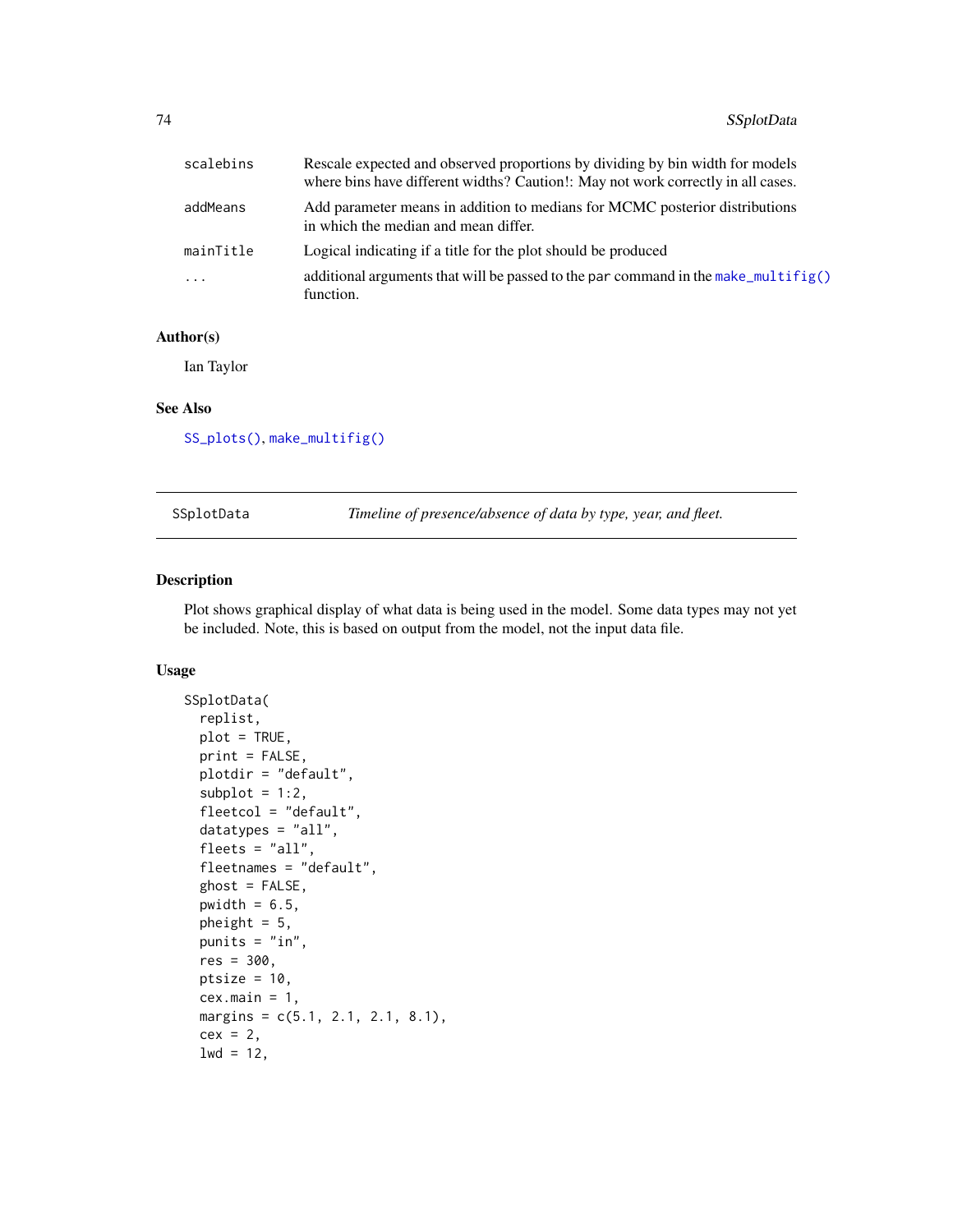| | |
|---|---|
| scalebins | Rescale expected and observed proportions by dividing by bin width for models where bins have different widths? Caution!: May not work correctly in all cases. |
| addMeans | Add parameter means in addition to medians for MCMC posterior distributions in which the median and mean differ. |
| mainTitle | Logical indicating if a title for the plot should be produced |
| ... | additional arguments that will be passed to the par command in the make_multifig() function. |

### Author(s)

Ian Taylor

### See Also

SS_plots(), make_multifig()

---

## SSplotData *Timeline of presence/absence of data by type, year, and fleet.*

### Description

Plot shows graphical display of what data is being used in the model. Some data types may not yet be included. Note, this is based on output from the model, not the input data file.

### Usage

```
SSplotData(
  replist,
  plot = TRUE,
  print = FALSE,
  plotdir = "default",
  subplot = 1:2,
  fleetcol = "default",
  datatypes = "all",
  fleets = "all",
  fleetnames = "default",
  ghost = FALSE,
  pwidth = 6.5,
  pheight = 5,
  punits = "in",
  res = 300,
  ptsize = 10,
  cex.main = 1,
  margins = c(5.1, 2.1, 2.1, 8.1),
  cex = 2,
  lwd = 12,
```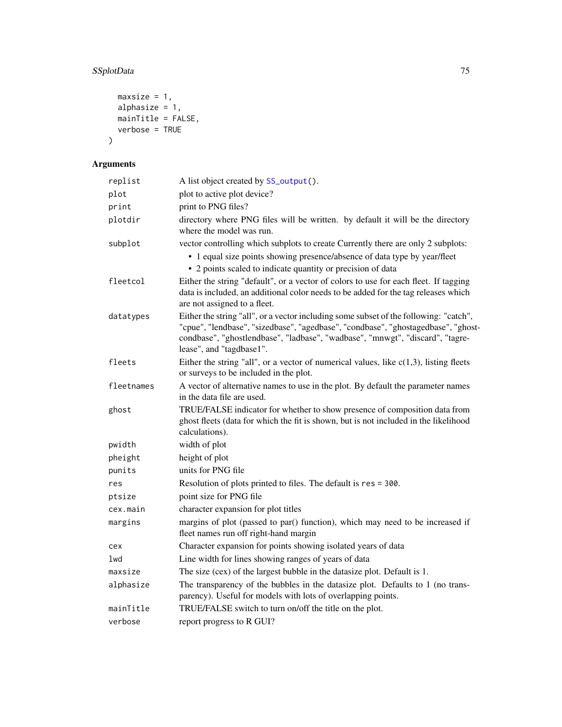```
  maxsize = 1,
  alphasize = 1,
  mainTitle = FALSE,
  verbose = TRUE
)
```

## Arguments

| | |
|---|---|
| replist | A list object created by SS_output(). |
| plot | plot to active plot device? |
| print | print to PNG files? |
| plotdir | directory where PNG files will be written. by default it will be the directory where the model was run. |
| subplot | vector controlling which subplots to create Currently there are only 2 subplots: <br>• 1 equal size points showing presence/absence of data type by year/fleet <br>• 2 points scaled to indicate quantity or precision of data |
| fleetcol | Either the string "default", or a vector of colors to use for each fleet. If tagging data is included, an additional color needs to be added for the tag releases which are not assigned to a fleet. |
| datatypes | Either the string "all", or a vector including some subset of the following: "catch", "cpue", "lendbase", "sizedbase", "agedbase", "condbase", "ghostagedbase", "ghostcondbase", "ghostlendbase", "ladbase", "wadbase", "mnwgt", "discard", "tagrelease", and "tagdbase1". |
| fleets | Either the string "all", or a vector of numerical values, like c(1,3), listing fleets or surveys to be included in the plot. |
| fleetnames | A vector of alternative names to use in the plot. By default the parameter names in the data file are used. |
| ghost | TRUE/FALSE indicator for whether to show presence of composition data from ghost fleets (data for which the fit is shown, but is not included in the likelihood calculations). |
| pwidth | width of plot |
| pheight | height of plot |
| punits | units for PNG file |
| res | Resolution of plots printed to files. The default is `res = 300`. |
| ptsize | point size for PNG file |
| cex.main | character expansion for plot titles |
| margins | margins of plot (passed to par() function), which may need to be increased if fleet names run off right-hand margin |
| cex | Character expansion for points showing isolated years of data |
| lwd | Line width for lines showing ranges of years of data |
| maxsize | The size (cex) of the largest bubble in the datasize plot. Default is 1. |
| alphasize | The transparency of the bubbles in the datasize plot. Defaults to 1 (no transparency). Useful for models with lots of overlapping points. |
| mainTitle | TRUE/FALSE switch to turn on/off the title on the plot. |
| verbose | report progress to R GUI? |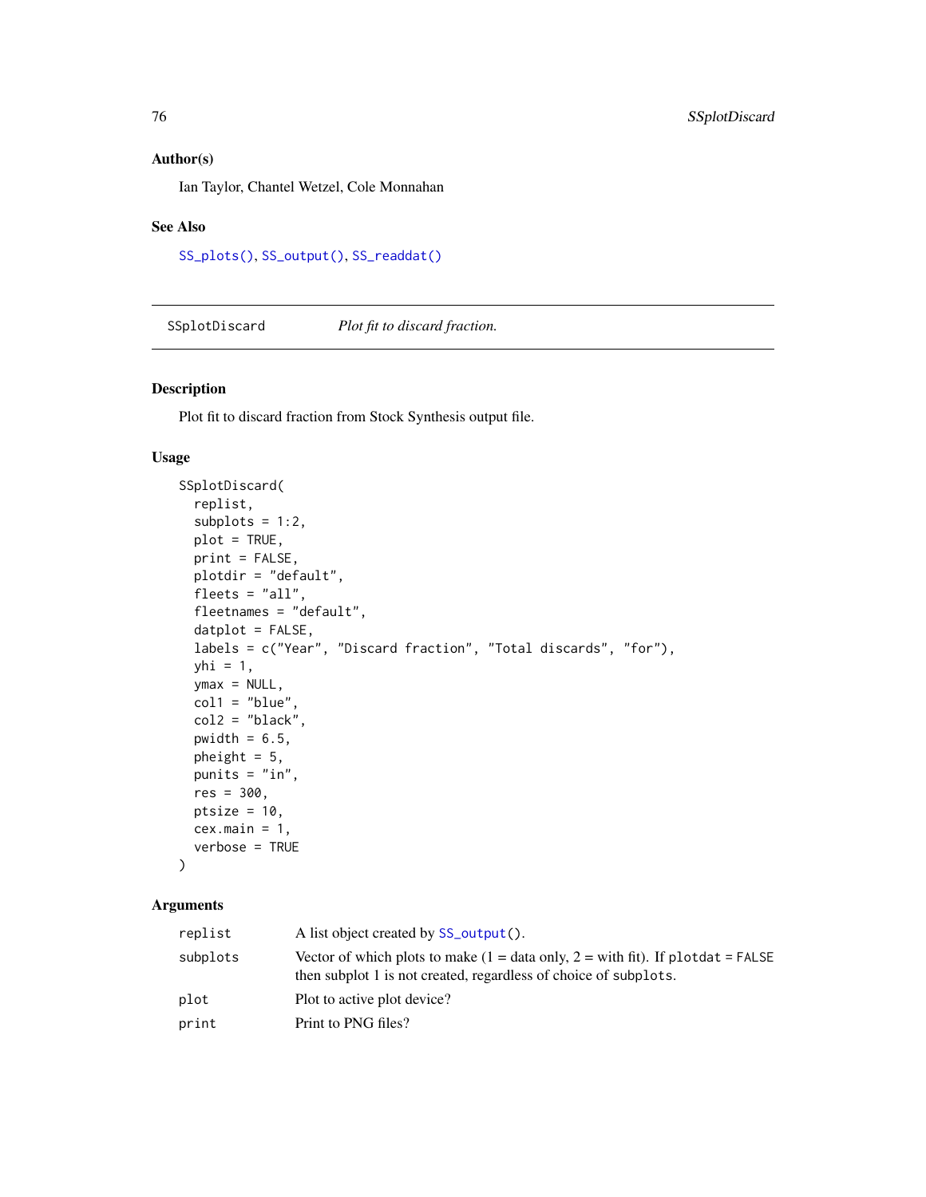## Author(s)

Ian Taylor, Chantel Wetzel, Cole Monnahan

## See Also

SS_plots(), SS_output(), SS_readdat()

---

# SSplotDiscard — *Plot fit to discard fraction.*

---

## Description

Plot fit to discard fraction from Stock Synthesis output file.

## Usage

```
SSplotDiscard(
  replist,
  subplots = 1:2,
  plot = TRUE,
  print = FALSE,
  plotdir = "default",
  fleets = "all",
  fleetnames = "default",
  datplot = FALSE,
  labels = c("Year", "Discard fraction", "Total discards", "for"),
  yhi = 1,
  ymax = NULL,
  col1 = "blue",
  col2 = "black",
  pwidth = 6.5,
  pheight = 5,
  punits = "in",
  res = 300,
  ptsize = 10,
  cex.main = 1,
  verbose = TRUE
)
```

## Arguments

| | |
|---|---|
| `replist` | A list object created by `SS_output()`. |
| `subplots` | Vector of which plots to make (1 = data only, 2 = with fit). If `plotdat = FALSE` then subplot 1 is not created, regardless of choice of `subplots`. |
| `plot` | Plot to active plot device? |
| `print` | Print to PNG files? |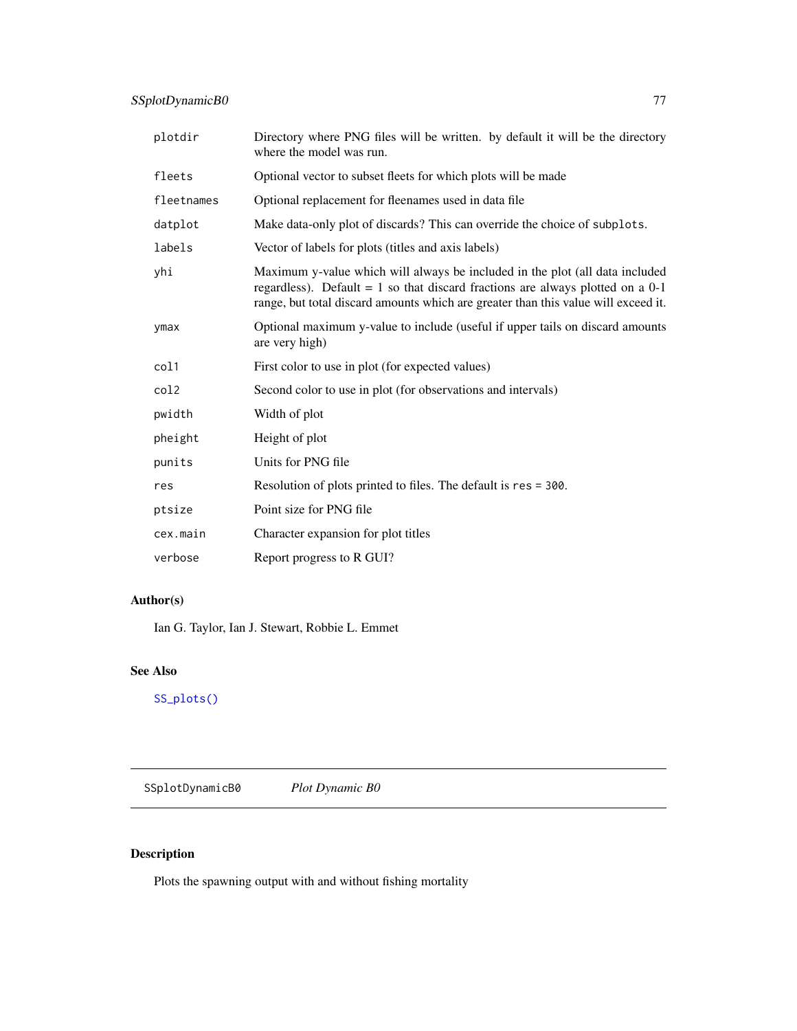| | |
|---|---|
| `plotdir` | Directory where PNG files will be written. by default it will be the directory where the model was run. |
| `fleets` | Optional vector to subset fleets for which plots will be made |
| `fleetnames` | Optional replacement for fleenames used in data file |
| `datplot` | Make data-only plot of discards? This can override the choice of `subplots`. |
| `labels` | Vector of labels for plots (titles and axis labels) |
| `yhi` | Maximum y-value which will always be included in the plot (all data included regardless). Default = 1 so that discard fractions are always plotted on a 0-1 range, but total discard amounts which are greater than this value will exceed it. |
| `ymax` | Optional maximum y-value to include (useful if upper tails on discard amounts are very high) |
| `col1` | First color to use in plot (for expected values) |
| `col2` | Second color to use in plot (for observations and intervals) |
| `pwidth` | Width of plot |
| `pheight` | Height of plot |
| `punits` | Units for PNG file |
| `res` | Resolution of plots printed to files. The default is `res = 300`. |
| `ptsize` | Point size for PNG file |
| `cex.main` | Character expansion for plot titles |
| `verbose` | Report progress to R GUI? |

### Author(s)

Ian G. Taylor, Ian J. Stewart, Robbie L. Emmet

### See Also

`SS_plots()`

---

## `SSplotDynamicB0` *Plot Dynamic B0*

---

### Description

Plots the spawning output with and without fishing mortality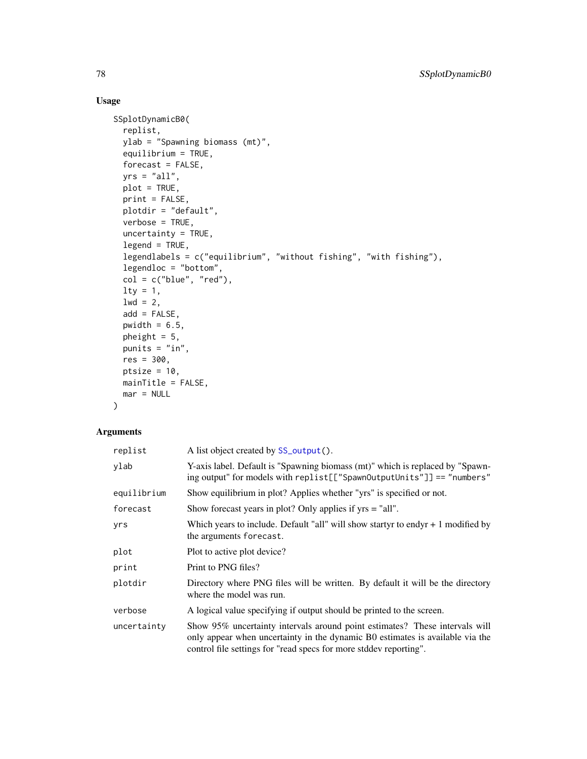## Usage

```
SSplotDynamicB0(
  replist,
  ylab = "Spawning biomass (mt)",
  equilibrium = TRUE,
  forecast = FALSE,
  yrs = "all",
  plot = TRUE,
  print = FALSE,
  plotdir = "default",
  verbose = TRUE,
  uncertainty = TRUE,
  legend = TRUE,
  legendlabels = c("equilibrium", "without fishing", "with fishing"),
  legendloc = "bottom",
  col = c("blue", "red"),
  lty = 1,
  lwd = 2,
  add = FALSE,
  pwidth = 6.5,
  pheight = 5,
  punits = "in",
  res = 300,
  ptsize = 10,
  mainTitle = FALSE,
  mar = NULL
)
```

## Arguments

| Argument | Description |
|---|---|
| replist | A list object created by `SS_output()`. |
| ylab | Y-axis label. Default is "Spawning biomass (mt)" which is replaced by "Spawning output" for models with `replist[["SpawnOutputUnits"]] == "numbers"` |
| equilibrium | Show equilibrium in plot? Applies whether "yrs" is specified or not. |
| forecast | Show forecast years in plot? Only applies if yrs = "all". |
| yrs | Which years to include. Default "all" will show startyr to endyr + 1 modified by the arguments `forecast`. |
| plot | Plot to active plot device? |
| print | Print to PNG files? |
| plotdir | Directory where PNG files will be written. By default it will be the directory where the model was run. |
| verbose | A logical value specifying if output should be printed to the screen. |
| uncertainty | Show 95% uncertainty intervals around point estimates? These intervals will only appear when uncertainty in the dynamic B0 estimates is available via the control file settings for "read specs for more stddev reporting". |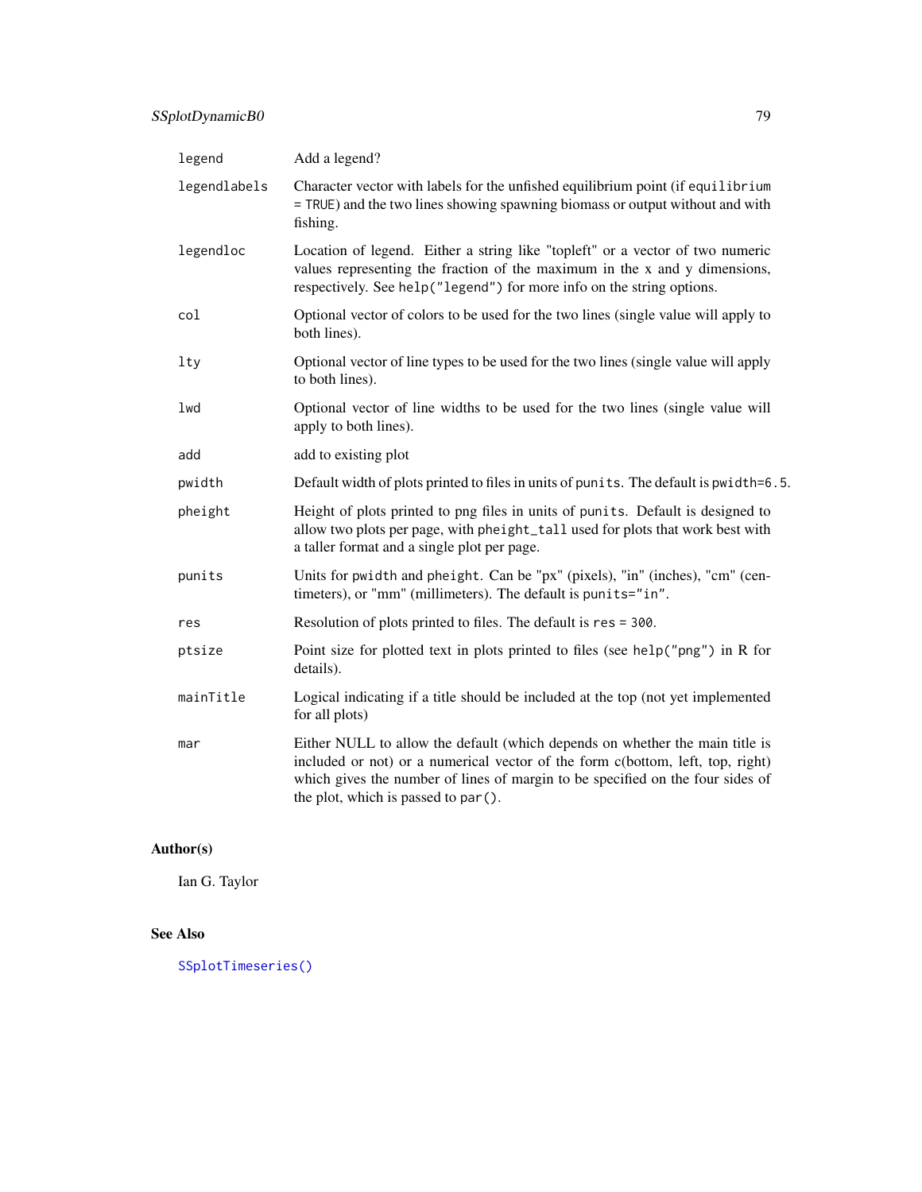| | |
|---|---|
| legend | Add a legend? |
| legendlabels | Character vector with labels for the unfished equilibrium point (if `equilibrium = TRUE`) and the two lines showing spawning biomass or output without and with fishing. |
| legendloc | Location of legend. Either a string like "topleft" or a vector of two numeric values representing the fraction of the maximum in the x and y dimensions, respectively. See `help("legend")` for more info on the string options. |
| col | Optional vector of colors to be used for the two lines (single value will apply to both lines). |
| lty | Optional vector of line types to be used for the two lines (single value will apply to both lines). |
| lwd | Optional vector of line widths to be used for the two lines (single value will apply to both lines). |
| add | add to existing plot |
| pwidth | Default width of plots printed to files in units of `punits`. The default is `pwidth=6.5`. |
| pheight | Height of plots printed to png files in units of `punits`. Default is designed to allow two plots per page, with `pheight_tall` used for plots that work best with a taller format and a single plot per page. |
| punits | Units for `pwidth` and `pheight`. Can be "px" (pixels), "in" (inches), "cm" (centimeters), or "mm" (millimeters). The default is `punits="in"`. |
| res | Resolution of plots printed to files. The default is `res = 300`. |
| ptsize | Point size for plotted text in plots printed to files (see `help("png")` in R for details). |
| mainTitle | Logical indicating if a title should be included at the top (not yet implemented for all plots) |
| mar | Either NULL to allow the default (which depends on whether the main title is included or not) or a numerical vector of the form c(bottom, left, top, right) which gives the number of lines of margin to be specified on the four sides of the plot, which is passed to `par()`. |

## Author(s)

Ian G. Taylor

## See Also

`SSplotTimeseries()`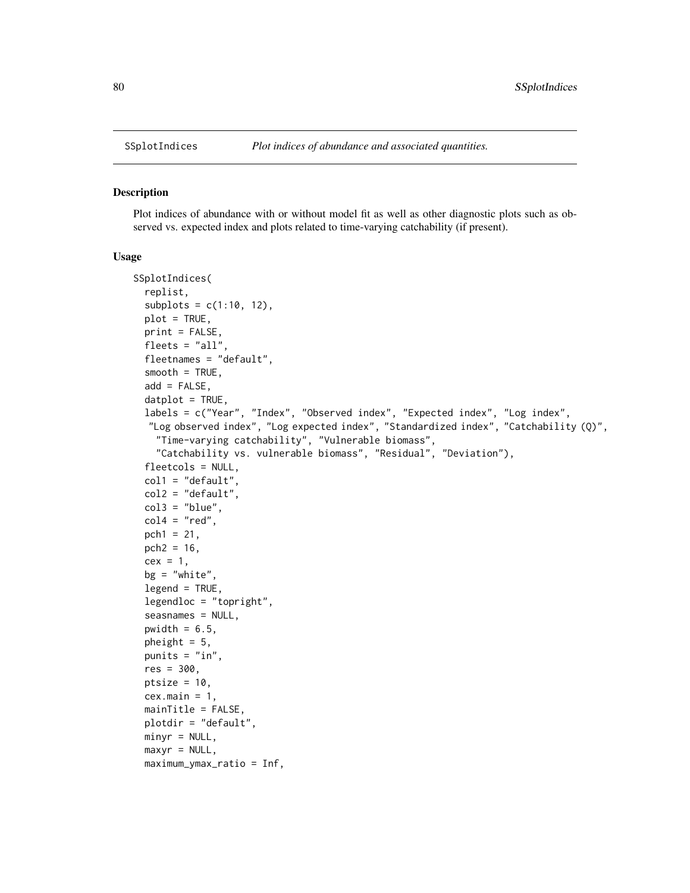SSplotIndices *Plot indices of abundance and associated quantities.*

## Description

Plot indices of abundance with or without model fit as well as other diagnostic plots such as observed vs. expected index and plots related to time-varying catchability (if present).

## Usage

```
SSplotIndices(
  replist,
  subplots = c(1:10, 12),
  plot = TRUE,
  print = FALSE,
  fleets = "all",
  fleetnames = "default",
  smooth = TRUE,
  add = FALSE,
  datplot = TRUE,
  labels = c("Year", "Index", "Observed index", "Expected index", "Log index",
   "Log observed index", "Log expected index", "Standardized index", "Catchability (Q)",
    "Time-varying catchability", "Vulnerable biomass",
    "Catchability vs. vulnerable biomass", "Residual", "Deviation"),
  fleetcols = NULL,
  col1 = "default",
  col2 = "default",
  col3 = "blue",
  col4 = "red",
  pch1 = 21,
  pch2 = 16,
  cex = 1,
  bg = "white",
  legend = TRUE,
  legendloc = "topright",
  seasnames = NULL,
  pwidth = 6.5,
  pheight = 5,
  punits = "in",
  res = 300,
  ptsize = 10,
  cex.main = 1,
  mainTitle = FALSE,
  plotdir = "default",
  minyr = NULL,
  maxyr = NULL,
  maximum_ymax_ratio = Inf,
```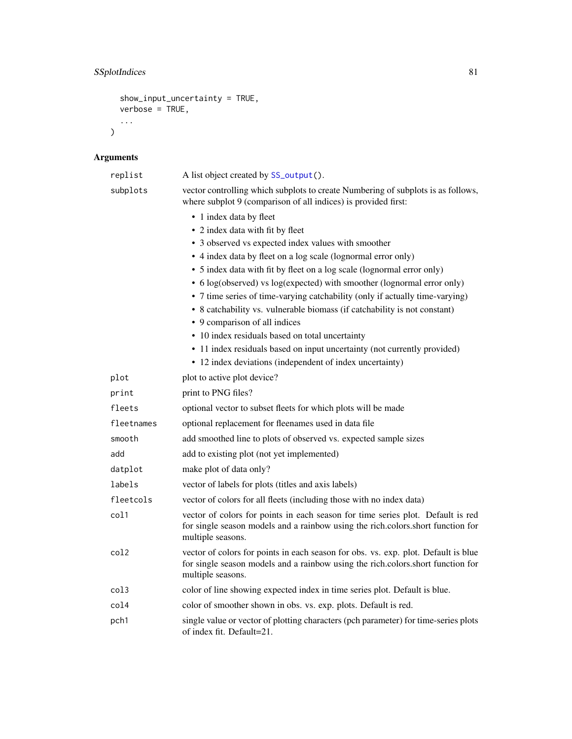```
  show_input_uncertainty = TRUE,
  verbose = TRUE,
  ...
)
```

## Arguments

| | |
|---|---|
| replist | A list object created by SS_output(). |
| subplots | vector controlling which subplots to create Numbering of subplots is as follows, where subplot 9 (comparison of all indices) is provided first:<br>• 1 index data by fleet<br>• 2 index data with fit by fleet<br>• 3 observed vs expected index values with smoother<br>• 4 index data by fleet on a log scale (lognormal error only)<br>• 5 index data with fit by fleet on a log scale (lognormal error only)<br>• 6 log(observed) vs log(expected) with smoother (lognormal error only)<br>• 7 time series of time-varying catchability (only if actually time-varying)<br>• 8 catchability vs. vulnerable biomass (if catchability is not constant)<br>• 9 comparison of all indices<br>• 10 index residuals based on total uncertainty<br>• 11 index residuals based on input uncertainty (not currently provided)<br>• 12 index deviations (independent of index uncertainty) |
| plot | plot to active plot device? |
| print | print to PNG files? |
| fleets | optional vector to subset fleets for which plots will be made |
| fleetnames | optional replacement for fleenames used in data file |
| smooth | add smoothed line to plots of observed vs. expected sample sizes |
| add | add to existing plot (not yet implemented) |
| datplot | make plot of data only? |
| labels | vector of labels for plots (titles and axis labels) |
| fleetcols | vector of colors for all fleets (including those with no index data) |
| col1 | vector of colors for points in each season for time series plot. Default is red for single season models and a rainbow using the rich.colors.short function for multiple seasons. |
| col2 | vector of colors for points in each season for obs. vs. exp. plot. Default is blue for single season models and a rainbow using the rich.colors.short function for multiple seasons. |
| col3 | color of line showing expected index in time series plot. Default is blue. |
| col4 | color of smoother shown in obs. vs. exp. plots. Default is red. |
| pch1 | single value or vector of plotting characters (pch parameter) for time-series plots of index fit. Default=21. |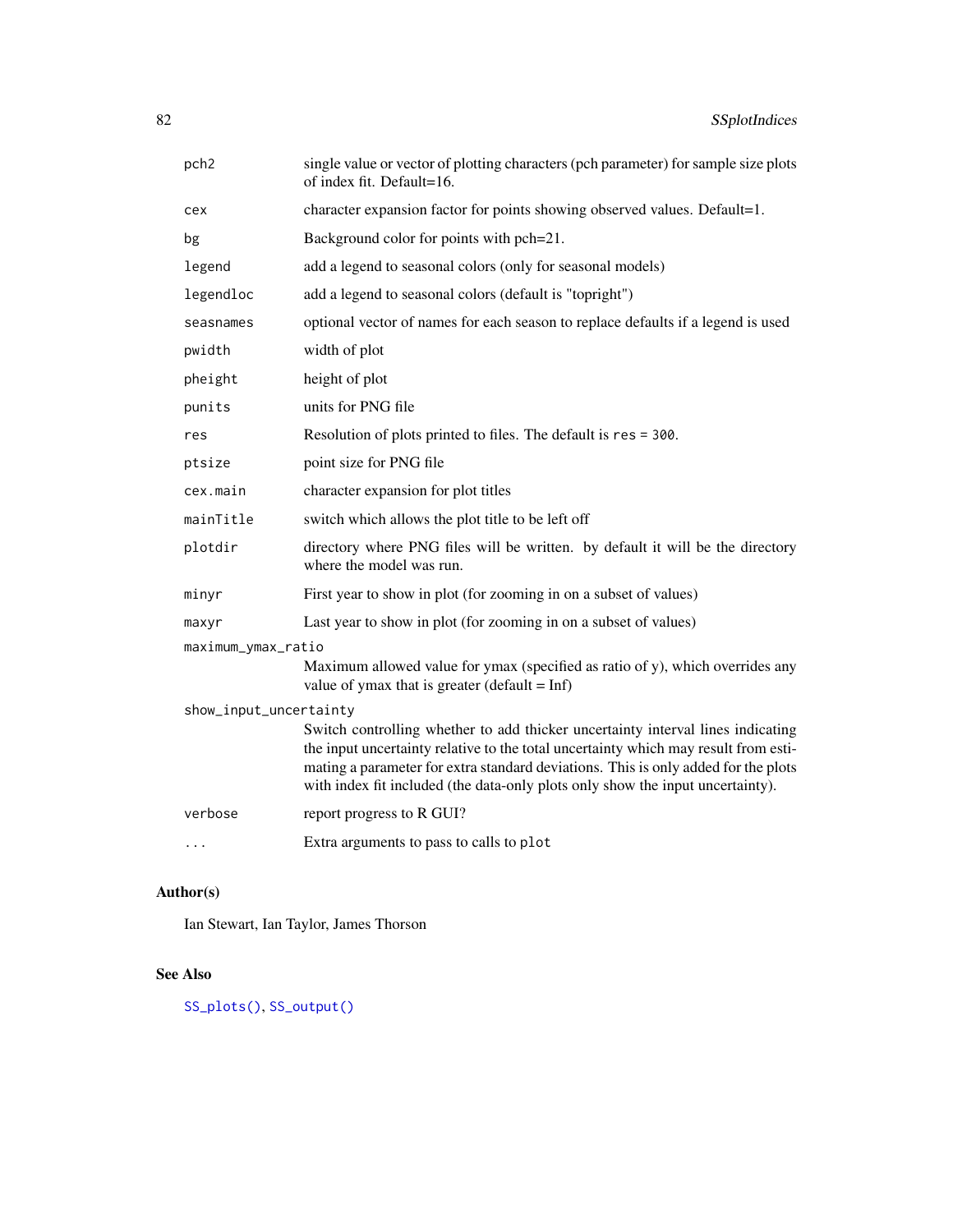| | |
|---|---|
| pch2 | single value or vector of plotting characters (pch parameter) for sample size plots of index fit. Default=16. |
| cex | character expansion factor for points showing observed values. Default=1. |
| bg | Background color for points with pch=21. |
| legend | add a legend to seasonal colors (only for seasonal models) |
| legendloc | add a legend to seasonal colors (default is "topright") |
| seasnames | optional vector of names for each season to replace defaults if a legend is used |
| pwidth | width of plot |
| pheight | height of plot |
| punits | units for PNG file |
| res | Resolution of plots printed to files. The default is `res = 300`. |
| ptsize | point size for PNG file |
| cex.main | character expansion for plot titles |
| mainTitle | switch which allows the plot title to be left off |
| plotdir | directory where PNG files will be written. by default it will be the directory where the model was run. |
| minyr | First year to show in plot (for zooming in on a subset of values) |
| maxyr | Last year to show in plot (for zooming in on a subset of values) |
| maximum_ymax_ratio | Maximum allowed value for ymax (specified as ratio of y), which overrides any value of ymax that is greater (default = Inf) |
| show_input_uncertainty | Switch controlling whether to add thicker uncertainty interval lines indicating the input uncertainty relative to the total uncertainty which may result from estimating a parameter for extra standard deviations. This is only added for the plots with index fit included (the data-only plots only show the input uncertainty). |
| verbose | report progress to R GUI? |
| ... | Extra arguments to pass to calls to `plot` |

## Author(s)

Ian Stewart, Ian Taylor, James Thorson

## See Also

`SS_plots()`, `SS_output()`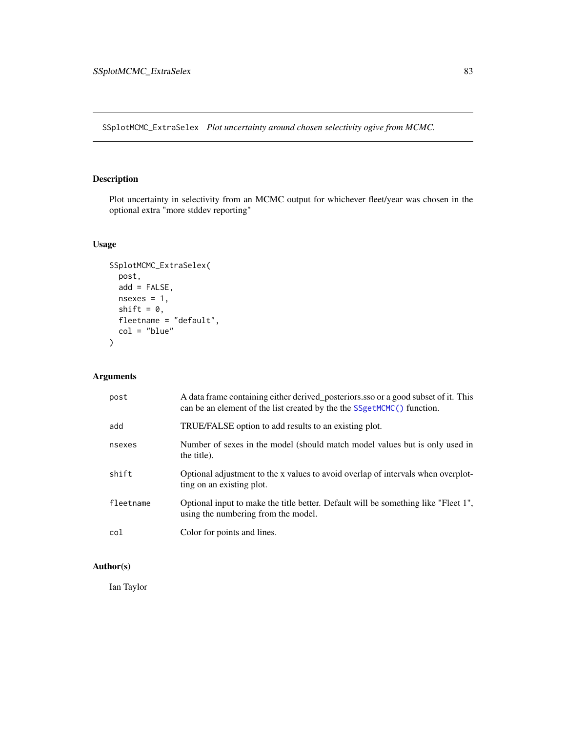SSplotMCMC_ExtraSelex *Plot uncertainty around chosen selectivity ogive from MCMC.*

## Description

Plot uncertainty in selectivity from an MCMC output for whichever fleet/year was chosen in the optional extra "more stddev reporting"

## Usage

```
SSplotMCMC_ExtraSelex(
  post,
  add = FALSE,
  nsexes = 1,
  shift = 0,
  fleetname = "default",
  col = "blue"
)
```

## Arguments

| | |
|---|---|
| post | A data frame containing either derived_posteriors.sso or a good subset of it. This can be an element of the list created by the the SSgetMCMC() function. |
| add | TRUE/FALSE option to add results to an existing plot. |
| nsexes | Number of sexes in the model (should match model values but is only used in the title). |
| shift | Optional adjustment to the x values to avoid overlap of intervals when overplotting on an existing plot. |
| fleetname | Optional input to make the title better. Default will be something like "Fleet 1", using the numbering from the model. |
| col | Color for points and lines. |

## Author(s)

Ian Taylor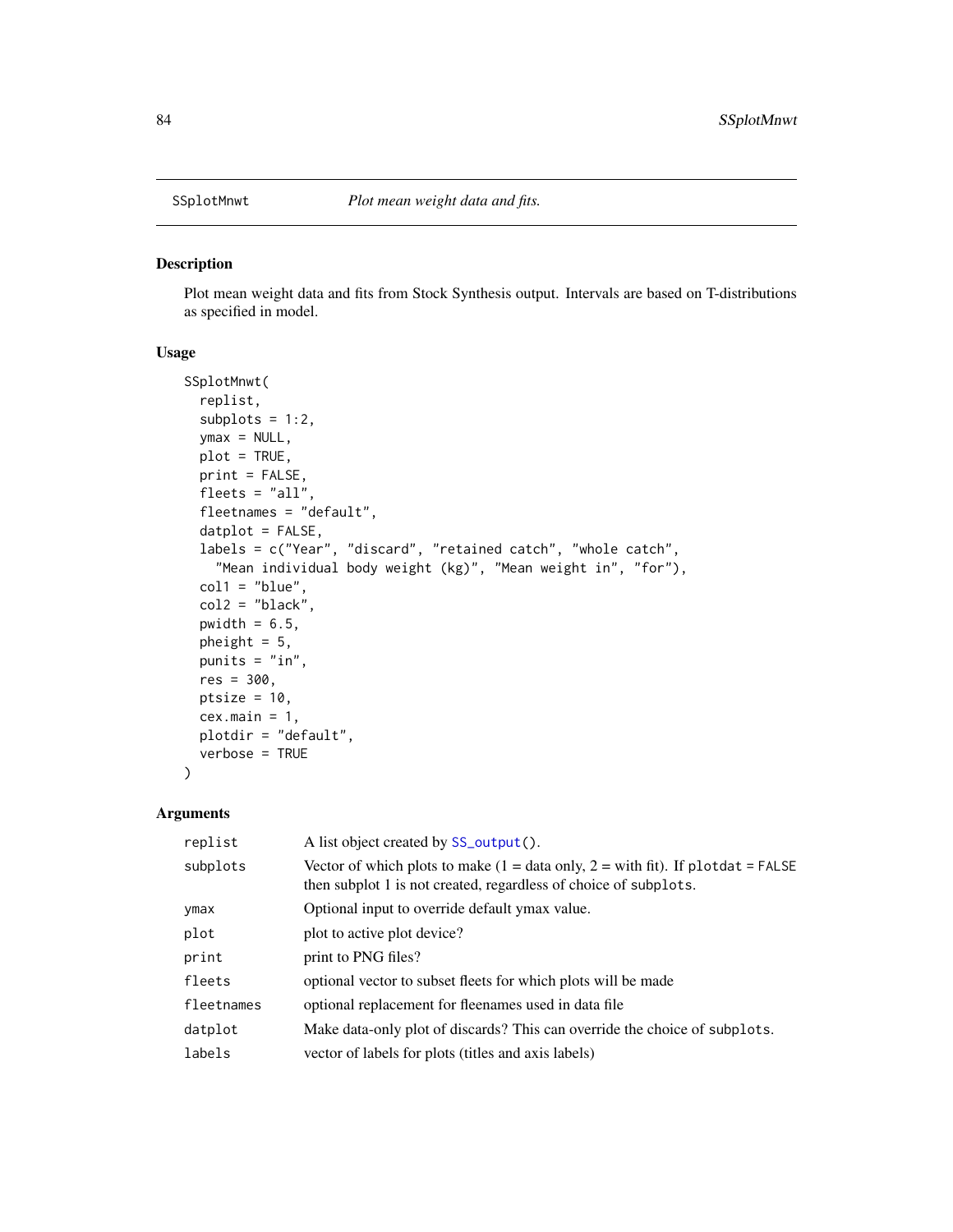SSplotMnwt    *Plot mean weight data and fits.*

## Description

Plot mean weight data and fits from Stock Synthesis output. Intervals are based on T-distributions as specified in model.

## Usage

```
SSplotMnwt(
  replist,
  subplots = 1:2,
  ymax = NULL,
  plot = TRUE,
  print = FALSE,
  fleets = "all",
  fleetnames = "default",
  datplot = FALSE,
  labels = c("Year", "discard", "retained catch", "whole catch",
    "Mean individual body weight (kg)", "Mean weight in", "for"),
  col1 = "blue",
  col2 = "black",
  pwidth = 6.5,
  pheight = 5,
  punits = "in",
  res = 300,
  ptsize = 10,
  cex.main = 1,
  plotdir = "default",
  verbose = TRUE
)
```

## Arguments

| | |
|---|---|
| `replist` | A list object created by `SS_output()`. |
| `subplots` | Vector of which plots to make (1 = data only, 2 = with fit). If `plotdat = FALSE` then subplot 1 is not created, regardless of choice of `subplots`. |
| `ymax` | Optional input to override default ymax value. |
| `plot` | plot to active plot device? |
| `print` | print to PNG files? |
| `fleets` | optional vector to subset fleets for which plots will be made |
| `fleetnames` | optional replacement for fleenames used in data file |
| `datplot` | Make data-only plot of discards? This can override the choice of `subplots`. |
| `labels` | vector of labels for plots (titles and axis labels) |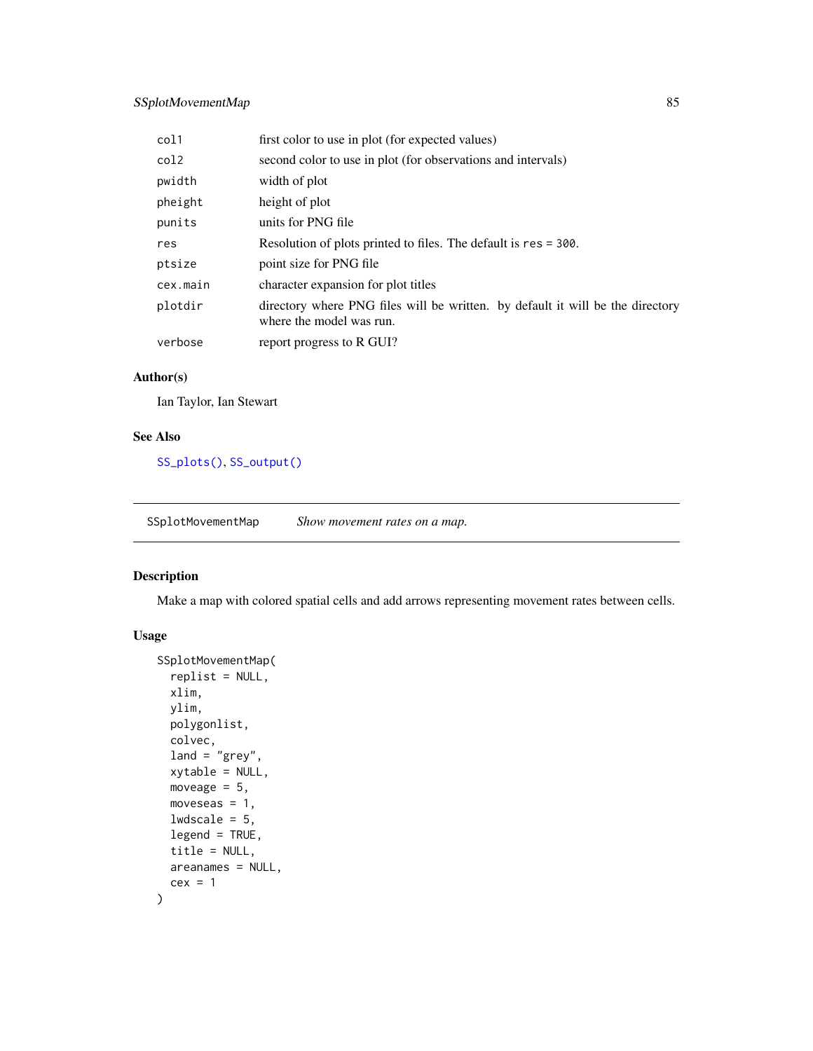| | |
|---|---|
| col1 | first color to use in plot (for expected values) |
| col2 | second color to use in plot (for observations and intervals) |
| pwidth | width of plot |
| pheight | height of plot |
| punits | units for PNG file |
| res | Resolution of plots printed to files. The default is `res = 300`. |
| ptsize | point size for PNG file |
| cex.main | character expansion for plot titles |
| plotdir | directory where PNG files will be written. by default it will be the directory where the model was run. |
| verbose | report progress to R GUI? |

### Author(s)

Ian Taylor, Ian Stewart

### See Also

SS_plots(), SS_output()

---

## SSplotMovementMap — *Show movement rates on a map.*

### Description

Make a map with colored spatial cells and add arrows representing movement rates between cells.

### Usage

```
SSplotMovementMap(
  replist = NULL,
  xlim,
  ylim,
  polygonlist,
  colvec,
  land = "grey",
  xytable = NULL,
  moveage = 5,
  moveseas = 1,
  lwdscale = 5,
  legend = TRUE,
  title = NULL,
  areanames = NULL,
  cex = 1
)
```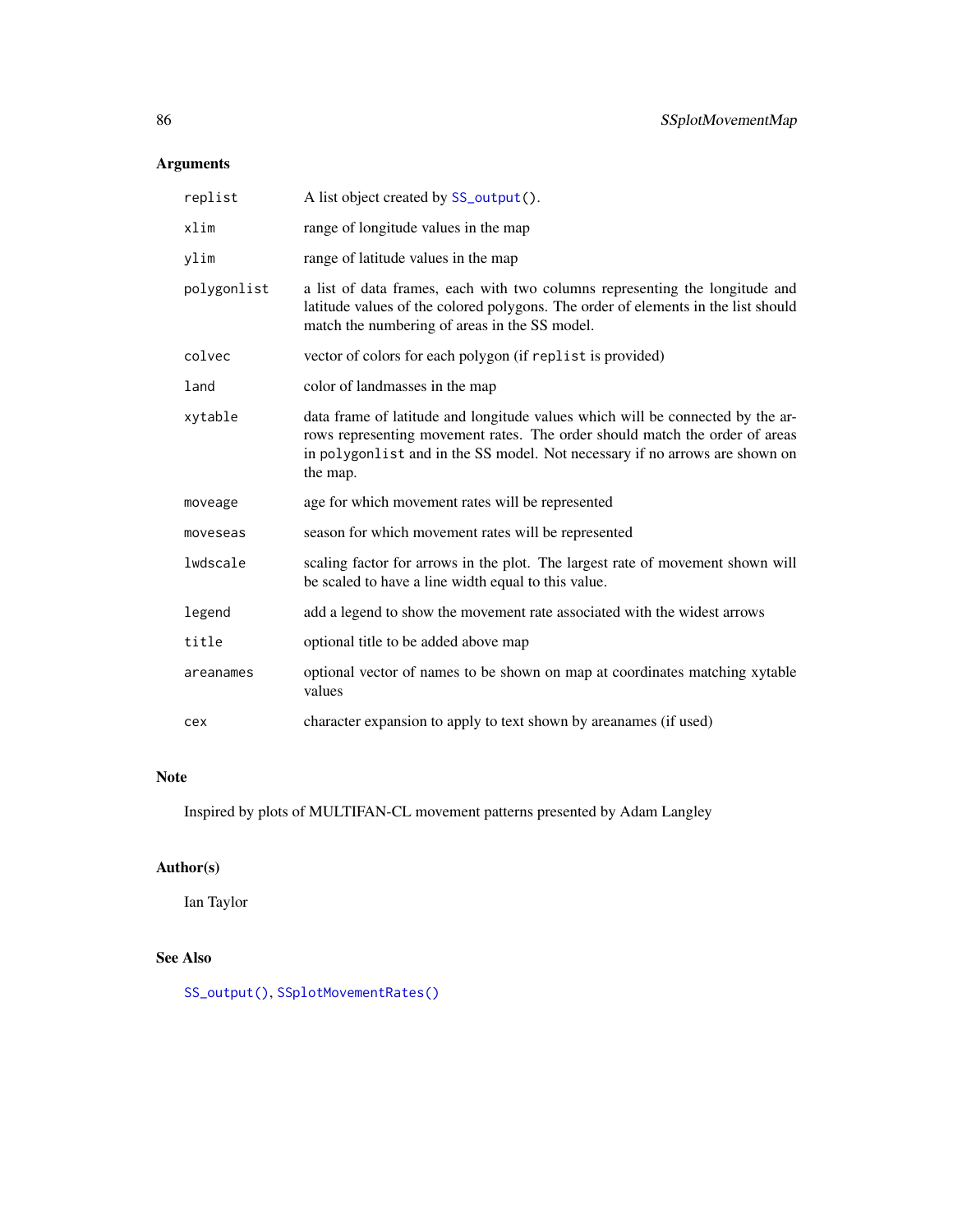## Arguments

| | |
|---|---|
| `replist` | A list object created by `SS_output()`. |
| `xlim` | range of longitude values in the map |
| `ylim` | range of latitude values in the map |
| `polygonlist` | a list of data frames, each with two columns representing the longitude and latitude values of the colored polygons. The order of elements in the list should match the numbering of areas in the SS model. |
| `colvec` | vector of colors for each polygon (if `replist` is provided) |
| `land` | color of landmasses in the map |
| `xytable` | data frame of latitude and longitude values which will be connected by the arrows representing movement rates. The order should match the order of areas in `polygonlist` and in the SS model. Not necessary if no arrows are shown on the map. |
| `moveage` | age for which movement rates will be represented |
| `moveseas` | season for which movement rates will be represented |
| `lwdscale` | scaling factor for arrows in the plot. The largest rate of movement shown will be scaled to have a line width equal to this value. |
| `legend` | add a legend to show the movement rate associated with the widest arrows |
| `title` | optional title to be added above map |
| `areanames` | optional vector of names to be shown on map at coordinates matching xytable values |
| `cex` | character expansion to apply to text shown by areanames (if used) |

## Note

Inspired by plots of MULTIFAN-CL movement patterns presented by Adam Langley

## Author(s)

Ian Taylor

## See Also

`SS_output()`, `SSplotMovementRates()`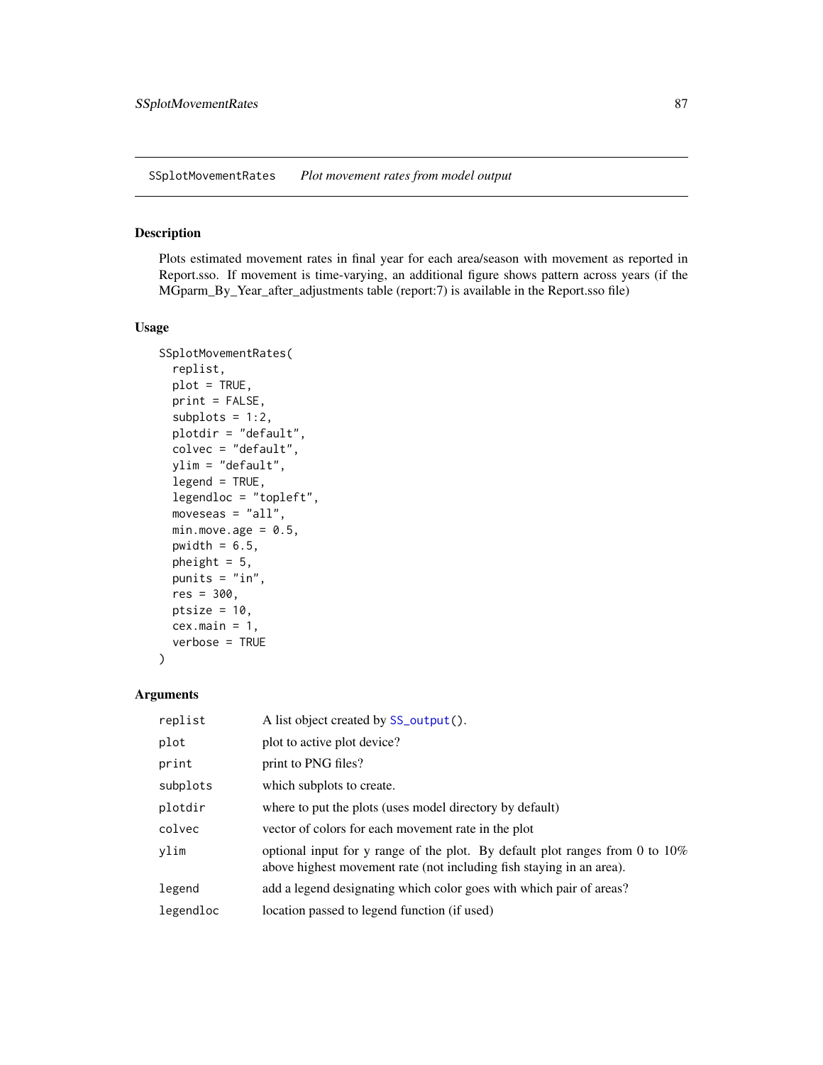SSplotMovementRates *Plot movement rates from model output*

## Description

Plots estimated movement rates in final year for each area/season with movement as reported in Report.sso. If movement is time-varying, an additional figure shows pattern across years (if the MGparm_By_Year_after_adjustments table (report:7) is available in the Report.sso file)

## Usage

```
SSplotMovementRates(
  replist,
  plot = TRUE,
  print = FALSE,
  subplots = 1:2,
  plotdir = "default",
  colvec = "default",
  ylim = "default",
  legend = TRUE,
  legendloc = "topleft",
  moveseas = "all",
  min.move.age = 0.5,
  pwidth = 6.5,
  pheight = 5,
  punits = "in",
  res = 300,
  ptsize = 10,
  cex.main = 1,
  verbose = TRUE
)
```

## Arguments

| | |
|---|---|
| replist | A list object created by SS_output(). |
| plot | plot to active plot device? |
| print | print to PNG files? |
| subplots | which subplots to create. |
| plotdir | where to put the plots (uses model directory by default) |
| colvec | vector of colors for each movement rate in the plot |
| ylim | optional input for y range of the plot. By default plot ranges from 0 to 10% above highest movement rate (not including fish staying in an area). |
| legend | add a legend designating which color goes with which pair of areas? |
| legendloc | location passed to legend function (if used) |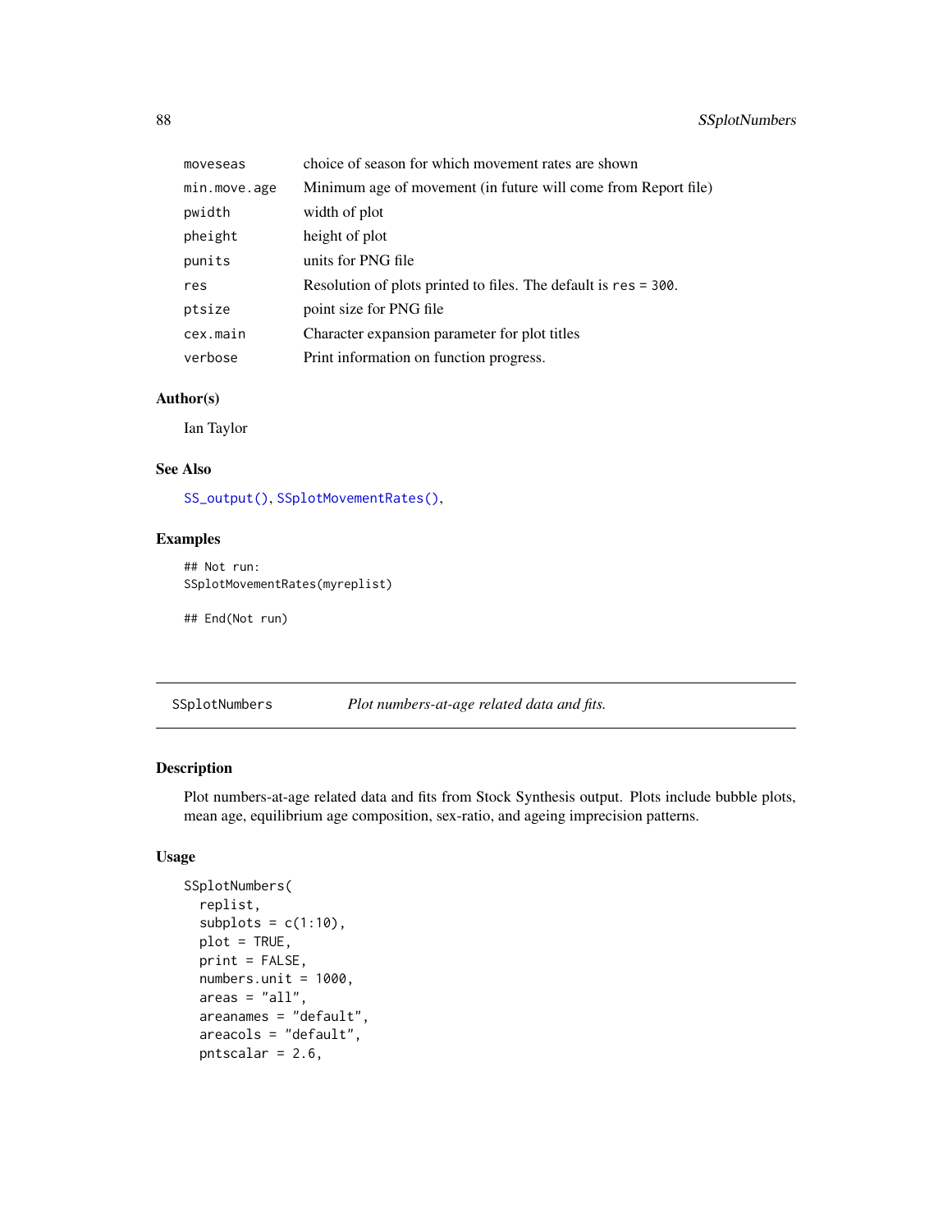| | |
|---|---|
| moveseas | choice of season for which movement rates are shown |
| min.move.age | Minimum age of movement (in future will come from Report file) |
| pwidth | width of plot |
| pheight | height of plot |
| punits | units for PNG file |
| res | Resolution of plots printed to files. The default is res = 300. |
| ptsize | point size for PNG file |
| cex.main | Character expansion parameter for plot titles |
| verbose | Print information on function progress. |

### Author(s)

Ian Taylor

### See Also

SS_output(), SSplotMovementRates(),

### Examples

```
## Not run:
SSplotMovementRates(myreplist)

## End(Not run)
```

---

## SSplotNumbers    *Plot numbers-at-age related data and fits.*

---

### Description

Plot numbers-at-age related data and fits from Stock Synthesis output. Plots include bubble plots, mean age, equilibrium age composition, sex-ratio, and ageing imprecision patterns.

### Usage

```
SSplotNumbers(
  replist,
  subplots = c(1:10),
  plot = TRUE,
  print = FALSE,
  numbers.unit = 1000,
  areas = "all",
  areanames = "default",
  areacols = "default",
  pntscalar = 2.6,
```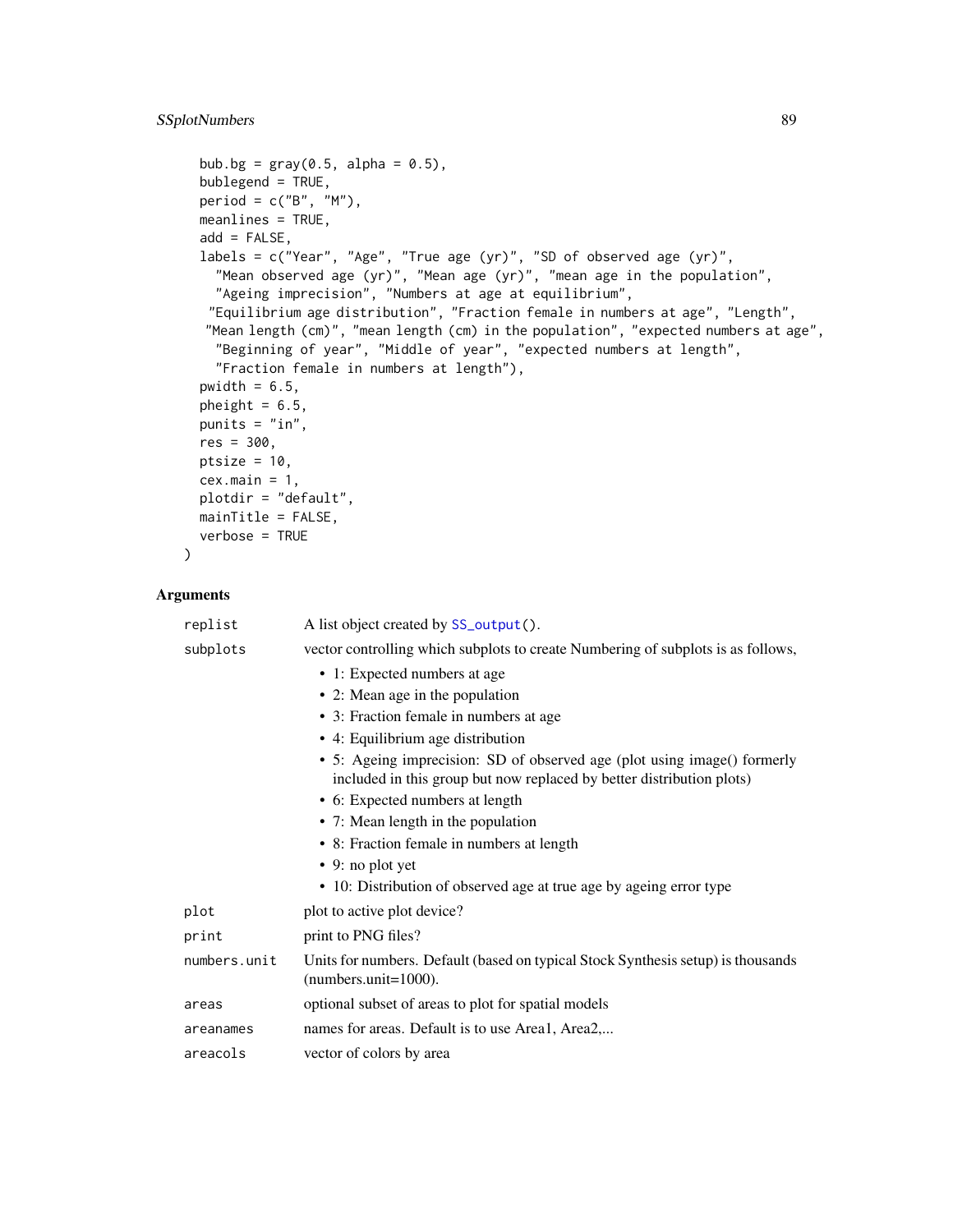```
  bub.bg = gray(0.5, alpha = 0.5),
  bublegend = TRUE,
  period = c("B", "M"),
  meanlines = TRUE,
  add = FALSE,
  labels = c("Year", "Age", "True age (yr)", "SD of observed age (yr)",
    "Mean observed age (yr)", "Mean age (yr)", "mean age in the population",
    "Ageing imprecision", "Numbers at age at equilibrium",
   "Equilibrium age distribution", "Fraction female in numbers at age", "Length",
   "Mean length (cm)", "mean length (cm) in the population", "expected numbers at age",
    "Beginning of year", "Middle of year", "expected numbers at length",
    "Fraction female in numbers at length"),
  pwidth = 6.5,
  pheight = 6.5,
  punits = "in",
  res = 300,
  ptsize = 10,
  cex.main = 1,
  plotdir = "default",
  mainTitle = FALSE,
  verbose = TRUE
)
```

## Arguments

| | |
|---|---|
| replist | A list object created by SS_output(). |
| subplots | vector controlling which subplots to create Numbering of subplots is as follows,<br>• 1: Expected numbers at age<br>• 2: Mean age in the population<br>• 3: Fraction female in numbers at age<br>• 4: Equilibrium age distribution<br>• 5: Ageing imprecision: SD of observed age (plot using image() formerly included in this group but now replaced by better distribution plots)<br>• 6: Expected numbers at length<br>• 7: Mean length in the population<br>• 8: Fraction female in numbers at length<br>• 9: no plot yet<br>• 10: Distribution of observed age at true age by ageing error type |
| plot | plot to active plot device? |
| print | print to PNG files? |
| numbers.unit | Units for numbers. Default (based on typical Stock Synthesis setup) is thousands (numbers.unit=1000). |
| areas | optional subset of areas to plot for spatial models |
| areanames | names for areas. Default is to use Area1, Area2,... |
| areacols | vector of colors by area |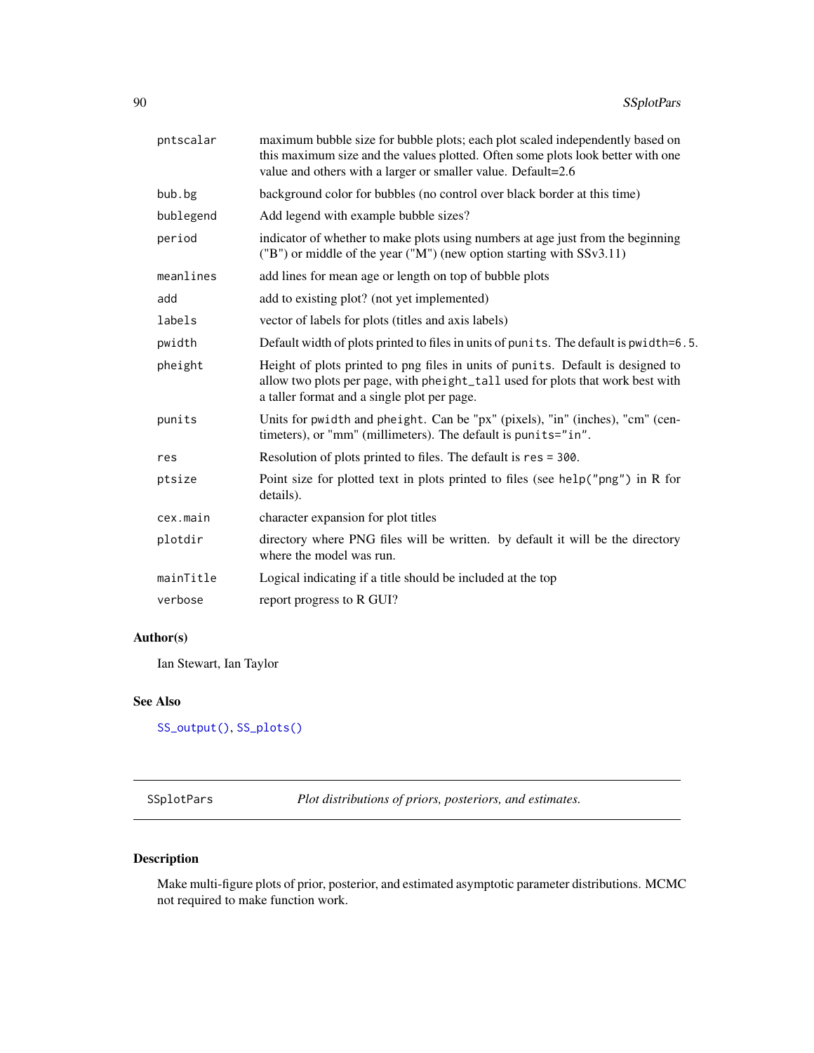| | |
|---|---|
| pntscalar | maximum bubble size for bubble plots; each plot scaled independently based on this maximum size and the values plotted. Often some plots look better with one value and others with a larger or smaller value. Default=2.6 |
| bub.bg | background color for bubbles (no control over black border at this time) |
| bublegend | Add legend with example bubble sizes? |
| period | indicator of whether to make plots using numbers at age just from the beginning ("B") or middle of the year ("M") (new option starting with SSv3.11) |
| meanlines | add lines for mean age or length on top of bubble plots |
| add | add to existing plot? (not yet implemented) |
| labels | vector of labels for plots (titles and axis labels) |
| pwidth | Default width of plots printed to files in units of `punits`. The default is `pwidth=6.5`. |
| pheight | Height of plots printed to png files in units of `punits`. Default is designed to allow two plots per page, with `pheight_tall` used for plots that work best with a taller format and a single plot per page. |
| punits | Units for `pwidth` and `pheight`. Can be "px" (pixels), "in" (inches), "cm" (centimeters), or "mm" (millimeters). The default is `punits="in"`. |
| res | Resolution of plots printed to files. The default is `res = 300`. |
| ptsize | Point size for plotted text in plots printed to files (see `help("png")` in R for details). |
| cex.main | character expansion for plot titles |
| plotdir | directory where PNG files will be written. by default it will be the directory where the model was run. |
| mainTitle | Logical indicating if a title should be included at the top |
| verbose | report progress to R GUI? |

## Author(s)

Ian Stewart, Ian Taylor

## See Also

`SS_output()`, `SS_plots()`

---

# SSplotPars — *Plot distributions of priors, posteriors, and estimates.*

## Description

Make multi-figure plots of prior, posterior, and estimated asymptotic parameter distributions. MCMC not required to make function work.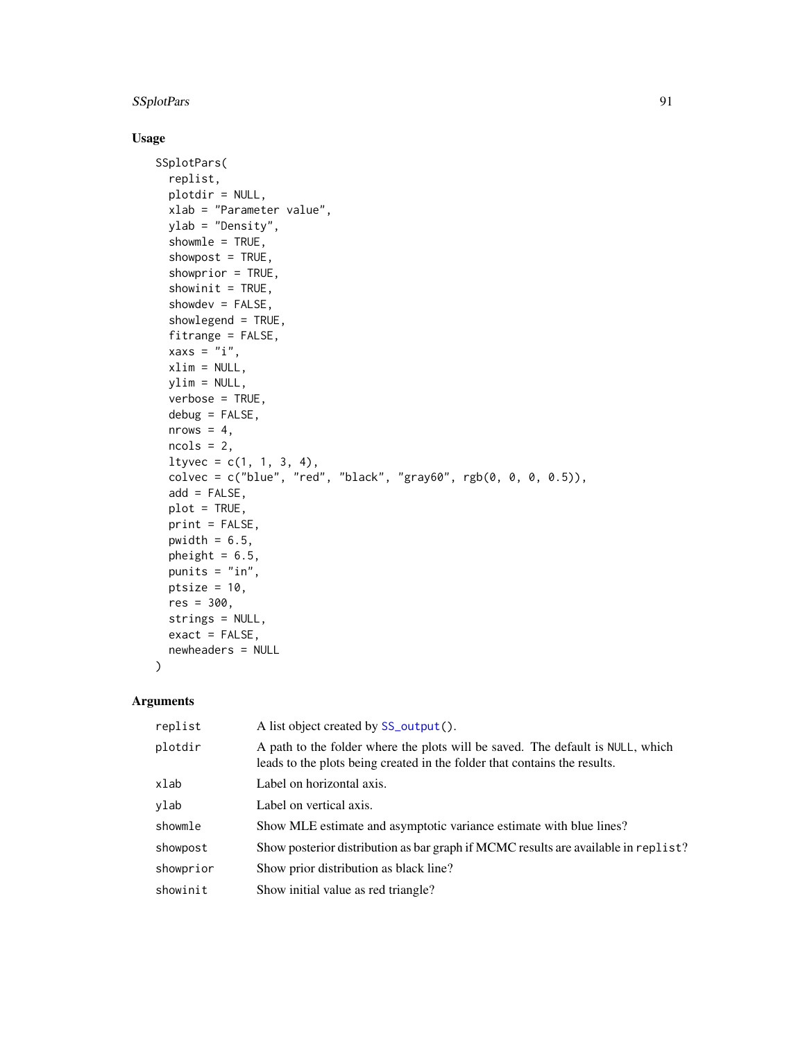## Usage

```
SSplotPars(
  replist,
  plotdir = NULL,
  xlab = "Parameter value",
  ylab = "Density",
  showmle = TRUE,
  showpost = TRUE,
  showprior = TRUE,
  showinit = TRUE,
  showdev = FALSE,
  showlegend = TRUE,
  fitrange = FALSE,
  xaxs = "i",
  xlim = NULL,
  ylim = NULL,
  verbose = TRUE,
  debug = FALSE,
  nrows = 4,
  ncols = 2,
  ltyvec = c(1, 1, 3, 4),
  colvec = c("blue", "red", "black", "gray60", rgb(0, 0, 0, 0.5)),
  add = FALSE,
  plot = TRUE,
  print = FALSE,
  pwidth = 6.5,
  pheight = 6.5,
  punits = "in",
  ptsize = 10,
  res = 300,
  strings = NULL,
  exact = FALSE,
  newheaders = NULL
)
```

## Arguments

| | |
|---|---|
| `replist` | A list object created by `SS_output()`. |
| `plotdir` | A path to the folder where the plots will be saved. The default is `NULL`, which leads to the plots being created in the folder that contains the results. |
| `xlab` | Label on horizontal axis. |
| `ylab` | Label on vertical axis. |
| `showmle` | Show MLE estimate and asymptotic variance estimate with blue lines? |
| `showpost` | Show posterior distribution as bar graph if MCMC results are available in `replist`? |
| `showprior` | Show prior distribution as black line? |
| `showinit` | Show initial value as red triangle? |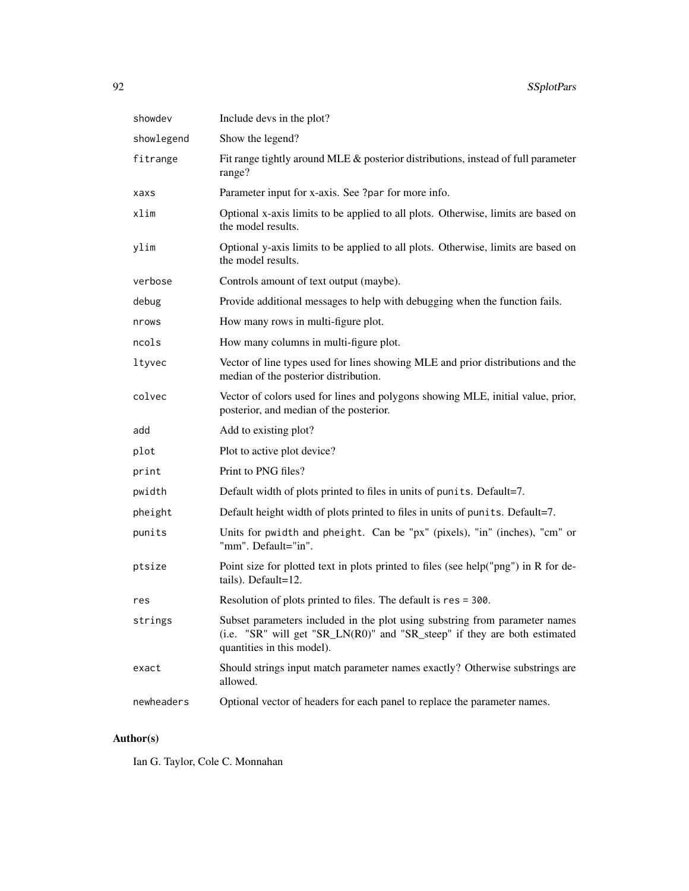| | |
|---|---|
| `showdev` | Include devs in the plot? |
| `showlegend` | Show the legend? |
| `fitrange` | Fit range tightly around MLE & posterior distributions, instead of full parameter range? |
| `xaxs` | Parameter input for x-axis. See `?par` for more info. |
| `xlim` | Optional x-axis limits to be applied to all plots. Otherwise, limits are based on the model results. |
| `ylim` | Optional y-axis limits to be applied to all plots. Otherwise, limits are based on the model results. |
| `verbose` | Controls amount of text output (maybe). |
| `debug` | Provide additional messages to help with debugging when the function fails. |
| `nrows` | How many rows in multi-figure plot. |
| `ncols` | How many columns in multi-figure plot. |
| `ltyvec` | Vector of line types used for lines showing MLE and prior distributions and the median of the posterior distribution. |
| `colvec` | Vector of colors used for lines and polygons showing MLE, initial value, prior, posterior, and median of the posterior. |
| `add` | Add to existing plot? |
| `plot` | Plot to active plot device? |
| `print` | Print to PNG files? |
| `pwidth` | Default width of plots printed to files in units of `punits`. Default=7. |
| `pheight` | Default height width of plots printed to files in units of `punits`. Default=7. |
| `punits` | Units for `pwidth` and `pheight`. Can be "px" (pixels), "in" (inches), "cm" or "mm". Default="in". |
| `ptsize` | Point size for plotted text in plots printed to files (see help("png") in R for details). Default=12. |
| `res` | Resolution of plots printed to files. The default is `res = 300`. |
| `strings` | Subset parameters included in the plot using substring from parameter names (i.e. "SR" will get "SR_LN(R0)" and "SR_steep" if they are both estimated quantities in this model). |
| `exact` | Should strings input match parameter names exactly? Otherwise substrings are allowed. |
| `newheaders` | Optional vector of headers for each panel to replace the parameter names. |

## Author(s)

Ian G. Taylor, Cole C. Monnahan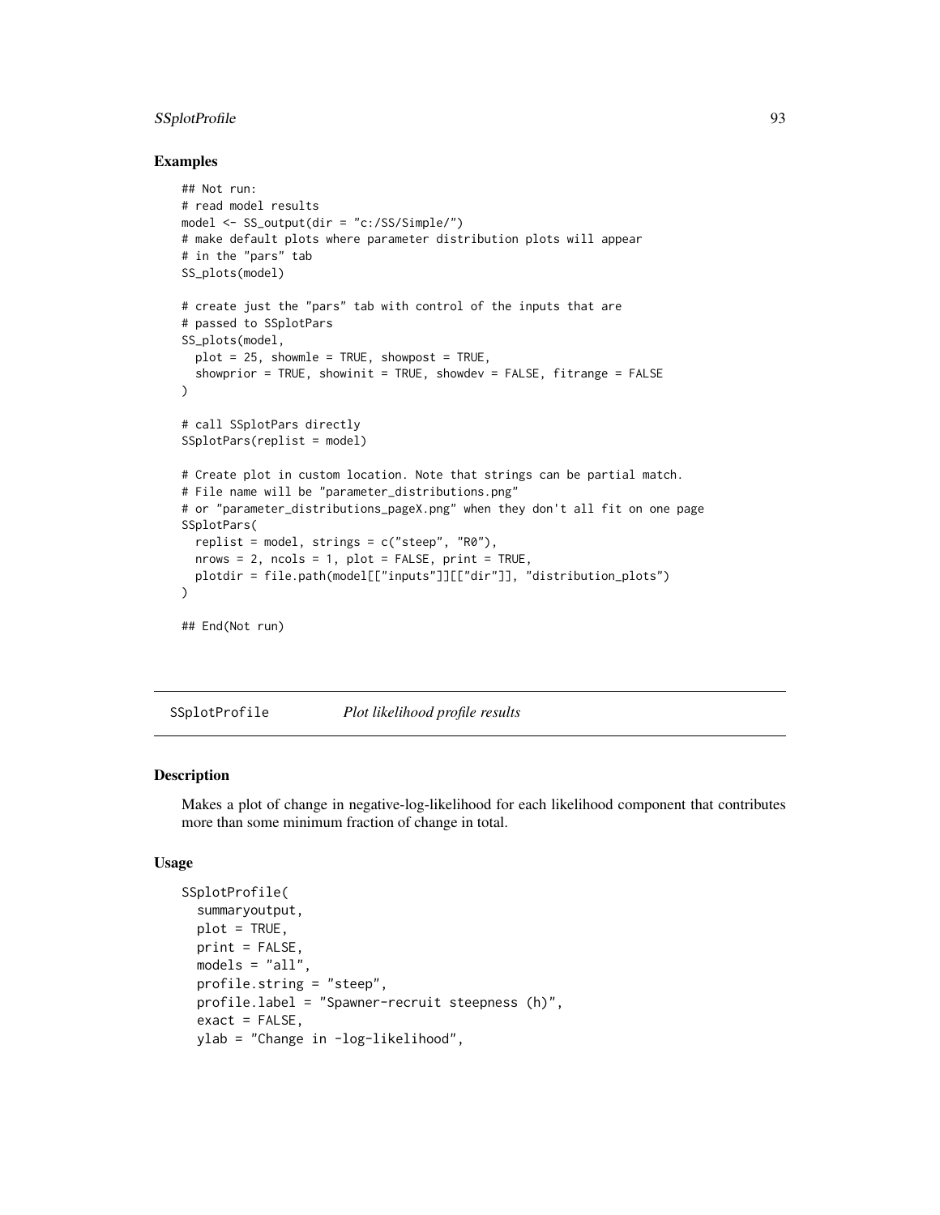## Examples

```
## Not run:
# read model results
model <- SS_output(dir = "c:/SS/Simple/")
# make default plots where parameter distribution plots will appear
# in the "pars" tab
SS_plots(model)

# create just the "pars" tab with control of the inputs that are
# passed to SSplotPars
SS_plots(model,
  plot = 25, showmle = TRUE, showpost = TRUE,
  showprior = TRUE, showinit = TRUE, showdev = FALSE, fitrange = FALSE
)

# call SSplotPars directly
SSplotPars(replist = model)

# Create plot in custom location. Note that strings can be partial match.
# File name will be "parameter_distributions.png"
# or "parameter_distributions_pageX.png" when they don't all fit on one page
SSplotPars(
  replist = model, strings = c("steep", "R0"),
  nrows = 2, ncols = 1, plot = FALSE, print = TRUE,
  plotdir = file.path(model[["inputs"]][["dir"]], "distribution_plots")
)

## End(Not run)
```

---

# SSplotProfile — *Plot likelihood profile results*

## Description

Makes a plot of change in negative-log-likelihood for each likelihood component that contributes more than some minimum fraction of change in total.

## Usage

```
SSplotProfile(
  summaryoutput,
  plot = TRUE,
  print = FALSE,
  models = "all",
  profile.string = "steep",
  profile.label = "Spawner-recruit steepness (h)",
  exact = FALSE,
  ylab = "Change in -log-likelihood",
```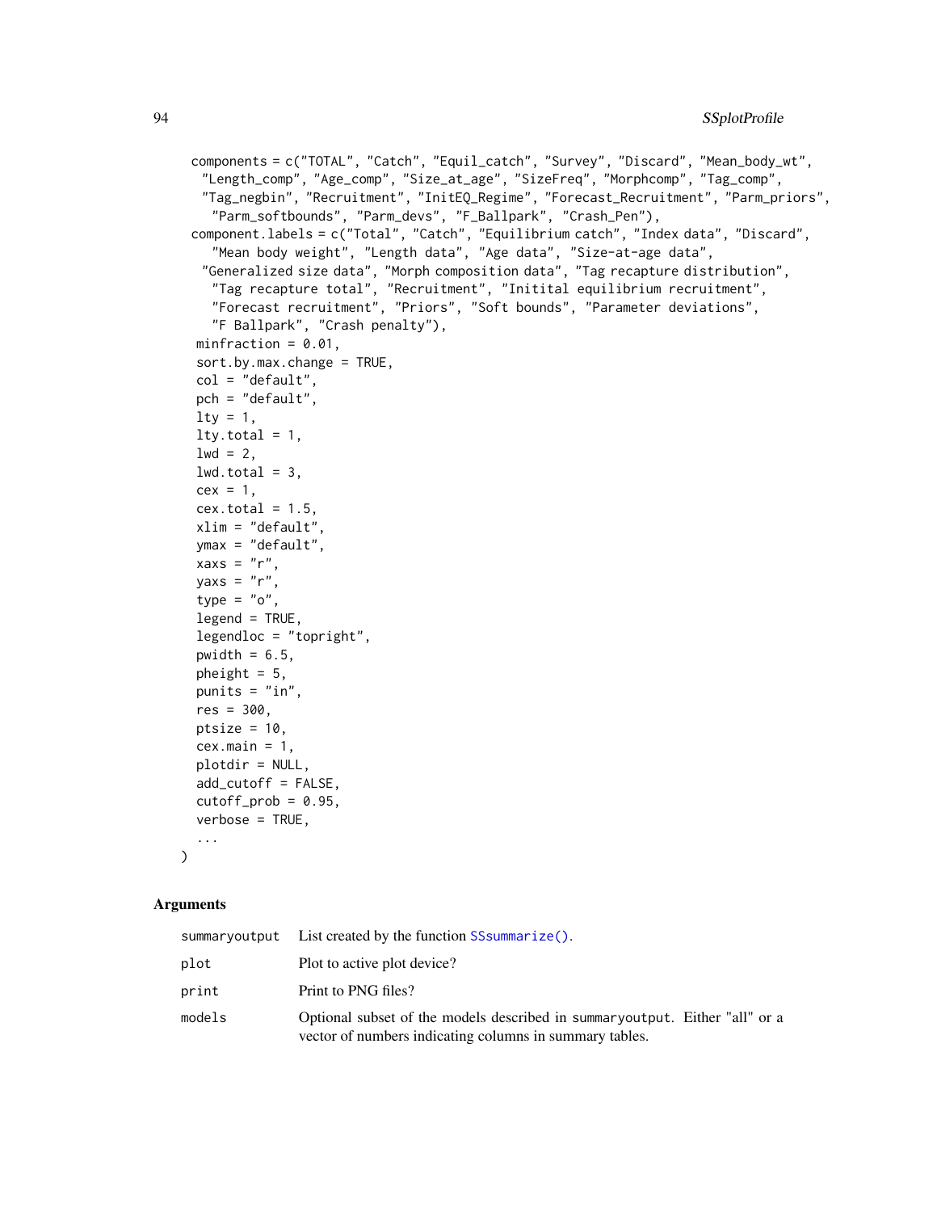```
  components = c("TOTAL", "Catch", "Equil_catch", "Survey", "Discard", "Mean_body_wt",
    "Length_comp", "Age_comp", "Size_at_age", "SizeFreq", "Morphcomp", "Tag_comp",
    "Tag_negbin", "Recruitment", "InitEQ_Regime", "Forecast_Recruitment", "Parm_priors",
      "Parm_softbounds", "Parm_devs", "F_Ballpark", "Crash_Pen"),
  component.labels = c("Total", "Catch", "Equilibrium catch", "Index data", "Discard",
      "Mean body weight", "Length data", "Age data", "Size-at-age data",
    "Generalized size data", "Morph composition data", "Tag recapture distribution",
      "Tag recapture total", "Recruitment", "Initital equilibrium recruitment",
      "Forecast recruitment", "Priors", "Soft bounds", "Parameter deviations",
      "F Ballpark", "Crash penalty"),
   minfraction = 0.01,
   sort.by.max.change = TRUE,
   col = "default",
   pch = "default",
   lty = 1,
   lty.total = 1,
   lwd = 2,
   lwd.total = 3,
   cex = 1,
   cex.total = 1.5,
   xlim = "default",
   ymax = "default",
   xaxs = "r",
   yaxs = "r",
   type = "o",
   legend = TRUE,
   legendloc = "topright",
   pwidth = 6.5,
   pheight = 5,
   punits = "in",
   res = 300,
   ptsize = 10,
   cex.main = 1,
   plotdir = NULL,
   add_cutoff = FALSE,
   cutoff_prob = 0.95,
   verbose = TRUE,
   ...
)
```

## Arguments

| | |
|---|---|
| summaryoutput | List created by the function SSsummarize(). |
| plot | Plot to active plot device? |
| print | Print to PNG files? |
| models | Optional subset of the models described in summaryoutput. Either "all" or a vector of numbers indicating columns in summary tables. |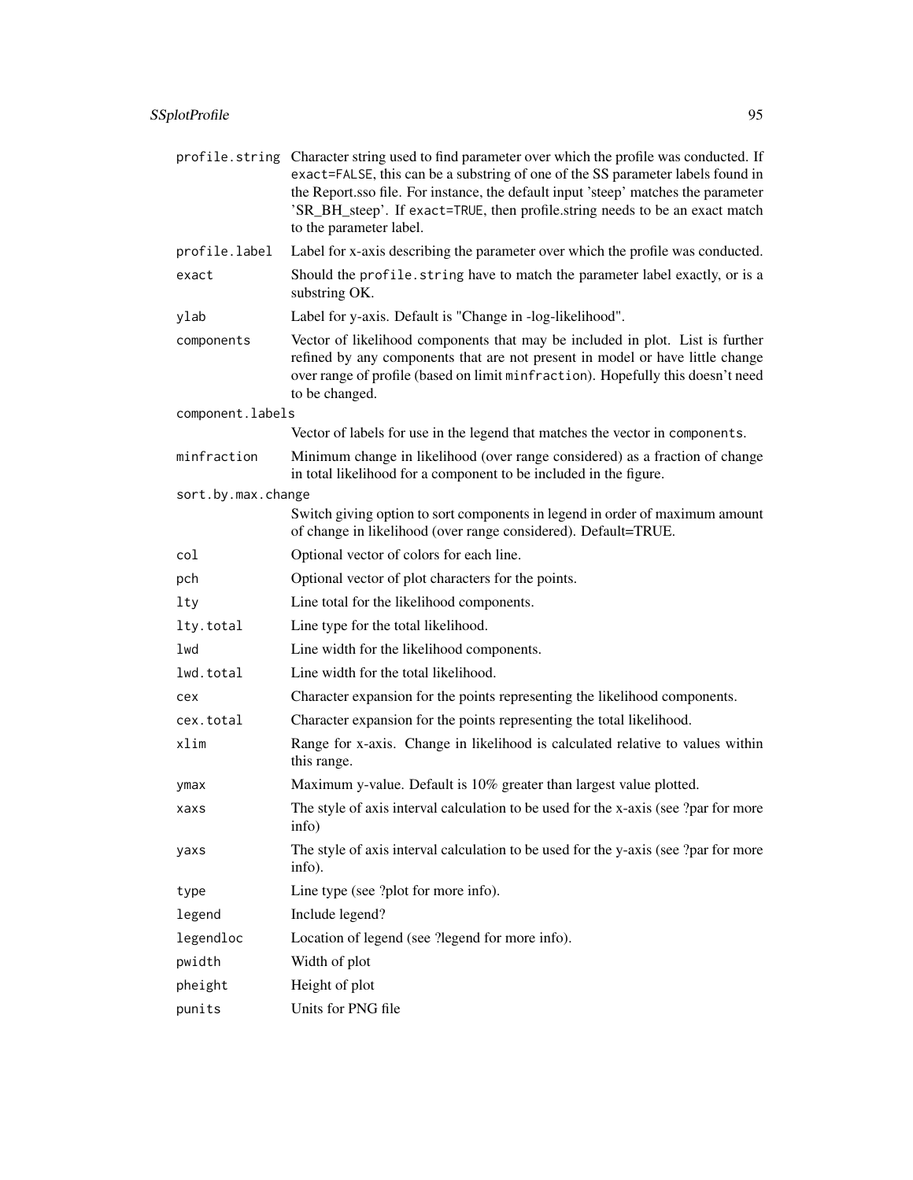| | |
|---|---|
| `profile.string` | Character string used to find parameter over which the profile was conducted. If `exact=FALSE`, this can be a substring of one of the SS parameter labels found in the Report.sso file. For instance, the default input 'steep' matches the parameter 'SR_BH_steep'. If `exact=TRUE`, then profile.string needs to be an exact match to the parameter label. |
| `profile.label` | Label for x-axis describing the parameter over which the profile was conducted. |
| `exact` | Should the `profile.string` have to match the parameter label exactly, or is a substring OK. |
| `ylab` | Label for y-axis. Default is "Change in -log-likelihood". |
| `components` | Vector of likelihood components that may be included in plot. List is further refined by any components that are not present in model or have little change over range of profile (based on limit `minfraction`). Hopefully this doesn't need to be changed. |
| `component.labels` | Vector of labels for use in the legend that matches the vector in `components`. |
| `minfraction` | Minimum change in likelihood (over range considered) as a fraction of change in total likelihood for a component to be included in the figure. |
| `sort.by.max.change` | Switch giving option to sort components in legend in order of maximum amount of change in likelihood (over range considered). Default=TRUE. |
| `col` | Optional vector of colors for each line. |
| `pch` | Optional vector of plot characters for the points. |
| `lty` | Line total for the likelihood components. |
| `lty.total` | Line type for the total likelihood. |
| `lwd` | Line width for the likelihood components. |
| `lwd.total` | Line width for the total likelihood. |
| `cex` | Character expansion for the points representing the likelihood components. |
| `cex.total` | Character expansion for the points representing the total likelihood. |
| `xlim` | Range for x-axis. Change in likelihood is calculated relative to values within this range. |
| `ymax` | Maximum y-value. Default is 10% greater than largest value plotted. |
| `xaxs` | The style of axis interval calculation to be used for the x-axis (see ?par for more info) |
| `yaxs` | The style of axis interval calculation to be used for the y-axis (see ?par for more info). |
| `type` | Line type (see ?plot for more info). |
| `legend` | Include legend? |
| `legendloc` | Location of legend (see ?legend for more info). |
| `pwidth` | Width of plot |
| `pheight` | Height of plot |
| `punits` | Units for PNG file |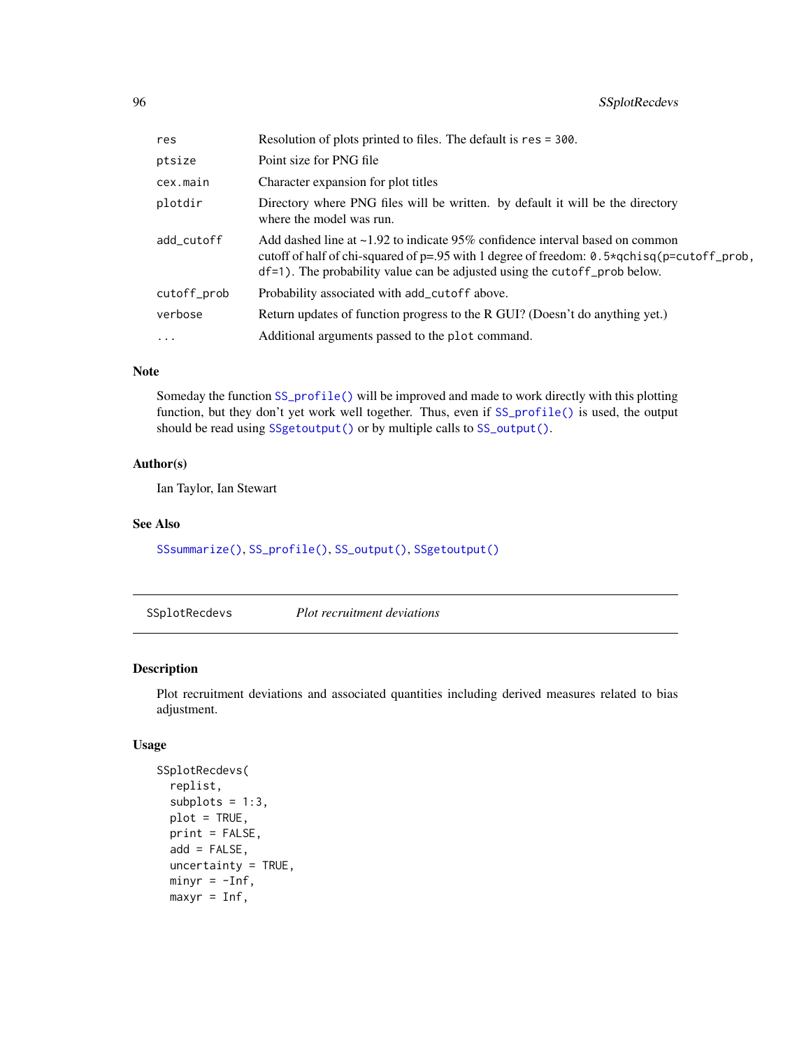| | |
|---|---|
| `res` | Resolution of plots printed to files. The default is `res = 300`. |
| `ptsize` | Point size for PNG file |
| `cex.main` | Character expansion for plot titles |
| `plotdir` | Directory where PNG files will be written. by default it will be the directory where the model was run. |
| `add_cutoff` | Add dashed line at ~1.92 to indicate 95% confidence interval based on common cutoff of half of chi-squared of p=.95 with 1 degree of freedom: `0.5*qchisq(p=cutoff_prob, df=1)`. The probability value can be adjusted using the `cutoff_prob` below. |
| `cutoff_prob` | Probability associated with `add_cutoff` above. |
| `verbose` | Return updates of function progress to the R GUI? (Doesn't do anything yet.) |
| `...` | Additional arguments passed to the `plot` command. |

### Note

Someday the function `SS_profile()` will be improved and made to work directly with this plotting function, but they don't yet work well together. Thus, even if `SS_profile()` is used, the output should be read using `SSgetoutput()` or by multiple calls to `SS_output()`.

### Author(s)

Ian Taylor, Ian Stewart

### See Also

`SSsummarize()`, `SS_profile()`, `SS_output()`, `SSgetoutput()`

---

## SSplotRecdevs *Plot recruitment deviations*

### Description

Plot recruitment deviations and associated quantities including derived measures related to bias adjustment.

### Usage

```
SSplotRecdevs(
  replist,
  subplots = 1:3,
  plot = TRUE,
  print = FALSE,
  add = FALSE,
  uncertainty = TRUE,
  minyr = -Inf,
  maxyr = Inf,
```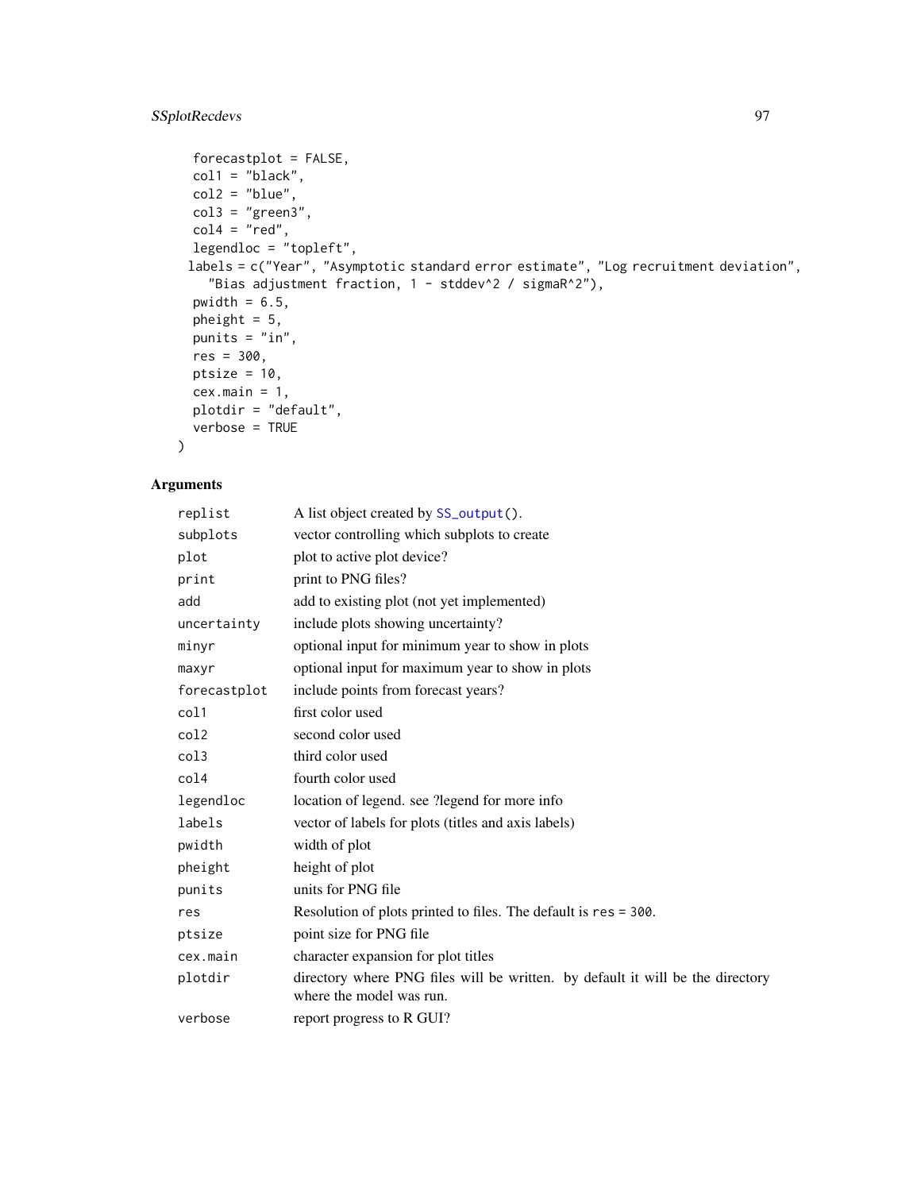```
  forecastplot = FALSE,
  col1 = "black",
  col2 = "blue",
  col3 = "green3",
  col4 = "red",
  legendloc = "topleft",
  labels = c("Year", "Asymptotic standard error estimate", "Log recruitment deviation",
    "Bias adjustment fraction, 1 - stddev^2 / sigmaR^2"),
  pwidth = 6.5,
  pheight = 5,
  punits = "in",
  res = 300,
  ptsize = 10,
  cex.main = 1,
  plotdir = "default",
  verbose = TRUE
)
```

## Arguments

| | |
|---|---|
| replist | A list object created by SS_output(). |
| subplots | vector controlling which subplots to create |
| plot | plot to active plot device? |
| print | print to PNG files? |
| add | add to existing plot (not yet implemented) |
| uncertainty | include plots showing uncertainty? |
| minyr | optional input for minimum year to show in plots |
| maxyr | optional input for maximum year to show in plots |
| forecastplot | include points from forecast years? |
| col1 | first color used |
| col2 | second color used |
| col3 | third color used |
| col4 | fourth color used |
| legendloc | location of legend. see ?legend for more info |
| labels | vector of labels for plots (titles and axis labels) |
| pwidth | width of plot |
| pheight | height of plot |
| punits | units for PNG file |
| res | Resolution of plots printed to files. The default is res = 300. |
| ptsize | point size for PNG file |
| cex.main | character expansion for plot titles |
| plotdir | directory where PNG files will be written. by default it will be the directory where the model was run. |
| verbose | report progress to R GUI? |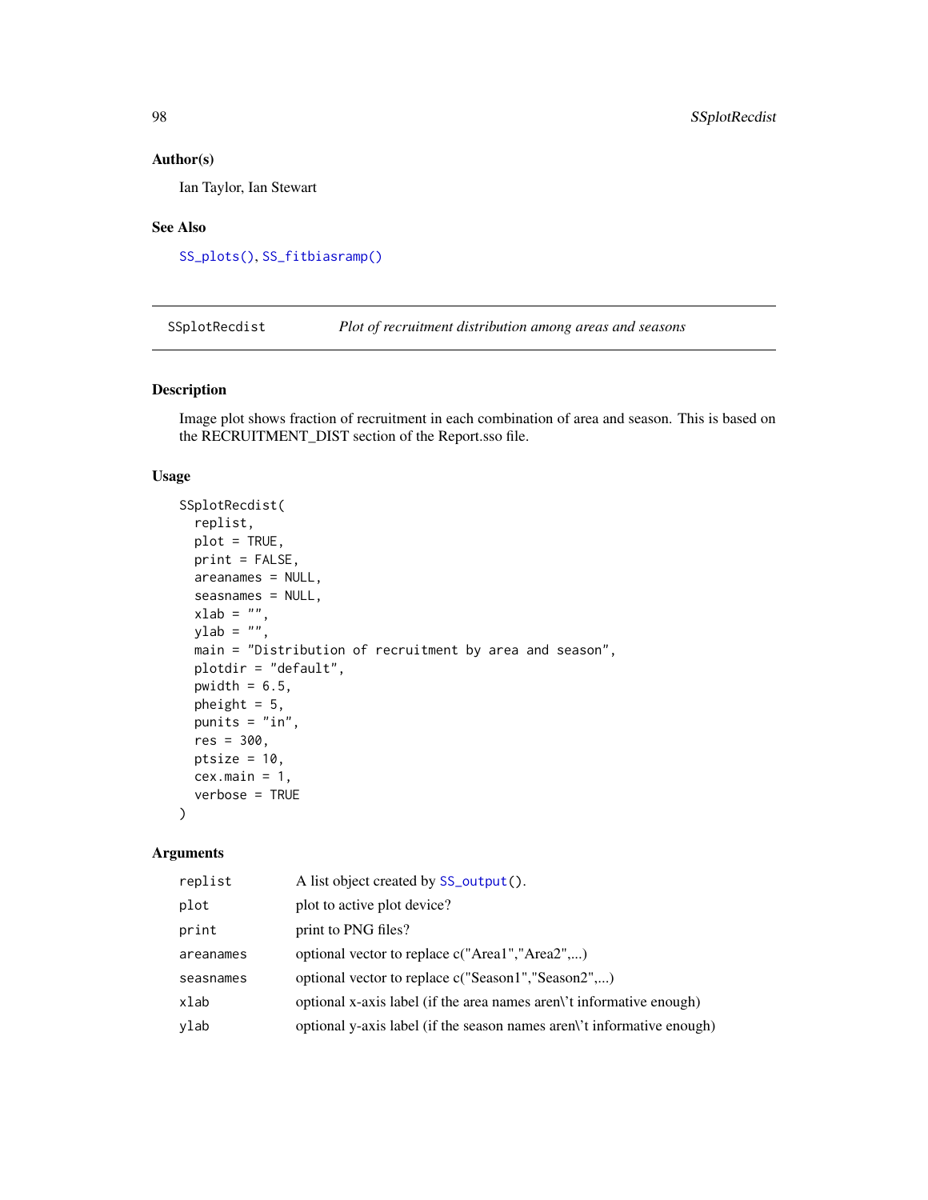## Author(s)

Ian Taylor, Ian Stewart

## See Also

SS_plots(), SS_fitbiasramp()

# SSplotRecdist — *Plot of recruitment distribution among areas and seasons*

## Description

Image plot shows fraction of recruitment in each combination of area and season. This is based on the RECRUITMENT_DIST section of the Report.sso file.

## Usage

```
SSplotRecdist(
  replist,
  plot = TRUE,
  print = FALSE,
  areanames = NULL,
  seasnames = NULL,
  xlab = "",
  ylab = "",
  main = "Distribution of recruitment by area and season",
  plotdir = "default",
  pwidth = 6.5,
  pheight = 5,
  punits = "in",
  res = 300,
  ptsize = 10,
  cex.main = 1,
  verbose = TRUE
)
```

## Arguments

| | |
|---|---|
| replist | A list object created by SS_output(). |
| plot | plot to active plot device? |
| print | print to PNG files? |
| areanames | optional vector to replace c("Area1","Area2",...) |
| seasnames | optional vector to replace c("Season1","Season2",...) |
| xlab | optional x-axis label (if the area names aren\'t informative enough) |
| ylab | optional y-axis label (if the season names aren\'t informative enough) |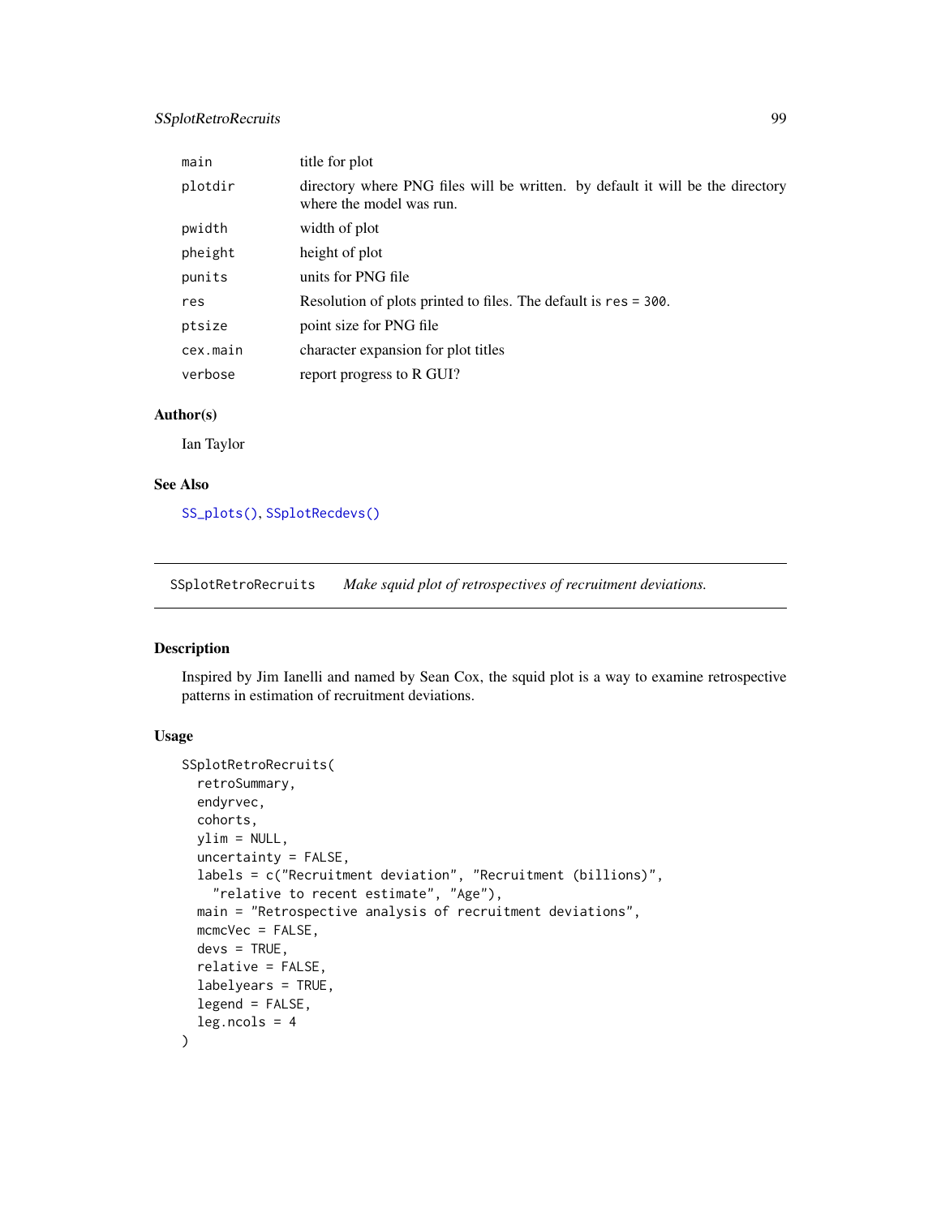| | |
|---|---|
| main | title for plot |
| plotdir | directory where PNG files will be written. by default it will be the directory where the model was run. |
| pwidth | width of plot |
| pheight | height of plot |
| punits | units for PNG file |
| res | Resolution of plots printed to files. The default is `res = 300`. |
| ptsize | point size for PNG file |
| cex.main | character expansion for plot titles |
| verbose | report progress to R GUI? |

### Author(s)

Ian Taylor

### See Also

`SS_plots()`, `SSplotRecdevs()`

---

## SSplotRetroRecruits    *Make squid plot of retrospectives of recruitment deviations.*

---

### Description

Inspired by Jim Ianelli and named by Sean Cox, the squid plot is a way to examine retrospective patterns in estimation of recruitment deviations.

### Usage

```
SSplotRetroRecruits(
  retroSummary,
  endyrvec,
  cohorts,
  ylim = NULL,
  uncertainty = FALSE,
  labels = c("Recruitment deviation", "Recruitment (billions)",
    "relative to recent estimate", "Age"),
  main = "Retrospective analysis of recruitment deviations",
  mcmcVec = FALSE,
  devs = TRUE,
  relative = FALSE,
  labelyears = TRUE,
  legend = FALSE,
  leg.ncols = 4
)
```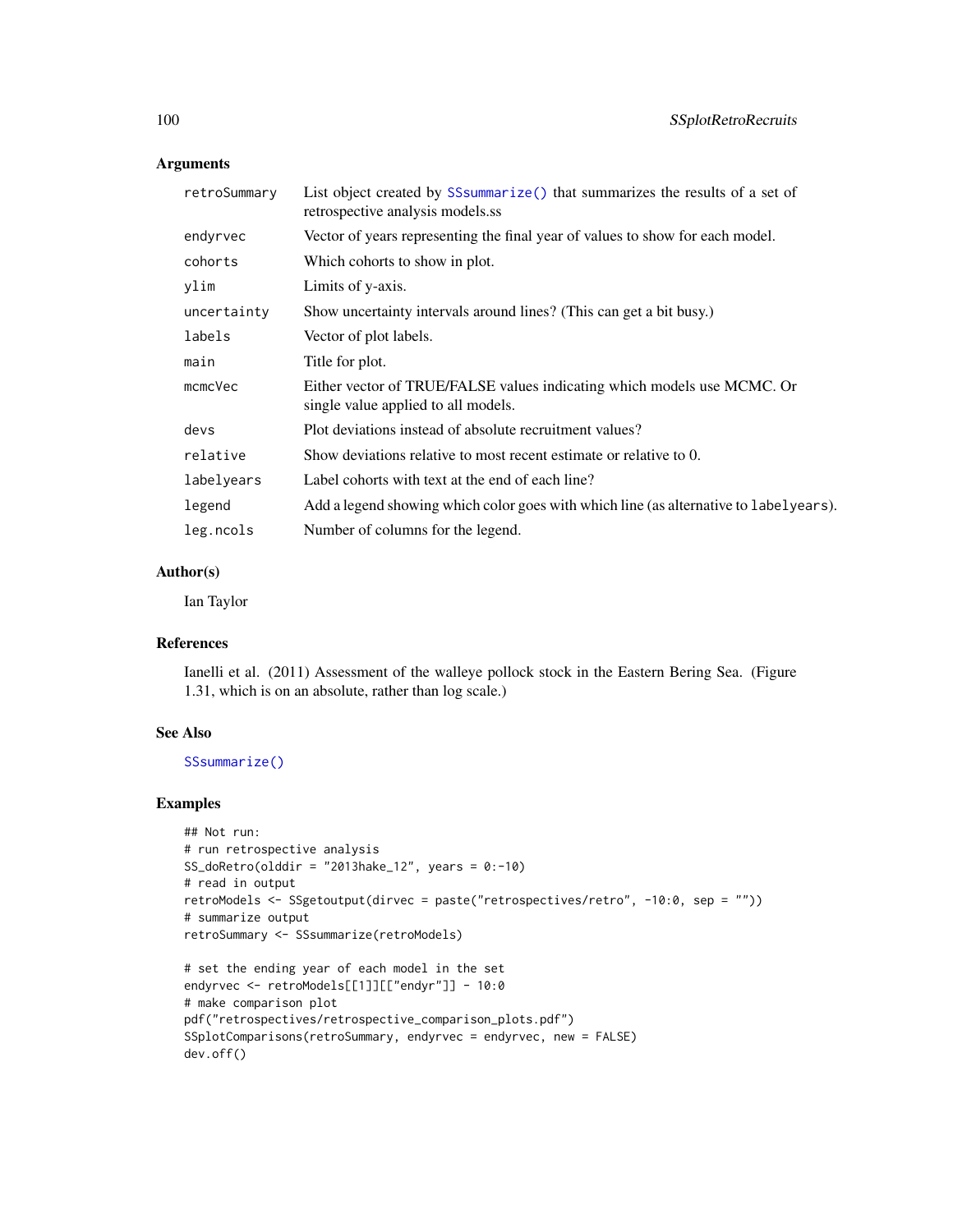## Arguments

| | |
|---|---|
| retroSummary | List object created by SSsummarize() that summarizes the results of a set of retrospective analysis models.ss |
| endyrvec | Vector of years representing the final year of values to show for each model. |
| cohorts | Which cohorts to show in plot. |
| ylim | Limits of y-axis. |
| uncertainty | Show uncertainty intervals around lines? (This can get a bit busy.) |
| labels | Vector of plot labels. |
| main | Title for plot. |
| mcmcVec | Either vector of TRUE/FALSE values indicating which models use MCMC. Or single value applied to all models. |
| devs | Plot deviations instead of absolute recruitment values? |
| relative | Show deviations relative to most recent estimate or relative to 0. |
| labelyears | Label cohorts with text at the end of each line? |
| legend | Add a legend showing which color goes with which line (as alternative to labelyears). |
| leg.ncols | Number of columns for the legend. |

## Author(s)

Ian Taylor

## References

Ianelli et al. (2011) Assessment of the walleye pollock stock in the Eastern Bering Sea. (Figure 1.31, which is on an absolute, rather than log scale.)

## See Also

SSsummarize()

## Examples

```
## Not run:
# run retrospective analysis
SS_doRetro(olddir = "2013hake_12", years = 0:-10)
# read in output
retroModels <- SSgetoutput(dirvec = paste("retrospectives/retro", -10:0, sep = ""))
# summarize output
retroSummary <- SSsummarize(retroModels)

# set the ending year of each model in the set
endyrvec <- retroModels[[1]][["endyr"]] - 10:0
# make comparison plot
pdf("retrospectives/retrospective_comparison_plots.pdf")
SSplotComparisons(retroSummary, endyrvec = endyrvec, new = FALSE)
dev.off()
```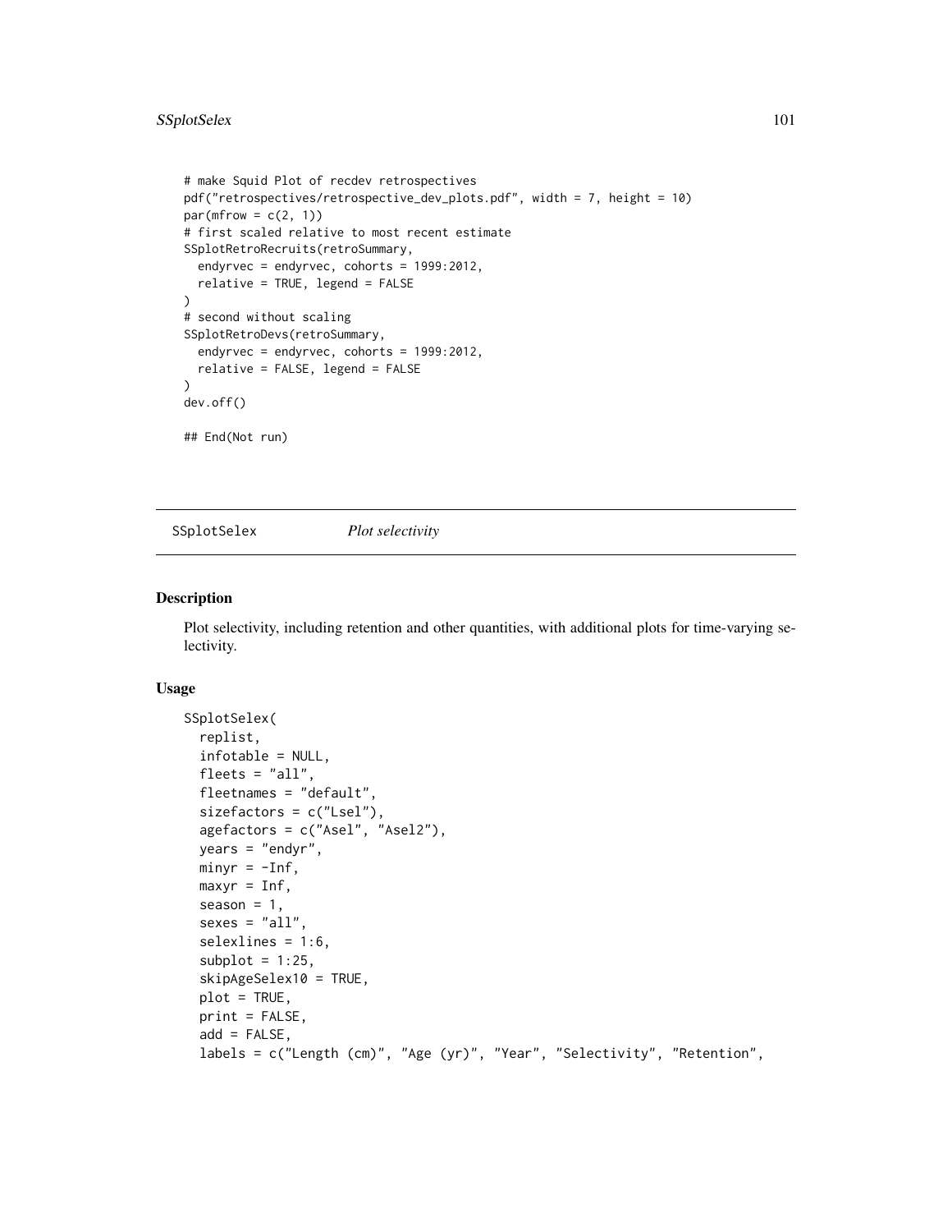```
# make Squid Plot of recdev retrospectives
pdf("retrospectives/retrospective_dev_plots.pdf", width = 7, height = 10)
par(mfrow = c(2, 1))
# first scaled relative to most recent estimate
SSplotRetroRecruits(retroSummary,
  endyrvec = endyrvec, cohorts = 1999:2012,
  relative = TRUE, legend = FALSE
)
# second without scaling
SSplotRetroDevs(retroSummary,
  endyrvec = endyrvec, cohorts = 1999:2012,
  relative = FALSE, legend = FALSE
)
dev.off()

## End(Not run)
```

## SSplotSelex *Plot selectivity*

### Description

Plot selectivity, including retention and other quantities, with additional plots for time-varying selectivity.

### Usage

```
SSplotSelex(
  replist,
  infotable = NULL,
  fleets = "all",
  fleetnames = "default",
  sizefactors = c("Lsel"),
  agefactors = c("Asel", "Asel2"),
  years = "endyr",
  minyr = -Inf,
  maxyr = Inf,
  season = 1,
  sexes = "all",
  selexlines = 1:6,
  subplot = 1:25,
  skipAgeSelex10 = TRUE,
  plot = TRUE,
  print = FALSE,
  add = FALSE,
  labels = c("Length (cm)", "Age (yr)", "Year", "Selectivity", "Retention",
```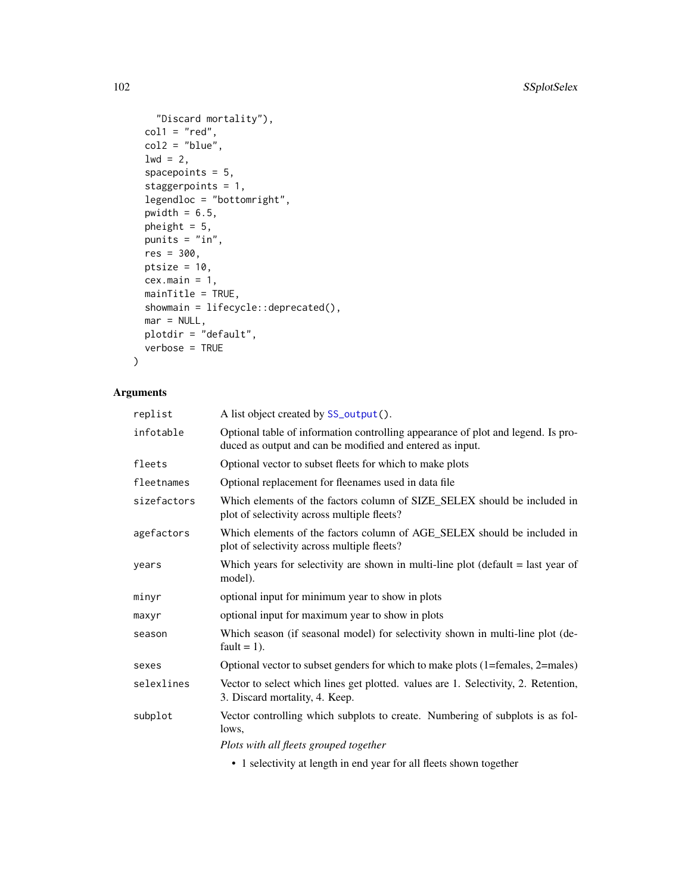```
    "Discard mortality"),
  col1 = "red",
  col2 = "blue",
  lwd = 2,
  spacepoints = 5,
  staggerpoints = 1,
  legendloc = "bottomright",
  pwidth = 6.5,
  pheight = 5,
  punits = "in",
  res = 300,
  ptsize = 10,
  cex.main = 1,
  mainTitle = TRUE,
  showmain = lifecycle::deprecated(),
  mar = NULL,
  plotdir = "default",
  verbose = TRUE
)
```

## Arguments

| | |
|---|---|
| `replist` | A list object created by `SS_output()`. |
| `infotable` | Optional table of information controlling appearance of plot and legend. Is produced as output and can be modified and entered as input. |
| `fleets` | Optional vector to subset fleets for which to make plots |
| `fleetnames` | Optional replacement for fleenames used in data file |
| `sizefactors` | Which elements of the factors column of SIZE_SELEX should be included in plot of selectivity across multiple fleets? |
| `agefactors` | Which elements of the factors column of AGE_SELEX should be included in plot of selectivity across multiple fleets? |
| `years` | Which years for selectivity are shown in multi-line plot (default = last year of model). |
| `minyr` | optional input for minimum year to show in plots |
| `maxyr` | optional input for maximum year to show in plots |
| `season` | Which season (if seasonal model) for selectivity shown in multi-line plot (default = 1). |
| `sexes` | Optional vector to subset genders for which to make plots (1=females, 2=males) |
| `selexlines` | Vector to select which lines get plotted. values are 1. Selectivity, 2. Retention, 3. Discard mortality, 4. Keep. |
| `subplot` | Vector controlling which subplots to create. Numbering of subplots is as follows, |

*Plots with all fleets grouped together*

- 1 selectivity at length in end year for all fleets shown together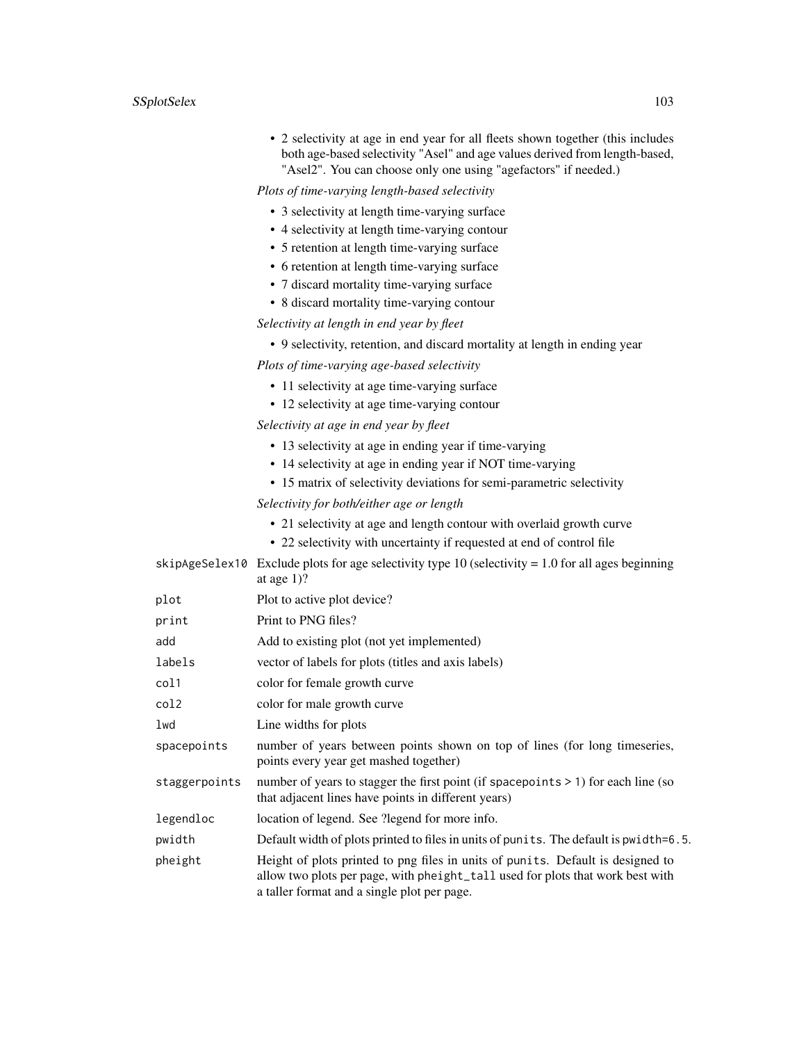- 2 selectivity at age in end year for all fleets shown together (this includes both age-based selectivity "Asel" and age values derived from length-based, "Asel2". You can choose only one using "agefactors" if needed.)

*Plots of time-varying length-based selectivity*

- 3 selectivity at length time-varying surface
- 4 selectivity at length time-varying contour
- 5 retention at length time-varying surface
- 6 retention at length time-varying surface
- 7 discard mortality time-varying surface
- 8 discard mortality time-varying contour

*Selectivity at length in end year by fleet*

- 9 selectivity, retention, and discard mortality at length in ending year

*Plots of time-varying age-based selectivity*

- 11 selectivity at age time-varying surface
- 12 selectivity at age time-varying contour

*Selectivity at age in end year by fleet*

- 13 selectivity at age in ending year if time-varying
- 14 selectivity at age in ending year if NOT time-varying
- 15 matrix of selectivity deviations for semi-parametric selectivity

*Selectivity for both/either age or length*

- 21 selectivity at age and length contour with overlaid growth curve
- 22 selectivity with uncertainty if requested at end of control file

| | |
|---|---|
| `skipAgeSelex10` | Exclude plots for age selectivity type 10 (selectivity = 1.0 for all ages beginning at age 1)? |
| `plot` | Plot to active plot device? |
| `print` | Print to PNG files? |
| `add` | Add to existing plot (not yet implemented) |
| `labels` | vector of labels for plots (titles and axis labels) |
| `col1` | color for female growth curve |
| `col2` | color for male growth curve |
| `lwd` | Line widths for plots |
| `spacepoints` | number of years between points shown on top of lines (for long timeseries, points every year get mashed together) |
| `staggerpoints` | number of years to stagger the first point (if `spacepoints > 1`) for each line (so that adjacent lines have points in different years) |
| `legendloc` | location of legend. See ?legend for more info. |
| `pwidth` | Default width of plots printed to files in units of `punits`. The default is `pwidth=6.5`. |
| `pheight` | Height of plots printed to png files in units of `punits`. Default is designed to allow two plots per page, with `pheight_tall` used for plots that work best with a taller format and a single plot per page. |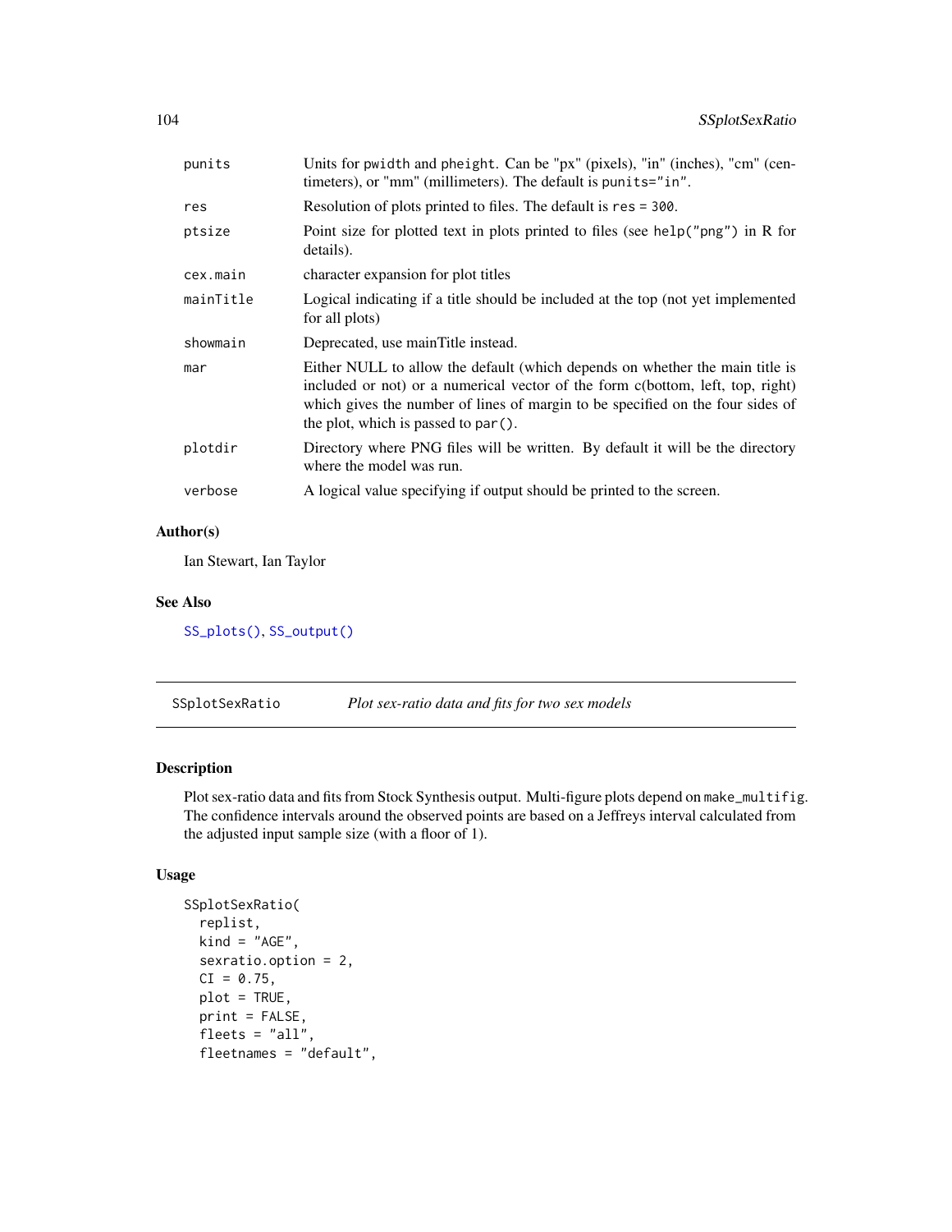| | |
|---|---|
| punits | Units for pwidth and pheight. Can be "px" (pixels), "in" (inches), "cm" (centimeters), or "mm" (millimeters). The default is punits="in". |
| res | Resolution of plots printed to files. The default is res = 300. |
| ptsize | Point size for plotted text in plots printed to files (see help("png") in R for details). |
| cex.main | character expansion for plot titles |
| mainTitle | Logical indicating if a title should be included at the top (not yet implemented for all plots) |
| showmain | Deprecated, use mainTitle instead. |
| mar | Either NULL to allow the default (which depends on whether the main title is included or not) or a numerical vector of the form c(bottom, left, top, right) which gives the number of lines of margin to be specified on the four sides of the plot, which is passed to par(). |
| plotdir | Directory where PNG files will be written. By default it will be the directory where the model was run. |
| verbose | A logical value specifying if output should be printed to the screen. |

## Author(s)

Ian Stewart, Ian Taylor

## See Also

SS_plots(), SS_output()

---

# SSplotSexRatio *Plot sex-ratio data and fits for two sex models*

## Description

Plot sex-ratio data and fits from Stock Synthesis output. Multi-figure plots depend on make_multifig. The confidence intervals around the observed points are based on a Jeffreys interval calculated from the adjusted input sample size (with a floor of 1).

## Usage

```
SSplotSexRatio(
  replist,
  kind = "AGE",
  sexratio.option = 2,
  CI = 0.75,
  plot = TRUE,
  print = FALSE,
  fleets = "all",
  fleetnames = "default",
```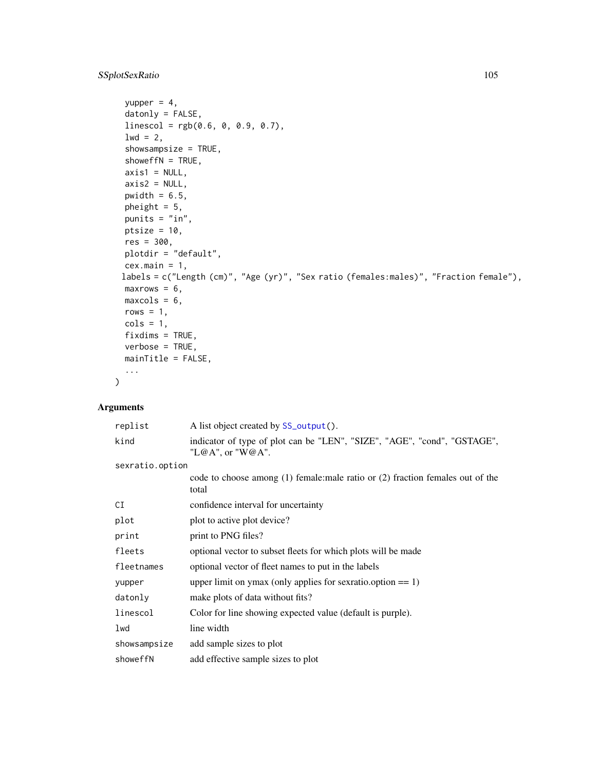```
  yupper = 4,
  datonly = FALSE,
  linescol = rgb(0.6, 0, 0.9, 0.7),
  lwd = 2,
  showsampsize = TRUE,
  showeffN = TRUE,
  axis1 = NULL,
  axis2 = NULL,
  pwidth = 6.5,
  pheight = 5,
  punits = "in",
  ptsize = 10,
  res = 300,
  plotdir = "default",
  cex.main = 1,
 labels = c("Length (cm)", "Age (yr)", "Sex ratio (females:males)", "Fraction female"),
  maxrows = 6,
  maxcols = 6,
  rows = 1,
  cols = 1,
  fixdims = TRUE,
  verbose = TRUE,
  mainTitle = FALSE,
  ...
)
```

## Arguments

| | |
|---|---|
| `replist` | A list object created by `SS_output()`. |
| `kind` | indicator of type of plot can be "LEN", "SIZE", "AGE", "cond", "GSTAGE", "L@A", or "W@A". |
| `sexratio.option` | code to choose among (1) female:male ratio or (2) fraction females out of the total |
| `CI` | confidence interval for uncertainty |
| `plot` | plot to active plot device? |
| `print` | print to PNG files? |
| `fleets` | optional vector to subset fleets for which plots will be made |
| `fleetnames` | optional vector of fleet names to put in the labels |
| `yupper` | upper limit on ymax (only applies for sexratio.option == 1) |
| `datonly` | make plots of data without fits? |
| `linescol` | Color for line showing expected value (default is purple). |
| `lwd` | line width |
| `showsampsize` | add sample sizes to plot |
| `showeffN` | add effective sample sizes to plot |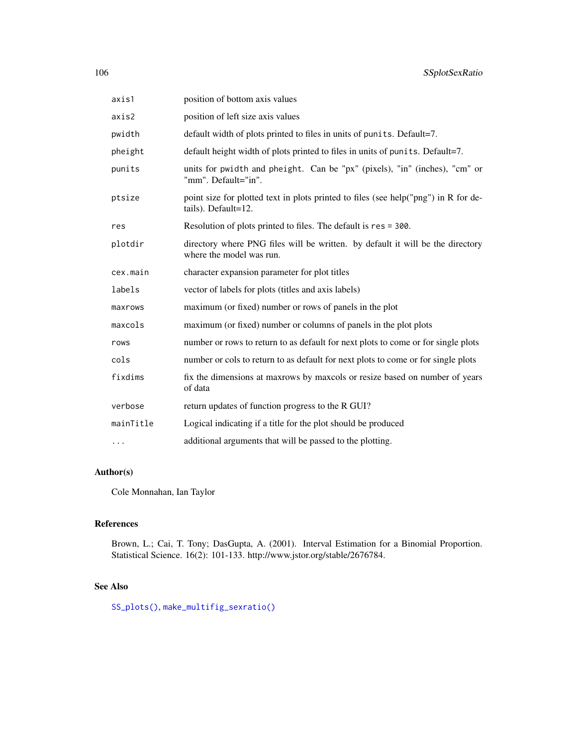| | |
|---|---|
| axis1 | position of bottom axis values |
| axis2 | position of left size axis values |
| pwidth | default width of plots printed to files in units of punits. Default=7. |
| pheight | default height width of plots printed to files in units of punits. Default=7. |
| punits | units for pwidth and pheight. Can be "px" (pixels), "in" (inches), "cm" or "mm". Default="in". |
| ptsize | point size for plotted text in plots printed to files (see help("png") in R for details). Default=12. |
| res | Resolution of plots printed to files. The default is res = 300. |
| plotdir | directory where PNG files will be written. by default it will be the directory where the model was run. |
| cex.main | character expansion parameter for plot titles |
| labels | vector of labels for plots (titles and axis labels) |
| maxrows | maximum (or fixed) number or rows of panels in the plot |
| maxcols | maximum (or fixed) number or columns of panels in the plot plots |
| rows | number or rows to return to as default for next plots to come or for single plots |
| cols | number or cols to return to as default for next plots to come or for single plots |
| fixdims | fix the dimensions at maxrows by maxcols or resize based on number of years of data |
| verbose | return updates of function progress to the R GUI? |
| mainTitle | Logical indicating if a title for the plot should be produced |
| ... | additional arguments that will be passed to the plotting. |

### Author(s)

Cole Monnahan, Ian Taylor

### References

Brown, L.; Cai, T. Tony; DasGupta, A. (2001). Interval Estimation for a Binomial Proportion. Statistical Science. 16(2): 101-133. http://www.jstor.org/stable/2676784.

### See Also

SS_plots(), make_multifig_sexratio()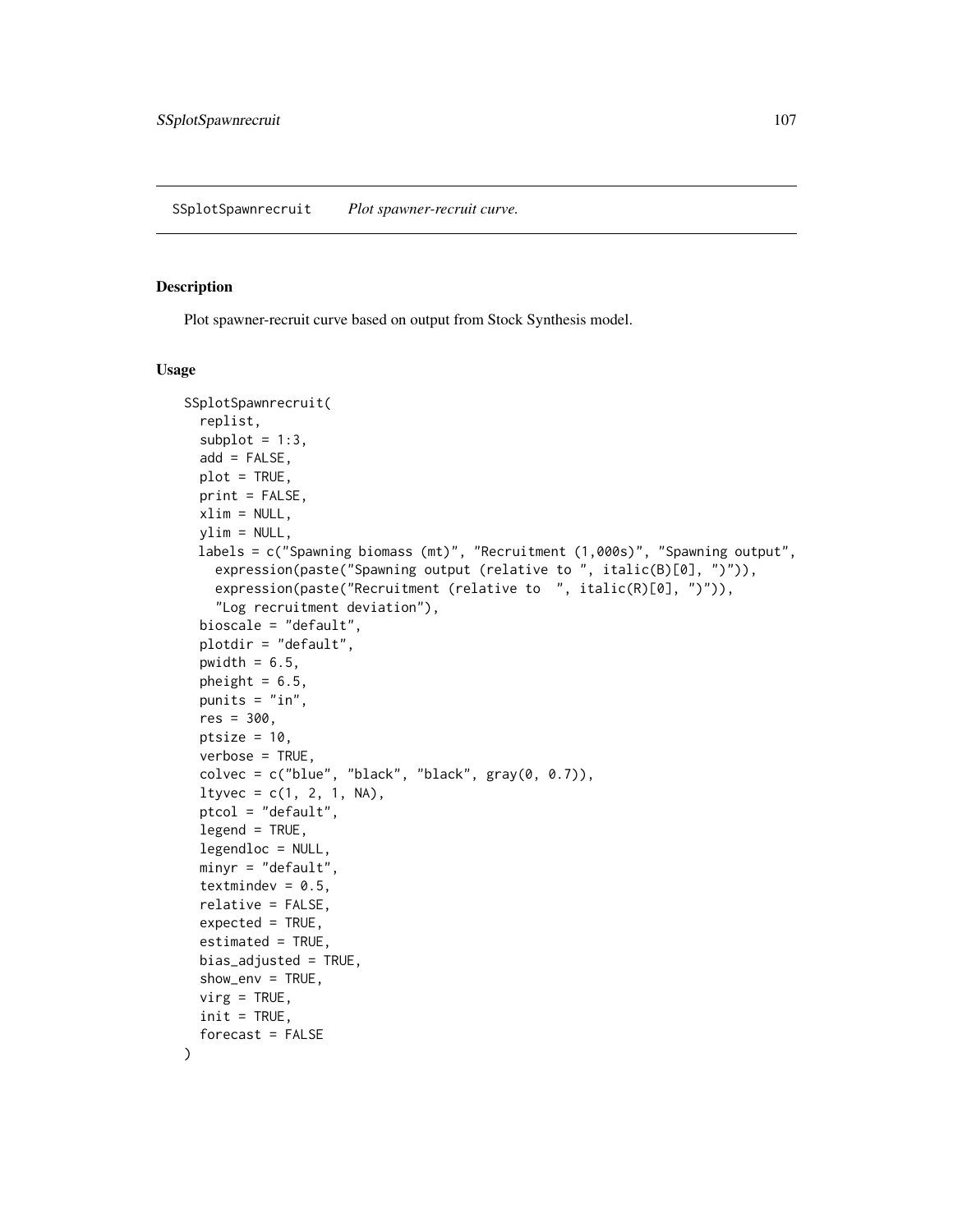SSplotSpawnrecruit    *Plot spawner-recruit curve.*

## Description

Plot spawner-recruit curve based on output from Stock Synthesis model.

## Usage

```
SSplotSpawnrecruit(
  replist,
  subplot = 1:3,
  add = FALSE,
  plot = TRUE,
  print = FALSE,
  xlim = NULL,
  ylim = NULL,
  labels = c("Spawning biomass (mt)", "Recruitment (1,000s)", "Spawning output",
    expression(paste("Spawning output (relative to ", italic(B)[0], ")")),
    expression(paste("Recruitment (relative to  ", italic(R)[0], ")")),
    "Log recruitment deviation"),
  bioscale = "default",
  plotdir = "default",
  pwidth = 6.5,
  pheight = 6.5,
  punits = "in",
  res = 300,
  ptsize = 10,
  verbose = TRUE,
  colvec = c("blue", "black", "black", gray(0, 0.7)),
  ltyvec = c(1, 2, 1, NA),
  ptcol = "default",
  legend = TRUE,
  legendloc = NULL,
  minyr = "default",
  textmindev = 0.5,
  relative = FALSE,
  expected = TRUE,
  estimated = TRUE,
  bias_adjusted = TRUE,
  show_env = TRUE,
  virg = TRUE,
  init = TRUE,
  forecast = FALSE
)
```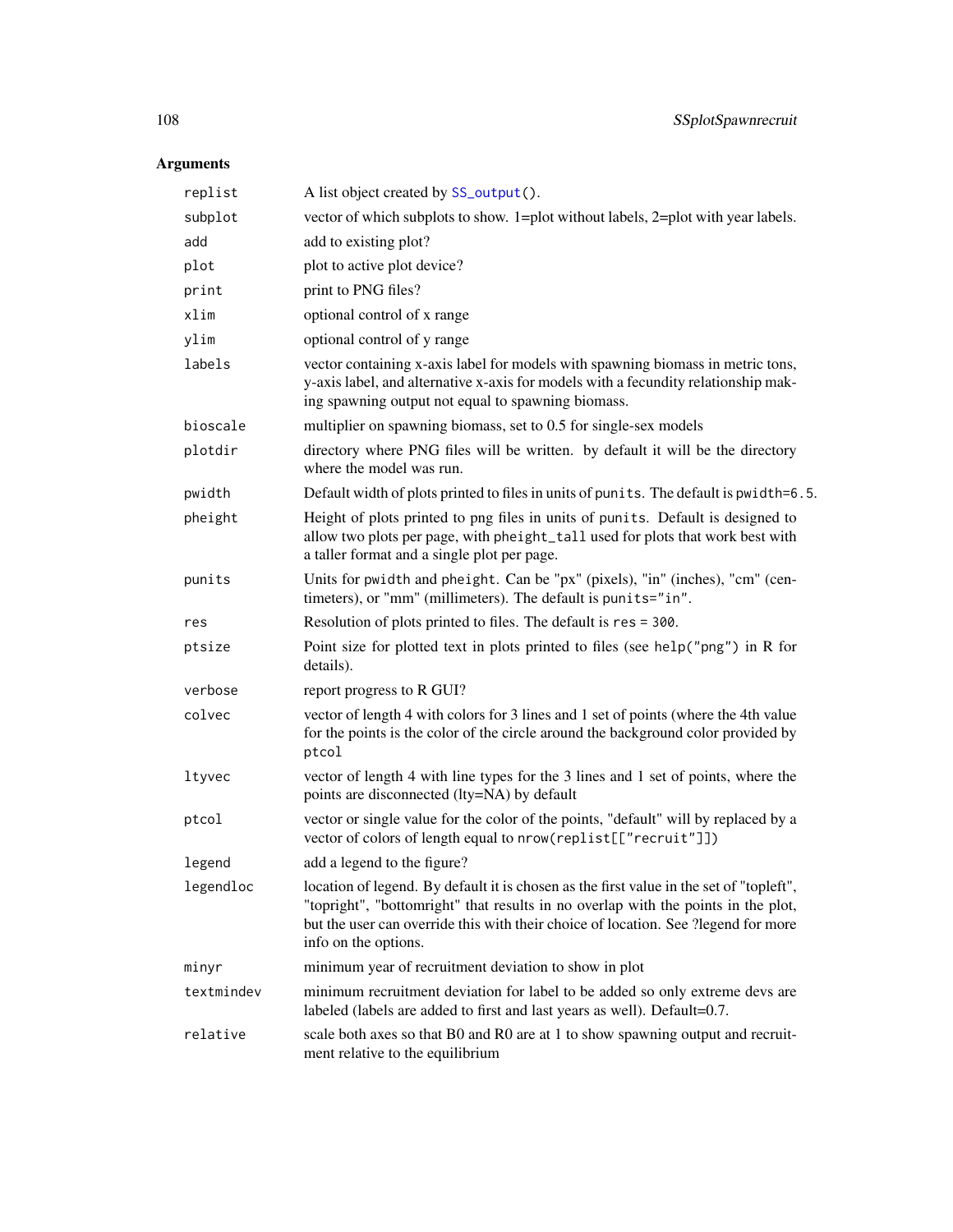## Arguments

| Argument | Description |
|---|---|
| `replist` | A list object created by `SS_output()`. |
| `subplot` | vector of which subplots to show. 1=plot without labels, 2=plot with year labels. |
| `add` | add to existing plot? |
| `plot` | plot to active plot device? |
| `print` | print to PNG files? |
| `xlim` | optional control of x range |
| `ylim` | optional control of y range |
| `labels` | vector containing x-axis label for models with spawning biomass in metric tons, y-axis label, and alternative x-axis for models with a fecundity relationship making spawning output not equal to spawning biomass. |
| `bioscale` | multiplier on spawning biomass, set to 0.5 for single-sex models |
| `plotdir` | directory where PNG files will be written. by default it will be the directory where the model was run. |
| `pwidth` | Default width of plots printed to files in units of `punits`. The default is `pwidth=6.5`. |
| `pheight` | Height of plots printed to png files in units of `punits`. Default is designed to allow two plots per page, with `pheight_tall` used for plots that work best with a taller format and a single plot per page. |
| `punits` | Units for `pwidth` and `pheight`. Can be "px" (pixels), "in" (inches), "cm" (centimeters), or "mm" (millimeters). The default is `punits="in"`. |
| `res` | Resolution of plots printed to files. The default is `res = 300`. |
| `ptsize` | Point size for plotted text in plots printed to files (see `help("png")` in R for details). |
| `verbose` | report progress to R GUI? |
| `colvec` | vector of length 4 with colors for 3 lines and 1 set of points (where the 4th value for the points is the color of the circle around the background color provided by `ptcol` |
| `ltyvec` | vector of length 4 with line types for the 3 lines and 1 set of points, where the points are disconnected (lty=NA) by default |
| `ptcol` | vector or single value for the color of the points, "default" will by replaced by a vector of colors of length equal to `nrow(replist[["recruit"]])` |
| `legend` | add a legend to the figure? |
| `legendloc` | location of legend. By default it is chosen as the first value in the set of "topleft", "topright", "bottomright" that results in no overlap with the points in the plot, but the user can override this with their choice of location. See ?legend for more info on the options. |
| `minyr` | minimum year of recruitment deviation to show in plot |
| `textmindev` | minimum recruitment deviation for label to be added so only extreme devs are labeled (labels are added to first and last years as well). Default=0.7. |
| `relative` | scale both axes so that B0 and R0 are at 1 to show spawning output and recruitment relative to the equilibrium |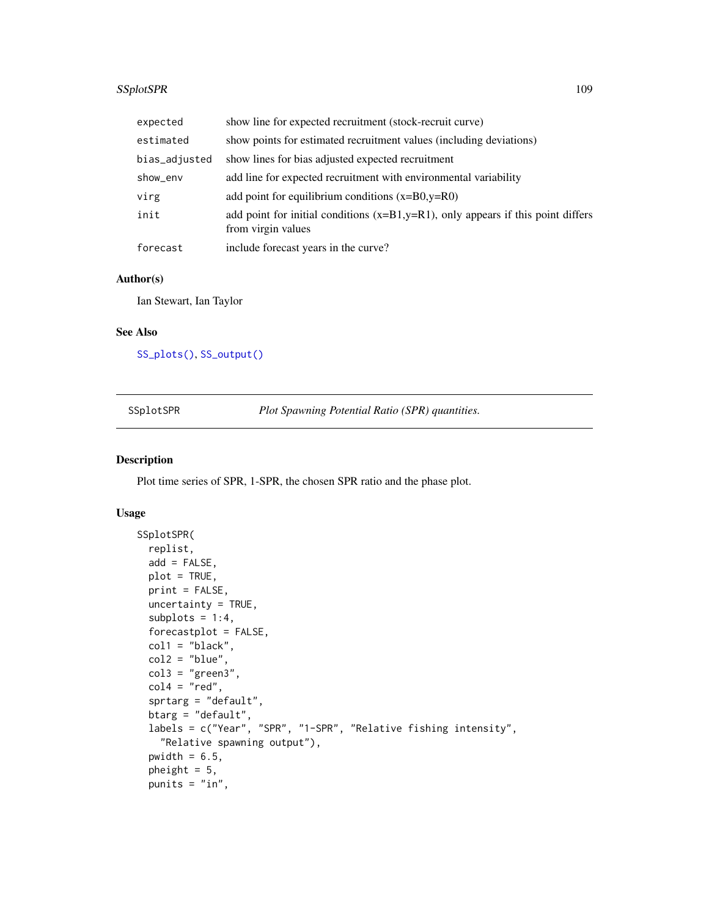| | |
|---|---|
| expected | show line for expected recruitment (stock-recruit curve) |
| estimated | show points for estimated recruitment values (including deviations) |
| bias_adjusted | show lines for bias adjusted expected recruitment |
| show_env | add line for expected recruitment with environmental variability |
| virg | add point for equilibrium conditions (x=B0,y=R0) |
| init | add point for initial conditions (x=B1,y=R1), only appears if this point differs from virgin values |
| forecast | include forecast years in the curve? |

### Author(s)

Ian Stewart, Ian Taylor

### See Also

SS_plots(), SS_output()

---

## SSplotSPR — *Plot Spawning Potential Ratio (SPR) quantities.*

### Description

Plot time series of SPR, 1-SPR, the chosen SPR ratio and the phase plot.

### Usage

```
SSplotSPR(
  replist,
  add = FALSE,
  plot = TRUE,
  print = FALSE,
  uncertainty = TRUE,
  subplots = 1:4,
  forecastplot = FALSE,
  col1 = "black",
  col2 = "blue",
  col3 = "green3",
  col4 = "red",
  sprtarg = "default",
  btarg = "default",
  labels = c("Year", "SPR", "1-SPR", "Relative fishing intensity",
    "Relative spawning output"),
  pwidth = 6.5,
  pheight = 5,
  punits = "in",
```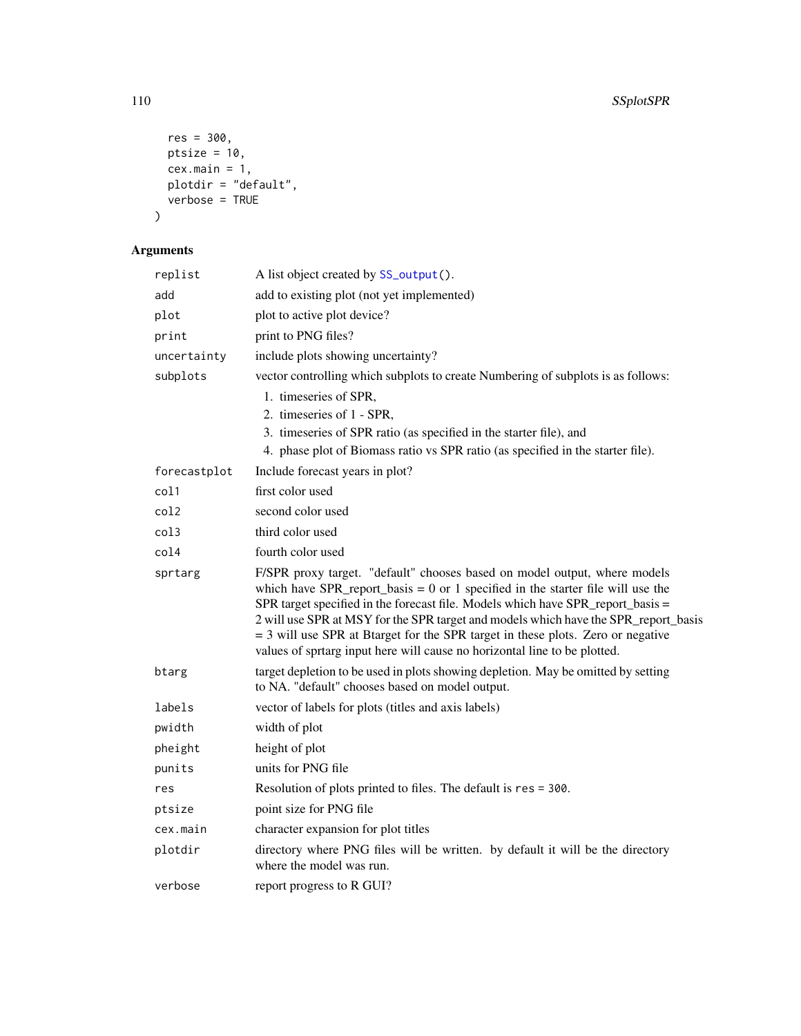```
  res = 300,
  ptsize = 10,
  cex.main = 1,
  plotdir = "default",
  verbose = TRUE
)
```

## Arguments

| | |
|---|---|
| replist | A list object created by SS_output(). |
| add | add to existing plot (not yet implemented) |
| plot | plot to active plot device? |
| print | print to PNG files? |
| uncertainty | include plots showing uncertainty? |
| subplots | vector controlling which subplots to create Numbering of subplots is as follows: 1. timeseries of SPR, 2. timeseries of 1 - SPR, 3. timeseries of SPR ratio (as specified in the starter file), and 4. phase plot of Biomass ratio vs SPR ratio (as specified in the starter file). |
| forecastplot | Include forecast years in plot? |
| col1 | first color used |
| col2 | second color used |
| col3 | third color used |
| col4 | fourth color used |
| sprtarg | F/SPR proxy target. "default" chooses based on model output, where models which have SPR_report_basis = 0 or 1 specified in the starter file will use the SPR target specified in the forecast file. Models which have SPR_report_basis = 2 will use SPR at MSY for the SPR target and models which have the SPR_report_basis = 3 will use SPR at Btarget for the SPR target in these plots. Zero or negative values of sprtarg input here will cause no horizontal line to be plotted. |
| btarg | target depletion to be used in plots showing depletion. May be omitted by setting to NA. "default" chooses based on model output. |
| labels | vector of labels for plots (titles and axis labels) |
| pwidth | width of plot |
| pheight | height of plot |
| punits | units for PNG file |
| res | Resolution of plots printed to files. The default is res = 300. |
| ptsize | point size for PNG file |
| cex.main | character expansion for plot titles |
| plotdir | directory where PNG files will be written. by default it will be the directory where the model was run. |
| verbose | report progress to R GUI? |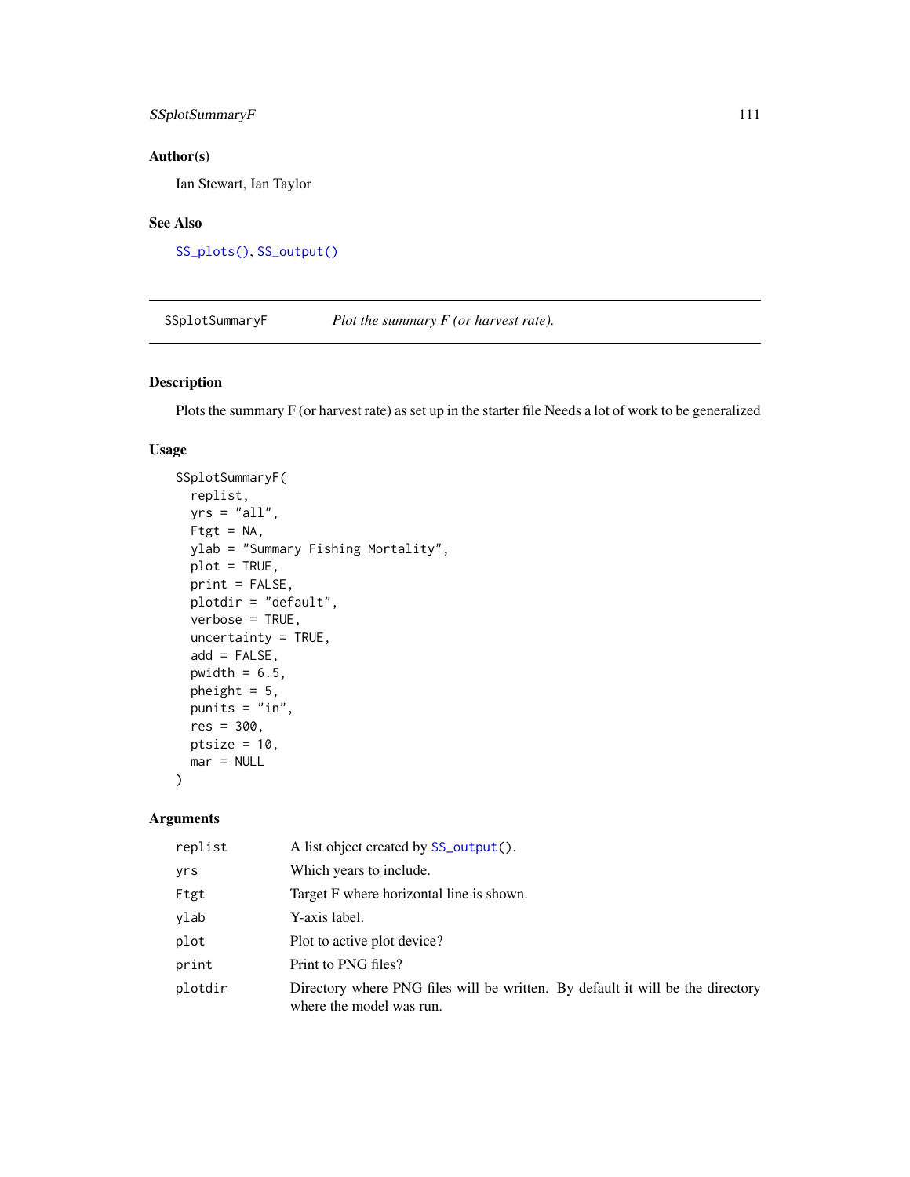## Author(s)

Ian Stewart, Ian Taylor

## See Also

SS_plots(), SS_output()

---

SSplotSummaryF — *Plot the summary F (or harvest rate).*

---

## Description

Plots the summary F (or harvest rate) as set up in the starter file Needs a lot of work to be generalized

## Usage

```
SSplotSummaryF(
  replist,
  yrs = "all",
  Ftgt = NA,
  ylab = "Summary Fishing Mortality",
  plot = TRUE,
  print = FALSE,
  plotdir = "default",
  verbose = TRUE,
  uncertainty = TRUE,
  add = FALSE,
  pwidth = 6.5,
  pheight = 5,
  punits = "in",
  res = 300,
  ptsize = 10,
  mar = NULL
)
```

## Arguments

| | |
|---|---|
| replist | A list object created by SS_output(). |
| yrs | Which years to include. |
| Ftgt | Target F where horizontal line is shown. |
| ylab | Y-axis label. |
| plot | Plot to active plot device? |
| print | Print to PNG files? |
| plotdir | Directory where PNG files will be written. By default it will be the directory where the model was run. |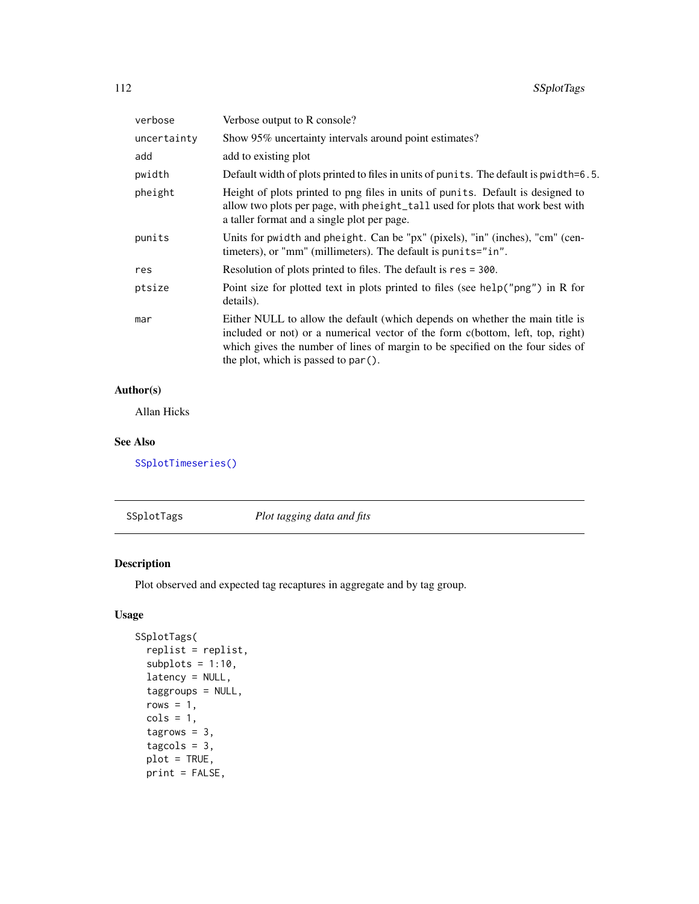| | |
|---|---|
| verbose | Verbose output to R console? |
| uncertainty | Show 95% uncertainty intervals around point estimates? |
| add | add to existing plot |
| pwidth | Default width of plots printed to files in units of punits. The default is pwidth=6.5. |
| pheight | Height of plots printed to png files in units of punits. Default is designed to allow two plots per page, with pheight_tall used for plots that work best with a taller format and a single plot per page. |
| punits | Units for pwidth and pheight. Can be "px" (pixels), "in" (inches), "cm" (centimeters), or "mm" (millimeters). The default is punits="in". |
| res | Resolution of plots printed to files. The default is res = 300. |
| ptsize | Point size for plotted text in plots printed to files (see help("png") in R for details). |
| mar | Either NULL to allow the default (which depends on whether the main title is included or not) or a numerical vector of the form c(bottom, left, top, right) which gives the number of lines of margin to be specified on the four sides of the plot, which is passed to par(). |

## Author(s)

Allan Hicks

## See Also

SSplotTimeseries()

---

# SSplotTags — *Plot tagging data and fits*

## Description

Plot observed and expected tag recaptures in aggregate and by tag group.

## Usage

```
SSplotTags(
  replist = replist,
  subplots = 1:10,
  latency = NULL,
  taggroups = NULL,
  rows = 1,
  cols = 1,
  tagrows = 3,
  tagcols = 3,
  plot = TRUE,
  print = FALSE,
```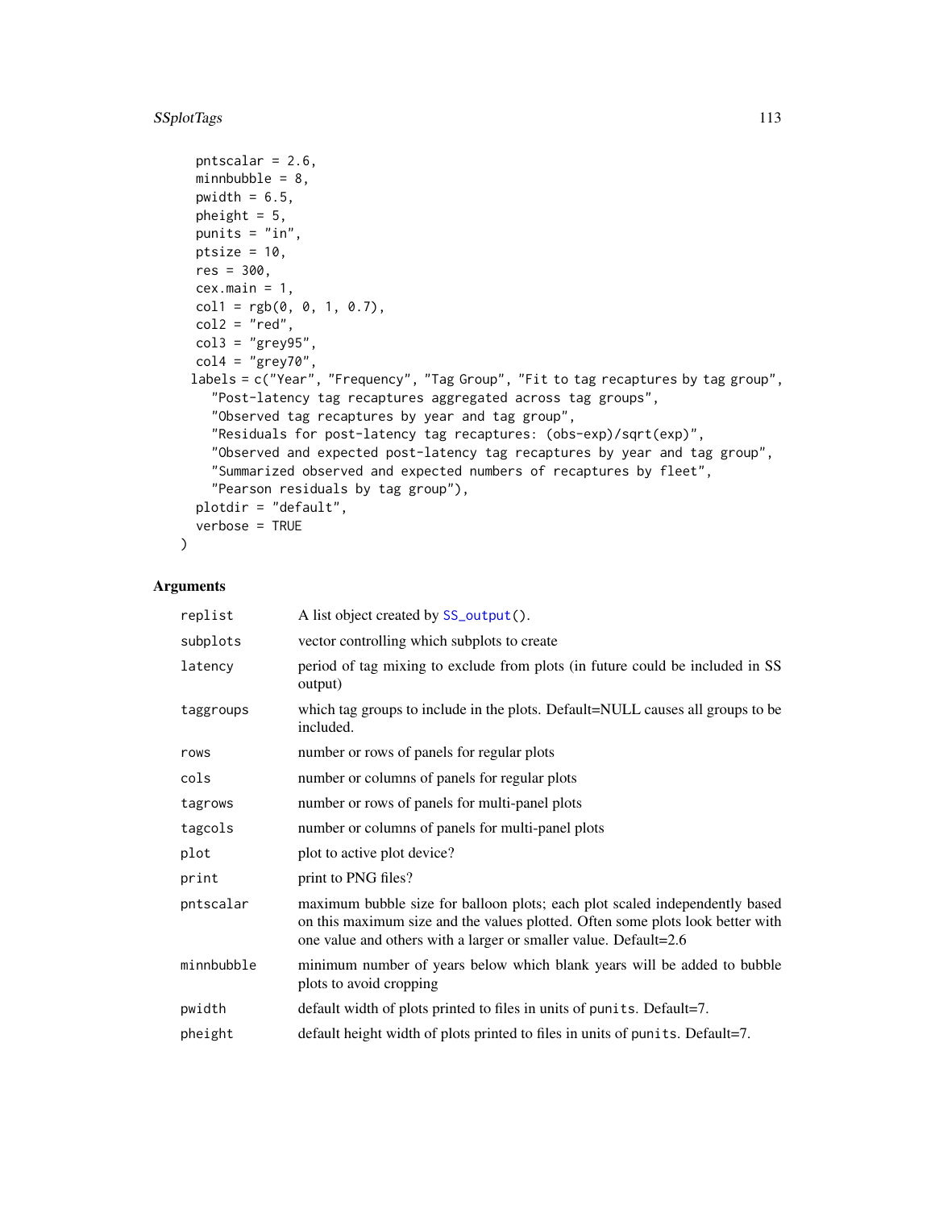```
  pntscalar = 2.6,
  minnbubble = 8,
  pwidth = 6.5,
  pheight = 5,
  punits = "in",
  ptsize = 10,
  res = 300,
  cex.main = 1,
  col1 = rgb(0, 0, 1, 0.7),
  col2 = "red",
  col3 = "grey95",
  col4 = "grey70",
 labels = c("Year", "Frequency", "Tag Group", "Fit to tag recaptures by tag group",
    "Post-latency tag recaptures aggregated across tag groups",
    "Observed tag recaptures by year and tag group",
    "Residuals for post-latency tag recaptures: (obs-exp)/sqrt(exp)",
    "Observed and expected post-latency tag recaptures by year and tag group",
    "Summarized observed and expected numbers of recaptures by fleet",
    "Pearson residuals by tag group"),
  plotdir = "default",
  verbose = TRUE
)
```

## Arguments

| | |
|---|---|
| `replist` | A list object created by `SS_output()`. |
| `subplots` | vector controlling which subplots to create |
| `latency` | period of tag mixing to exclude from plots (in future could be included in SS output) |
| `taggroups` | which tag groups to include in the plots. Default=NULL causes all groups to be included. |
| `rows` | number or rows of panels for regular plots |
| `cols` | number or columns of panels for regular plots |
| `tagrows` | number or rows of panels for multi-panel plots |
| `tagcols` | number or columns of panels for multi-panel plots |
| `plot` | plot to active plot device? |
| `print` | print to PNG files? |
| `pntscalar` | maximum bubble size for balloon plots; each plot scaled independently based on this maximum size and the values plotted. Often some plots look better with one value and others with a larger or smaller value. Default=2.6 |
| `minnbubble` | minimum number of years below which blank years will be added to bubble plots to avoid cropping |
| `pwidth` | default width of plots printed to files in units of `punits`. Default=7. |
| `pheight` | default height width of plots printed to files in units of `punits`. Default=7. |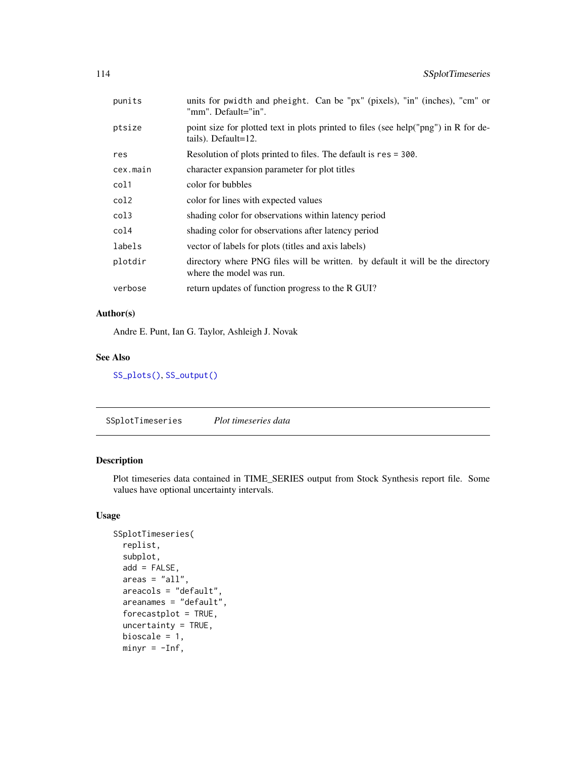| | |
|---|---|
| punits | units for pwidth and pheight. Can be "px" (pixels), "in" (inches), "cm" or "mm". Default="in". |
| ptsize | point size for plotted text in plots printed to files (see help("png") in R for details). Default=12. |
| res | Resolution of plots printed to files. The default is res = 300. |
| cex.main | character expansion parameter for plot titles |
| col1 | color for bubbles |
| col2 | color for lines with expected values |
| col3 | shading color for observations within latency period |
| col4 | shading color for observations after latency period |
| labels | vector of labels for plots (titles and axis labels) |
| plotdir | directory where PNG files will be written. by default it will be the directory where the model was run. |
| verbose | return updates of function progress to the R GUI? |

## Author(s)

Andre E. Punt, Ian G. Taylor, Ashleigh J. Novak

## See Also

SS_plots(), SS_output()

---

# SSplotTimeseries *Plot timeseries data*

## Description

Plot timeseries data contained in TIME_SERIES output from Stock Synthesis report file. Some values have optional uncertainty intervals.

## Usage

```
SSplotTimeseries(
  replist,
  subplot,
  add = FALSE,
  areas = "all",
  areacols = "default",
  areanames = "default",
  forecastplot = TRUE,
  uncertainty = TRUE,
  bioscale = 1,
  minyr = -Inf,
```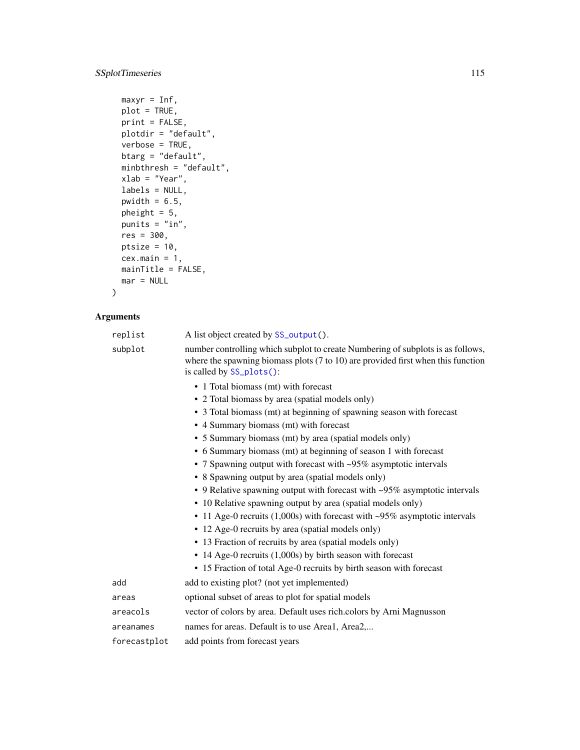```
  maxyr = Inf,
  plot = TRUE,
  print = FALSE,
  plotdir = "default",
  verbose = TRUE,
  btarg = "default",
  minbthresh = "default",
  xlab = "Year",
  labels = NULL,
  pwidth = 6.5,
  pheight = 5,
  punits = "in",
  res = 300,
  ptsize = 10,
  cex.main = 1,
  mainTitle = FALSE,
  mar = NULL
)
```

## Arguments

| | |
|---|---|
| `replist` | A list object created by `SS_output()`. |
| `subplot` | number controlling which subplot to create Numbering of subplots is as follows, where the spawning biomass plots (7 to 10) are provided first when this function is called by `SS_plots()`:<br>• 1 Total biomass (mt) with forecast<br>• 2 Total biomass by area (spatial models only)<br>• 3 Total biomass (mt) at beginning of spawning season with forecast<br>• 4 Summary biomass (mt) with forecast<br>• 5 Summary biomass (mt) by area (spatial models only)<br>• 6 Summary biomass (mt) at beginning of season 1 with forecast<br>• 7 Spawning output with forecast with ~95% asymptotic intervals<br>• 8 Spawning output by area (spatial models only)<br>• 9 Relative spawning output with forecast with ~95% asymptotic intervals<br>• 10 Relative spawning output by area (spatial models only)<br>• 11 Age-0 recruits (1,000s) with forecast with ~95% asymptotic intervals<br>• 12 Age-0 recruits by area (spatial models only)<br>• 13 Fraction of recruits by area (spatial models only)<br>• 14 Age-0 recruits (1,000s) by birth season with forecast<br>• 15 Fraction of total Age-0 recruits by birth season with forecast |
| `add` | add to existing plot? (not yet implemented) |
| `areas` | optional subset of areas to plot for spatial models |
| `areacols` | vector of colors by area. Default uses rich.colors by Arni Magnusson |
| `areanames` | names for areas. Default is to use Area1, Area2,... |
| `forecastplot` | add points from forecast years |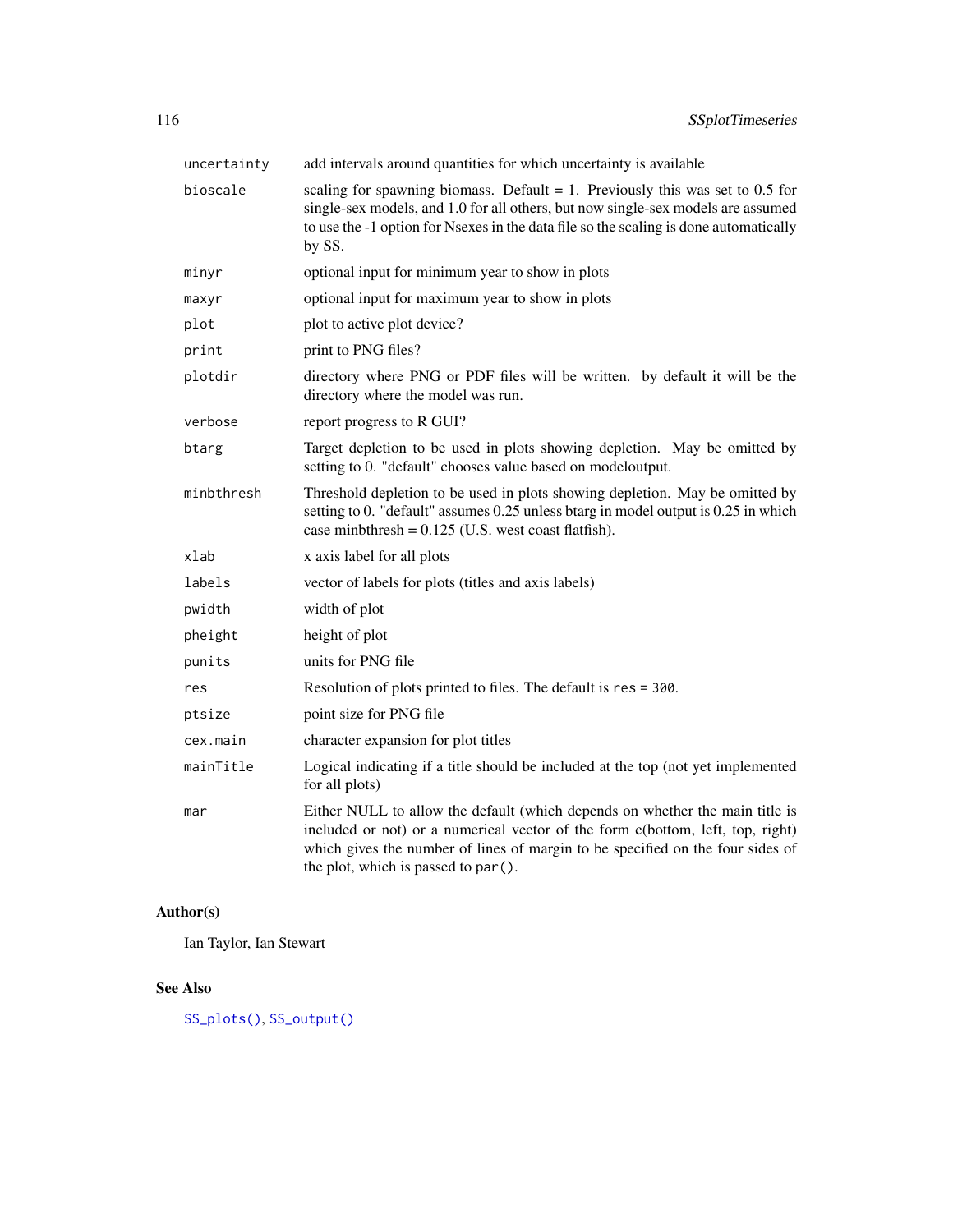| | |
|---|---|
| `uncertainty` | add intervals around quantities for which uncertainty is available |
| `bioscale` | scaling for spawning biomass. Default = 1. Previously this was set to 0.5 for single-sex models, and 1.0 for all others, but now single-sex models are assumed to use the -1 option for Nsexes in the data file so the scaling is done automatically by SS. |
| `minyr` | optional input for minimum year to show in plots |
| `maxyr` | optional input for maximum year to show in plots |
| `plot` | plot to active plot device? |
| `print` | print to PNG files? |
| `plotdir` | directory where PNG or PDF files will be written. by default it will be the directory where the model was run. |
| `verbose` | report progress to R GUI? |
| `btarg` | Target depletion to be used in plots showing depletion. May be omitted by setting to 0. "default" chooses value based on modeloutput. |
| `minbthresh` | Threshold depletion to be used in plots showing depletion. May be omitted by setting to 0. "default" assumes 0.25 unless btarg in model output is 0.25 in which case minbthresh = 0.125 (U.S. west coast flatfish). |
| `xlab` | x axis label for all plots |
| `labels` | vector of labels for plots (titles and axis labels) |
| `pwidth` | width of plot |
| `pheight` | height of plot |
| `punits` | units for PNG file |
| `res` | Resolution of plots printed to files. The default is `res = 300`. |
| `ptsize` | point size for PNG file |
| `cex.main` | character expansion for plot titles |
| `mainTitle` | Logical indicating if a title should be included at the top (not yet implemented for all plots) |
| `mar` | Either NULL to allow the default (which depends on whether the main title is included or not) or a numerical vector of the form c(bottom, left, top, right) which gives the number of lines of margin to be specified on the four sides of the plot, which is passed to `par()`. |

## Author(s)

Ian Taylor, Ian Stewart

## See Also

`SS_plots()`, `SS_output()`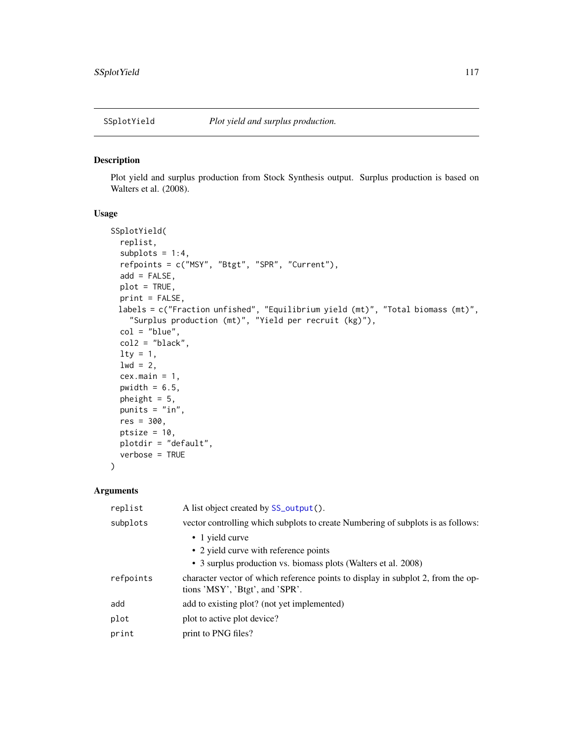# SSplotYield — *Plot yield and surplus production.*

## Description

Plot yield and surplus production from Stock Synthesis output. Surplus production is based on Walters et al. (2008).

## Usage

```
SSplotYield(
  replist,
  subplots = 1:4,
  refpoints = c("MSY", "Btgt", "SPR", "Current"),
  add = FALSE,
  plot = TRUE,
  print = FALSE,
  labels = c("Fraction unfished", "Equilibrium yield (mt)", "Total biomass (mt)",
    "Surplus production (mt)", "Yield per recruit (kg)"),
  col = "blue",
  col2 = "black",
  lty = 1,
  lwd = 2,
  cex.main = 1,
  pwidth = 6.5,
  pheight = 5,
  punits = "in",
  res = 300,
  ptsize = 10,
  plotdir = "default",
  verbose = TRUE
)
```

## Arguments

| | |
|---|---|
| `replist` | A list object created by `SS_output()`. |
| `subplots` | vector controlling which subplots to create Numbering of subplots is as follows:<br>• 1 yield curve<br>• 2 yield curve with reference points<br>• 3 surplus production vs. biomass plots (Walters et al. 2008) |
| `refpoints` | character vector of which reference points to display in subplot 2, from the options 'MSY', 'Btgt', and 'SPR'. |
| `add` | add to existing plot? (not yet implemented) |
| `plot` | plot to active plot device? |
| `print` | print to PNG files? |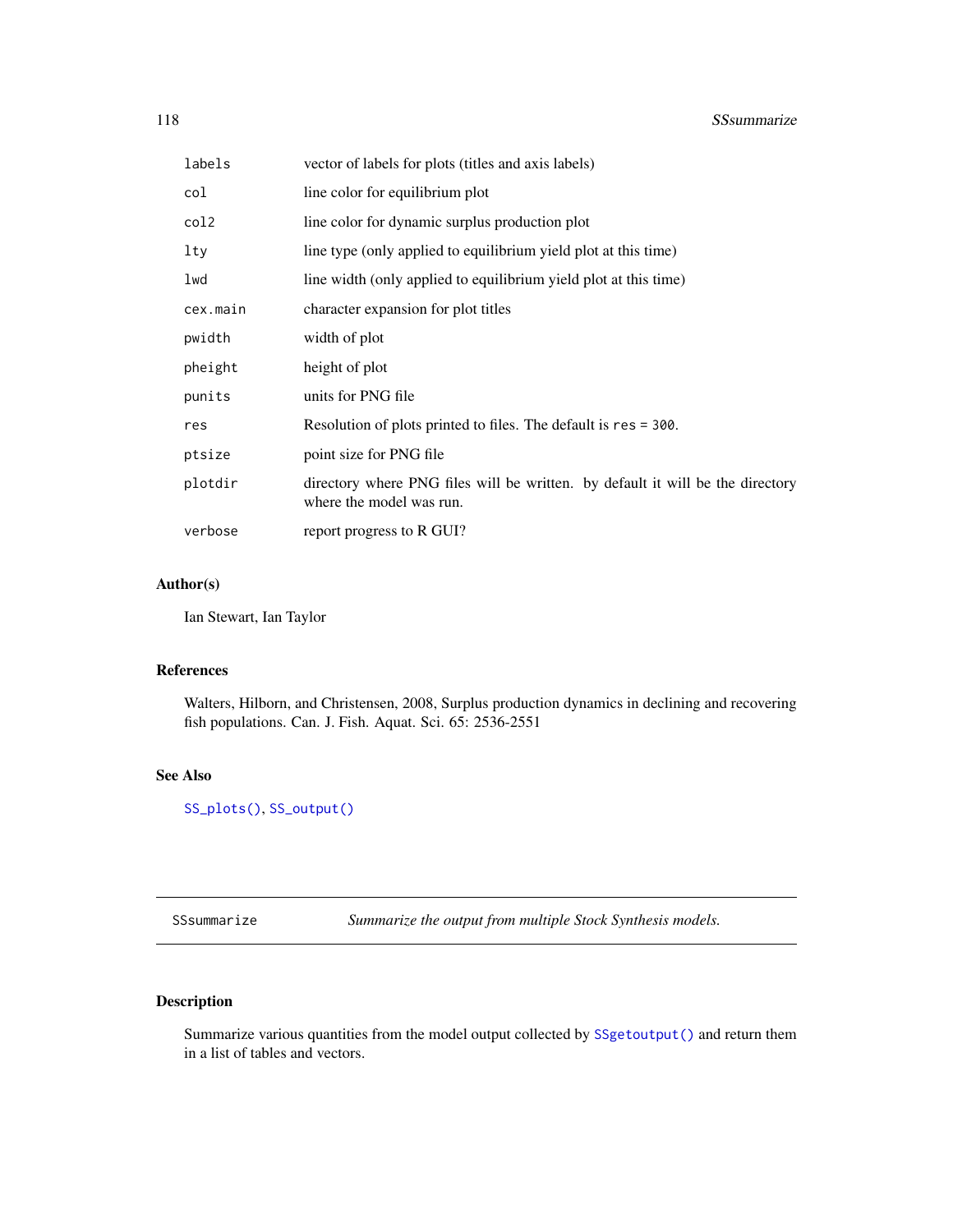| | |
|---|---|
| labels | vector of labels for plots (titles and axis labels) |
| col | line color for equilibrium plot |
| col2 | line color for dynamic surplus production plot |
| lty | line type (only applied to equilibrium yield plot at this time) |
| lwd | line width (only applied to equilibrium yield plot at this time) |
| cex.main | character expansion for plot titles |
| pwidth | width of plot |
| pheight | height of plot |
| punits | units for PNG file |
| res | Resolution of plots printed to files. The default is `res = 300`. |
| ptsize | point size for PNG file |
| plotdir | directory where PNG files will be written. by default it will be the directory where the model was run. |
| verbose | report progress to R GUI? |

### Author(s)

Ian Stewart, Ian Taylor

### References

Walters, Hilborn, and Christensen, 2008, Surplus production dynamics in declining and recovering fish populations. Can. J. Fish. Aquat. Sci. 65: 2536-2551

### See Also

`SS_plots()`, `SS_output()`

---

## SSsummarize — *Summarize the output from multiple Stock Synthesis models.*

---

### Description

Summarize various quantities from the model output collected by `SSgetoutput()` and return them in a list of tables and vectors.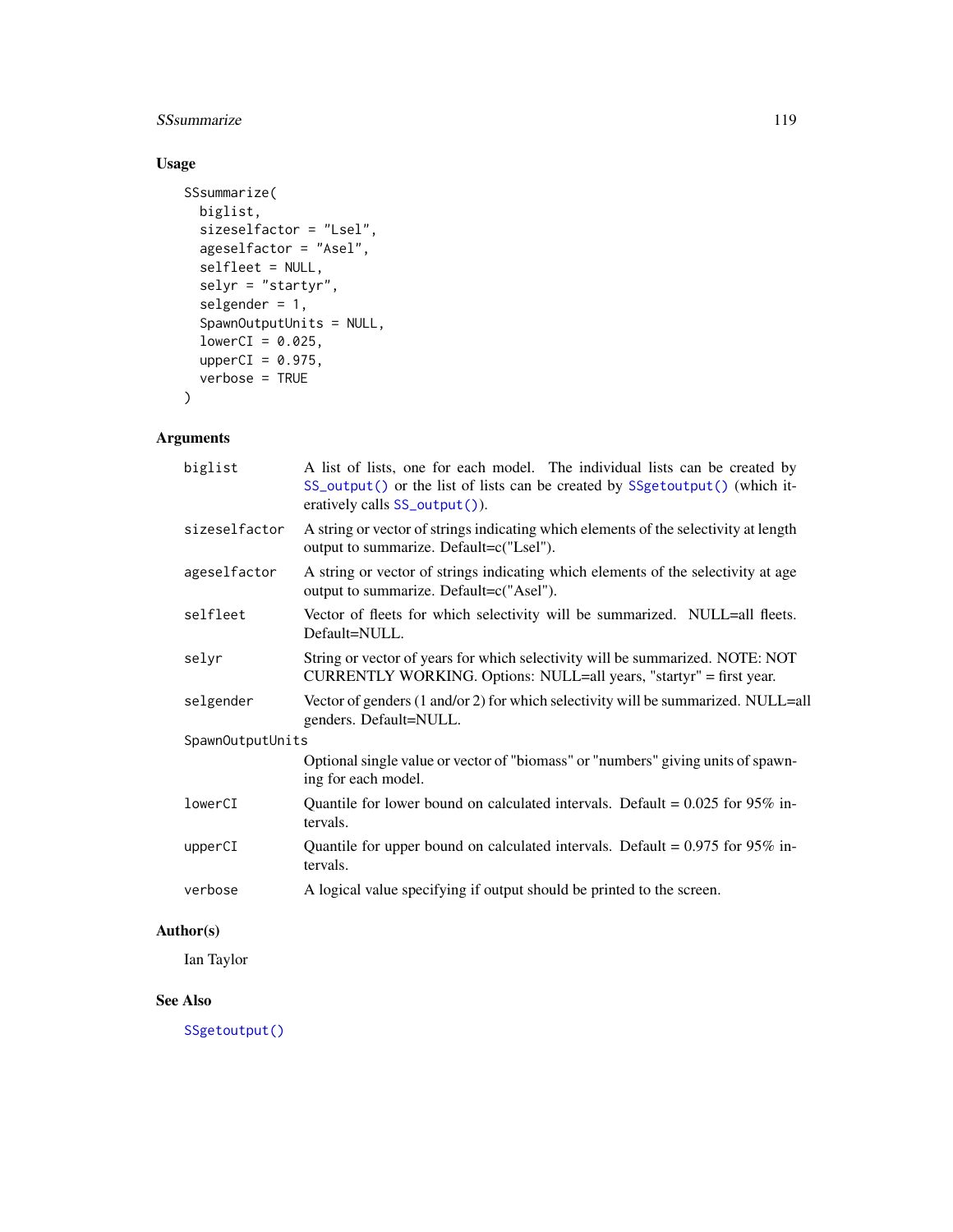## Usage

```
SSsummarize(
  biglist,
  sizeselfactor = "Lsel",
  ageselfactor = "Asel",
  selfleet = NULL,
  selyr = "startyr",
  selgender = 1,
  SpawnOutputUnits = NULL,
  lowerCI = 0.025,
  upperCI = 0.975,
  verbose = TRUE
)
```

## Arguments

| | |
|---|---|
| `biglist` | A list of lists, one for each model. The individual lists can be created by `SS_output()` or the list of lists can be created by `SSgetoutput()` (which iteratively calls `SS_output()`). |
| `sizeselfactor` | A string or vector of strings indicating which elements of the selectivity at length output to summarize. Default=c("Lsel"). |
| `ageselfactor` | A string or vector of strings indicating which elements of the selectivity at age output to summarize. Default=c("Asel"). |
| `selfleet` | Vector of fleets for which selectivity will be summarized. NULL=all fleets. Default=NULL. |
| `selyr` | String or vector of years for which selectivity will be summarized. NOTE: NOT CURRENTLY WORKING. Options: NULL=all years, "startyr" = first year. |
| `selgender` | Vector of genders (1 and/or 2) for which selectivity will be summarized. NULL=all genders. Default=NULL. |
| `SpawnOutputUnits` | Optional single value or vector of "biomass" or "numbers" giving units of spawning for each model. |
| `lowerCI` | Quantile for lower bound on calculated intervals. Default = 0.025 for 95% intervals. |
| `upperCI` | Quantile for upper bound on calculated intervals. Default = 0.975 for 95% intervals. |
| `verbose` | A logical value specifying if output should be printed to the screen. |

## Author(s)

Ian Taylor

## See Also

`SSgetoutput()`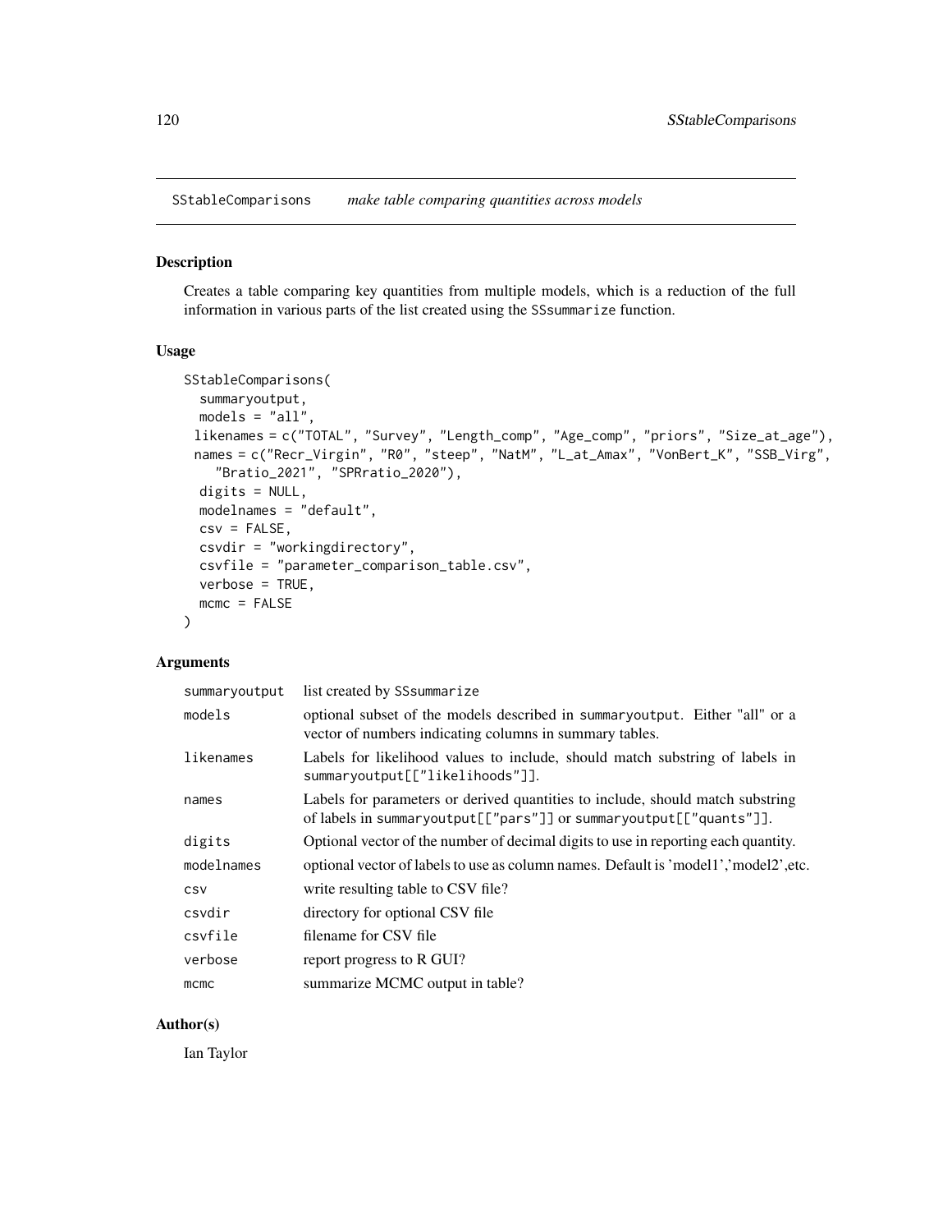# SStableComparisons *make table comparing quantities across models*

## Description

Creates a table comparing key quantities from multiple models, which is a reduction of the full information in various parts of the list created using the SSsummarize function.

## Usage

```
SStableComparisons(
  summaryoutput,
  models = "all",
  likenames = c("TOTAL", "Survey", "Length_comp", "Age_comp", "priors", "Size_at_age"),
  names = c("Recr_Virgin", "R0", "steep", "NatM", "L_at_Amax", "VonBert_K", "SSB_Virg",
    "Bratio_2021", "SPRratio_2020"),
  digits = NULL,
  modelnames = "default",
  csv = FALSE,
  csvdir = "workingdirectory",
  csvfile = "parameter_comparison_table.csv",
  verbose = TRUE,
  mcmc = FALSE
)
```

## Arguments

| | |
|---|---|
| summaryoutput | list created by SSsummarize |
| models | optional subset of the models described in summaryoutput. Either "all" or a vector of numbers indicating columns in summary tables. |
| likenames | Labels for likelihood values to include, should match substring of labels in summaryoutput[["likelihoods"]]. |
| names | Labels for parameters or derived quantities to include, should match substring of labels in summaryoutput[["pars"]] or summaryoutput[["quants"]]. |
| digits | Optional vector of the number of decimal digits to use in reporting each quantity. |
| modelnames | optional vector of labels to use as column names. Default is 'model1','model2',etc. |
| csv | write resulting table to CSV file? |
| csvdir | directory for optional CSV file |
| csvfile | filename for CSV file |
| verbose | report progress to R GUI? |
| mcmc | summarize MCMC output in table? |

## Author(s)

Ian Taylor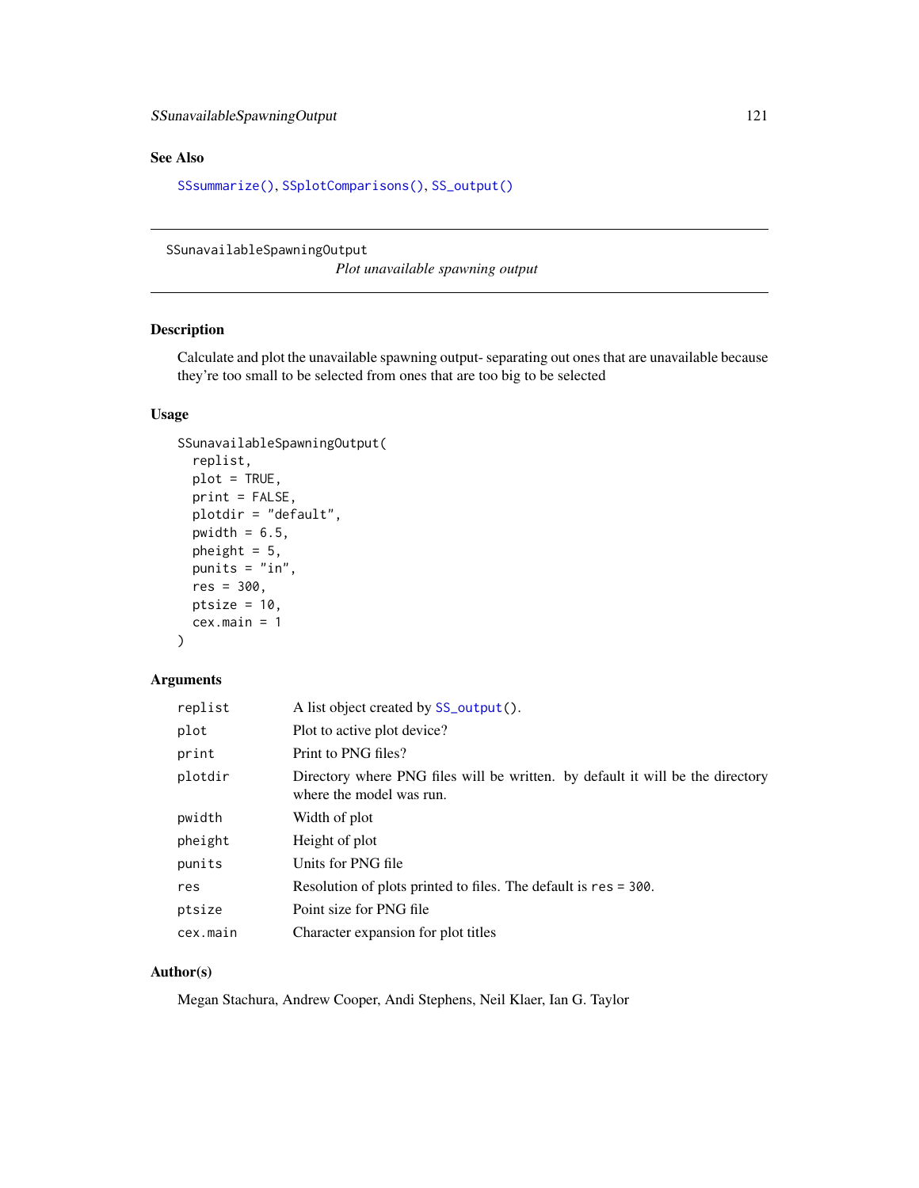## See Also

`SSsummarize()`, `SSplotComparisons()`, `SS_output()`

---

# SSunavailableSpawningOutput

*Plot unavailable spawning output*

---

## Description

Calculate and plot the unavailable spawning output- separating out ones that are unavailable because they're too small to be selected from ones that are too big to be selected

## Usage

```
SSunavailableSpawningOutput(
  replist,
  plot = TRUE,
  print = FALSE,
  plotdir = "default",
  pwidth = 6.5,
  pheight = 5,
  punits = "in",
  res = 300,
  ptsize = 10,
  cex.main = 1
)
```

## Arguments

| | |
|---|---|
| `replist` | A list object created by `SS_output()`. |
| `plot` | Plot to active plot device? |
| `print` | Print to PNG files? |
| `plotdir` | Directory where PNG files will be written. by default it will be the directory where the model was run. |
| `pwidth` | Width of plot |
| `pheight` | Height of plot |
| `punits` | Units for PNG file |
| `res` | Resolution of plots printed to files. The default is `res = 300`. |
| `ptsize` | Point size for PNG file |
| `cex.main` | Character expansion for plot titles |

## Author(s)

Megan Stachura, Andrew Cooper, Andi Stephens, Neil Klaer, Ian G. Taylor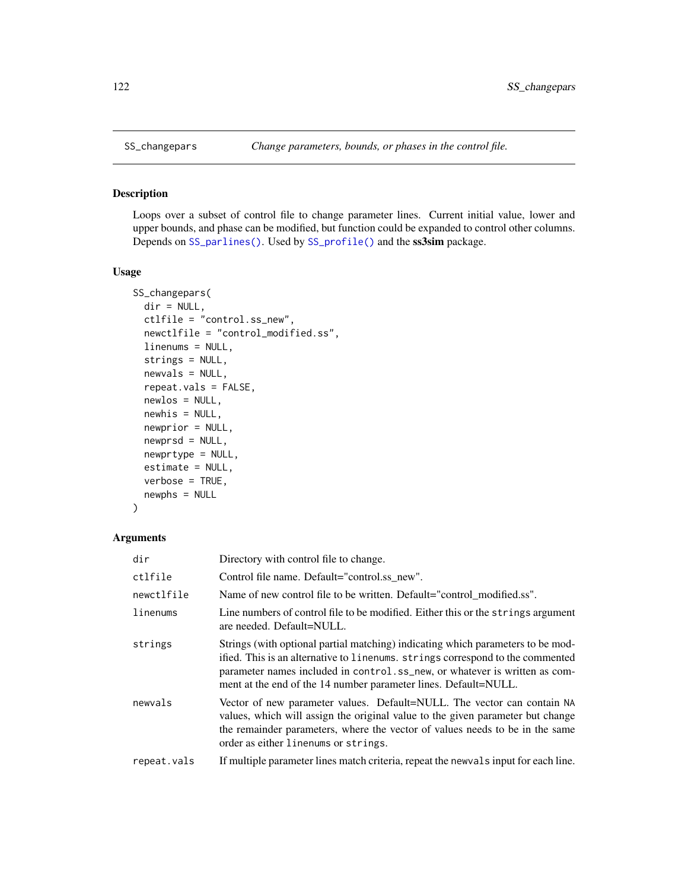## SS_changepars — *Change parameters, bounds, or phases in the control file.*

### Description

Loops over a subset of control file to change parameter lines. Current initial value, lower and upper bounds, and phase can be modified, but function could be expanded to control other columns. Depends on `SS_parlines()`. Used by `SS_profile()` and the **ss3sim** package.

### Usage

```
SS_changepars(
  dir = NULL,
  ctlfile = "control.ss_new",
  newctlfile = "control_modified.ss",
  linenums = NULL,
  strings = NULL,
  newvals = NULL,
  repeat.vals = FALSE,
  newlos = NULL,
  newhis = NULL,
  newprior = NULL,
  newprsd = NULL,
  newprtype = NULL,
  estimate = NULL,
  verbose = TRUE,
  newphs = NULL
)
```

### Arguments

| Argument | Description |
|---|---|
| `dir` | Directory with control file to change. |
| `ctlfile` | Control file name. Default="control.ss_new". |
| `newctlfile` | Name of new control file to be written. Default="control_modified.ss". |
| `linenums` | Line numbers of control file to be modified. Either this or the `strings` argument are needed. Default=NULL. |
| `strings` | Strings (with optional partial matching) indicating which parameters to be modified. This is an alternative to `linenums`. `strings` correspond to the commented parameter names included in `control.ss_new`, or whatever is written as comment at the end of the 14 number parameter lines. Default=NULL. |
| `newvals` | Vector of new parameter values. Default=NULL. The vector can contain `NA` values, which will assign the original value to the given parameter but change the remainder parameters, where the vector of values needs to be in the same order as either `linenums` or `strings`. |
| `repeat.vals` | If multiple parameter lines match criteria, repeat the `newvals` input for each line. |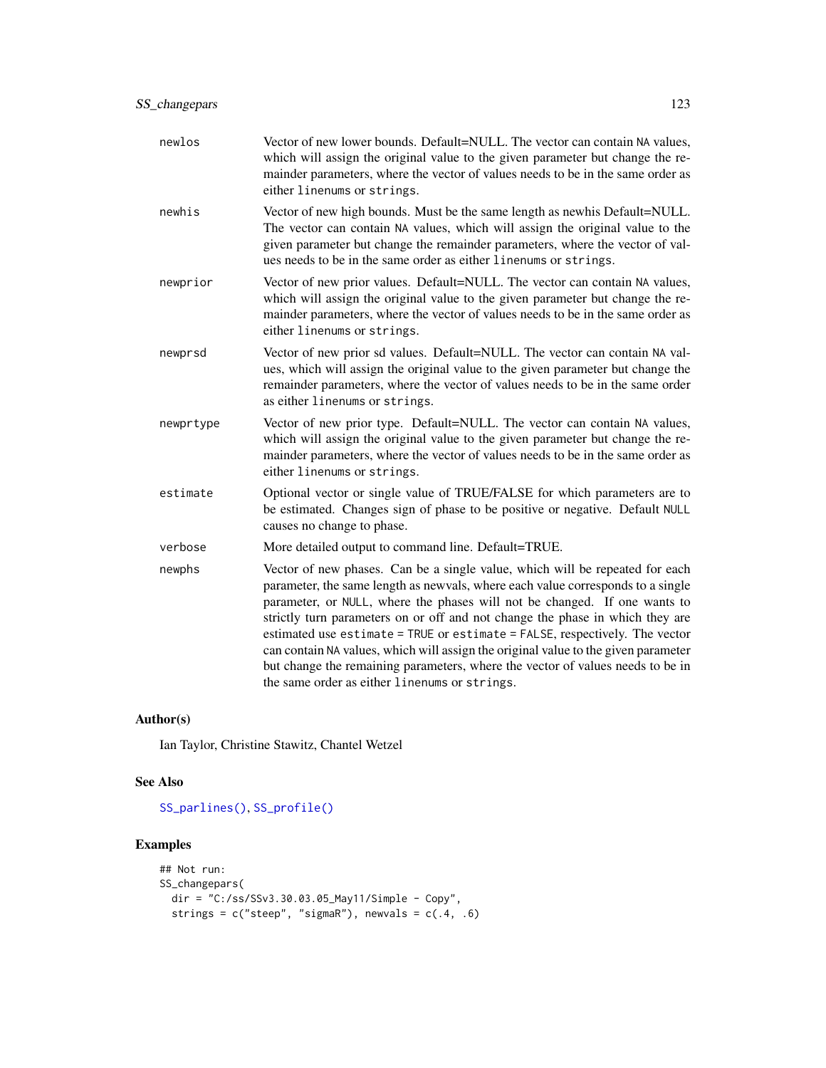| | |
|---|---|
| newlos | Vector of new lower bounds. Default=NULL. The vector can contain NA values, which will assign the original value to the given parameter but change the remainder parameters, where the vector of values needs to be in the same order as either `linenums` or `strings`. |
| newhis | Vector of new high bounds. Must be the same length as newhis Default=NULL. The vector can contain NA values, which will assign the original value to the given parameter but change the remainder parameters, where the vector of values needs to be in the same order as either `linenums` or `strings`. |
| newprior | Vector of new prior values. Default=NULL. The vector can contain NA values, which will assign the original value to the given parameter but change the remainder parameters, where the vector of values needs to be in the same order as either `linenums` or `strings`. |
| newprsd | Vector of new prior sd values. Default=NULL. The vector can contain NA values, which will assign the original value to the given parameter but change the remainder parameters, where the vector of values needs to be in the same order as either `linenums` or `strings`. |
| newprtype | Vector of new prior type. Default=NULL. The vector can contain NA values, which will assign the original value to the given parameter but change the remainder parameters, where the vector of values needs to be in the same order as either `linenums` or `strings`. |
| estimate | Optional vector or single value of TRUE/FALSE for which parameters are to be estimated. Changes sign of phase to be positive or negative. Default NULL causes no change to phase. |
| verbose | More detailed output to command line. Default=TRUE. |
| newphs | Vector of new phases. Can be a single value, which will be repeated for each parameter, the same length as newvals, where each value corresponds to a single parameter, or NULL, where the phases will not be changed. If one wants to strictly turn parameters on or off and not change the phase in which they are estimated use `estimate = TRUE` or `estimate = FALSE`, respectively. The vector can contain NA values, which will assign the original value to the given parameter but change the remaining parameters, where the vector of values needs to be in the same order as either `linenums` or `strings`. |

## Author(s)

Ian Taylor, Christine Stawitz, Chantel Wetzel

## See Also

`SS_parlines()`, `SS_profile()`

## Examples

```
## Not run:
SS_changepars(
  dir = "C:/ss/SSv3.30.03.05_May11/Simple - Copy",
  strings = c("steep", "sigmaR"), newvals = c(.4, .6)
```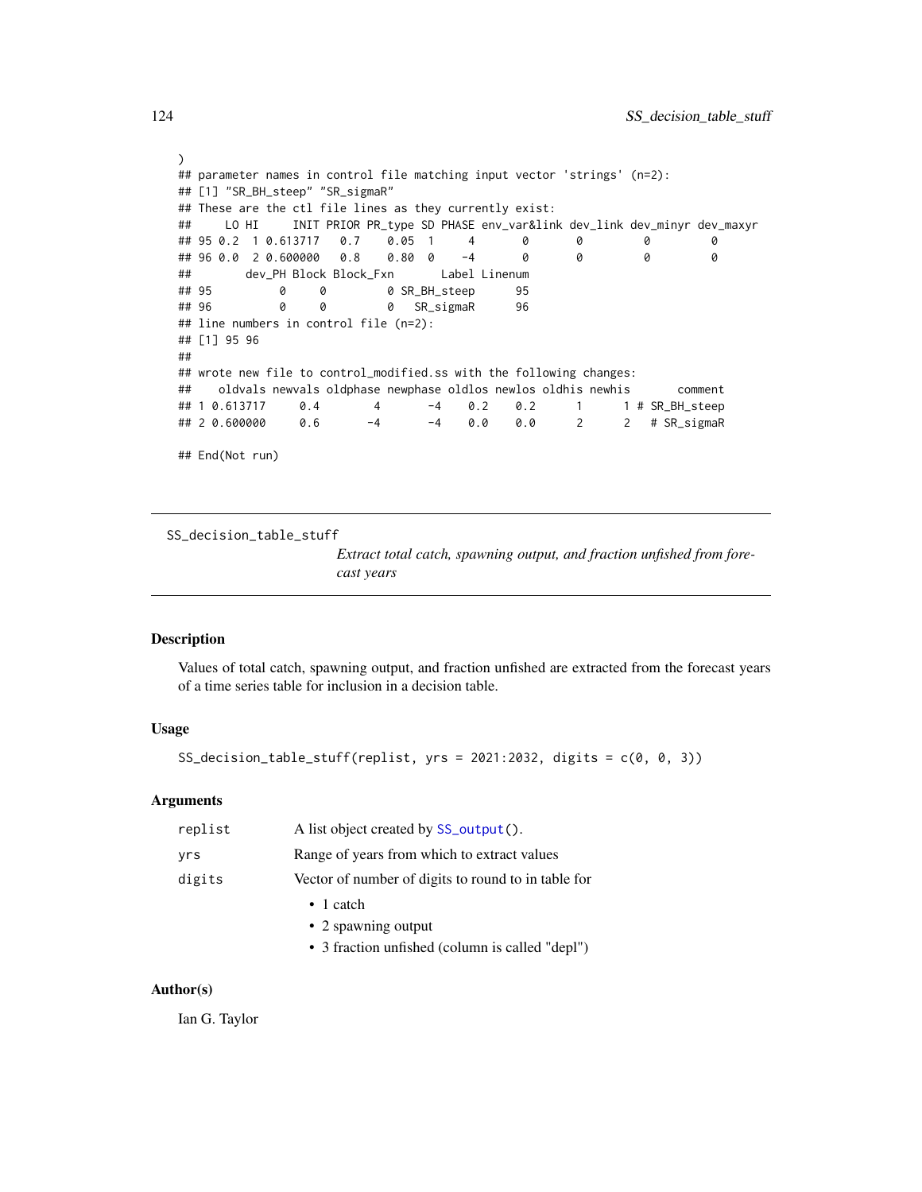```
)
## parameter names in control file matching input vector 'strings' (n=2):
## [1] "SR_BH_steep" "SR_sigmaR"
## These are the ctl file lines as they currently exist:
##     LO HI     INIT PRIOR PR_type SD PHASE env_var&link dev_link dev_minyr dev_maxyr
## 95 0.2  1 0.613717   0.7    0.05  1     4       0        0         0         0
## 96 0.0  2 0.600000   0.8    0.80  0    -4       0        0         0         0
##       dev_PH Block Block_Fxn       Label Linenum
## 95         0     0         0 SR_BH_steep      95
## 96         0     0         0   SR_sigmaR      96
## line numbers in control file (n=2):
## [1] 95 96
##
## wrote new file to control_modified.ss with the following changes:
##    oldvals newvals oldphase newphase oldlos newlos oldhis newhis       comment
## 1 0.613717     0.4        4       -4    0.2    0.2      1      1 # SR_BH_steep
## 2 0.600000     0.6       -4       -4    0.0    0.0      2      2   # SR_sigmaR

## End(Not run)
```

---

# SS_decision_table_stuff

*Extract total catch, spawning output, and fraction unfished from forecast years*

---

### Description

Values of total catch, spawning output, and fraction unfished are extracted from the forecast years of a time series table for inclusion in a decision table.

### Usage

```
SS_decision_table_stuff(replist, yrs = 2021:2032, digits = c(0, 0, 3))
```

### Arguments

| | |
|---|---|
| replist | A list object created by SS_output(). |
| yrs | Range of years from which to extract values |
| digits | Vector of number of digits to round to in table for<br>• 1 catch<br>• 2 spawning output<br>• 3 fraction unfished (column is called "depl") |

### Author(s)

Ian G. Taylor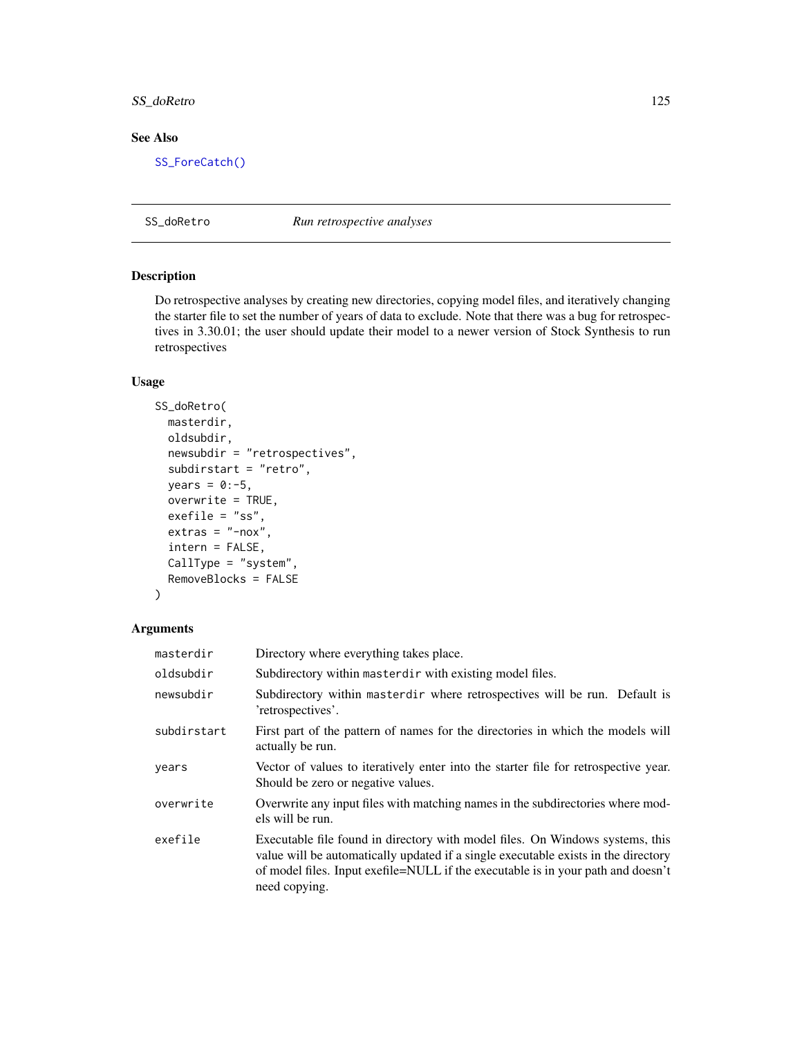## See Also

SS_ForeCatch()

---

# SS_doRetro *Run retrospective analyses*

## Description

Do retrospective analyses by creating new directories, copying model files, and iteratively changing the starter file to set the number of years of data to exclude. Note that there was a bug for retrospectives in 3.30.01; the user should update their model to a newer version of Stock Synthesis to run retrospectives

## Usage

```
SS_doRetro(
  masterdir,
  oldsubdir,
  newsubdir = "retrospectives",
  subdirstart = "retro",
  years = 0:-5,
  overwrite = TRUE,
  exefile = "ss",
  extras = "-nox",
  intern = FALSE,
  CallType = "system",
  RemoveBlocks = FALSE
)
```

## Arguments

| | |
|---|---|
| masterdir | Directory where everything takes place. |
| oldsubdir | Subdirectory within masterdir with existing model files. |
| newsubdir | Subdirectory within masterdir where retrospectives will be run. Default is 'retrospectives'. |
| subdirstart | First part of the pattern of names for the directories in which the models will actually be run. |
| years | Vector of values to iteratively enter into the starter file for retrospective year. Should be zero or negative values. |
| overwrite | Overwrite any input files with matching names in the subdirectories where models will be run. |
| exefile | Executable file found in directory with model files. On Windows systems, this value will be automatically updated if a single executable exists in the directory of model files. Input exefile=NULL if the executable is in your path and doesn't need copying. |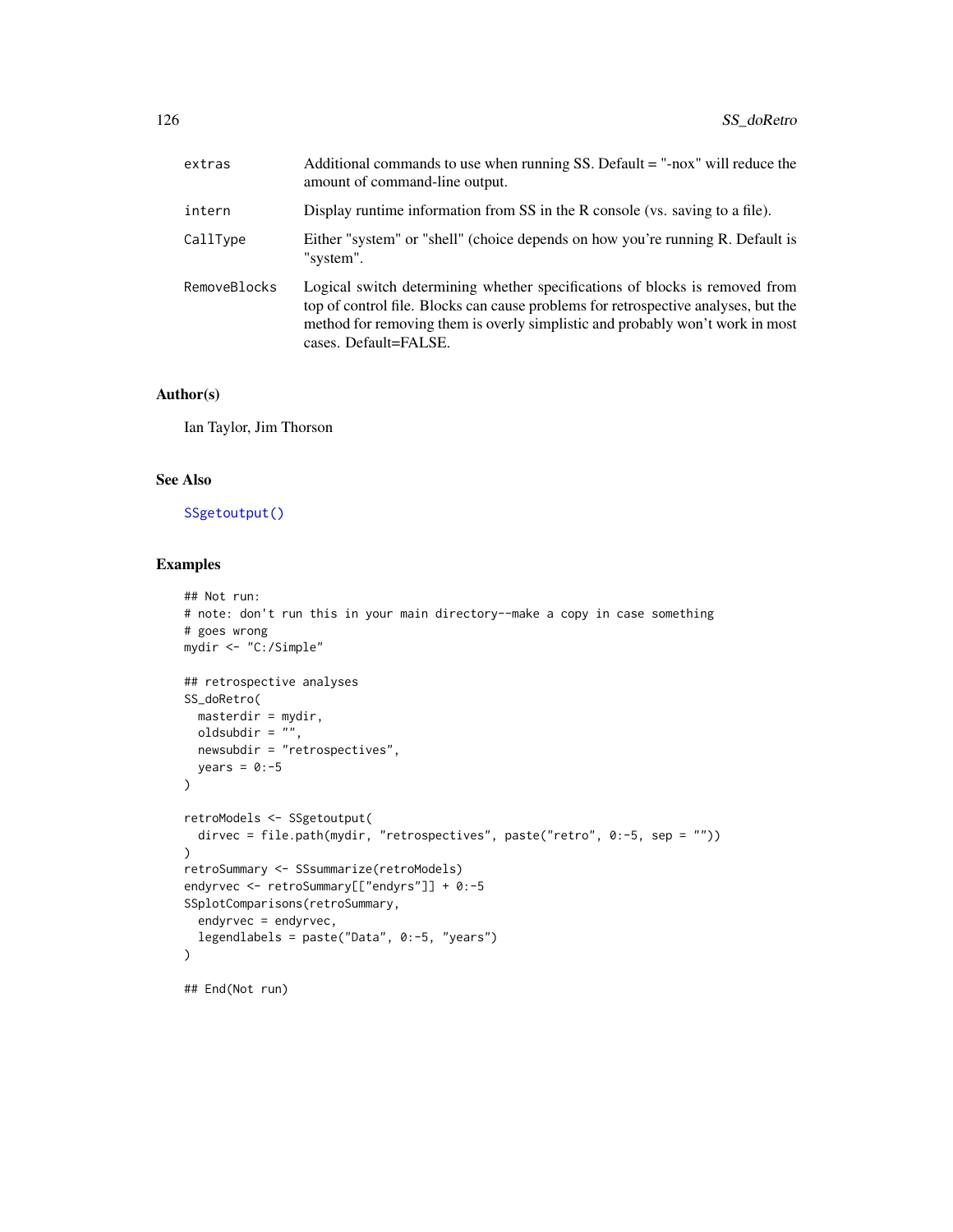| | |
|---|---|
| extras | Additional commands to use when running SS. Default = "-nox" will reduce the amount of command-line output. |
| intern | Display runtime information from SS in the R console (vs. saving to a file). |
| CallType | Either "system" or "shell" (choice depends on how you're running R. Default is "system". |
| RemoveBlocks | Logical switch determining whether specifications of blocks is removed from top of control file. Blocks can cause problems for retrospective analyses, but the method for removing them is overly simplistic and probably won't work in most cases. Default=FALSE. |

### Author(s)

Ian Taylor, Jim Thorson

### See Also

SSgetoutput()

### Examples

```
## Not run:
# note: don't run this in your main directory--make a copy in case something
# goes wrong
mydir <- "C:/Simple"

## retrospective analyses
SS_doRetro(
  masterdir = mydir,
  oldsubdir = "",
  newsubdir = "retrospectives",
  years = 0:-5
)

retroModels <- SSgetoutput(
  dirvec = file.path(mydir, "retrospectives", paste("retro", 0:-5, sep = ""))
)
retroSummary <- SSsummarize(retroModels)
endyrvec <- retroSummary[["endyrs"]] + 0:-5
SSplotComparisons(retroSummary,
  endyrvec = endyrvec,
  legendlabels = paste("Data", 0:-5, "years")
)

## End(Not run)
```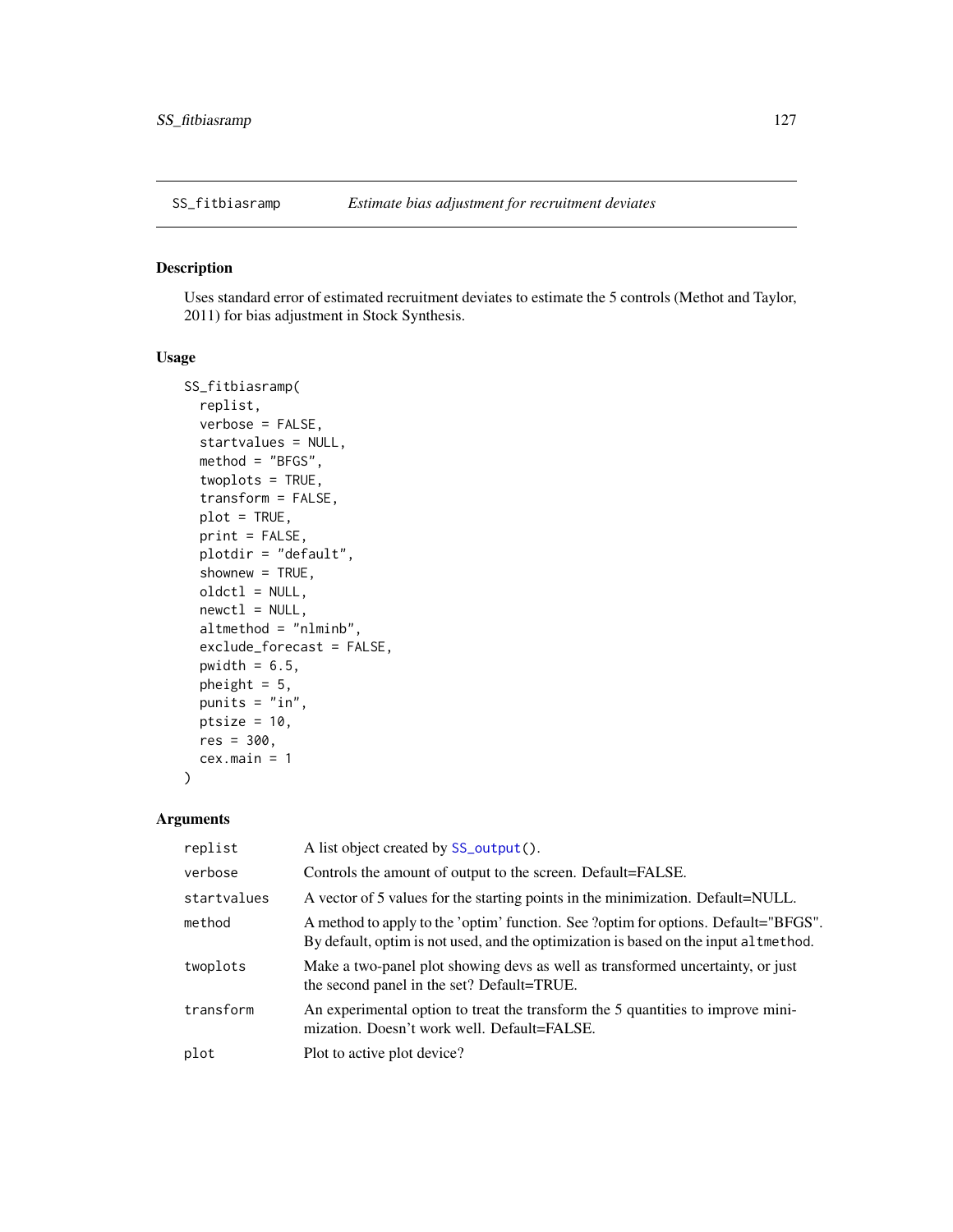## SS_fitbiasramp — *Estimate bias adjustment for recruitment deviates*

### Description

Uses standard error of estimated recruitment deviates to estimate the 5 controls (Methot and Taylor, 2011) for bias adjustment in Stock Synthesis.

### Usage

```
SS_fitbiasramp(
  replist,
  verbose = FALSE,
  startvalues = NULL,
  method = "BFGS",
  twoplots = TRUE,
  transform = FALSE,
  plot = TRUE,
  print = FALSE,
  plotdir = "default",
  shownew = TRUE,
  oldctl = NULL,
  newctl = NULL,
  altmethod = "nlminb",
  exclude_forecast = FALSE,
  pwidth = 6.5,
  pheight = 5,
  punits = "in",
  ptsize = 10,
  res = 300,
  cex.main = 1
)
```

### Arguments

| | |
|---|---|
| `replist` | A list object created by `SS_output()`. |
| `verbose` | Controls the amount of output to the screen. Default=FALSE. |
| `startvalues` | A vector of 5 values for the starting points in the minimization. Default=NULL. |
| `method` | A method to apply to the 'optim' function. See ?optim for options. Default="BFGS". By default, optim is not used, and the optimization is based on the input `altmethod`. |
| `twoplots` | Make a two-panel plot showing devs as well as transformed uncertainty, or just the second panel in the set? Default=TRUE. |
| `transform` | An experimental option to treat the transform the 5 quantities to improve minimization. Doesn't work well. Default=FALSE. |
| `plot` | Plot to active plot device? |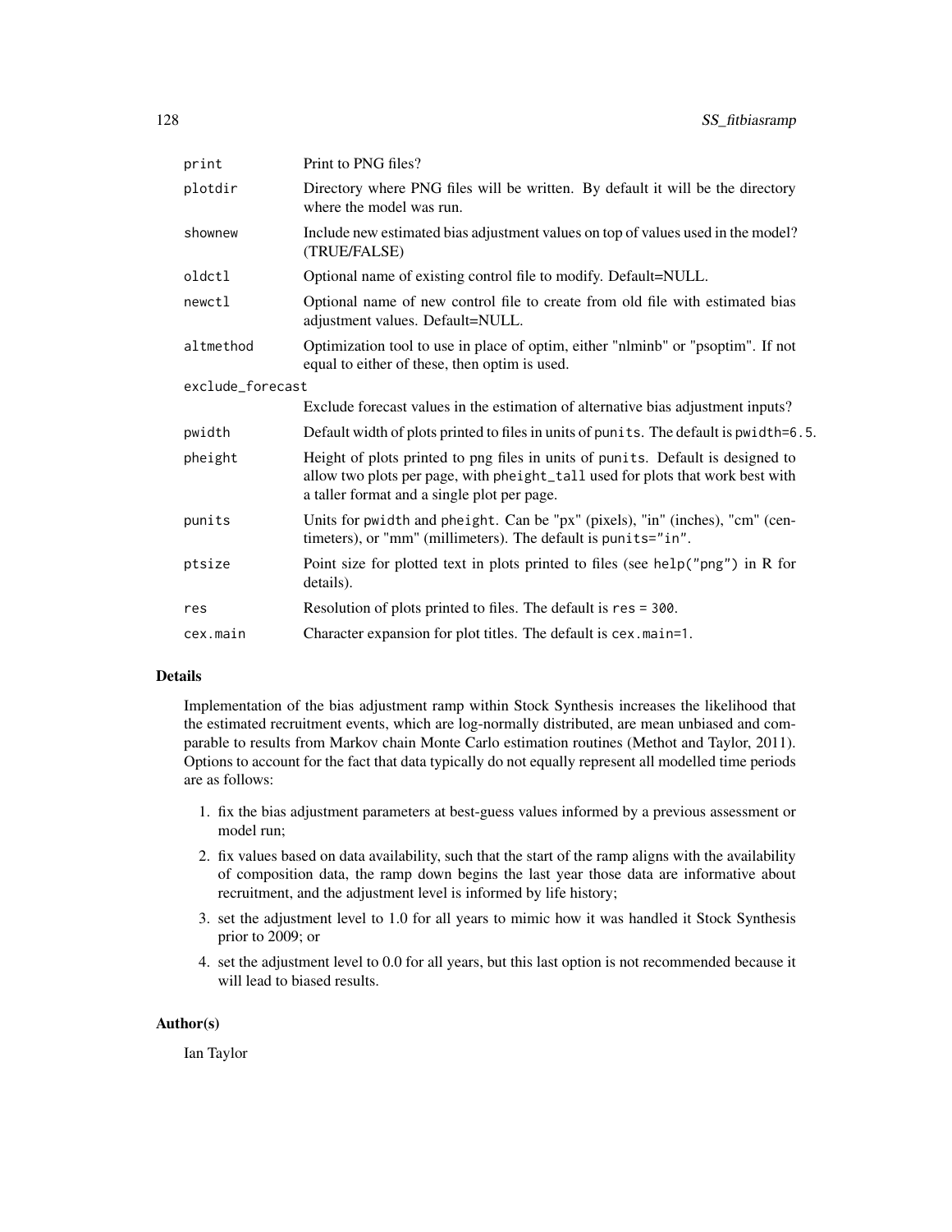| | |
|---|---|
| print | Print to PNG files? |
| plotdir | Directory where PNG files will be written. By default it will be the directory where the model was run. |
| shownew | Include new estimated bias adjustment values on top of values used in the model? (TRUE/FALSE) |
| oldctl | Optional name of existing control file to modify. Default=NULL. |
| newctl | Optional name of new control file to create from old file with estimated bias adjustment values. Default=NULL. |
| altmethod | Optimization tool to use in place of optim, either "nlminb" or "psoptim". If not equal to either of these, then optim is used. |
| exclude_forecast | Exclude forecast values in the estimation of alternative bias adjustment inputs? |
| pwidth | Default width of plots printed to files in units of `punits`. The default is `pwidth=6.5`. |
| pheight | Height of plots printed to png files in units of `punits`. Default is designed to allow two plots per page, with `pheight_tall` used for plots that work best with a taller format and a single plot per page. |
| punits | Units for `pwidth` and `pheight`. Can be "px" (pixels), "in" (inches), "cm" (centimeters), or "mm" (millimeters). The default is `punits="in"`. |
| ptsize | Point size for plotted text in plots printed to files (see `help("png")` in R for details). |
| res | Resolution of plots printed to files. The default is `res = 300`. |
| cex.main | Character expansion for plot titles. The default is `cex.main=1`. |

## Details

Implementation of the bias adjustment ramp within Stock Synthesis increases the likelihood that the estimated recruitment events, which are log-normally distributed, are mean unbiased and comparable to results from Markov chain Monte Carlo estimation routines (Methot and Taylor, 2011). Options to account for the fact that data typically do not equally represent all modelled time periods are as follows:

1. fix the bias adjustment parameters at best-guess values informed by a previous assessment or model run;
2. fix values based on data availability, such that the start of the ramp aligns with the availability of composition data, the ramp down begins the last year those data are informative about recruitment, and the adjustment level is informed by life history;
3. set the adjustment level to 1.0 for all years to mimic how it was handled it Stock Synthesis prior to 2009; or
4. set the adjustment level to 0.0 for all years, but this last option is not recommended because it will lead to biased results.

## Author(s)

Ian Taylor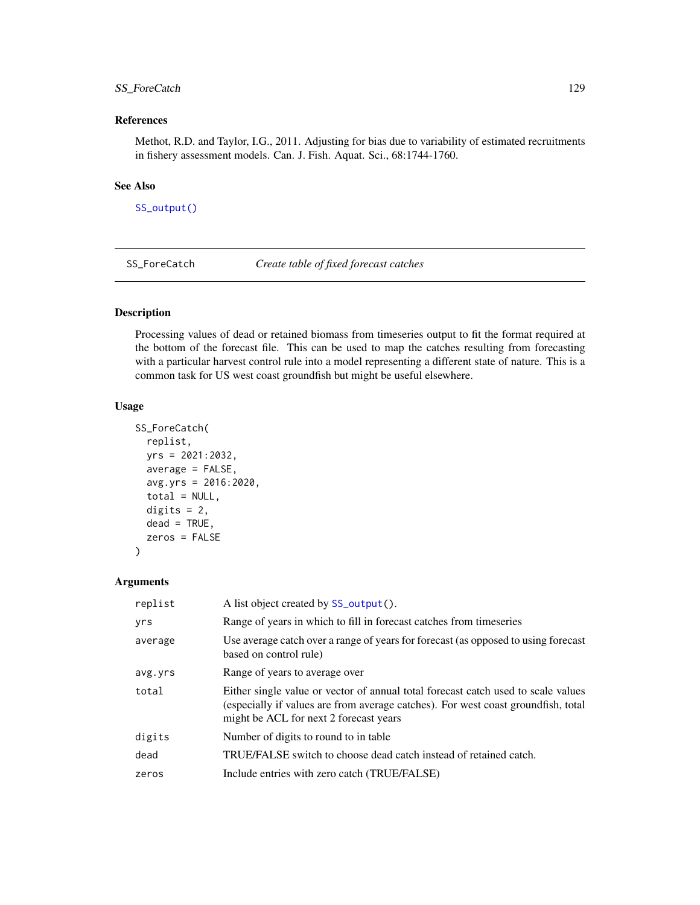## References

Methot, R.D. and Taylor, I.G., 2011. Adjusting for bias due to variability of estimated recruitments in fishery assessment models. Can. J. Fish. Aquat. Sci., 68:1744-1760.

## See Also

`SS_output()`

---

## SS_ForeCatch — *Create table of fixed forecast catches*

### Description

Processing values of dead or retained biomass from timeseries output to fit the format required at the bottom of the forecast file. This can be used to map the catches resulting from forecasting with a particular harvest control rule into a model representing a different state of nature. This is a common task for US west coast groundfish but might be useful elsewhere.

### Usage

```
SS_ForeCatch(
  replist,
  yrs = 2021:2032,
  average = FALSE,
  avg.yrs = 2016:2020,
  total = NULL,
  digits = 2,
  dead = TRUE,
  zeros = FALSE
)
```

### Arguments

| | |
|---|---|
| `replist` | A list object created by `SS_output()`. |
| `yrs` | Range of years in which to fill in forecast catches from timeseries |
| `average` | Use average catch over a range of years for forecast (as opposed to using forecast based on control rule) |
| `avg.yrs` | Range of years to average over |
| `total` | Either single value or vector of annual total forecast catch used to scale values (especially if values are from average catches). For west coast groundfish, total might be ACL for next 2 forecast years |
| `digits` | Number of digits to round to in table |
| `dead` | TRUE/FALSE switch to choose dead catch instead of retained catch. |
| `zeros` | Include entries with zero catch (TRUE/FALSE) |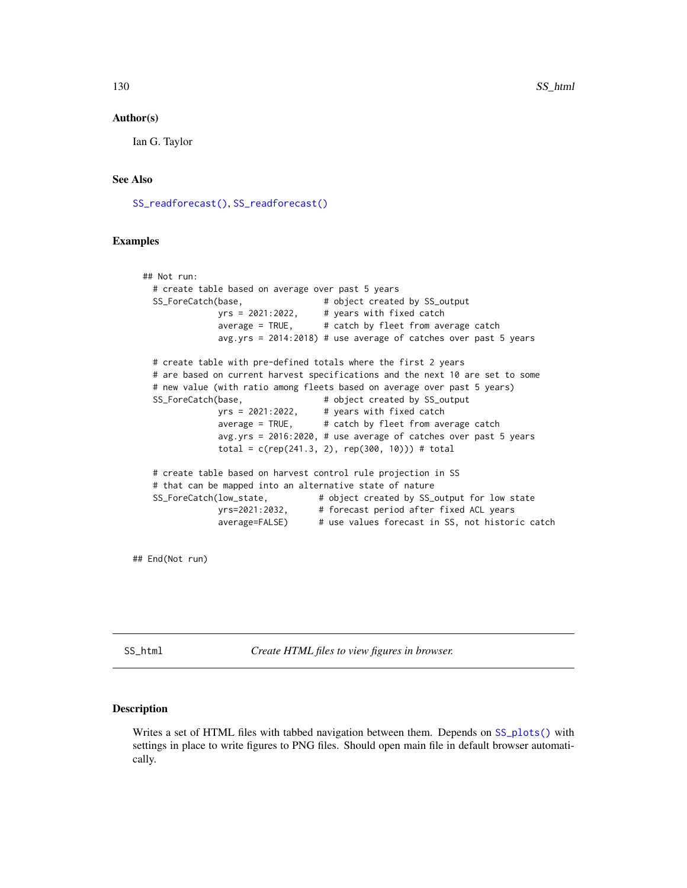### Author(s)

Ian G. Taylor

### See Also

SS_readforecast(), SS_readforecast()

### Examples

```
## Not run:
  # create table based on average over past 5 years
  SS_ForeCatch(base,                # object created by SS_output
               yrs = 2021:2022,     # years with fixed catch
               average = TRUE,      # catch by fleet from average catch
               avg.yrs = 2014:2018) # use average of catches over past 5 years

  # create table with pre-defined totals where the first 2 years
  # are based on current harvest specifications and the next 10 are set to some
  # new value (with ratio among fleets based on average over past 5 years)
  SS_ForeCatch(base,                # object created by SS_output
               yrs = 2021:2022,     # years with fixed catch
               average = TRUE,      # catch by fleet from average catch
               avg.yrs = 2016:2020, # use average of catches over past 5 years
               total = c(rep(241.3, 2), rep(300, 10))) # total

  # create table based on harvest control rule projection in SS
  # that can be mapped into an alternative state of nature
  SS_ForeCatch(low_state,          # object created by SS_output for low state
               yrs=2021:2032,      # forecast period after fixed ACL years
               average=FALSE)      # use values forecast in SS, not historic catch

## End(Not run)
```

---

## SS_html — *Create HTML files to view figures in browser.*

### Description

Writes a set of HTML files with tabbed navigation between them. Depends on SS_plots() with settings in place to write figures to PNG files. Should open main file in default browser automatically.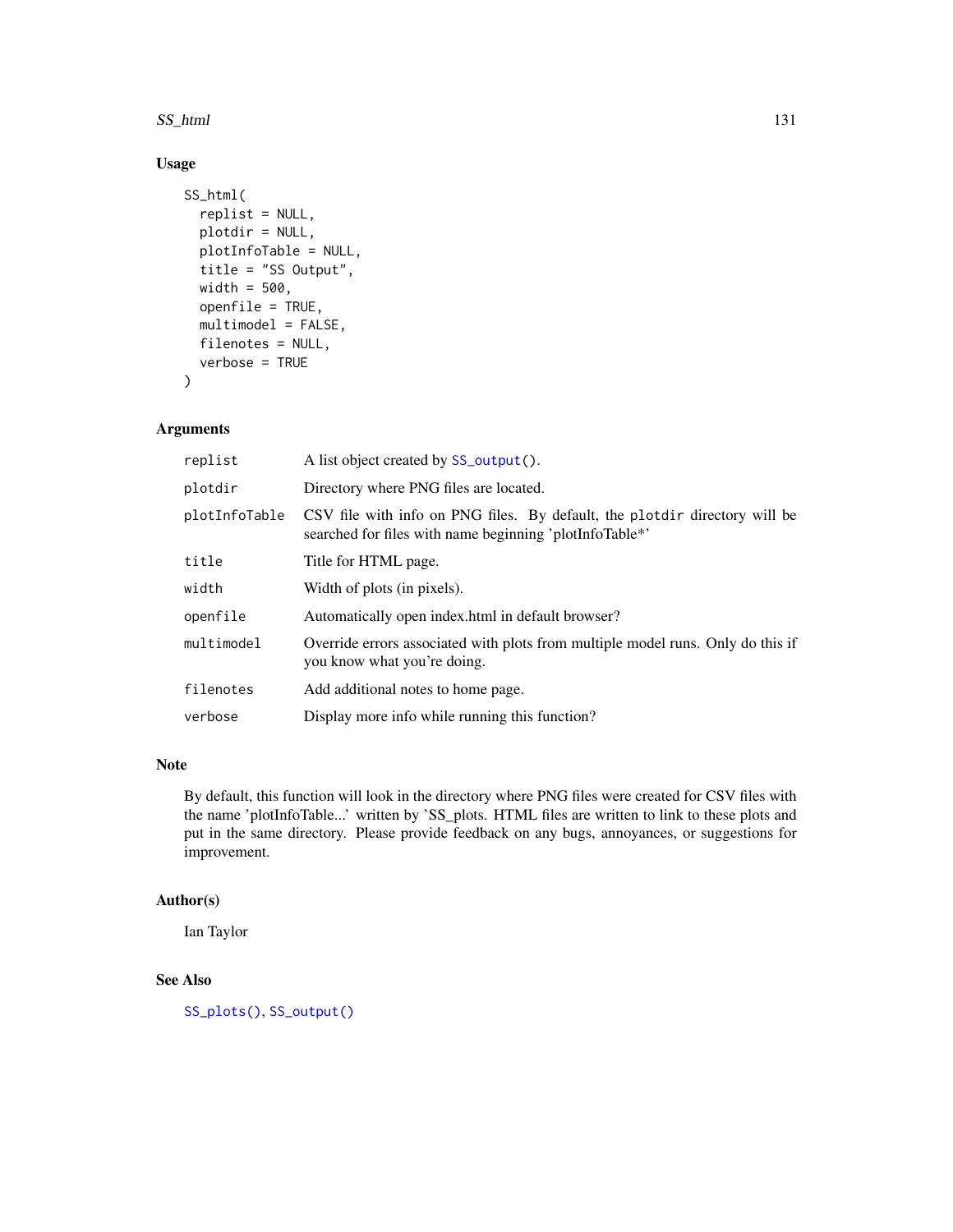## Usage

```
SS_html(
  replist = NULL,
  plotdir = NULL,
  plotInfoTable = NULL,
  title = "SS Output",
  width = 500,
  openfile = TRUE,
  multimodel = FALSE,
  filenotes = NULL,
  verbose = TRUE
)
```

## Arguments

| | |
|---|---|
| replist | A list object created by SS_output(). |
| plotdir | Directory where PNG files are located. |
| plotInfoTable | CSV file with info on PNG files. By default, the plotdir directory will be searched for files with name beginning 'plotInfoTable*' |
| title | Title for HTML page. |
| width | Width of plots (in pixels). |
| openfile | Automatically open index.html in default browser? |
| multimodel | Override errors associated with plots from multiple model runs. Only do this if you know what you're doing. |
| filenotes | Add additional notes to home page. |
| verbose | Display more info while running this function? |

## Note

By default, this function will look in the directory where PNG files were created for CSV files with the name 'plotInfoTable...' written by 'SS_plots. HTML files are written to link to these plots and put in the same directory. Please provide feedback on any bugs, annoyances, or suggestions for improvement.

## Author(s)

Ian Taylor

## See Also

SS_plots(), SS_output()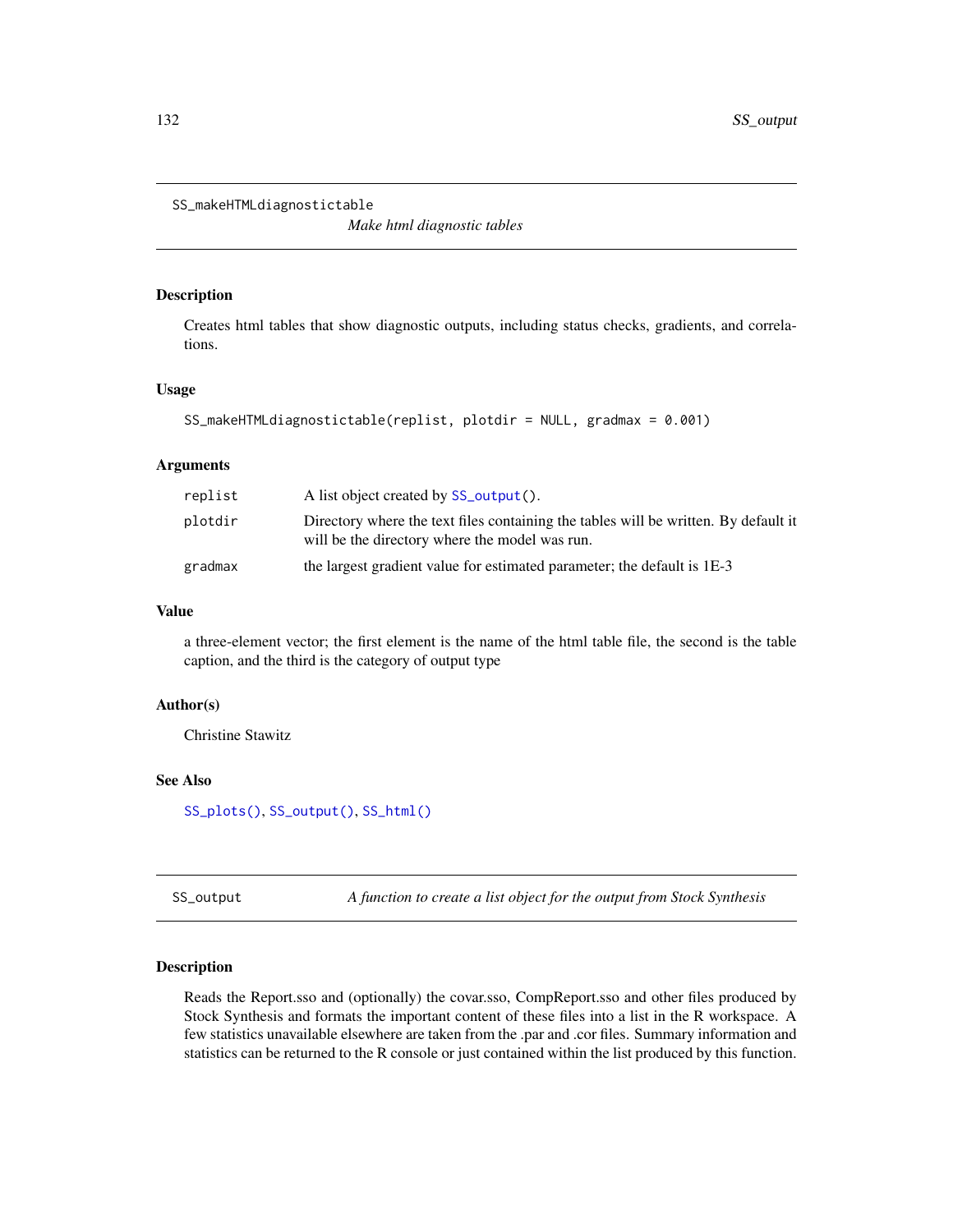## SS_makeHTMLdiagnostictable

*Make html diagnostic tables*

### Description

Creates html tables that show diagnostic outputs, including status checks, gradients, and correlations.

### Usage

```
SS_makeHTMLdiagnostictable(replist, plotdir = NULL, gradmax = 0.001)
```

### Arguments

| | |
|---|---|
| replist | A list object created by SS_output(). |
| plotdir | Directory where the text files containing the tables will be written. By default it will be the directory where the model was run. |
| gradmax | the largest gradient value for estimated parameter; the default is 1E-3 |

### Value

a three-element vector; the first element is the name of the html table file, the second is the table caption, and the third is the category of output type

### Author(s)

Christine Stawitz

### See Also

SS_plots(), SS_output(), SS_html()

## SS_output

*A function to create a list object for the output from Stock Synthesis*

### Description

Reads the Report.sso and (optionally) the covar.sso, CompReport.sso and other files produced by Stock Synthesis and formats the important content of these files into a list in the R workspace. A few statistics unavailable elsewhere are taken from the .par and .cor files. Summary information and statistics can be returned to the R console or just contained within the list produced by this function.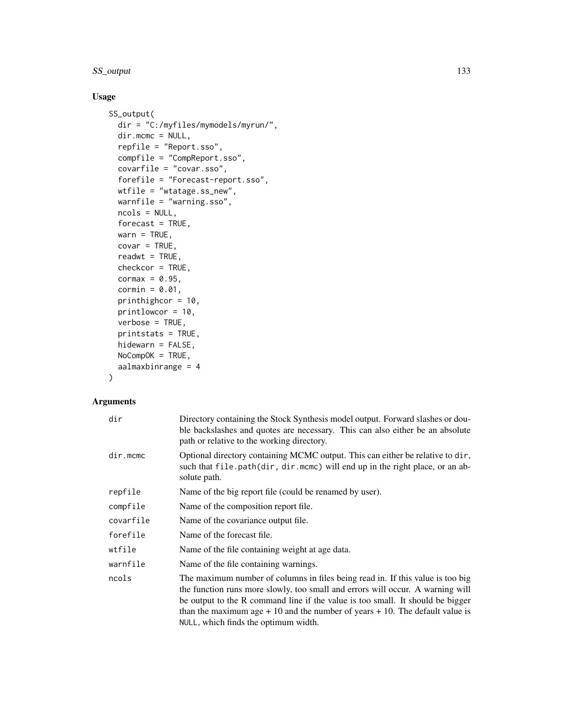## Usage

```
SS_output(
  dir = "C:/myfiles/mymodels/myrun/",
  dir.mcmc = NULL,
  repfile = "Report.sso",
  compfile = "CompReport.sso",
  covarfile = "covar.sso",
  forefile = "Forecast-report.sso",
  wtfile = "wtatage.ss_new",
  warnfile = "warning.sso",
  ncols = NULL,
  forecast = TRUE,
  warn = TRUE,
  covar = TRUE,
  readwt = TRUE,
  checkcor = TRUE,
  cormax = 0.95,
  cormin = 0.01,
  printhighcor = 10,
  printlowcor = 10,
  verbose = TRUE,
  printstats = TRUE,
  hidewarn = FALSE,
  NoCompOK = TRUE,
  aalmaxbinrange = 4
)
```

## Arguments

| | |
|---|---|
| dir | Directory containing the Stock Synthesis model output. Forward slashes or double backslashes and quotes are necessary. This can also either be an absolute path or relative to the working directory. |
| dir.mcmc | Optional directory containing MCMC output. This can either be relative to `dir`, such that `file.path(dir, dir.mcmc)` will end up in the right place, or an absolute path. |
| repfile | Name of the big report file (could be renamed by user). |
| compfile | Name of the composition report file. |
| covarfile | Name of the covariance output file. |
| forefile | Name of the forecast file. |
| wtfile | Name of the file containing weight at age data. |
| warnfile | Name of the file containing warnings. |
| ncols | The maximum number of columns in files being read in. If this value is too big the function runs more slowly, too small and errors will occur. A warning will be output to the R command line if the value is too small. It should be bigger than the maximum age + 10 and the number of years + 10. The default value is `NULL`, which finds the optimum width. |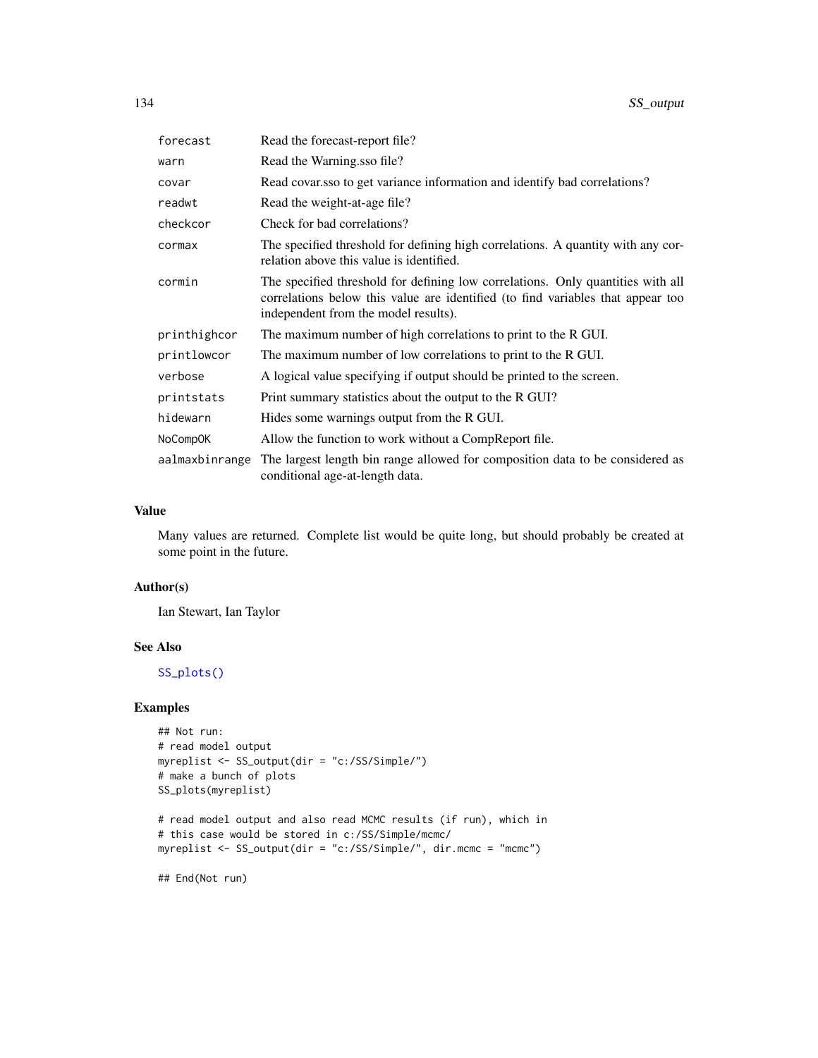| | |
|---|---|
| `forecast` | Read the forecast-report file? |
| `warn` | Read the Warning.sso file? |
| `covar` | Read covar.sso to get variance information and identify bad correlations? |
| `readwt` | Read the weight-at-age file? |
| `checkcor` | Check for bad correlations? |
| `cormax` | The specified threshold for defining high correlations. A quantity with any correlation above this value is identified. |
| `cormin` | The specified threshold for defining low correlations. Only quantities with all correlations below this value are identified (to find variables that appear too independent from the model results). |
| `printhighcor` | The maximum number of high correlations to print to the R GUI. |
| `printlowcor` | The maximum number of low correlations to print to the R GUI. |
| `verbose` | A logical value specifying if output should be printed to the screen. |
| `printstats` | Print summary statistics about the output to the R GUI? |
| `hidewarn` | Hides some warnings output from the R GUI. |
| `NoCompOK` | Allow the function to work without a CompReport file. |
| `aalmaxbinrange` | The largest length bin range allowed for composition data to be considered as conditional age-at-length data. |

## Value

Many values are returned. Complete list would be quite long, but should probably be created at some point in the future.

## Author(s)

Ian Stewart, Ian Taylor

## See Also

`SS_plots()`

## Examples

```
## Not run:
# read model output
myreplist <- SS_output(dir = "c:/SS/Simple/")
# make a bunch of plots
SS_plots(myreplist)

# read model output and also read MCMC results (if run), which in
# this case would be stored in c:/SS/Simple/mcmc/
myreplist <- SS_output(dir = "c:/SS/Simple/", dir.mcmc = "mcmc")

## End(Not run)
```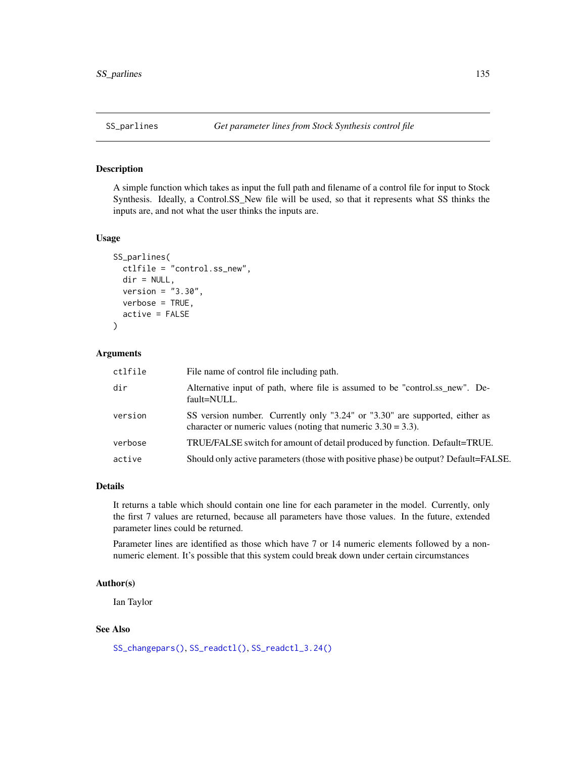# SS_parlines — *Get parameter lines from Stock Synthesis control file*

## Description

A simple function which takes as input the full path and filename of a control file for input to Stock Synthesis. Ideally, a Control.SS_New file will be used, so that it represents what SS thinks the inputs are, and not what the user thinks the inputs are.

## Usage

```
SS_parlines(
  ctlfile = "control.ss_new",
  dir = NULL,
  version = "3.30",
  verbose = TRUE,
  active = FALSE
)
```

## Arguments

| | |
|---|---|
| `ctlfile` | File name of control file including path. |
| `dir` | Alternative input of path, where file is assumed to be "control.ss_new". Default=NULL. |
| `version` | SS version number. Currently only "3.24" or "3.30" are supported, either as character or numeric values (noting that numeric 3.30 = 3.3). |
| `verbose` | TRUE/FALSE switch for amount of detail produced by function. Default=TRUE. |
| `active` | Should only active parameters (those with positive phase) be output? Default=FALSE. |

## Details

It returns a table which should contain one line for each parameter in the model. Currently, only the first 7 values are returned, because all parameters have those values. In the future, extended parameter lines could be returned.

Parameter lines are identified as those which have 7 or 14 numeric elements followed by a non-numeric element. It's possible that this system could break down under certain circumstances

## Author(s)

Ian Taylor

## See Also

`SS_changepars()`, `SS_readctl()`, `SS_readctl_3.24()`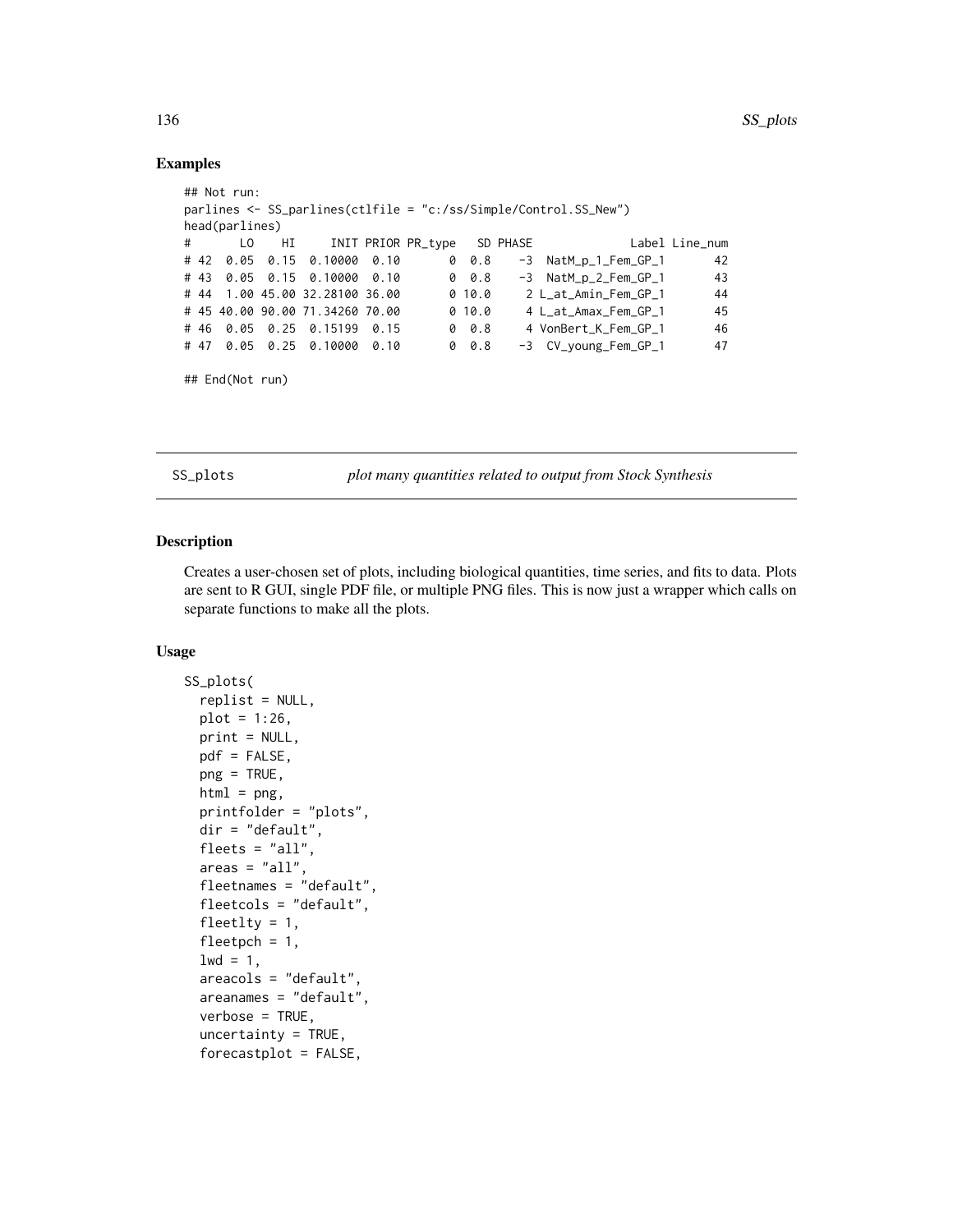## Examples

```
## Not run:
parlines <- SS_parlines(ctlfile = "c:/ss/Simple/Control.SS_New")
head(parlines)
#       LO    HI     INIT PRIOR PR_type   SD PHASE              Label Line_num
# 42  0.05  0.15  0.10000  0.10       0  0.8    -3  NatM_p_1_Fem_GP_1       42
# 43  0.05  0.15  0.10000  0.10       0  0.8    -3  NatM_p_2_Fem_GP_1       43
# 44  1.00 45.00 32.28100 36.00       0 10.0     2 L_at_Amin_Fem_GP_1       44
# 45 40.00 90.00 71.34260 70.00       0 10.0     4 L_at_Amax_Fem_GP_1       45
# 46  0.05  0.25  0.15199  0.15       0  0.8     4 VonBert_K_Fem_GP_1       46
# 47  0.05  0.25  0.10000  0.10       0  0.8    -3  CV_young_Fem_GP_1       47

## End(Not run)
```

---

SS_plots &emsp; *plot many quantities related to output from Stock Synthesis*

---

## Description

Creates a user-chosen set of plots, including biological quantities, time series, and fits to data. Plots are sent to R GUI, single PDF file, or multiple PNG files. This is now just a wrapper which calls on separate functions to make all the plots.

## Usage

```
SS_plots(
  replist = NULL,
  plot = 1:26,
  print = NULL,
  pdf = FALSE,
  png = TRUE,
  html = png,
  printfolder = "plots",
  dir = "default",
  fleets = "all",
  areas = "all",
  fleetnames = "default",
  fleetcols = "default",
  fleetlty = 1,
  fleetpch = 1,
  lwd = 1,
  areacols = "default",
  areanames = "default",
  verbose = TRUE,
  uncertainty = TRUE,
  forecastplot = FALSE,
```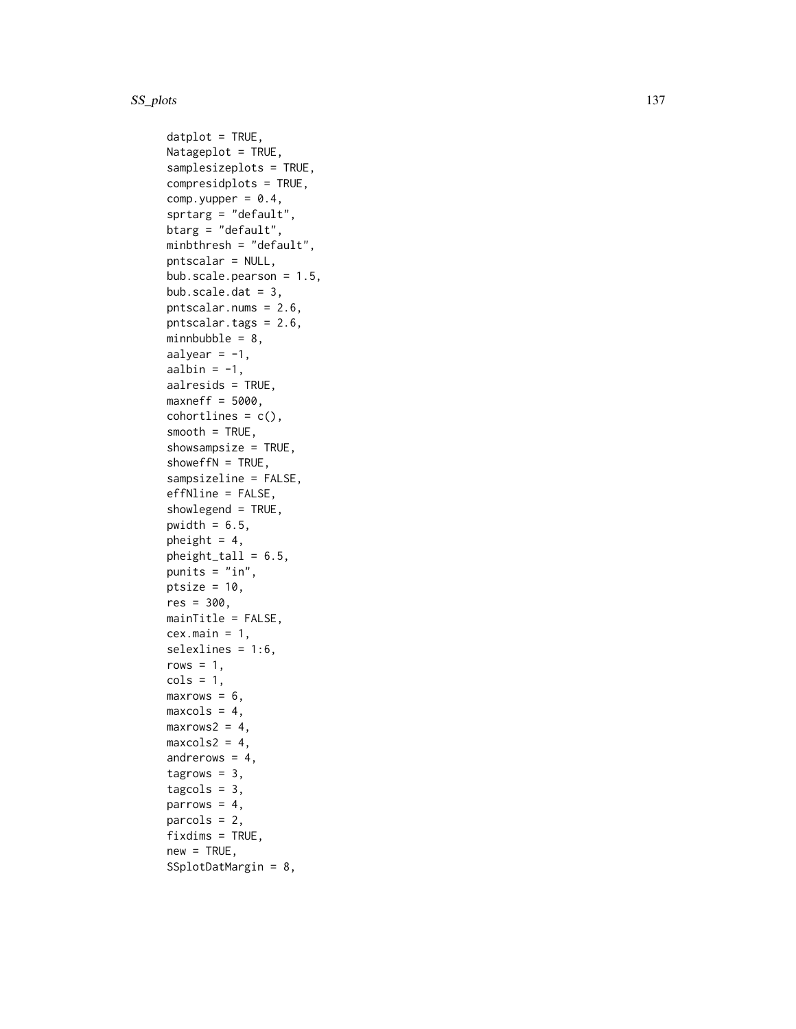```
datplot = TRUE,
Natageplot = TRUE,
samplesizeplots = TRUE,
compresidplots = TRUE,
comp.yupper = 0.4,
sprtarg = "default",
btarg = "default",
minbthresh = "default",
pntscalar = NULL,
bub.scale.pearson = 1.5,
bub.scale.dat = 3,
pntscalar.nums = 2.6,
pntscalar.tags = 2.6,
minnbubble = 8,
aalyear = -1,
aalbin = -1,
aalresids = TRUE,
maxneff = 5000,
cohortlines = c(),
smooth = TRUE,
showsampsize = TRUE,
showeffN = TRUE,
sampsizeline = FALSE,
effNline = FALSE,
showlegend = TRUE,
pwidth = 6.5,
pheight = 4,
pheight_tall = 6.5,
punits = "in",
ptsize = 10,
res = 300,
mainTitle = FALSE,
cex.main = 1,
selexlines = 1:6,
rows = 1,
cols = 1,
maxrows = 6,
maxcols = 4,
maxrows2 = 4,
maxcols2 = 4,
andrerows = 4,
tagrows = 3,
tagcols = 3,
parrows = 4,
parcols = 2,
fixdims = TRUE,
new = TRUE,
SSplotDatMargin = 8,
```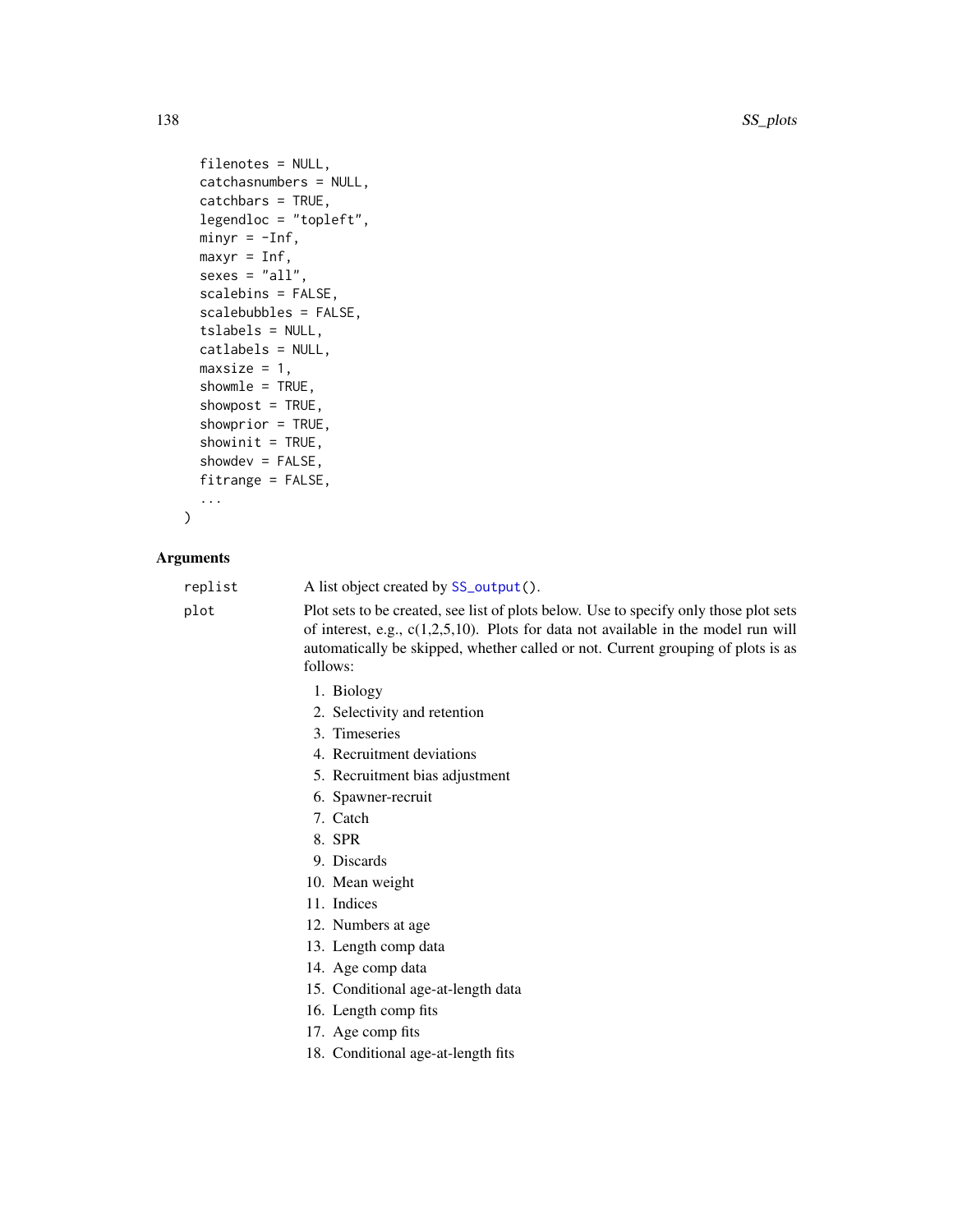```
  filenotes = NULL,
  catchasnumbers = NULL,
  catchbars = TRUE,
  legendloc = "topleft",
  minyr = -Inf,
  maxyr = Inf,
  sexes = "all",
  scalebins = FALSE,
  scalebubbles = FALSE,
  tslabels = NULL,
  catlabels = NULL,
  maxsize = 1,
  showmle = TRUE,
  showpost = TRUE,
  showprior = TRUE,
  showinit = TRUE,
  showdev = FALSE,
  fitrange = FALSE,
  ...
)
```

## Arguments

**replist** A list object created by SS_output().

**plot** Plot sets to be created, see list of plots below. Use to specify only those plot sets of interest, e.g., c(1,2,5,10). Plots for data not available in the model run will automatically be skipped, whether called or not. Current grouping of plots is as follows:

1. Biology
2. Selectivity and retention
3. Timeseries
4. Recruitment deviations
5. Recruitment bias adjustment
6. Spawner-recruit
7. Catch
8. SPR
9. Discards
10. Mean weight
11. Indices
12. Numbers at age
13. Length comp data
14. Age comp data
15. Conditional age-at-length data
16. Length comp fits
17. Age comp fits
18. Conditional age-at-length fits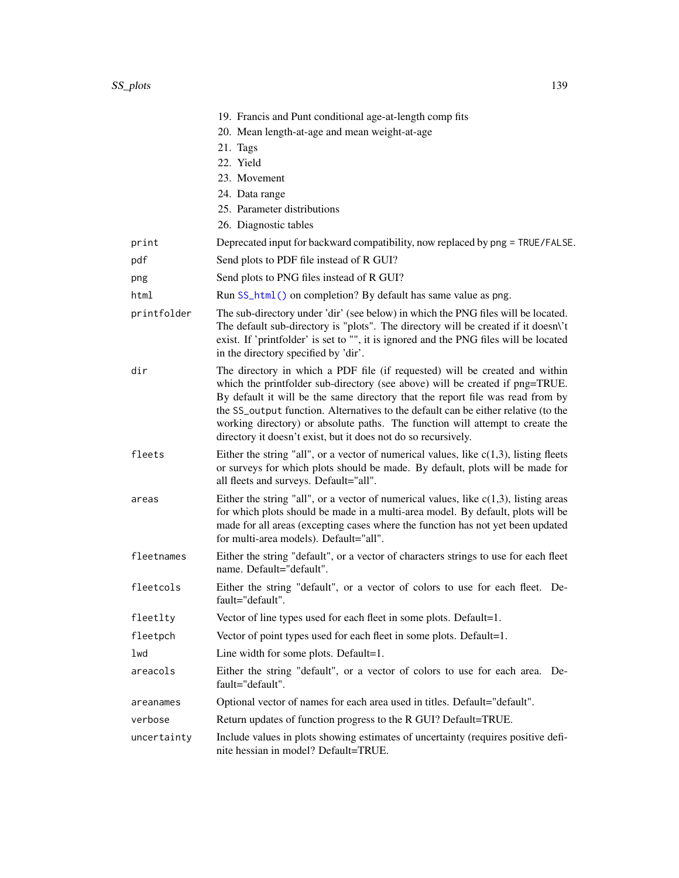19. Francis and Punt conditional age-at-length comp fits
20. Mean length-at-age and mean weight-at-age
21. Tags
22. Yield
23. Movement
24. Data range
25. Parameter distributions
26. Diagnostic tables

| | |
|---|---|
| `print` | Deprecated input for backward compatibility, now replaced by `png = TRUE/FALSE`. |
| `pdf` | Send plots to PDF file instead of R GUI? |
| `png` | Send plots to PNG files instead of R GUI? |
| `html` | Run `SS_html()` on completion? By default has same value as `png`. |
| `printfolder` | The sub-directory under 'dir' (see below) in which the PNG files will be located. The default sub-directory is "plots". The directory will be created if it doesn\'t exist. If 'printfolder' is set to "", it is ignored and the PNG files will be located in the directory specified by 'dir'. |
| `dir` | The directory in which a PDF file (if requested) will be created and within which the printfolder sub-directory (see above) will be created if png=TRUE. By default it will be the same directory that the report file was read from by the `SS_output` function. Alternatives to the default can be either relative (to the working directory) or absolute paths. The function will attempt to create the directory it doesn't exist, but it does not do so recursively. |
| `fleets` | Either the string "all", or a vector of numerical values, like c(1,3), listing fleets or surveys for which plots should be made. By default, plots will be made for all fleets and surveys. Default="all". |
| `areas` | Either the string "all", or a vector of numerical values, like c(1,3), listing areas for which plots should be made in a multi-area model. By default, plots will be made for all areas (excepting cases where the function has not yet been updated for multi-area models). Default="all". |
| `fleetnames` | Either the string "default", or a vector of characters strings to use for each fleet name. Default="default". |
| `fleetcols` | Either the string "default", or a vector of colors to use for each fleet. Default="default". |
| `fleetlty` | Vector of line types used for each fleet in some plots. Default=1. |
| `fleetpch` | Vector of point types used for each fleet in some plots. Default=1. |
| `lwd` | Line width for some plots. Default=1. |
| `areacols` | Either the string "default", or a vector of colors to use for each area. Default="default". |
| `areanames` | Optional vector of names for each area used in titles. Default="default". |
| `verbose` | Return updates of function progress to the R GUI? Default=TRUE. |
| `uncertainty` | Include values in plots showing estimates of uncertainty (requires positive definite hessian in model? Default=TRUE. |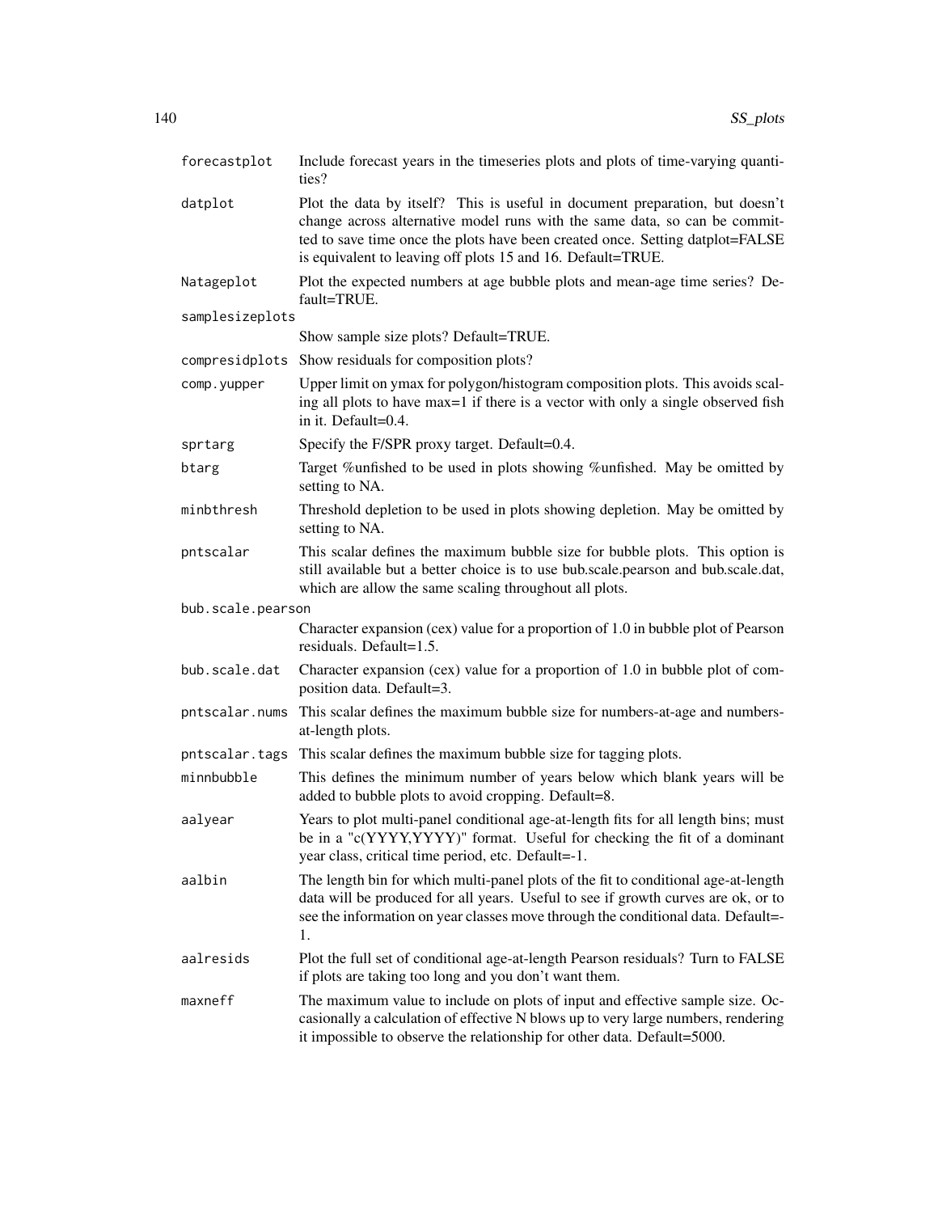| | |
|---|---|
| `forecastplot` | Include forecast years in the timeseries plots and plots of time-varying quantities? |
| `datplot` | Plot the data by itself? This is useful in document preparation, but doesn't change across alternative model runs with the same data, so can be committed to save time once the plots have been created once. Setting datplot=FALSE is equivalent to leaving off plots 15 and 16. Default=TRUE. |
| `Natageplot` | Plot the expected numbers at age bubble plots and mean-age time series? Default=TRUE. |
| `samplesizeplots` | Show sample size plots? Default=TRUE. |
| `compresidplots` | Show residuals for composition plots? |
| `comp.yupper` | Upper limit on ymax for polygon/histogram composition plots. This avoids scaling all plots to have max=1 if there is a vector with only a single observed fish in it. Default=0.4. |
| `sprtarg` | Specify the F/SPR proxy target. Default=0.4. |
| `btarg` | Target %unfished to be used in plots showing %unfished. May be omitted by setting to NA. |
| `minbthresh` | Threshold depletion to be used in plots showing depletion. May be omitted by setting to NA. |
| `pntscalar` | This scalar defines the maximum bubble size for bubble plots. This option is still available but a better choice is to use bub.scale.pearson and bub.scale.dat, which are allow the same scaling throughout all plots. |
| `bub.scale.pearson` | Character expansion (cex) value for a proportion of 1.0 in bubble plot of Pearson residuals. Default=1.5. |
| `bub.scale.dat` | Character expansion (cex) value for a proportion of 1.0 in bubble plot of composition data. Default=3. |
| `pntscalar.nums` | This scalar defines the maximum bubble size for numbers-at-age and numbers-at-length plots. |
| `pntscalar.tags` | This scalar defines the maximum bubble size for tagging plots. |
| `minnbubble` | This defines the minimum number of years below which blank years will be added to bubble plots to avoid cropping. Default=8. |
| `aalyear` | Years to plot multi-panel conditional age-at-length fits for all length bins; must be in a "c(YYYY,YYYY)" format. Useful for checking the fit of a dominant year class, critical time period, etc. Default=-1. |
| `aalbin` | The length bin for which multi-panel plots of the fit to conditional age-at-length data will be produced for all years. Useful to see if growth curves are ok, or to see the information on year classes move through the conditional data. Default=-1. |
| `aalresids` | Plot the full set of conditional age-at-length Pearson residuals? Turn to FALSE if plots are taking too long and you don't want them. |
| `maxneff` | The maximum value to include on plots of input and effective sample size. Occasionally a calculation of effective N blows up to very large numbers, rendering it impossible to observe the relationship for other data. Default=5000. |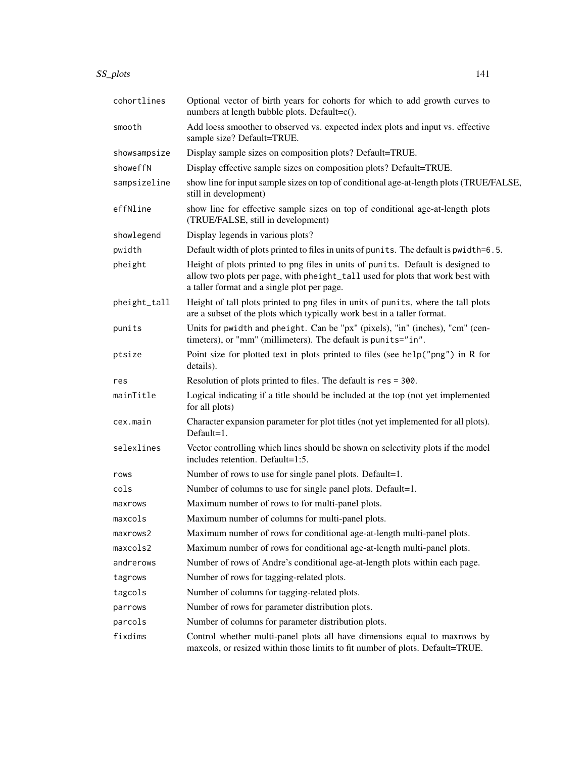| | |
|---|---|
| `cohortlines` | Optional vector of birth years for cohorts for which to add growth curves to numbers at length bubble plots. Default=c(). |
| `smooth` | Add loess smoother to observed vs. expected index plots and input vs. effective sample size? Default=TRUE. |
| `showsampsize` | Display sample sizes on composition plots? Default=TRUE. |
| `showeffN` | Display effective sample sizes on composition plots? Default=TRUE. |
| `sampsizeline` | show line for input sample sizes on top of conditional age-at-length plots (TRUE/FALSE, still in development) |
| `effNline` | show line for effective sample sizes on top of conditional age-at-length plots (TRUE/FALSE, still in development) |
| `showlegend` | Display legends in various plots? |
| `pwidth` | Default width of plots printed to files in units of `punits`. The default is `pwidth=6.5`. |
| `pheight` | Height of plots printed to png files in units of `punits`. Default is designed to allow two plots per page, with `pheight_tall` used for plots that work best with a taller format and a single plot per page. |
| `pheight_tall` | Height of tall plots printed to png files in units of `punits`, where the tall plots are a subset of the plots which typically work best in a taller format. |
| `punits` | Units for `pwidth` and `pheight`. Can be "px" (pixels), "in" (inches), "cm" (centimeters), or "mm" (millimeters). The default is `punits="in"`. |
| `ptsize` | Point size for plotted text in plots printed to files (see `help("png")` in R for details). |
| `res` | Resolution of plots printed to files. The default is `res = 300`. |
| `mainTitle` | Logical indicating if a title should be included at the top (not yet implemented for all plots) |
| `cex.main` | Character expansion parameter for plot titles (not yet implemented for all plots). Default=1. |
| `selexlines` | Vector controlling which lines should be shown on selectivity plots if the model includes retention. Default=1:5. |
| `rows` | Number of rows to use for single panel plots. Default=1. |
| `cols` | Number of columns to use for single panel plots. Default=1. |
| `maxrows` | Maximum number of rows to for multi-panel plots. |
| `maxcols` | Maximum number of columns for multi-panel plots. |
| `maxrows2` | Maximum number of rows for conditional age-at-length multi-panel plots. |
| `maxcols2` | Maximum number of rows for conditional age-at-length multi-panel plots. |
| `andrerows` | Number of rows of Andre's conditional age-at-length plots within each page. |
| `tagrows` | Number of rows for tagging-related plots. |
| `tagcols` | Number of columns for tagging-related plots. |
| `parrows` | Number of rows for parameter distribution plots. |
| `parcols` | Number of columns for parameter distribution plots. |
| `fixdims` | Control whether multi-panel plots all have dimensions equal to maxrows by maxcols, or resized within those limits to fit number of plots. Default=TRUE. |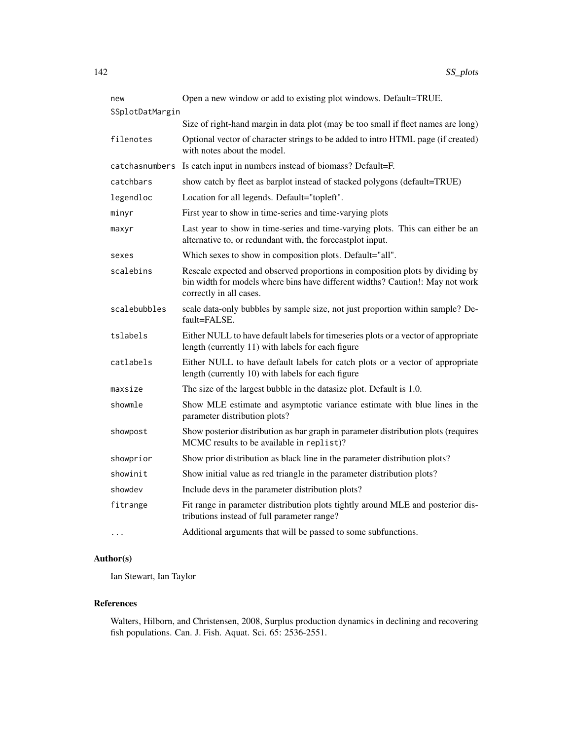| | |
|---|---|
| `new` | Open a new window or add to existing plot windows. Default=TRUE. |
| `SSplotDatMargin` | Size of right-hand margin in data plot (may be too small if fleet names are long) |
| `filenotes` | Optional vector of character strings to be added to intro HTML page (if created) with notes about the model. |
| `catchasnumbers` | Is catch input in numbers instead of biomass? Default=F. |
| `catchbars` | show catch by fleet as barplot instead of stacked polygons (default=TRUE) |
| `legendloc` | Location for all legends. Default="topleft". |
| `minyr` | First year to show in time-series and time-varying plots |
| `maxyr` | Last year to show in time-series and time-varying plots. This can either be an alternative to, or redundant with, the forecastplot input. |
| `sexes` | Which sexes to show in composition plots. Default="all". |
| `scalebins` | Rescale expected and observed proportions in composition plots by dividing by bin width for models where bins have different widths? Caution!: May not work correctly in all cases. |
| `scalebubbles` | scale data-only bubbles by sample size, not just proportion within sample? Default=FALSE. |
| `tslabels` | Either NULL to have default labels for timeseries plots or a vector of appropriate length (currently 11) with labels for each figure |
| `catlabels` | Either NULL to have default labels for catch plots or a vector of appropriate length (currently 10) with labels for each figure |
| `maxsize` | The size of the largest bubble in the datasize plot. Default is 1.0. |
| `showmle` | Show MLE estimate and asymptotic variance estimate with blue lines in the parameter distribution plots? |
| `showpost` | Show posterior distribution as bar graph in parameter distribution plots (requires MCMC results to be available in `replist`)? |
| `showprior` | Show prior distribution as black line in the parameter distribution plots? |
| `showinit` | Show initial value as red triangle in the parameter distribution plots? |
| `showdev` | Include devs in the parameter distribution plots? |
| `fitrange` | Fit range in parameter distribution plots tightly around MLE and posterior distributions instead of full parameter range? |
| `...` | Additional arguments that will be passed to some subfunctions. |

## Author(s)

Ian Stewart, Ian Taylor

## References

Walters, Hilborn, and Christensen, 2008, Surplus production dynamics in declining and recovering fish populations. Can. J. Fish. Aquat. Sci. 65: 2536-2551.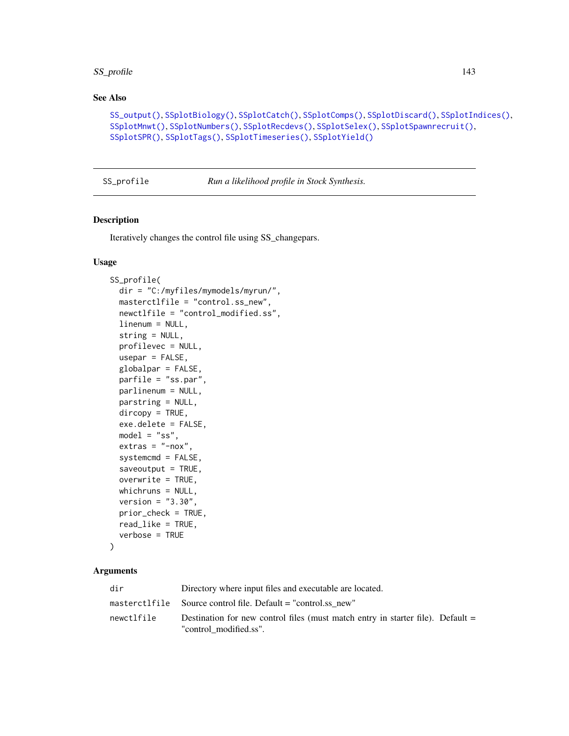### See Also

SS_output(), SSplotBiology(), SSplotCatch(), SSplotComps(), SSplotDiscard(), SSplotIndices(), SSplotMnwt(), SSplotNumbers(), SSplotRecdevs(), SSplotSelex(), SSplotSpawnrecruit(), SSplotSPR(), SSplotTags(), SSplotTimeseries(), SSplotYield()

---

## SS_profile — *Run a likelihood profile in Stock Synthesis.*

### Description

Iteratively changes the control file using SS_changepars.

### Usage

```
SS_profile(
  dir = "C:/myfiles/mymodels/myrun/",
  masterctlfile = "control.ss_new",
  newctlfile = "control_modified.ss",
  linenum = NULL,
  string = NULL,
  profilevec = NULL,
  usepar = FALSE,
  globalpar = FALSE,
  parfile = "ss.par",
  parlinenum = NULL,
  parstring = NULL,
  dircopy = TRUE,
  exe.delete = FALSE,
  model = "ss",
  extras = "-nox",
  systemcmd = FALSE,
  saveoutput = TRUE,
  overwrite = TRUE,
  whichruns = NULL,
  version = "3.30",
  prior_check = TRUE,
  read_like = TRUE,
  verbose = TRUE
)
```

### Arguments

| | |
|---|---|
| dir | Directory where input files and executable are located. |
| masterctlfile | Source control file. Default = "control.ss_new" |
| newctlfile | Destination for new control files (must match entry in starter file). Default = "control_modified.ss". |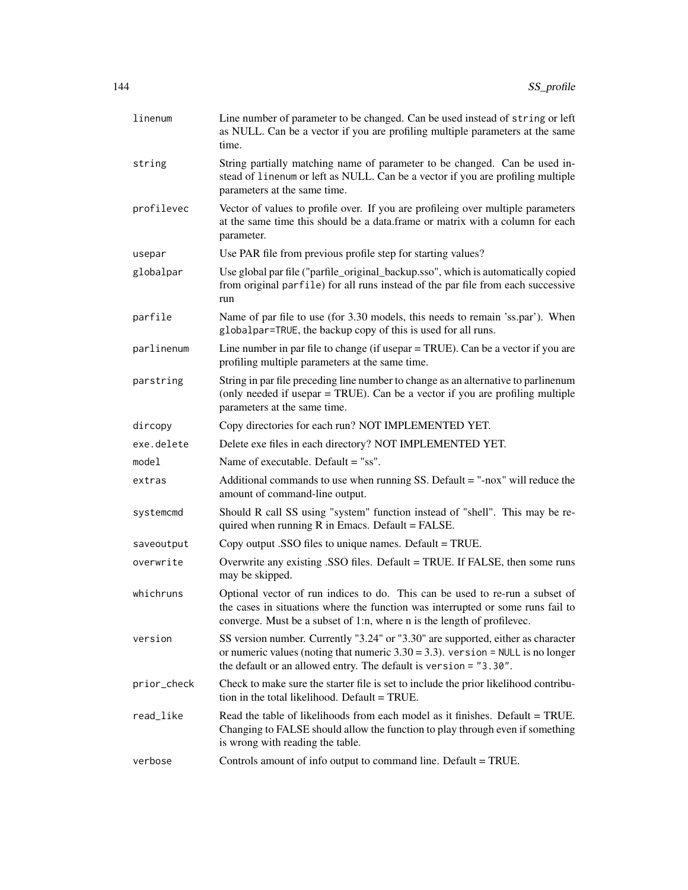| | |
|---|---|
| `linenum` | Line number of parameter to be changed. Can be used instead of `string` or left as NULL. Can be a vector if you are profiling multiple parameters at the same time. |
| `string` | String partially matching name of parameter to be changed. Can be used instead of `linenum` or left as NULL. Can be a vector if you are profiling multiple parameters at the same time. |
| `profilevec` | Vector of values to profile over. If you are profileing over multiple parameters at the same time this should be a data.frame or matrix with a column for each parameter. |
| `usepar` | Use PAR file from previous profile step for starting values? |
| `globalpar` | Use global par file ("parfile_original_backup.sso", which is automatically copied from original `parfile`) for all runs instead of the par file from each successive run |
| `parfile` | Name of par file to use (for 3.30 models, this needs to remain 'ss.par'). When `globalpar=TRUE`, the backup copy of this is used for all runs. |
| `parlinenum` | Line number in par file to change (if usepar = TRUE). Can be a vector if you are profiling multiple parameters at the same time. |
| `parstring` | String in par file preceding line number to change as an alternative to parlinenum (only needed if usepar = TRUE). Can be a vector if you are profiling multiple parameters at the same time. |
| `dircopy` | Copy directories for each run? NOT IMPLEMENTED YET. |
| `exe.delete` | Delete exe files in each directory? NOT IMPLEMENTED YET. |
| `model` | Name of executable. Default = "ss". |
| `extras` | Additional commands to use when running SS. Default = "-nox" will reduce the amount of command-line output. |
| `systemcmd` | Should R call SS using "system" function instead of "shell". This may be required when running R in Emacs. Default = FALSE. |
| `saveoutput` | Copy output .SSO files to unique names. Default = TRUE. |
| `overwrite` | Overwrite any existing .SSO files. Default = TRUE. If FALSE, then some runs may be skipped. |
| `whichruns` | Optional vector of run indices to do. This can be used to re-run a subset of the cases in situations where the function was interrupted or some runs fail to converge. Must be a subset of 1:n, where n is the length of profilevec. |
| `version` | SS version number. Currently "3.24" or "3.30" are supported, either as character or numeric values (noting that numeric 3.30 = 3.3). `version = NULL` is no longer the default or an allowed entry. The default is `version = "3.30"`. |
| `prior_check` | Check to make sure the starter file is set to include the prior likelihood contribution in the total likelihood. Default = TRUE. |
| `read_like` | Read the table of likelihoods from each model as it finishes. Default = TRUE. Changing to FALSE should allow the function to play through even if something is wrong with reading the table. |
| `verbose` | Controls amount of info output to command line. Default = TRUE. |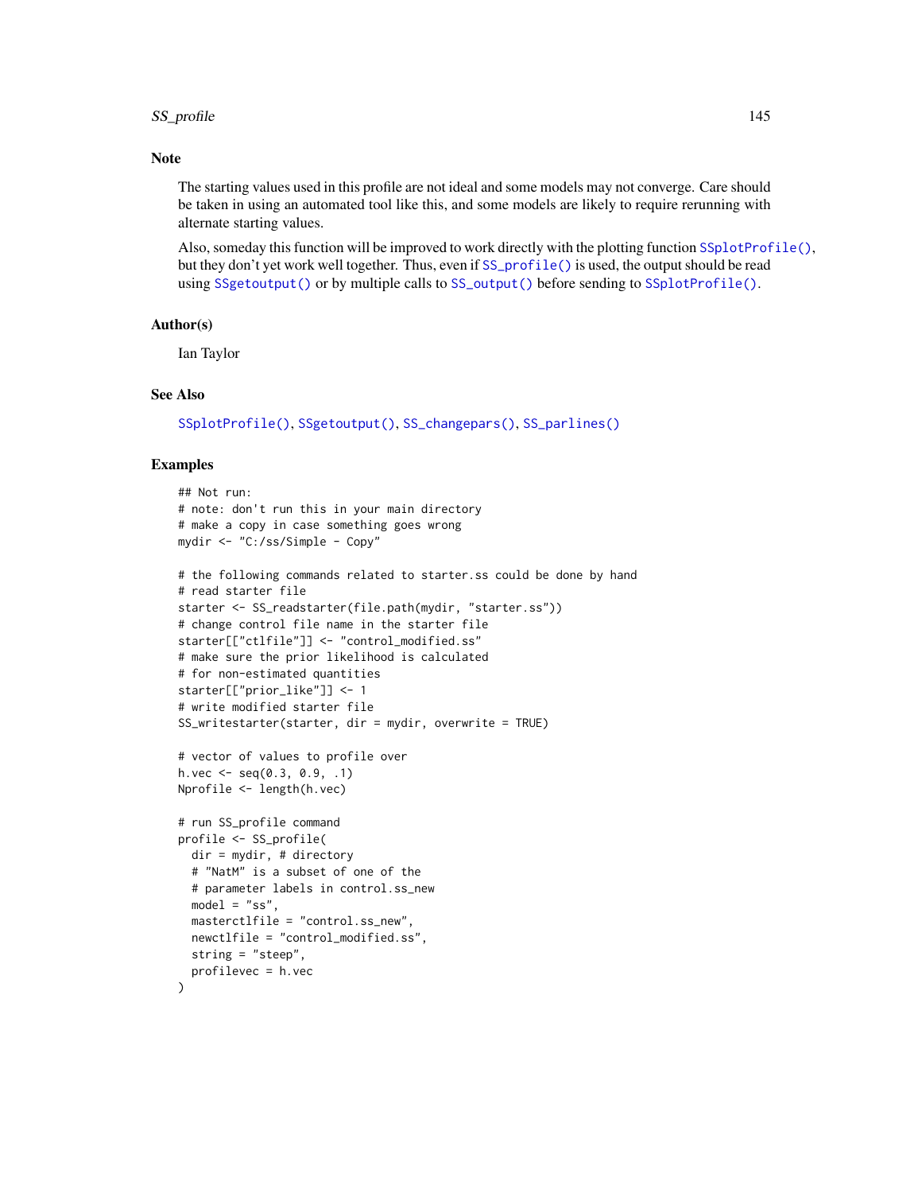## Note

The starting values used in this profile are not ideal and some models may not converge. Care should be taken in using an automated tool like this, and some models are likely to require rerunning with alternate starting values.

Also, someday this function will be improved to work directly with the plotting function `SSplotProfile()`, but they don't yet work well together. Thus, even if `SS_profile()` is used, the output should be read using `SSgetoutput()` or by multiple calls to `SS_output()` before sending to `SSplotProfile()`.

## Author(s)

Ian Taylor

## See Also

`SSplotProfile()`, `SSgetoutput()`, `SS_changepars()`, `SS_parlines()`

## Examples

```
## Not run:
# note: don't run this in your main directory
# make a copy in case something goes wrong
mydir <- "C:/ss/Simple - Copy"

# the following commands related to starter.ss could be done by hand
# read starter file
starter <- SS_readstarter(file.path(mydir, "starter.ss"))
# change control file name in the starter file
starter[["ctlfile"]] <- "control_modified.ss"
# make sure the prior likelihood is calculated
# for non-estimated quantities
starter[["prior_like"]] <- 1
# write modified starter file
SS_writestarter(starter, dir = mydir, overwrite = TRUE)

# vector of values to profile over
h.vec <- seq(0.3, 0.9, .1)
Nprofile <- length(h.vec)

# run SS_profile command
profile <- SS_profile(
  dir = mydir, # directory
  # "NatM" is a subset of one of the
  # parameter labels in control.ss_new
  model = "ss",
  masterctlfile = "control.ss_new",
  newctlfile = "control_modified.ss",
  string = "steep",
  profilevec = h.vec
)
```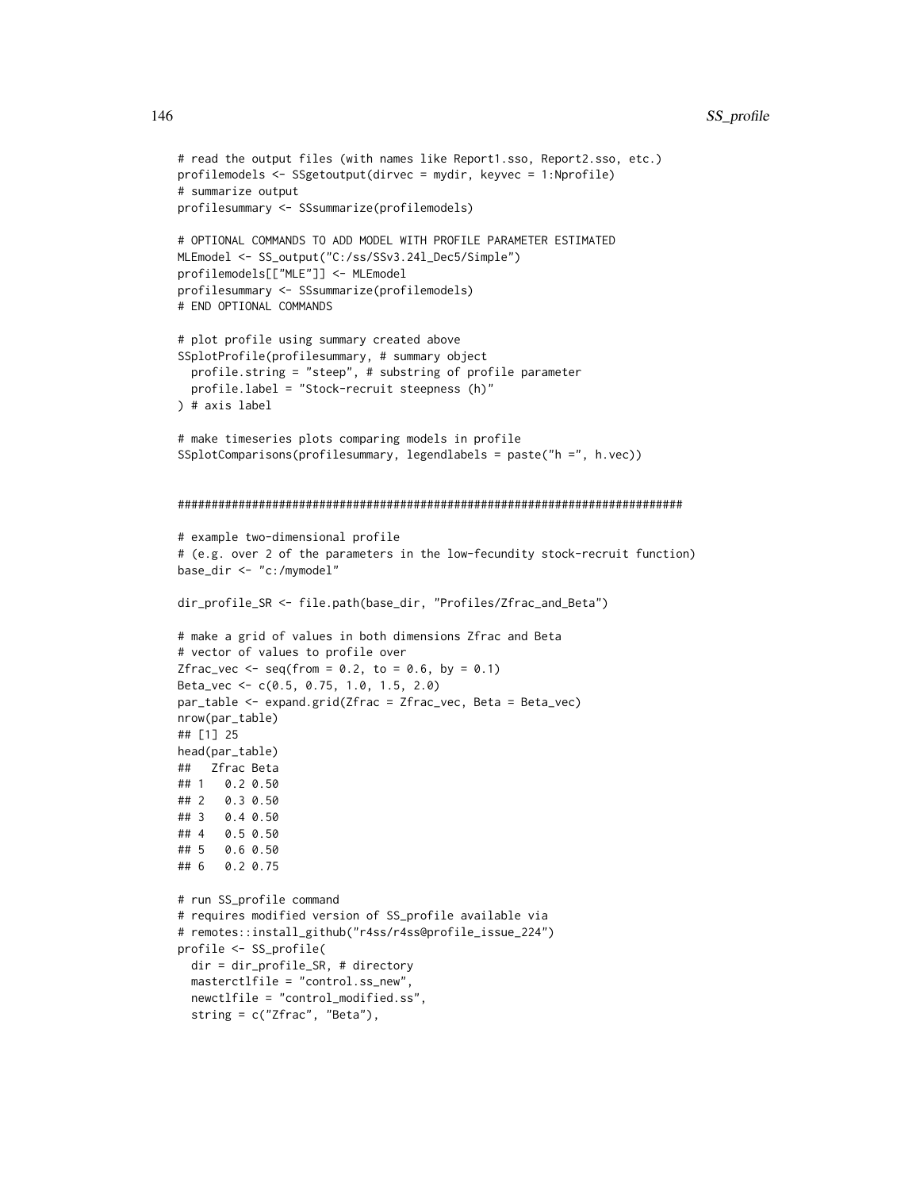```
# read the output files (with names like Report1.sso, Report2.sso, etc.)
profilemodels <- SSgetoutput(dirvec = mydir, keyvec = 1:Nprofile)
# summarize output
profilesummary <- SSsummarize(profilemodels)

# OPTIONAL COMMANDS TO ADD MODEL WITH PROFILE PARAMETER ESTIMATED
MLEmodel <- SS_output("C:/ss/SSv3.24l_Dec5/Simple")
profilemodels[["MLE"]] <- MLEmodel
profilesummary <- SSsummarize(profilemodels)
# END OPTIONAL COMMANDS

# plot profile using summary created above
SSplotProfile(profilesummary, # summary object
  profile.string = "steep", # substring of profile parameter
  profile.label = "Stock-recruit steepness (h)"
) # axis label

# make timeseries plots comparing models in profile
SSplotComparisons(profilesummary, legendlabels = paste("h =", h.vec))


###########################################################################

# example two-dimensional profile
# (e.g. over 2 of the parameters in the low-fecundity stock-recruit function)
base_dir <- "c:/mymodel"

dir_profile_SR <- file.path(base_dir, "Profiles/Zfrac_and_Beta")

# make a grid of values in both dimensions Zfrac and Beta
# vector of values to profile over
Zfrac_vec <- seq(from = 0.2, to = 0.6, by = 0.1)
Beta_vec <- c(0.5, 0.75, 1.0, 1.5, 2.0)
par_table <- expand.grid(Zfrac = Zfrac_vec, Beta = Beta_vec)
nrow(par_table)
## [1] 25
head(par_table)
##   Zfrac Beta
## 1   0.2 0.50
## 2   0.3 0.50
## 3   0.4 0.50
## 4   0.5 0.50
## 5   0.6 0.50
## 6   0.2 0.75

# run SS_profile command
# requires modified version of SS_profile available via
# remotes::install_github("r4ss/r4ss@profile_issue_224")
profile <- SS_profile(
  dir = dir_profile_SR, # directory
  masterctlfile = "control.ss_new",
  newctlfile = "control_modified.ss",
  string = c("Zfrac", "Beta"),
```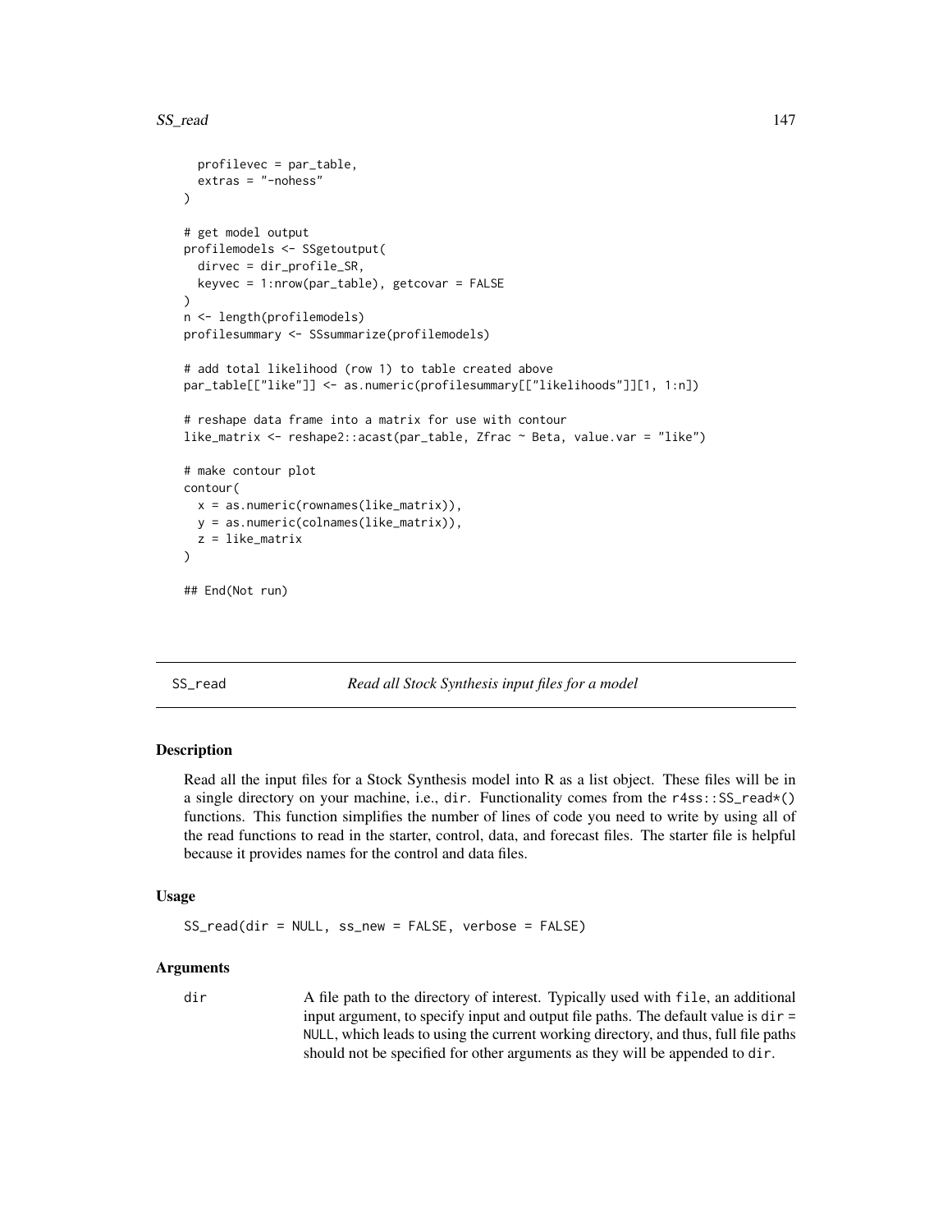```
  profilevec = par_table,
  extras = "-nohess"
)

# get model output
profilemodels <- SSgetoutput(
  dirvec = dir_profile_SR,
  keyvec = 1:nrow(par_table), getcovar = FALSE
)
n <- length(profilemodels)
profilesummary <- SSsummarize(profilemodels)

# add total likelihood (row 1) to table created above
par_table[["like"]] <- as.numeric(profilesummary[["likelihoods"]][1, 1:n])

# reshape data frame into a matrix for use with contour
like_matrix <- reshape2::acast(par_table, Zfrac ~ Beta, value.var = "like")

# make contour plot
contour(
  x = as.numeric(rownames(like_matrix)),
  y = as.numeric(colnames(like_matrix)),
  z = like_matrix
)

## End(Not run)
```

## SS_read *Read all Stock Synthesis input files for a model*

### Description

Read all the input files for a Stock Synthesis model into R as a list object. These files will be in a single directory on your machine, i.e., `dir`. Functionality comes from the `r4ss::SS_read*()` functions. This function simplifies the number of lines of code you need to write by using all of the read functions to read in the starter, control, data, and forecast files. The starter file is helpful because it provides names for the control and data files.

### Usage

```
SS_read(dir = NULL, ss_new = FALSE, verbose = FALSE)
```

### Arguments

`dir` A file path to the directory of interest. Typically used with `file`, an additional input argument, to specify input and output file paths. The default value is `dir = NULL`, which leads to using the current working directory, and thus, full file paths should not be specified for other arguments as they will be appended to `dir`.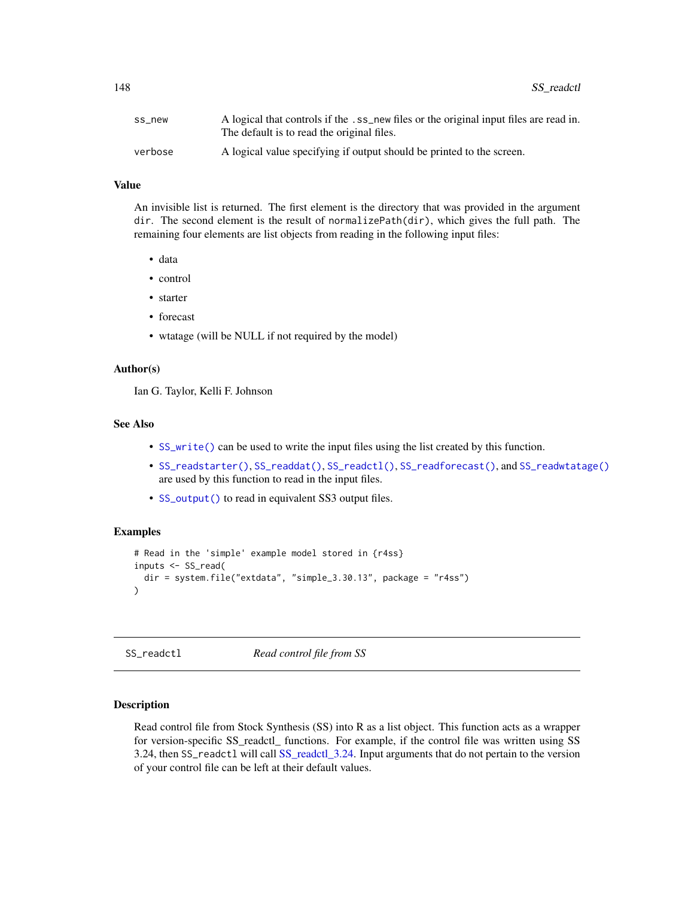| | |
|---|---|
| ss_new | A logical that controls if the .ss_new files or the original input files are read in. The default is to read the original files. |
| verbose | A logical value specifying if output should be printed to the screen. |

### Value

An invisible list is returned. The first element is the directory that was provided in the argument dir. The second element is the result of normalizePath(dir), which gives the full path. The remaining four elements are list objects from reading in the following input files:

- data
- control
- starter
- forecast
- wtatage (will be NULL if not required by the model)

### Author(s)

Ian G. Taylor, Kelli F. Johnson

### See Also

- SS_write() can be used to write the input files using the list created by this function.
- SS_readstarter(), SS_readdat(), SS_readctl(), SS_readforecast(), and SS_readwtatage() are used by this function to read in the input files.
- SS_output() to read in equivalent SS3 output files.

### Examples

```
# Read in the 'simple' example model stored in {r4ss}
inputs <- SS_read(
  dir = system.file("extdata", "simple_3.30.13", package = "r4ss")
)
```

---

## SS_readctl    *Read control file from SS*

---

### Description

Read control file from Stock Synthesis (SS) into R as a list object. This function acts as a wrapper for version-specific SS_readctl_ functions. For example, if the control file was written using SS 3.24, then SS_readctl will call SS_readctl_3.24. Input arguments that do not pertain to the version of your control file can be left at their default values.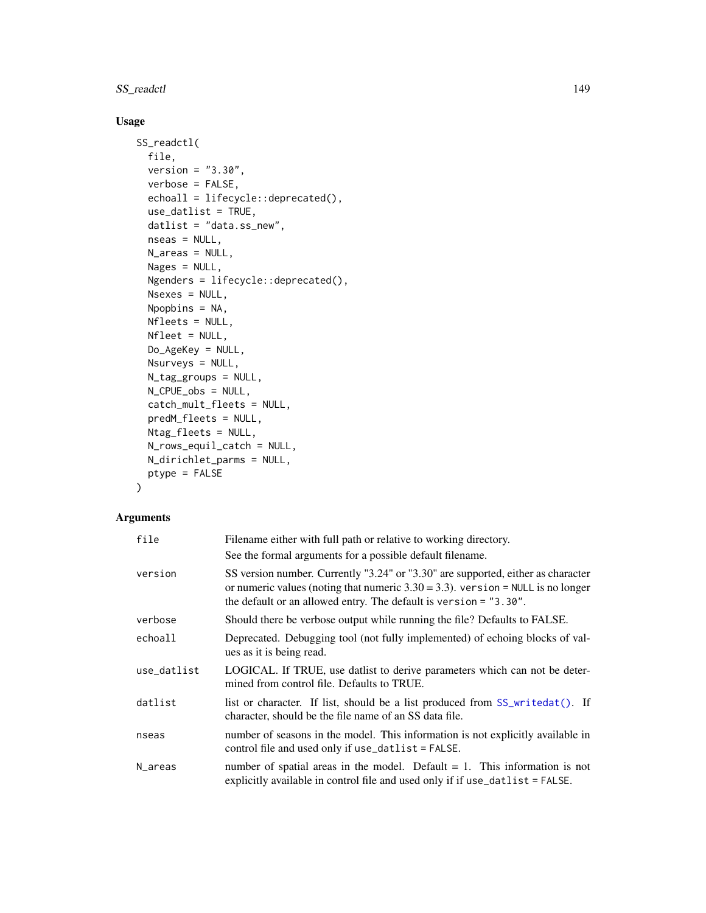## Usage

```
SS_readctl(
  file,
  version = "3.30",
  verbose = FALSE,
  echoall = lifecycle::deprecated(),
  use_datlist = TRUE,
  datlist = "data.ss_new",
  nseas = NULL,
  N_areas = NULL,
  Nages = NULL,
  Ngenders = lifecycle::deprecated(),
  Nsexes = NULL,
  Npopbins = NA,
  Nfleets = NULL,
  Nfleet = NULL,
  Do_AgeKey = NULL,
  Nsurveys = NULL,
  N_tag_groups = NULL,
  N_CPUE_obs = NULL,
  catch_mult_fleets = NULL,
  predM_fleets = NULL,
  Ntag_fleets = NULL,
  N_rows_equil_catch = NULL,
  N_dirichlet_parms = NULL,
  ptype = FALSE
)
```

## Arguments

| | |
|---|---|
| `file` | Filename either with full path or relative to working directory. See the formal arguments for a possible default filename. |
| `version` | SS version number. Currently "3.24" or "3.30" are supported, either as character or numeric values (noting that numeric 3.30 = 3.3). `version = NULL` is no longer the default or an allowed entry. The default is `version = "3.30"`. |
| `verbose` | Should there be verbose output while running the file? Defaults to FALSE. |
| `echoall` | Deprecated. Debugging tool (not fully implemented) of echoing blocks of values as it is being read. |
| `use_datlist` | LOGICAL. If TRUE, use datlist to derive parameters which can not be determined from control file. Defaults to TRUE. |
| `datlist` | list or character. If list, should be a list produced from `SS_writedat()`. If character, should be the file name of an SS data file. |
| `nseas` | number of seasons in the model. This information is not explicitly available in control file and used only if `use_datlist = FALSE`. |
| `N_areas` | number of spatial areas in the model. Default = 1. This information is not explicitly available in control file and used only if if `use_datlist = FALSE`. |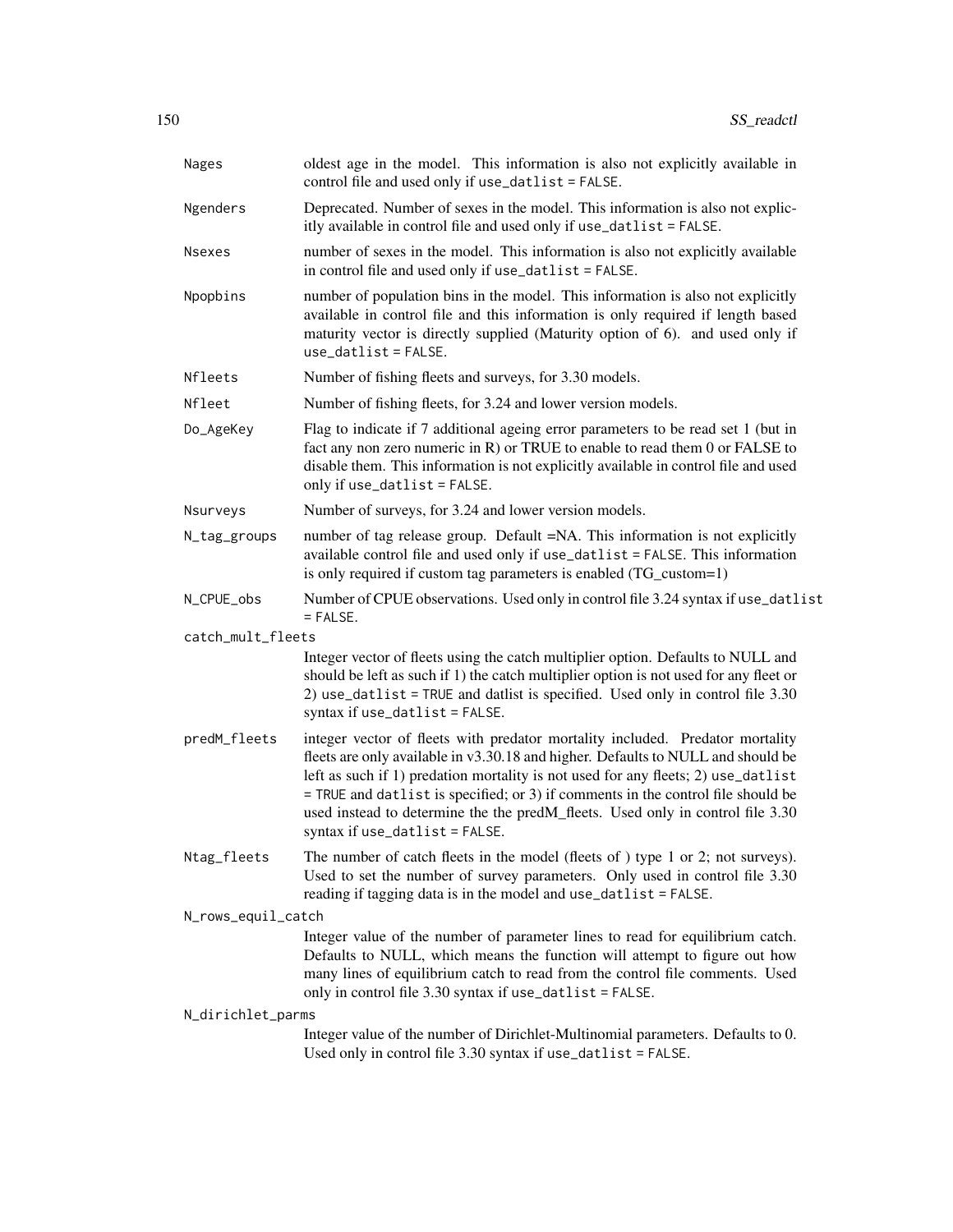| | |
|---|---|
| Nages | oldest age in the model. This information is also not explicitly available in control file and used only if `use_datlist = FALSE`. |
| Ngenders | Deprecated. Number of sexes in the model. This information is also not explicitly available in control file and used only if `use_datlist = FALSE`. |
| Nsexes | number of sexes in the model. This information is also not explicitly available in control file and used only if `use_datlist = FALSE`. |
| Npopbins | number of population bins in the model. This information is also not explicitly available in control file and this information is only required if length based maturity vector is directly supplied (Maturity option of 6). and used only if `use_datlist = FALSE`. |
| Nfleets | Number of fishing fleets and surveys, for 3.30 models. |
| Nfleet | Number of fishing fleets, for 3.24 and lower version models. |
| Do_AgeKey | Flag to indicate if 7 additional ageing error parameters to be read set 1 (but in fact any non zero numeric in R) or TRUE to enable to read them 0 or FALSE to disable them. This information is not explicitly available in control file and used only if `use_datlist = FALSE`. |
| Nsurveys | Number of surveys, for 3.24 and lower version models. |
| N_tag_groups | number of tag release group. Default =NA. This information is not explicitly available control file and used only if `use_datlist = FALSE`. This information is only required if custom tag parameters is enabled (TG_custom=1) |
| N_CPUE_obs | Number of CPUE observations. Used only in control file 3.24 syntax if `use_datlist = FALSE`. |
| catch_mult_fleets | Integer vector of fleets using the catch multiplier option. Defaults to NULL and should be left as such if 1) the catch multiplier option is not used for any fleet or 2) `use_datlist = TRUE` and datlist is specified. Used only in control file 3.30 syntax if `use_datlist = FALSE`. |
| predM_fleets | integer vector of fleets with predator mortality included. Predator mortality fleets are only available in v3.30.18 and higher. Defaults to NULL and should be left as such if 1) predation mortality is not used for any fleets; 2) `use_datlist = TRUE` and `datlist` is specified; or 3) if comments in the control file should be used instead to determine the the predM_fleets. Used only in control file 3.30 syntax if `use_datlist = FALSE`. |
| Ntag_fleets | The number of catch fleets in the model (fleets of ) type 1 or 2; not surveys). Used to set the number of survey parameters. Only used in control file 3.30 reading if tagging data is in the model and `use_datlist = FALSE`. |
| N_rows_equil_catch | Integer value of the number of parameter lines to read for equilibrium catch. Defaults to NULL, which means the function will attempt to figure out how many lines of equilibrium catch to read from the control file comments. Used only in control file 3.30 syntax if `use_datlist = FALSE`. |
| N_dirichlet_parms | Integer value of the number of Dirichlet-Multinomial parameters. Defaults to 0. Used only in control file 3.30 syntax if `use_datlist = FALSE`. |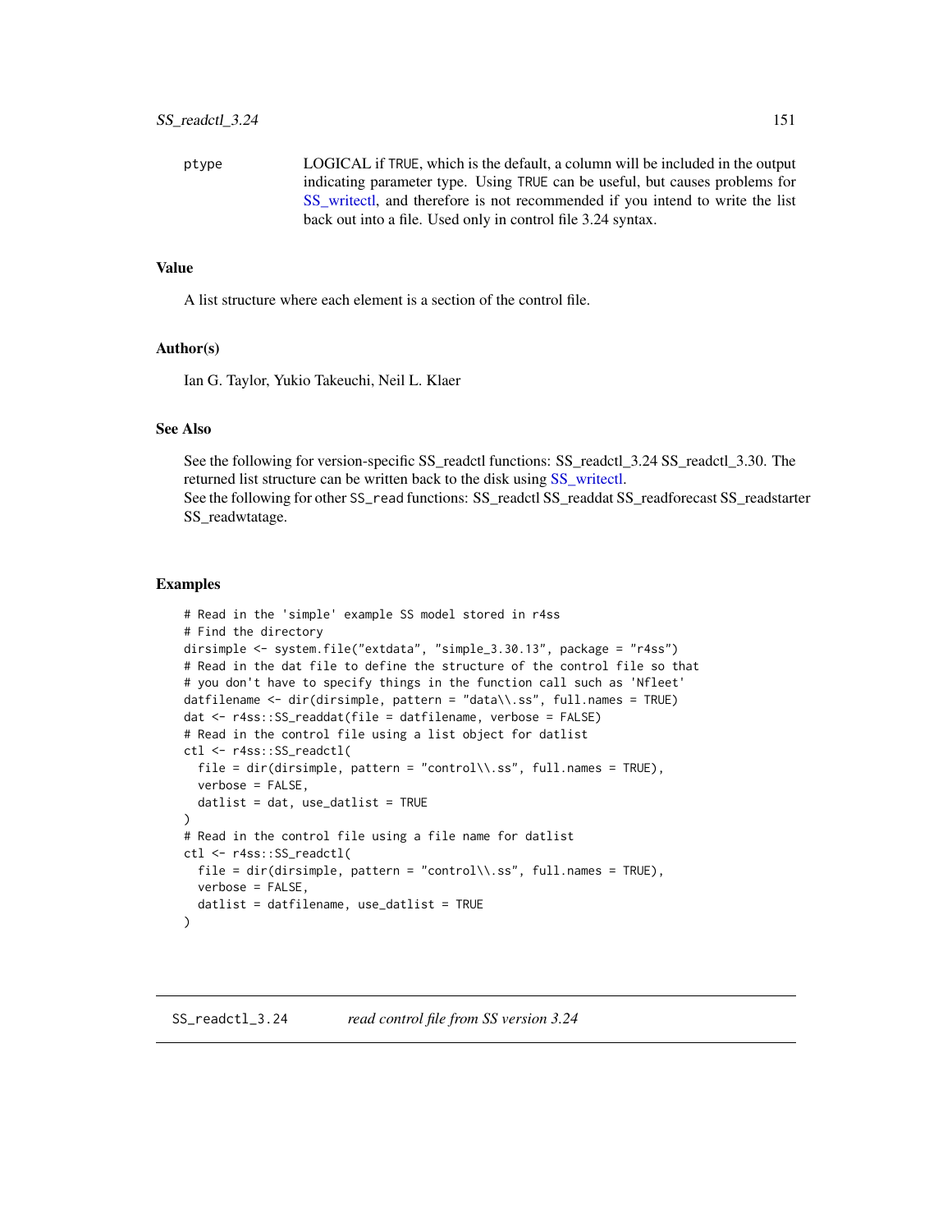ptype LOGICAL if TRUE, which is the default, a column will be included in the output indicating parameter type. Using TRUE can be useful, but causes problems for SS_writectl, and therefore is not recommended if you intend to write the list back out into a file. Used only in control file 3.24 syntax.

### Value

A list structure where each element is a section of the control file.

### Author(s)

Ian G. Taylor, Yukio Takeuchi, Neil L. Klaer

### See Also

See the following for version-specific SS_readctl functions: SS_readctl_3.24 SS_readctl_3.30. The returned list structure can be written back to the disk using SS_writectl.
See the following for other SS_read functions: SS_readctl SS_readdat SS_readforecast SS_readstarter SS_readwtatage.

### Examples

```
# Read in the 'simple' example SS model stored in r4ss
# Find the directory
dirsimple <- system.file("extdata", "simple_3.30.13", package = "r4ss")
# Read in the dat file to define the structure of the control file so that
# you don't have to specify things in the function call such as 'Nfleet'
datfilename <- dir(dirsimple, pattern = "data\\.ss", full.names = TRUE)
dat <- r4ss::SS_readdat(file = datfilename, verbose = FALSE)
# Read in the control file using a list object for datlist
ctl <- r4ss::SS_readctl(
  file = dir(dirsimple, pattern = "control\\.ss", full.names = TRUE),
  verbose = FALSE,
  datlist = dat, use_datlist = TRUE
)
# Read in the control file using a file name for datlist
ctl <- r4ss::SS_readctl(
  file = dir(dirsimple, pattern = "control\\.ss", full.names = TRUE),
  verbose = FALSE,
  datlist = datfilename, use_datlist = TRUE
)
```

---

## SS_readctl_3.24 *read control file from SS version 3.24*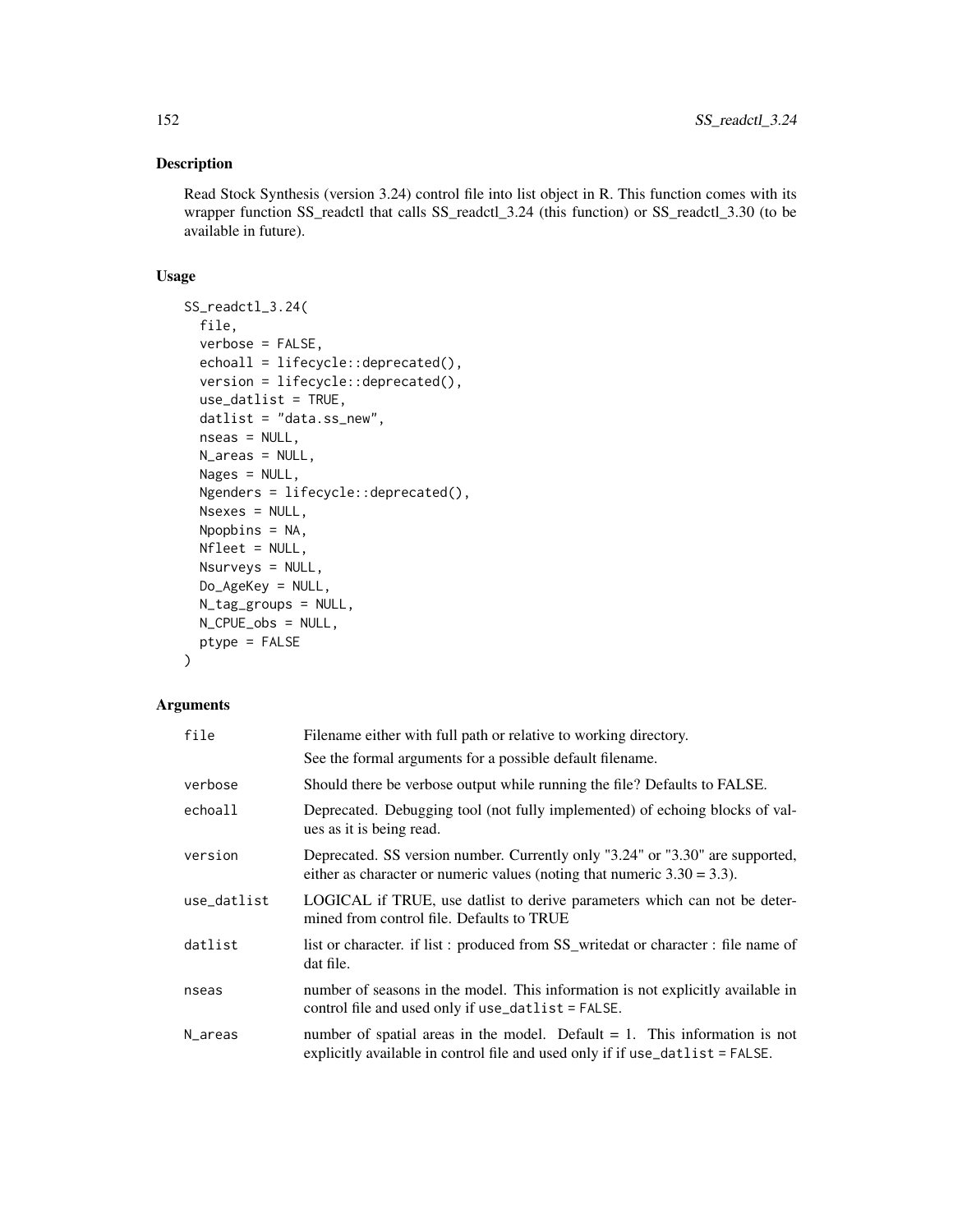## Description

Read Stock Synthesis (version 3.24) control file into list object in R. This function comes with its wrapper function SS_readctl that calls SS_readctl_3.24 (this function) or SS_readctl_3.30 (to be available in future).

## Usage

```
SS_readctl_3.24(
  file,
  verbose = FALSE,
  echoall = lifecycle::deprecated(),
  version = lifecycle::deprecated(),
  use_datlist = TRUE,
  datlist = "data.ss_new",
  nseas = NULL,
  N_areas = NULL,
  Nages = NULL,
  Ngenders = lifecycle::deprecated(),
  Nsexes = NULL,
  Npopbins = NA,
  Nfleet = NULL,
  Nsurveys = NULL,
  Do_AgeKey = NULL,
  N_tag_groups = NULL,
  N_CPUE_obs = NULL,
  ptype = FALSE
)
```

## Arguments

| | |
|---|---|
| file | Filename either with full path or relative to working directory. See the formal arguments for a possible default filename. |
| verbose | Should there be verbose output while running the file? Defaults to FALSE. |
| echoall | Deprecated. Debugging tool (not fully implemented) of echoing blocks of values as it is being read. |
| version | Deprecated. SS version number. Currently only "3.24" or "3.30" are supported, either as character or numeric values (noting that numeric 3.30 = 3.3). |
| use_datlist | LOGICAL if TRUE, use datlist to derive parameters which can not be determined from control file. Defaults to TRUE |
| datlist | list or character. if list : produced from SS_writedat or character : file name of dat file. |
| nseas | number of seasons in the model. This information is not explicitly available in control file and used only if `use_datlist = FALSE`. |
| N_areas | number of spatial areas in the model. Default = 1. This information is not explicitly available in control file and used only if if `use_datlist = FALSE`. |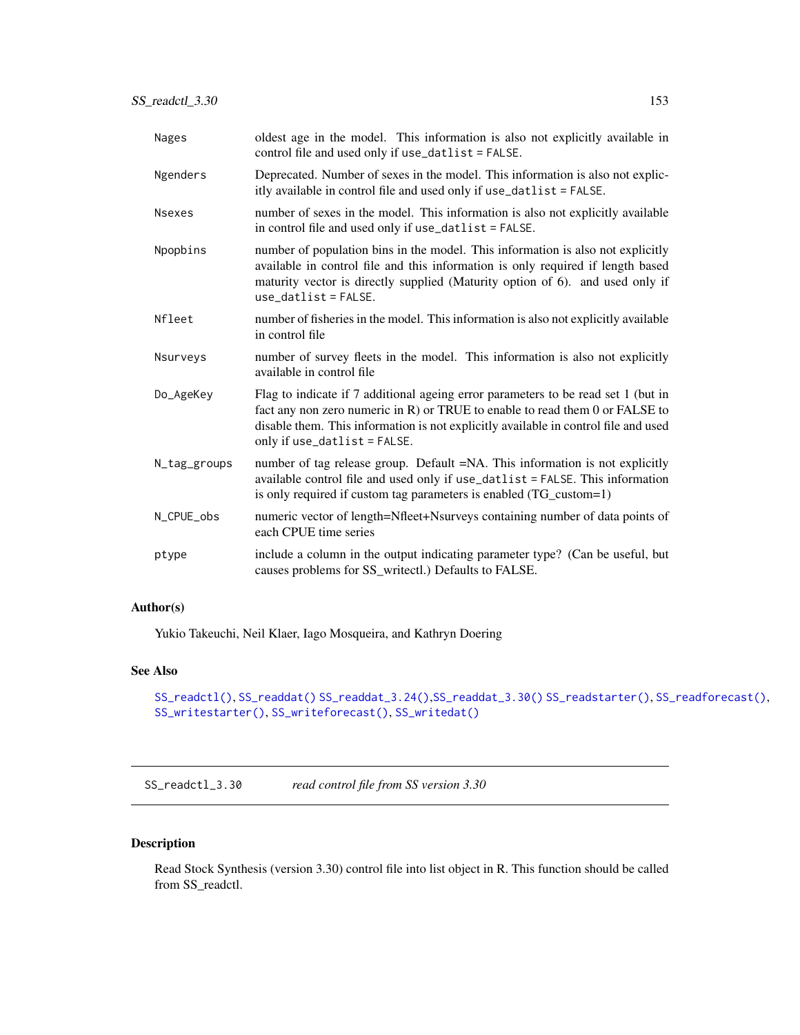| | |
|---|---|
| Nages | oldest age in the model. This information is also not explicitly available in control file and used only if `use_datlist = FALSE`. |
| Ngenders | Deprecated. Number of sexes in the model. This information is also not explicitly available in control file and used only if `use_datlist = FALSE`. |
| Nsexes | number of sexes in the model. This information is also not explicitly available in control file and used only if `use_datlist = FALSE`. |
| Npopbins | number of population bins in the model. This information is also not explicitly available in control file and this information is only required if length based maturity vector is directly supplied (Maturity option of 6). and used only if `use_datlist = FALSE`. |
| Nfleet | number of fisheries in the model. This information is also not explicitly available in control file |
| Nsurveys | number of survey fleets in the model. This information is also not explicitly available in control file |
| Do_AgeKey | Flag to indicate if 7 additional ageing error parameters to be read set 1 (but in fact any non zero numeric in R) or TRUE to enable to read them 0 or FALSE to disable them. This information is not explicitly available in control file and used only if `use_datlist = FALSE`. |
| N_tag_groups | number of tag release group. Default =NA. This information is not explicitly available control file and used only if `use_datlist = FALSE`. This information is only required if custom tag parameters is enabled (TG_custom=1) |
| N_CPUE_obs | numeric vector of length=Nfleet+Nsurveys containing number of data points of each CPUE time series |
| ptype | include a column in the output indicating parameter type? (Can be useful, but causes problems for SS_writectl.) Defaults to FALSE. |

### Author(s)

Yukio Takeuchi, Neil Klaer, Iago Mosqueira, and Kathryn Doering

### See Also

`SS_readctl()`, `SS_readdat()` `SS_readdat_3.24()`,`SS_readdat_3.30()` `SS_readstarter()`, `SS_readforecast()`, `SS_writestarter()`, `SS_writeforecast()`, `SS_writedat()`

---

## SS_readctl_3.30 *read control file from SS version 3.30*

### Description

Read Stock Synthesis (version 3.30) control file into list object in R. This function should be called from SS_readctl.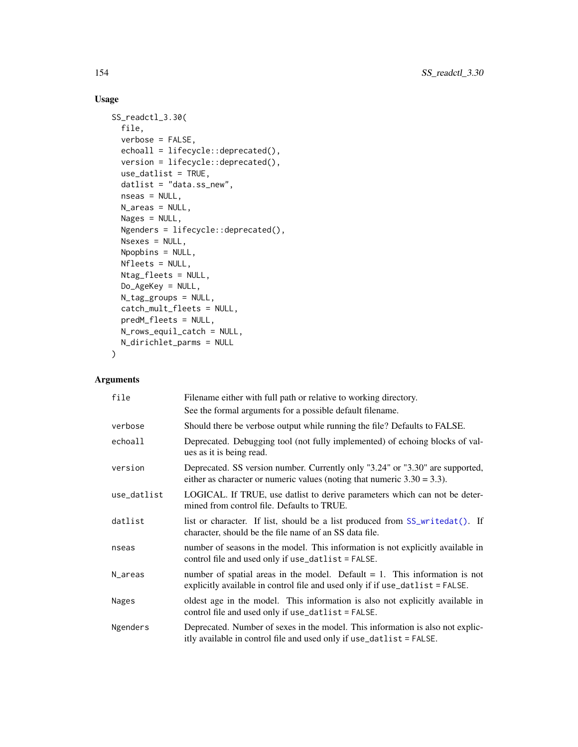## Usage

```
SS_readctl_3.30(
  file,
  verbose = FALSE,
  echoall = lifecycle::deprecated(),
  version = lifecycle::deprecated(),
  use_datlist = TRUE,
  datlist = "data.ss_new",
  nseas = NULL,
  N_areas = NULL,
  Nages = NULL,
  Ngenders = lifecycle::deprecated(),
  Nsexes = NULL,
  Npopbins = NULL,
  Nfleets = NULL,
  Ntag_fleets = NULL,
  Do_AgeKey = NULL,
  N_tag_groups = NULL,
  catch_mult_fleets = NULL,
  predM_fleets = NULL,
  N_rows_equil_catch = NULL,
  N_dirichlet_parms = NULL
)
```

## Arguments

| | |
|---|---|
| `file` | Filename either with full path or relative to working directory. See the formal arguments for a possible default filename. |
| `verbose` | Should there be verbose output while running the file? Defaults to FALSE. |
| `echoall` | Deprecated. Debugging tool (not fully implemented) of echoing blocks of values as it is being read. |
| `version` | Deprecated. SS version number. Currently only "3.24" or "3.30" are supported, either as character or numeric values (noting that numeric 3.30 = 3.3). |
| `use_datlist` | LOGICAL. If TRUE, use datlist to derive parameters which can not be determined from control file. Defaults to TRUE. |
| `datlist` | list or character. If list, should be a list produced from `SS_writedat()`. If character, should be the file name of an SS data file. |
| `nseas` | number of seasons in the model. This information is not explicitly available in control file and used only if `use_datlist = FALSE`. |
| `N_areas` | number of spatial areas in the model. Default = 1. This information is not explicitly available in control file and used only if if `use_datlist = FALSE`. |
| `Nages` | oldest age in the model. This information is also not explicitly available in control file and used only if `use_datlist = FALSE`. |
| `Ngenders` | Deprecated. Number of sexes in the model. This information is also not explicitly available in control file and used only if `use_datlist = FALSE`. |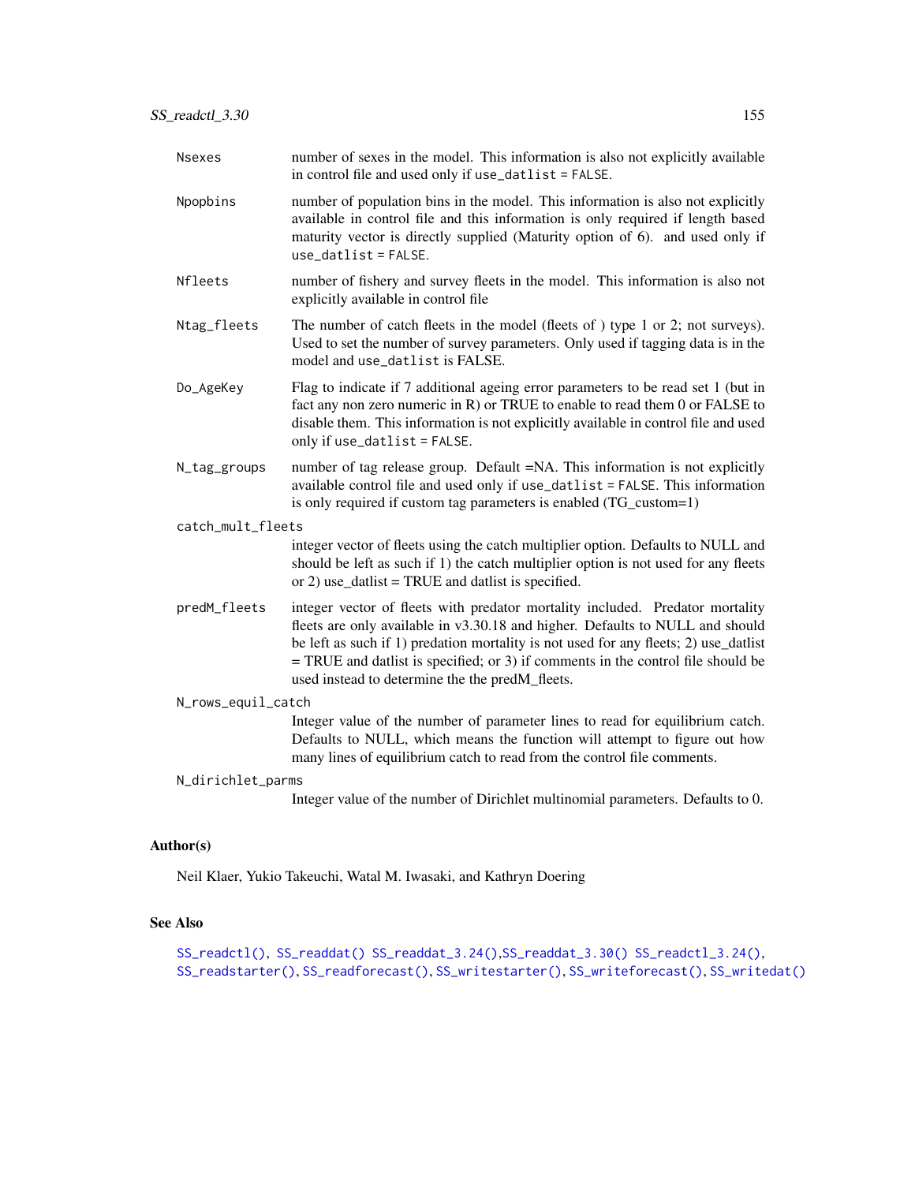| | |
|---|---|
| Nsexes | number of sexes in the model. This information is also not explicitly available in control file and used only if use_datlist = FALSE. |
| Npopbins | number of population bins in the model. This information is also not explicitly available in control file and this information is only required if length based maturity vector is directly supplied (Maturity option of 6). and used only if use_datlist = FALSE. |
| Nfleets | number of fishery and survey fleets in the model. This information is also not explicitly available in control file |
| Ntag_fleets | The number of catch fleets in the model (fleets of ) type 1 or 2; not surveys). Used to set the number of survey parameters. Only used if tagging data is in the model and use_datlist is FALSE. |
| Do_AgeKey | Flag to indicate if 7 additional ageing error parameters to be read set 1 (but in fact any non zero numeric in R) or TRUE to enable to read them 0 or FALSE to disable them. This information is not explicitly available in control file and used only if use_datlist = FALSE. |
| N_tag_groups | number of tag release group. Default =NA. This information is not explicitly available control file and used only if use_datlist = FALSE. This information is only required if custom tag parameters is enabled (TG_custom=1) |
| catch_mult_fleets | integer vector of fleets using the catch multiplier option. Defaults to NULL and should be left as such if 1) the catch multiplier option is not used for any fleets or 2) use_datlist = TRUE and datlist is specified. |
| predM_fleets | integer vector of fleets with predator mortality included. Predator mortality fleets are only available in v3.30.18 and higher. Defaults to NULL and should be left as such if 1) predation mortality is not used for any fleets; 2) use_datlist = TRUE and datlist is specified; or 3) if comments in the control file should be used instead to determine the the predM_fleets. |
| N_rows_equil_catch | Integer value of the number of parameter lines to read for equilibrium catch. Defaults to NULL, which means the function will attempt to figure out how many lines of equilibrium catch to read from the control file comments. |
| N_dirichlet_parms | Integer value of the number of Dirichlet multinomial parameters. Defaults to 0. |

## Author(s)

Neil Klaer, Yukio Takeuchi, Watal M. Iwasaki, and Kathryn Doering

## See Also

SS_readctl(), SS_readdat() SS_readdat_3.24(),SS_readdat_3.30() SS_readctl_3.24(), SS_readstarter(), SS_readforecast(), SS_writestarter(), SS_writeforecast(), SS_writedat()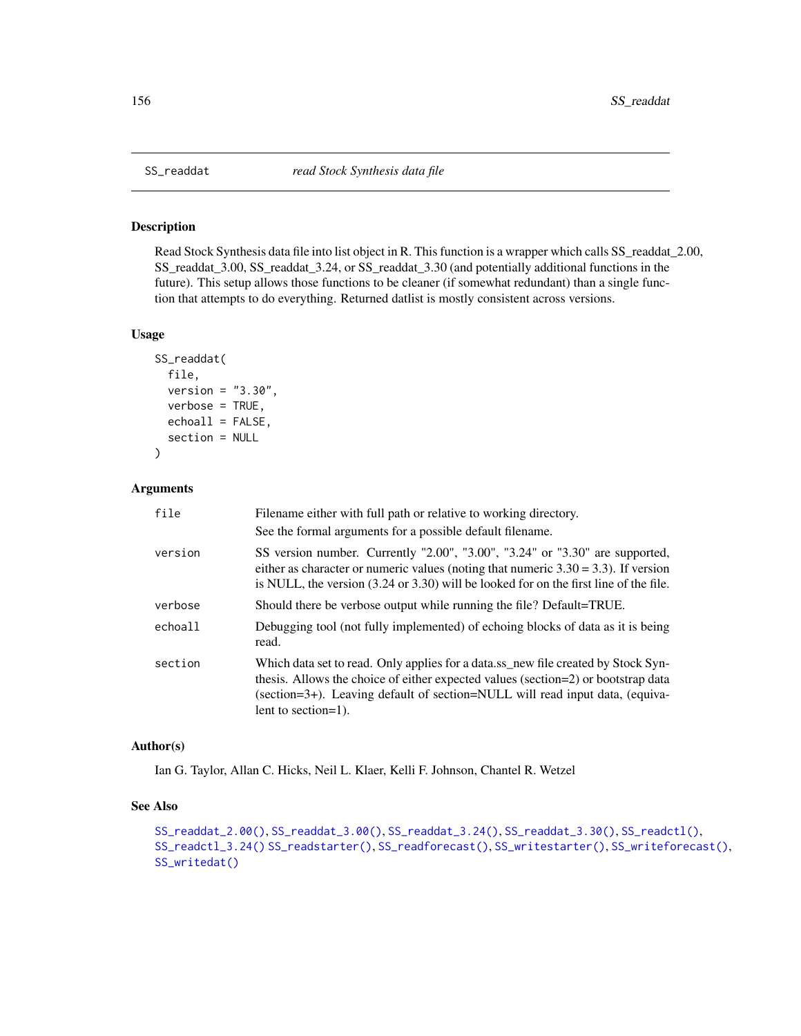## SS_readdat — *read Stock Synthesis data file*

### Description

Read Stock Synthesis data file into list object in R. This function is a wrapper which calls SS_readdat_2.00, SS_readdat_3.00, SS_readdat_3.24, or SS_readdat_3.30 (and potentially additional functions in the future). This setup allows those functions to be cleaner (if somewhat redundant) than a single function that attempts to do everything. Returned datlist is mostly consistent across versions.

### Usage

```
SS_readdat(
  file,
  version = "3.30",
  verbose = TRUE,
  echoall = FALSE,
  section = NULL
)
```

### Arguments

| | |
|---|---|
| `file` | Filename either with full path or relative to working directory. See the formal arguments for a possible default filename. |
| `version` | SS version number. Currently "2.00", "3.00", "3.24" or "3.30" are supported, either as character or numeric values (noting that numeric 3.30 = 3.3). If version is NULL, the version (3.24 or 3.30) will be looked for on the first line of the file. |
| `verbose` | Should there be verbose output while running the file? Default=TRUE. |
| `echoall` | Debugging tool (not fully implemented) of echoing blocks of data as it is being read. |
| `section` | Which data set to read. Only applies for a data.ss_new file created by Stock Synthesis. Allows the choice of either expected values (section=2) or bootstrap data (section=3+). Leaving default of section=NULL will read input data, (equivalent to section=1). |

### Author(s)

Ian G. Taylor, Allan C. Hicks, Neil L. Klaer, Kelli F. Johnson, Chantel R. Wetzel

### See Also

`SS_readdat_2.00()`, `SS_readdat_3.00()`, `SS_readdat_3.24()`, `SS_readdat_3.30()`, `SS_readctl()`, `SS_readctl_3.24()` `SS_readstarter()`, `SS_readforecast()`, `SS_writestarter()`, `SS_writeforecast()`, `SS_writedat()`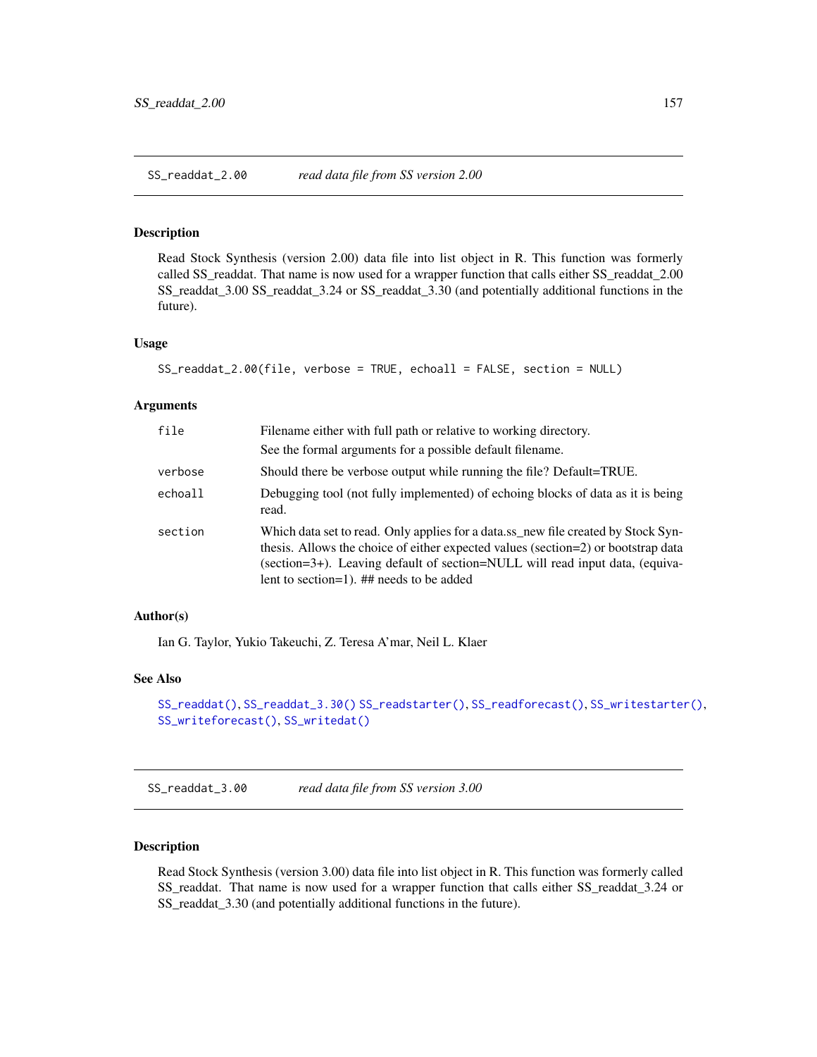## SS_readdat_2.00 — *read data file from SS version 2.00*

### Description

Read Stock Synthesis (version 2.00) data file into list object in R. This function was formerly called SS_readdat. That name is now used for a wrapper function that calls either SS_readdat_2.00 SS_readdat_3.00 SS_readdat_3.24 or SS_readdat_3.30 (and potentially additional functions in the future).

### Usage

```
SS_readdat_2.00(file, verbose = TRUE, echoall = FALSE, section = NULL)
```

### Arguments

| Argument | Description |
| --- | --- |
| `file` | Filename either with full path or relative to working directory. See the formal arguments for a possible default filename. |
| `verbose` | Should there be verbose output while running the file? Default=TRUE. |
| `echoall` | Debugging tool (not fully implemented) of echoing blocks of data as it is being read. |
| `section` | Which data set to read. Only applies for a data.ss_new file created by Stock Synthesis. Allows the choice of either expected values (section=2) or bootstrap data (section=3+). Leaving default of section=NULL will read input data, (equivalent to section=1). ## needs to be added |

### Author(s)

Ian G. Taylor, Yukio Takeuchi, Z. Teresa A'mar, Neil L. Klaer

### See Also

`SS_readdat()`, `SS_readdat_3.30()` `SS_readstarter()`, `SS_readforecast()`, `SS_writestarter()`, `SS_writeforecast()`, `SS_writedat()`

## SS_readdat_3.00 — *read data file from SS version 3.00*

### Description

Read Stock Synthesis (version 3.00) data file into list object in R. This function was formerly called SS_readdat. That name is now used for a wrapper function that calls either SS_readdat_3.24 or SS_readdat_3.30 (and potentially additional functions in the future).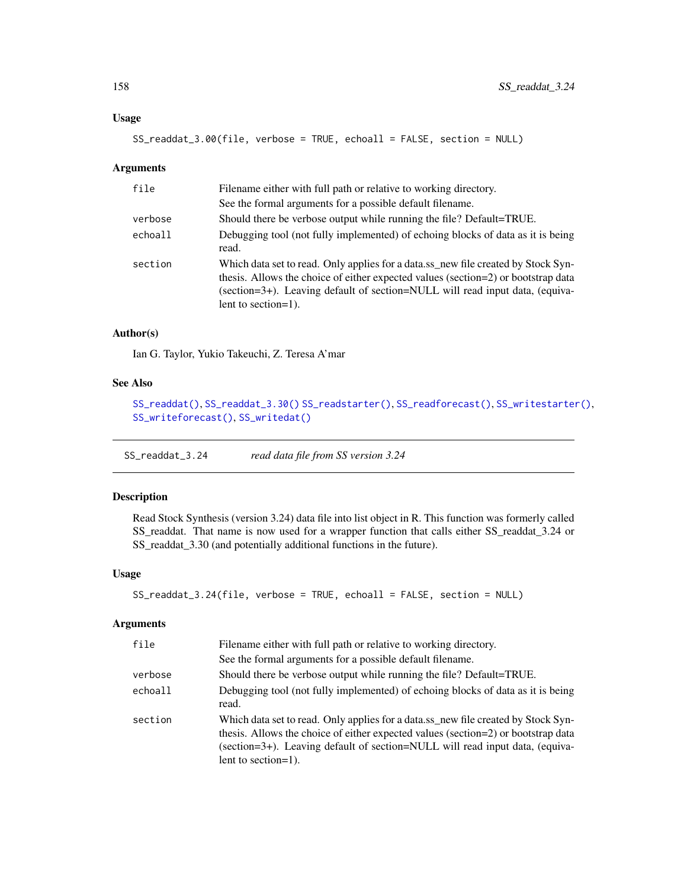### Usage

```
SS_readdat_3.00(file, verbose = TRUE, echoall = FALSE, section = NULL)
```

### Arguments

| | |
|---|---|
| file | Filename either with full path or relative to working directory. See the formal arguments for a possible default filename. |
| verbose | Should there be verbose output while running the file? Default=TRUE. |
| echoall | Debugging tool (not fully implemented) of echoing blocks of data as it is being read. |
| section | Which data set to read. Only applies for a data.ss_new file created by Stock Synthesis. Allows the choice of either expected values (section=2) or bootstrap data (section=3+). Leaving default of section=NULL will read input data, (equivalent to section=1). |

### Author(s)

Ian G. Taylor, Yukio Takeuchi, Z. Teresa A'mar

### See Also

SS_readdat(), SS_readdat_3.30() SS_readstarter(), SS_readforecast(), SS_writestarter(), SS_writeforecast(), SS_writedat()

---

## SS_readdat_3.24 *read data file from SS version 3.24*

### Description

Read Stock Synthesis (version 3.24) data file into list object in R. This function was formerly called SS_readdat. That name is now used for a wrapper function that calls either SS_readdat_3.24 or SS_readdat_3.30 (and potentially additional functions in the future).

### Usage

```
SS_readdat_3.24(file, verbose = TRUE, echoall = FALSE, section = NULL)
```

### Arguments

| | |
|---|---|
| file | Filename either with full path or relative to working directory. See the formal arguments for a possible default filename. |
| verbose | Should there be verbose output while running the file? Default=TRUE. |
| echoall | Debugging tool (not fully implemented) of echoing blocks of data as it is being read. |
| section | Which data set to read. Only applies for a data.ss_new file created by Stock Synthesis. Allows the choice of either expected values (section=2) or bootstrap data (section=3+). Leaving default of section=NULL will read input data, (equivalent to section=1). |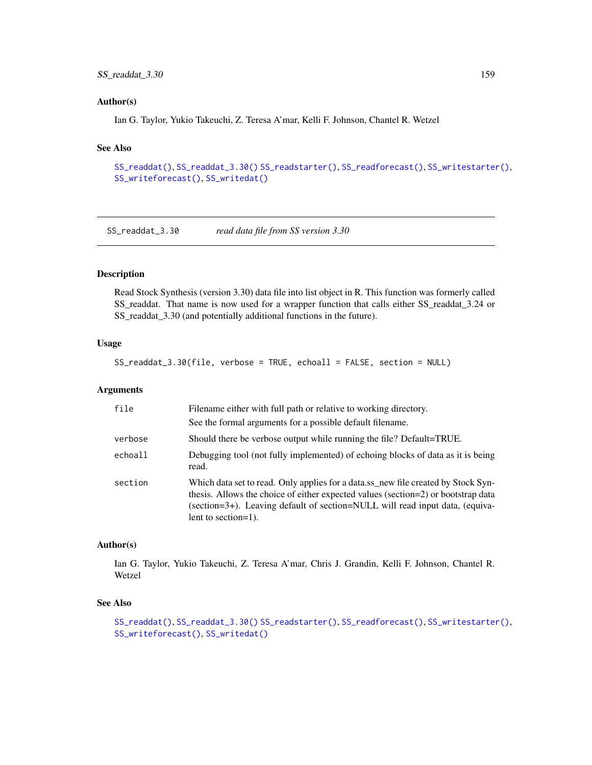## Author(s)

Ian G. Taylor, Yukio Takeuchi, Z. Teresa A'mar, Kelli F. Johnson, Chantel R. Wetzel

## See Also

SS_readdat(), SS_readdat_3.30() SS_readstarter(), SS_readforecast(), SS_writestarter(), SS_writeforecast(), SS_writedat()

---

# SS_readdat_3.30 *read data file from SS version 3.30*

## Description

Read Stock Synthesis (version 3.30) data file into list object in R. This function was formerly called SS_readdat. That name is now used for a wrapper function that calls either SS_readdat_3.24 or SS_readdat_3.30 (and potentially additional functions in the future).

## Usage

```
SS_readdat_3.30(file, verbose = TRUE, echoall = FALSE, section = NULL)
```

## Arguments

| | |
|---|---|
| file | Filename either with full path or relative to working directory. See the formal arguments for a possible default filename. |
| verbose | Should there be verbose output while running the file? Default=TRUE. |
| echoall | Debugging tool (not fully implemented) of echoing blocks of data as it is being read. |
| section | Which data set to read. Only applies for a data.ss_new file created by Stock Synthesis. Allows the choice of either expected values (section=2) or bootstrap data (section=3+). Leaving default of section=NULL will read input data, (equivalent to section=1). |

## Author(s)

Ian G. Taylor, Yukio Takeuchi, Z. Teresa A'mar, Chris J. Grandin, Kelli F. Johnson, Chantel R. Wetzel

## See Also

SS_readdat(), SS_readdat_3.30() SS_readstarter(), SS_readforecast(), SS_writestarter(), SS_writeforecast(), SS_writedat()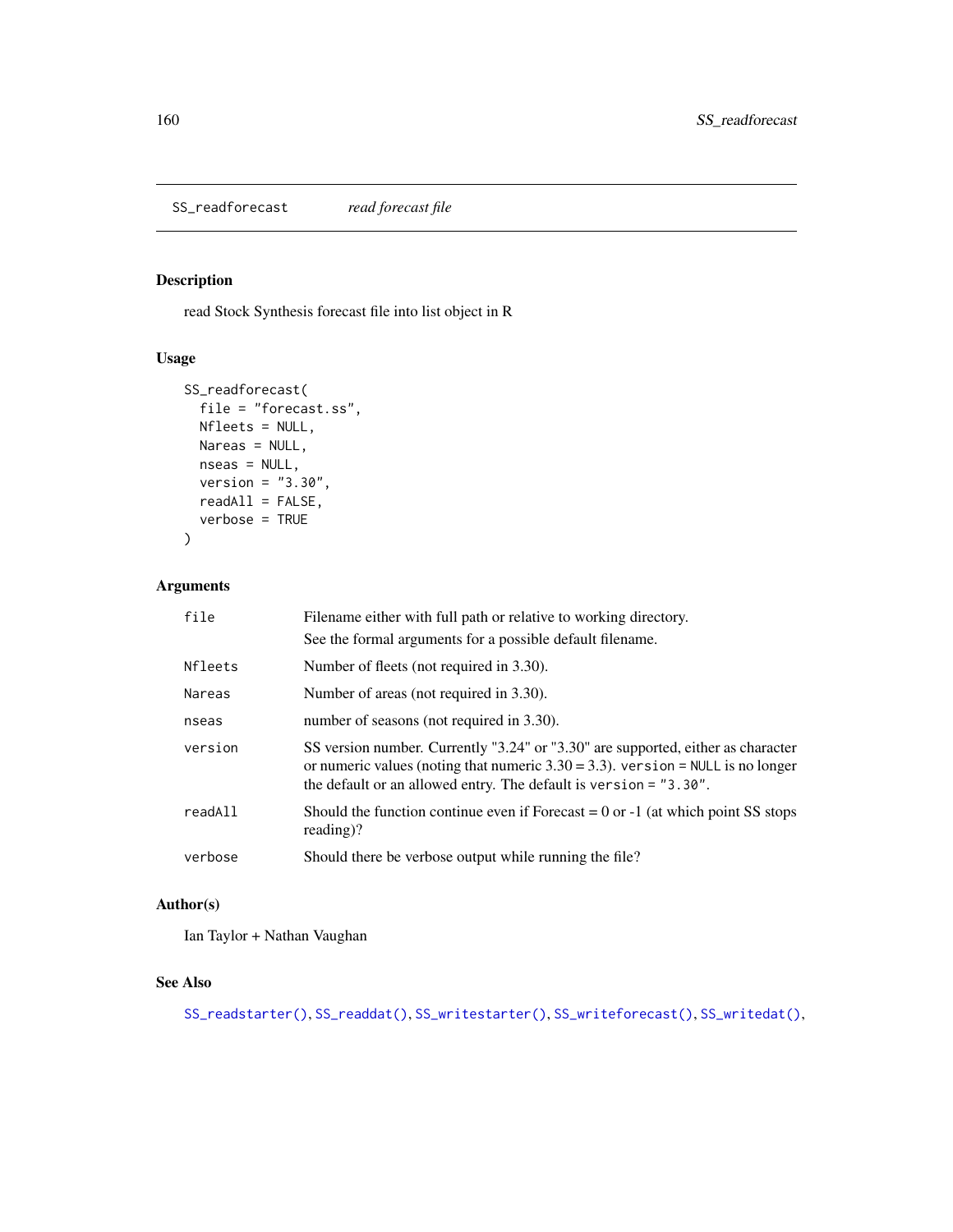# SS_readforecast *read forecast file*

## Description

read Stock Synthesis forecast file into list object in R

## Usage

```
SS_readforecast(
  file = "forecast.ss",
  Nfleets = NULL,
  Nareas = NULL,
  nseas = NULL,
  version = "3.30",
  readAll = FALSE,
  verbose = TRUE
)
```

## Arguments

| | |
|---|---|
| `file` | Filename either with full path or relative to working directory. See the formal arguments for a possible default filename. |
| `Nfleets` | Number of fleets (not required in 3.30). |
| `Nareas` | Number of areas (not required in 3.30). |
| `nseas` | number of seasons (not required in 3.30). |
| `version` | SS version number. Currently "3.24" or "3.30" are supported, either as character or numeric values (noting that numeric 3.30 = 3.3). `version = NULL` is no longer the default or an allowed entry. The default is `version = "3.30"`. |
| `readAll` | Should the function continue even if Forecast = 0 or -1 (at which point SS stops reading)? |
| `verbose` | Should there be verbose output while running the file? |

## Author(s)

Ian Taylor + Nathan Vaughan

## See Also

`SS_readstarter()`, `SS_readdat()`, `SS_writestarter()`, `SS_writeforecast()`, `SS_writedat()`,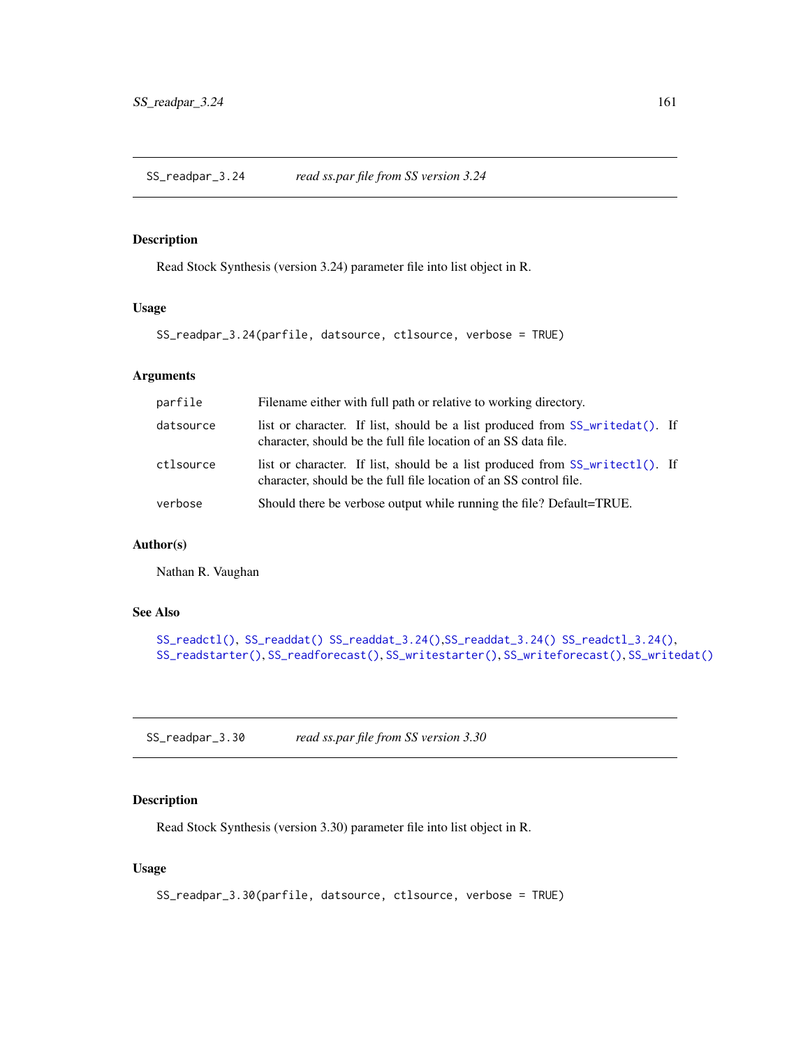## SS_readpar_3.24 *read ss.par file from SS version 3.24*

### Description

Read Stock Synthesis (version 3.24) parameter file into list object in R.

### Usage

```
SS_readpar_3.24(parfile, datsource, ctlsource, verbose = TRUE)
```

### Arguments

| | |
|---|---|
| parfile | Filename either with full path or relative to working directory. |
| datsource | list or character. If list, should be a list produced from `SS_writedat()`. If character, should be the full file location of an SS data file. |
| ctlsource | list or character. If list, should be a list produced from `SS_writectl()`. If character, should be the full file location of an SS control file. |
| verbose | Should there be verbose output while running the file? Default=TRUE. |

### Author(s)

Nathan R. Vaughan

### See Also

`SS_readctl()`, `SS_readdat()` `SS_readdat_3.24()`,`SS_readdat_3.24()` `SS_readctl_3.24()`, `SS_readstarter()`, `SS_readforecast()`, `SS_writestarter()`, `SS_writeforecast()`, `SS_writedat()`

## SS_readpar_3.30 *read ss.par file from SS version 3.30*

### Description

Read Stock Synthesis (version 3.30) parameter file into list object in R.

### Usage

```
SS_readpar_3.30(parfile, datsource, ctlsource, verbose = TRUE)
```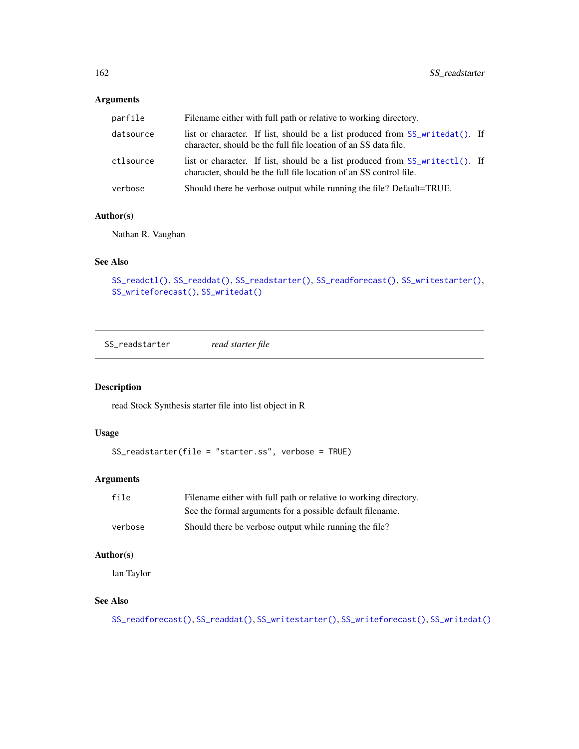## Arguments

| | |
|---|---|
| parfile | Filename either with full path or relative to working directory. |
| datsource | list or character. If list, should be a list produced from SS_writedat(). If character, should be the full file location of an SS data file. |
| ctlsource | list or character. If list, should be a list produced from SS_writectl(). If character, should be the full file location of an SS control file. |
| verbose | Should there be verbose output while running the file? Default=TRUE. |

## Author(s)

Nathan R. Vaughan

## See Also

SS_readctl(), SS_readdat(), SS_readstarter(), SS_readforecast(), SS_writestarter(), SS_writeforecast(), SS_writedat()

---

# SS_readstarter *read starter file*

## Description

read Stock Synthesis starter file into list object in R

## Usage

```
SS_readstarter(file = "starter.ss", verbose = TRUE)
```

## Arguments

| | |
|---|---|
| file | Filename either with full path or relative to working directory. See the formal arguments for a possible default filename. |
| verbose | Should there be verbose output while running the file? |

## Author(s)

Ian Taylor

## See Also

SS_readforecast(), SS_readdat(), SS_writestarter(), SS_writeforecast(), SS_writedat()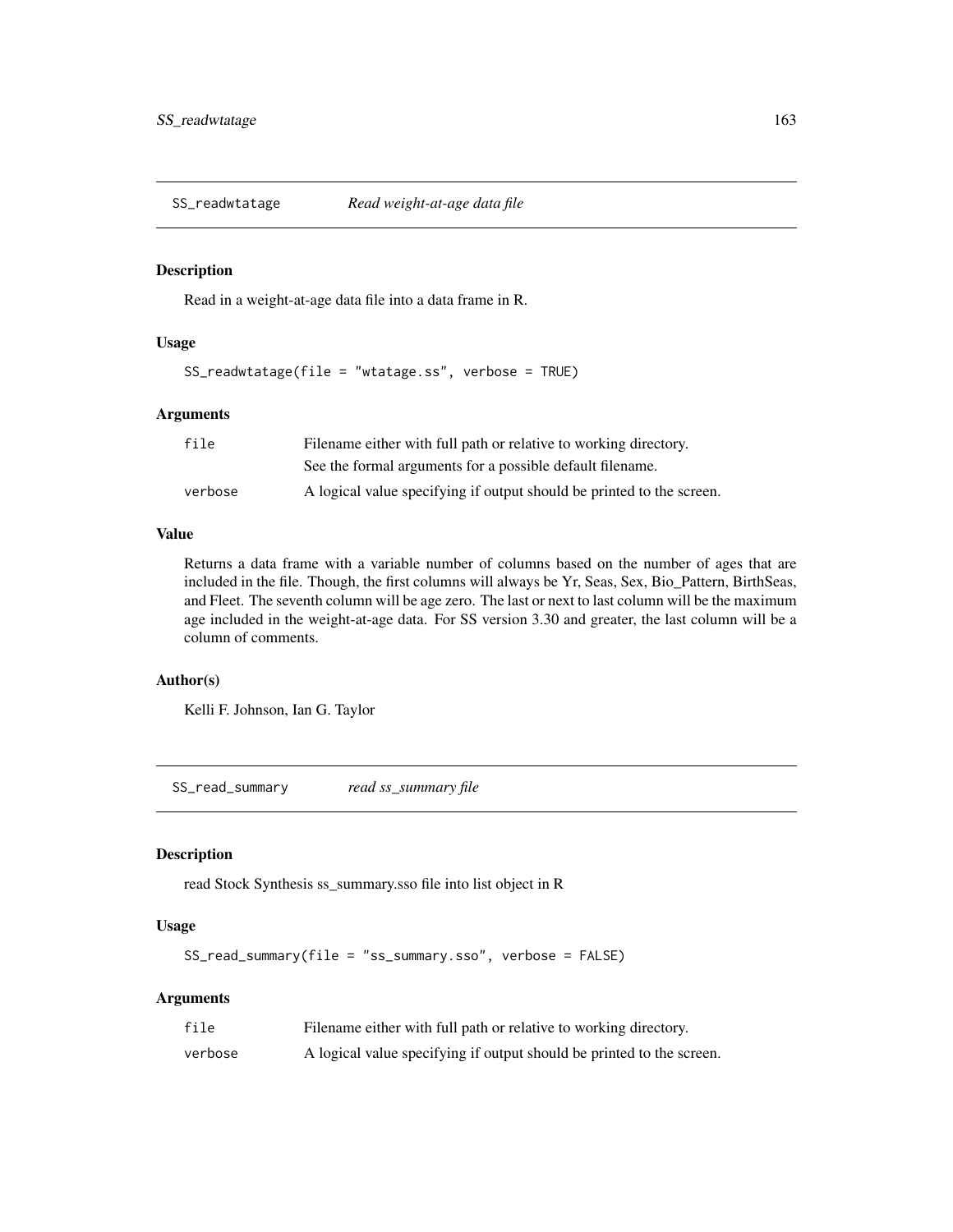## SS_readwtatage — *Read weight-at-age data file*

### Description

Read in a weight-at-age data file into a data frame in R.

### Usage

```
SS_readwtatage(file = "wtatage.ss", verbose = TRUE)
```

### Arguments

| | |
|---|---|
| file | Filename either with full path or relative to working directory. See the formal arguments for a possible default filename. |
| verbose | A logical value specifying if output should be printed to the screen. |

### Value

Returns a data frame with a variable number of columns based on the number of ages that are included in the file. Though, the first columns will always be Yr, Seas, Sex, Bio_Pattern, BirthSeas, and Fleet. The seventh column will be age zero. The last or next to last column will be the maximum age included in the weight-at-age data. For SS version 3.30 and greater, the last column will be a column of comments.

### Author(s)

Kelli F. Johnson, Ian G. Taylor

## SS_read_summary — *read ss_summary file*

### Description

read Stock Synthesis ss_summary.sso file into list object in R

### Usage

```
SS_read_summary(file = "ss_summary.sso", verbose = FALSE)
```

### Arguments

| | |
|---|---|
| file | Filename either with full path or relative to working directory. |
| verbose | A logical value specifying if output should be printed to the screen. |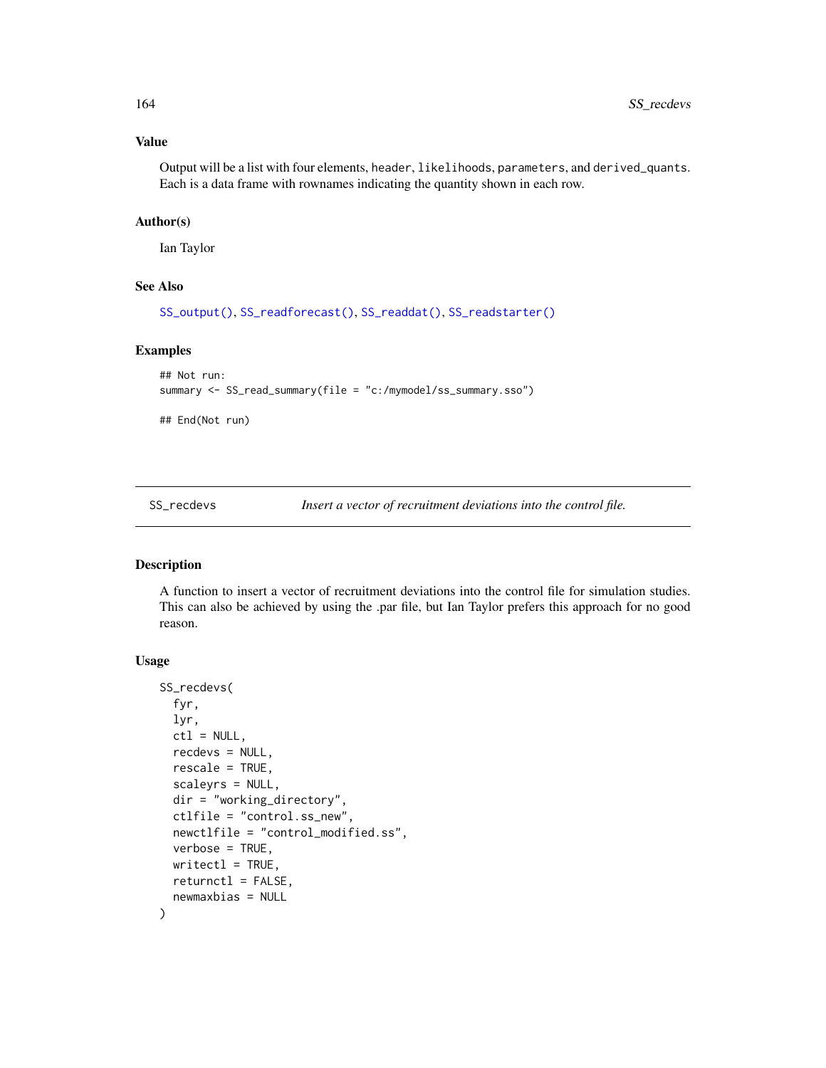## Value

Output will be a list with four elements, header, likelihoods, parameters, and derived_quants. Each is a data frame with rownames indicating the quantity shown in each row.

## Author(s)

Ian Taylor

## See Also

SS_output(), SS_readforecast(), SS_readdat(), SS_readstarter()

## Examples

```
## Not run:
summary <- SS_read_summary(file = "c:/mymodel/ss_summary.sso")

## End(Not run)
```

---

# SS_recdevs *Insert a vector of recruitment deviations into the control file.*

---

## Description

A function to insert a vector of recruitment deviations into the control file for simulation studies. This can also be achieved by using the .par file, but Ian Taylor prefers this approach for no good reason.

## Usage

```
SS_recdevs(
  fyr,
  lyr,
  ctl = NULL,
  recdevs = NULL,
  rescale = TRUE,
  scaleyrs = NULL,
  dir = "working_directory",
  ctlfile = "control.ss_new",
  newctlfile = "control_modified.ss",
  verbose = TRUE,
  writectl = TRUE,
  returnctl = FALSE,
  newmaxbias = NULL
)
```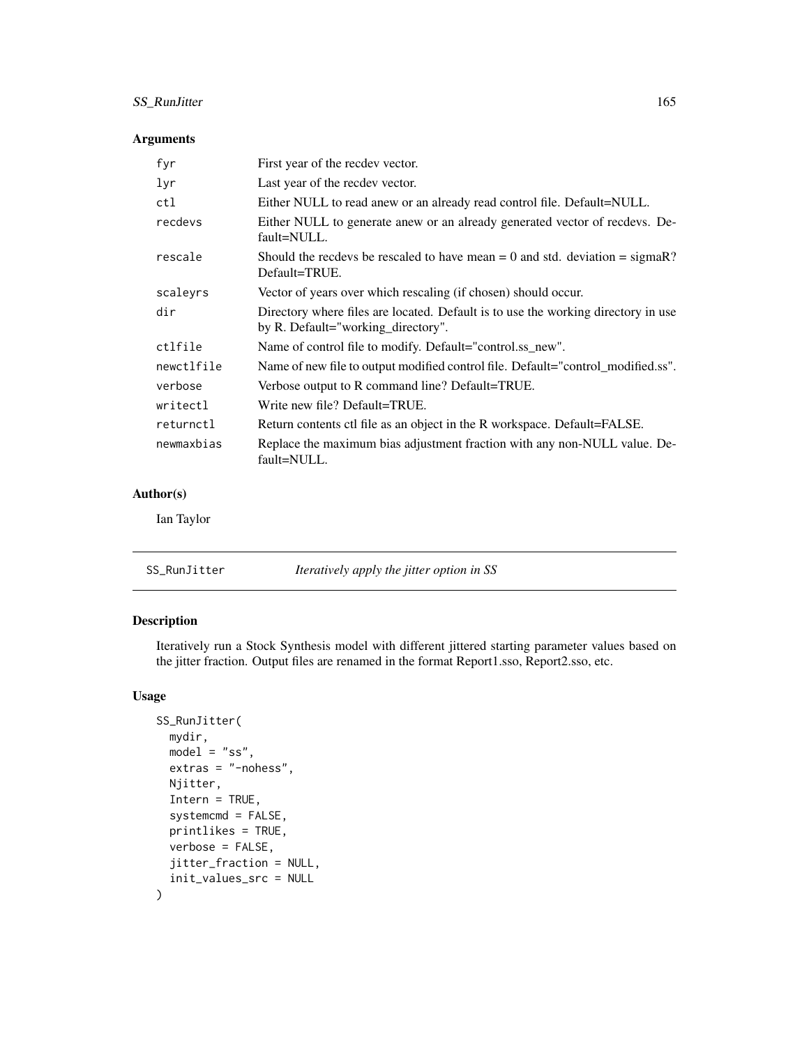### Arguments

| | |
|---|---|
| fyr | First year of the recdev vector. |
| lyr | Last year of the recdev vector. |
| ctl | Either NULL to read anew or an already read control file. Default=NULL. |
| recdevs | Either NULL to generate anew or an already generated vector of recdevs. Default=NULL. |
| rescale | Should the recdevs be rescaled to have mean = 0 and std. deviation = sigmaR? Default=TRUE. |
| scaleyrs | Vector of years over which rescaling (if chosen) should occur. |
| dir | Directory where files are located. Default is to use the working directory in use by R. Default="working_directory". |
| ctlfile | Name of control file to modify. Default="control.ss_new". |
| newctlfile | Name of new file to output modified control file. Default="control_modified.ss". |
| verbose | Verbose output to R command line? Default=TRUE. |
| writectl | Write new file? Default=TRUE. |
| returnctl | Return contents ctl file as an object in the R workspace. Default=FALSE. |
| newmaxbias | Replace the maximum bias adjustment fraction with any non-NULL value. Default=NULL. |

### Author(s)

Ian Taylor

---

## SS_RunJitter *Iteratively apply the jitter option in SS*

---

### Description

Iteratively run a Stock Synthesis model with different jittered starting parameter values based on the jitter fraction. Output files are renamed in the format Report1.sso, Report2.sso, etc.

### Usage

```
SS_RunJitter(
  mydir,
  model = "ss",
  extras = "-nohess",
  Njitter,
  Intern = TRUE,
  systemcmd = FALSE,
  printlikes = TRUE,
  verbose = FALSE,
  jitter_fraction = NULL,
  init_values_src = NULL
)
```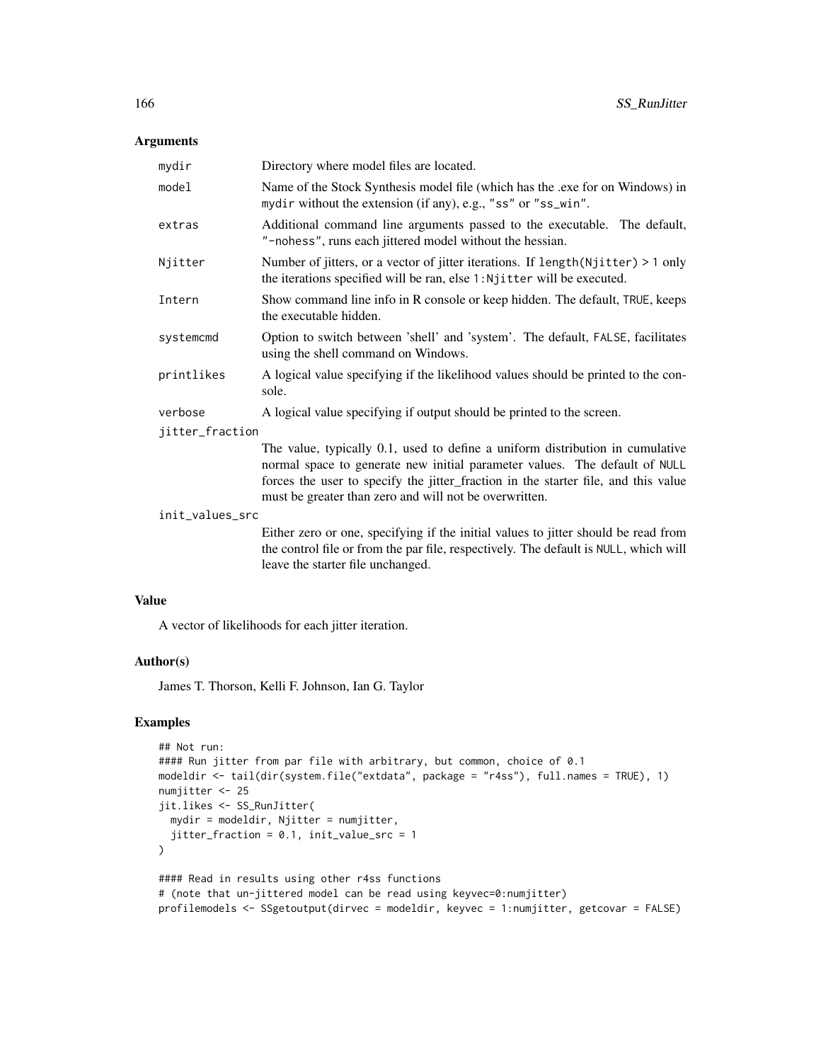## Arguments

mydir
: Directory where model files are located.

model
: Name of the Stock Synthesis model file (which has the .exe for on Windows) in mydir without the extension (if any), e.g., "ss" or "ss_win".

extras
: Additional command line arguments passed to the executable. The default, "-nohess", runs each jittered model without the hessian.

Njitter
: Number of jitters, or a vector of jitter iterations. If length(Njitter) > 1 only the iterations specified will be ran, else 1:Njitter will be executed.

Intern
: Show command line info in R console or keep hidden. The default, TRUE, keeps the executable hidden.

systemcmd
: Option to switch between 'shell' and 'system'. The default, FALSE, facilitates using the shell command on Windows.

printlikes
: A logical value specifying if the likelihood values should be printed to the console.

verbose
: A logical value specifying if output should be printed to the screen.

jitter_fraction
: The value, typically 0.1, used to define a uniform distribution in cumulative normal space to generate new initial parameter values. The default of NULL forces the user to specify the jitter_fraction in the starter file, and this value must be greater than zero and will not be overwritten.

init_values_src
: Either zero or one, specifying if the initial values to jitter should be read from the control file or from the par file, respectively. The default is NULL, which will leave the starter file unchanged.

## Value

A vector of likelihoods for each jitter iteration.

## Author(s)

James T. Thorson, Kelli F. Johnson, Ian G. Taylor

## Examples

```
## Not run:
#### Run jitter from par file with arbitrary, but common, choice of 0.1
modeldir <- tail(dir(system.file("extdata", package = "r4ss"), full.names = TRUE), 1)
numjitter <- 25
jit.likes <- SS_RunJitter(
  mydir = modeldir, Njitter = numjitter,
  jitter_fraction = 0.1, init_value_src = 1
)

#### Read in results using other r4ss functions
# (note that un-jittered model can be read using keyvec=0:numjitter)
profilemodels <- SSgetoutput(dirvec = modeldir, keyvec = 1:numjitter, getcovar = FALSE)
```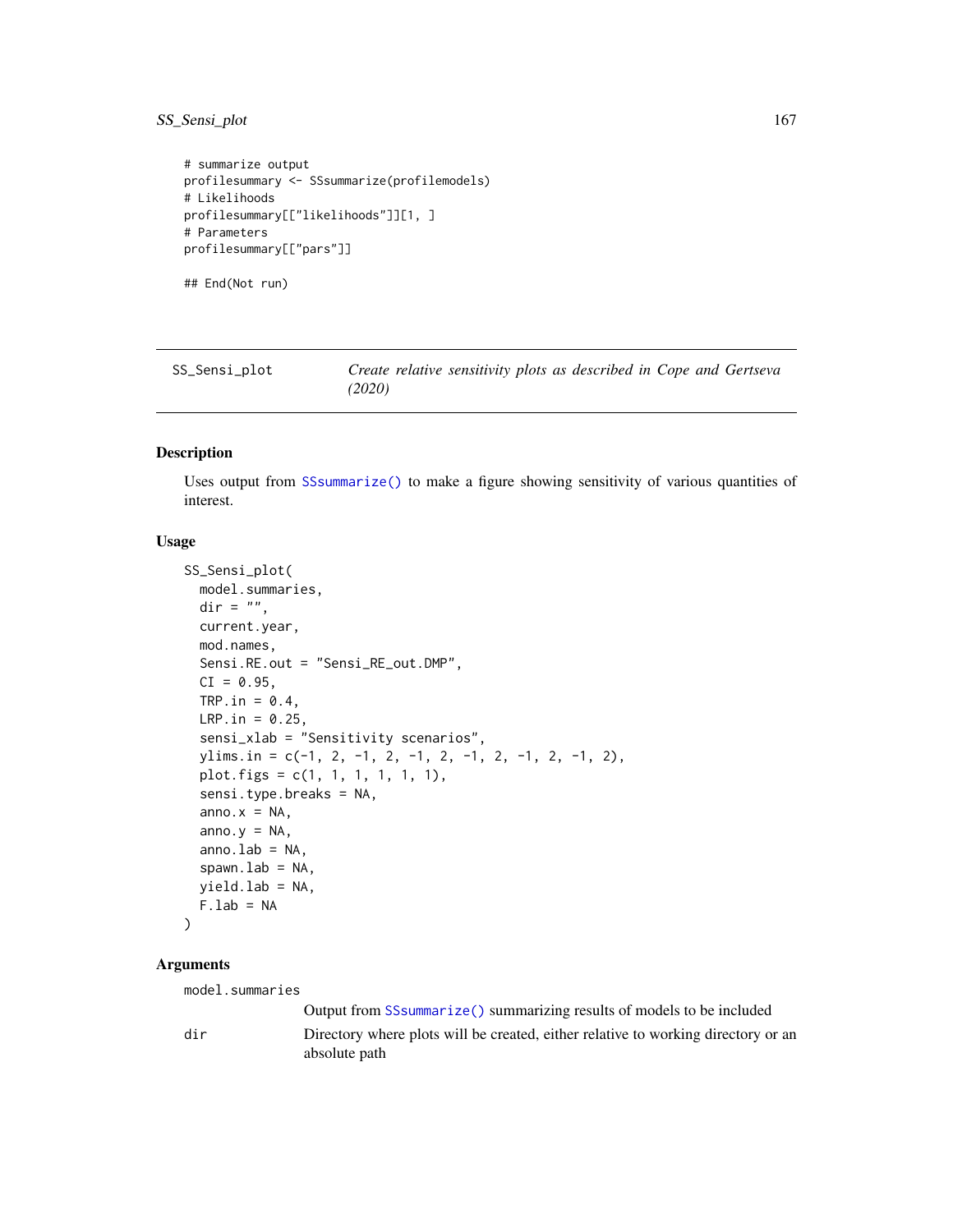```
# summarize output
profilesummary <- SSsummarize(profilemodels)
# Likelihoods
profilesummary[["likelihoods"]][1, ]
# Parameters
profilesummary[["pars"]]

## End(Not run)
```

## SS_Sensi_plot — *Create relative sensitivity plots as described in Cope and Gertseva (2020)*

### Description

Uses output from SSsummarize() to make a figure showing sensitivity of various quantities of interest.

### Usage

```
SS_Sensi_plot(
  model.summaries,
  dir = "",
  current.year,
  mod.names,
  Sensi.RE.out = "Sensi_RE_out.DMP",
  CI = 0.95,
  TRP.in = 0.4,
  LRP.in = 0.25,
  sensi_xlab = "Sensitivity scenarios",
  ylims.in = c(-1, 2, -1, 2, -1, 2, -1, 2, -1, 2, -1, 2),
  plot.figs = c(1, 1, 1, 1, 1, 1),
  sensi.type.breaks = NA,
  anno.x = NA,
  anno.y = NA,
  anno.lab = NA,
  spawn.lab = NA,
  yield.lab = NA,
  F.lab = NA
)
```

### Arguments

`model.summaries`
: Output from SSsummarize() summarizing results of models to be included

`dir`
: Directory where plots will be created, either relative to working directory or an absolute path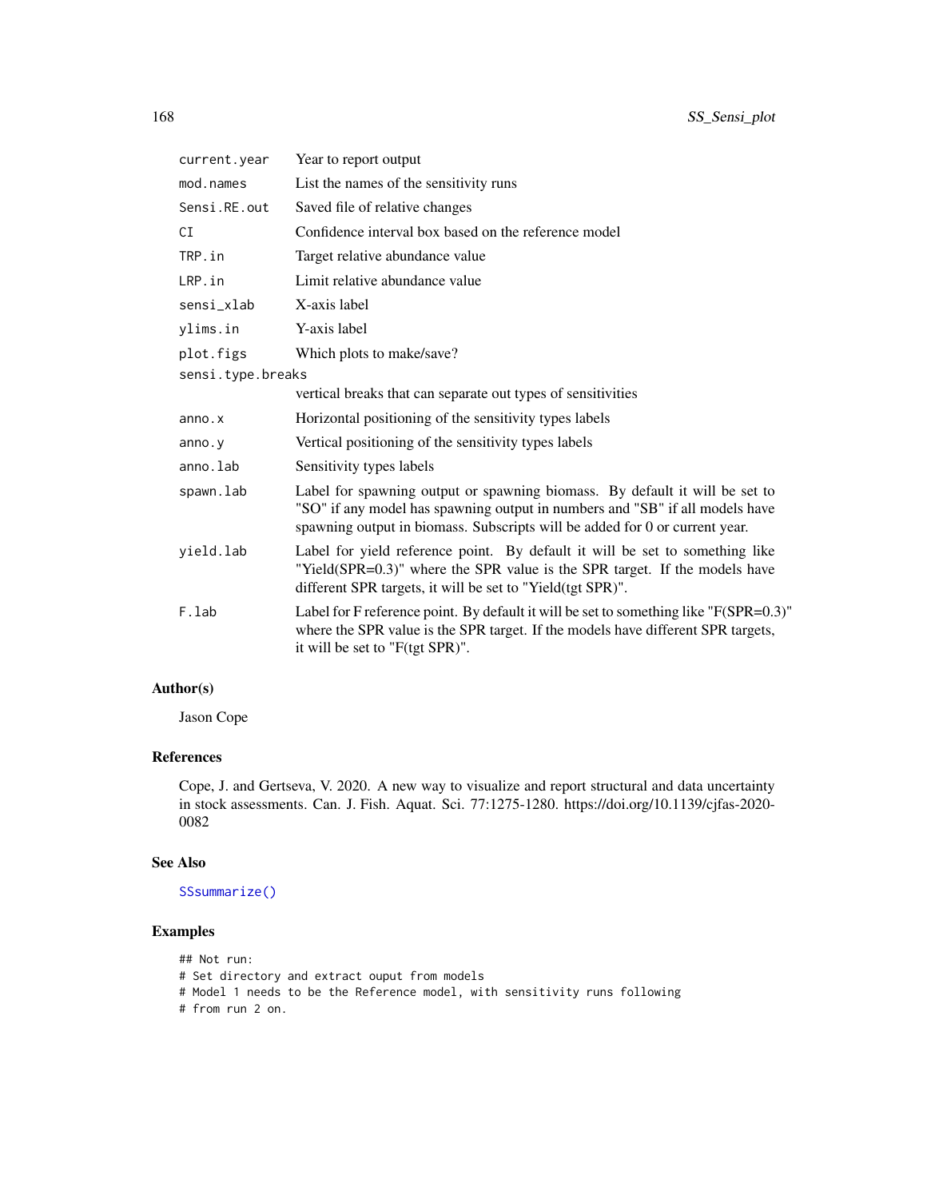| | |
|---|---|
| `current.year` | Year to report output |
| `mod.names` | List the names of the sensitivity runs |
| `Sensi.RE.out` | Saved file of relative changes |
| `CI` | Confidence interval box based on the reference model |
| `TRP.in` | Target relative abundance value |
| `LRP.in` | Limit relative abundance value |
| `sensi_xlab` | X-axis label |
| `ylims.in` | Y-axis label |
| `plot.figs` | Which plots to make/save? |
| `sensi.type.breaks` | vertical breaks that can separate out types of sensitivities |
| `anno.x` | Horizontal positioning of the sensitivity types labels |
| `anno.y` | Vertical positioning of the sensitivity types labels |
| `anno.lab` | Sensitivity types labels |
| `spawn.lab` | Label for spawning output or spawning biomass. By default it will be set to "SO" if any model has spawning output in numbers and "SB" if all models have spawning output in biomass. Subscripts will be added for 0 or current year. |
| `yield.lab` | Label for yield reference point. By default it will be set to something like "Yield(SPR=0.3)" where the SPR value is the SPR target. If the models have different SPR targets, it will be set to "Yield(tgt SPR)". |
| `F.lab` | Label for F reference point. By default it will be set to something like "F(SPR=0.3)" where the SPR value is the SPR target. If the models have different SPR targets, it will be set to "F(tgt SPR)". |

## Author(s)

Jason Cope

## References

Cope, J. and Gertseva, V. 2020. A new way to visualize and report structural and data uncertainty in stock assessments. Can. J. Fish. Aquat. Sci. 77:1275-1280. https://doi.org/10.1139/cjfas-2020-0082

## See Also

`SSsummarize()`

## Examples

```
## Not run:
# Set directory and extract ouput from models
# Model 1 needs to be the Reference model, with sensitivity runs following
# from run 2 on.
```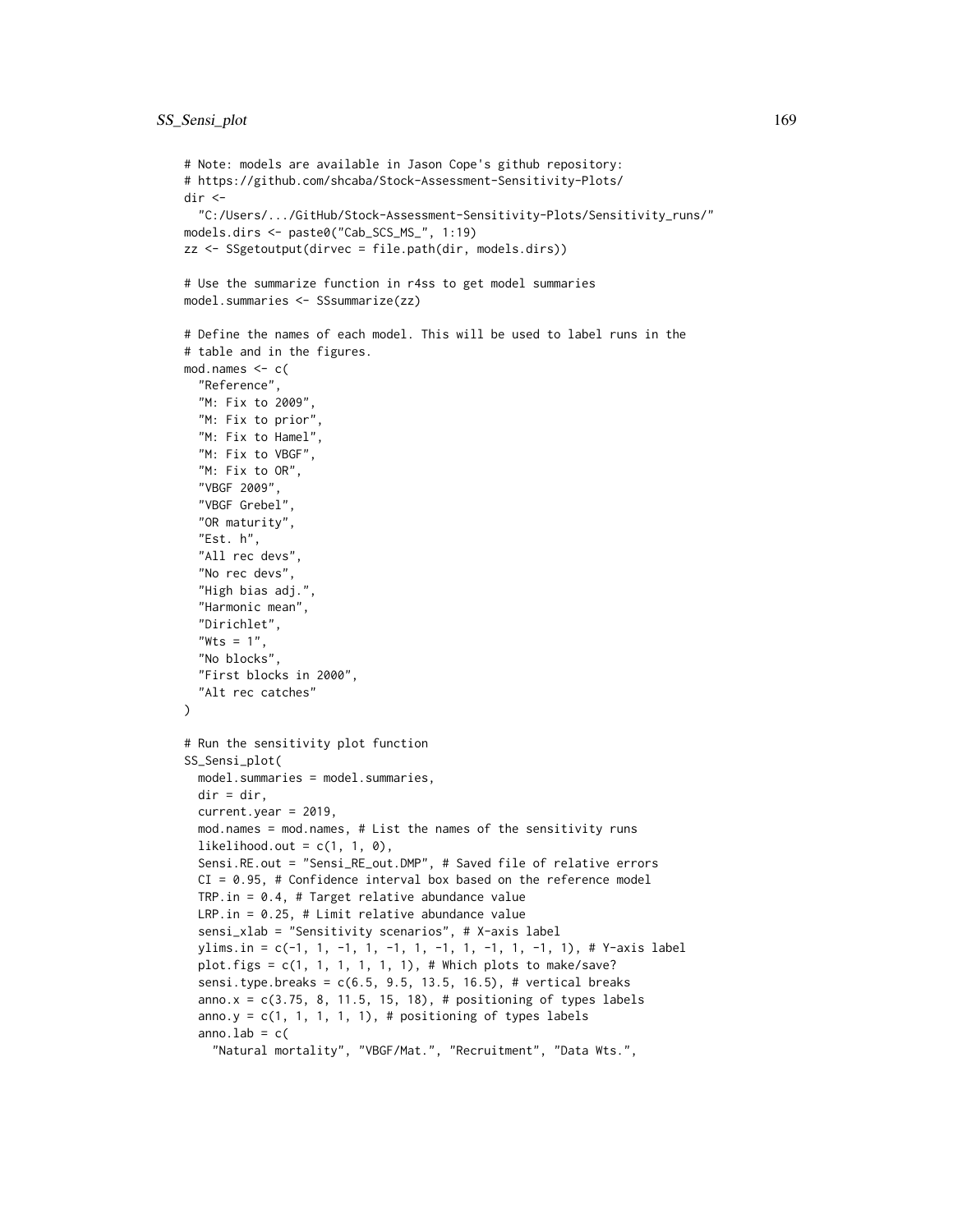```
# Note: models are available in Jason Cope's github repository:
# https://github.com/shcaba/Stock-Assessment-Sensitivity-Plots/
dir <-
  "C:/Users/.../GitHub/Stock-Assessment-Sensitivity-Plots/Sensitivity_runs/"
models.dirs <- paste0("Cab_SCS_MS_", 1:19)
zz <- SSgetoutput(dirvec = file.path(dir, models.dirs))

# Use the summarize function in r4ss to get model summaries
model.summaries <- SSsummarize(zz)

# Define the names of each model. This will be used to label runs in the
# table and in the figures.
mod.names <- c(
  "Reference",
  "M: Fix to 2009",
  "M: Fix to prior",
  "M: Fix to Hamel",
  "M: Fix to VBGF",
  "M: Fix to OR",
  "VBGF 2009",
  "VBGF Grebel",
  "OR maturity",
  "Est. h",
  "All rec devs",
  "No rec devs",
  "High bias adj.",
  "Harmonic mean",
  "Dirichlet",
  "Wts = 1",
  "No blocks",
  "First blocks in 2000",
  "Alt rec catches"
)

# Run the sensitivity plot function
SS_Sensi_plot(
  model.summaries = model.summaries,
  dir = dir,
  current.year = 2019,
  mod.names = mod.names, # List the names of the sensitivity runs
  likelihood.out = c(1, 1, 0),
  Sensi.RE.out = "Sensi_RE_out.DMP", # Saved file of relative errors
  CI = 0.95, # Confidence interval box based on the reference model
  TRP.in = 0.4, # Target relative abundance value
  LRP.in = 0.25, # Limit relative abundance value
  sensi_xlab = "Sensitivity scenarios", # X-axis label
  ylims.in = c(-1, 1, -1, 1, -1, 1, -1, 1, -1, 1, -1, 1), # Y-axis label
  plot.figs = c(1, 1, 1, 1, 1, 1), # Which plots to make/save?
  sensi.type.breaks = c(6.5, 9.5, 13.5, 16.5), # vertical breaks
  anno.x = c(3.75, 8, 11.5, 15, 18), # positioning of types labels
  anno.y = c(1, 1, 1, 1, 1), # positioning of types labels
  anno.lab = c(
    "Natural mortality", "VBGF/Mat.", "Recruitment", "Data Wts.",
```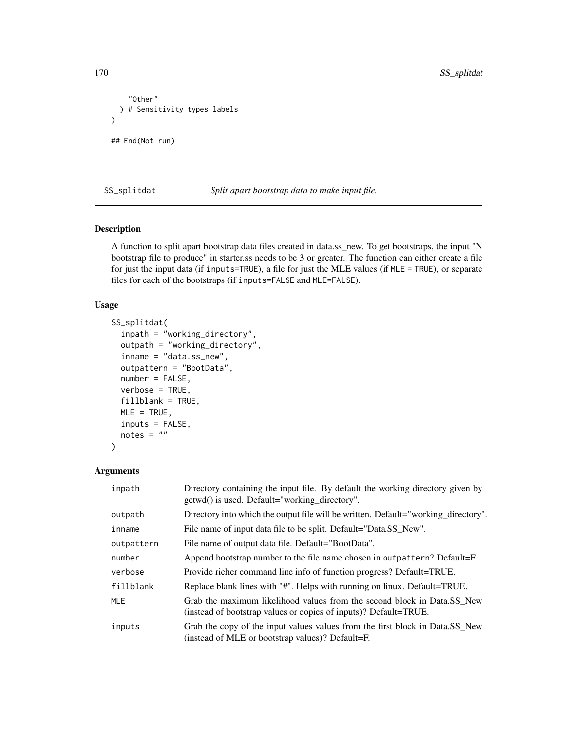```
    "Other"
  ) # Sensitivity types labels
)

## End(Not run)
```

## SS_splitdat    *Split apart bootstrap data to make input file.*

### Description

A function to split apart bootstrap data files created in data.ss_new. To get bootstraps, the input "N bootstrap file to produce" in starter.ss needs to be 3 or greater. The function can either create a file for just the input data (if `inputs=TRUE`), a file for just the MLE values (if `MLE = TRUE`), or separate files for each of the bootstraps (if `inputs=FALSE` and `MLE=FALSE`).

### Usage

```
SS_splitdat(
  inpath = "working_directory",
  outpath = "working_directory",
  inname = "data.ss_new",
  outpattern = "BootData",
  number = FALSE,
  verbose = TRUE,
  fillblank = TRUE,
  MLE = TRUE,
  inputs = FALSE,
  notes = ""
)
```

### Arguments

| | |
|---|---|
| `inpath` | Directory containing the input file. By default the working directory given by getwd() is used. Default="working_directory". |
| `outpath` | Directory into which the output file will be written. Default="working_directory". |
| `inname` | File name of input data file to be split. Default="Data.SS_New". |
| `outpattern` | File name of output data file. Default="BootData". |
| `number` | Append bootstrap number to the file name chosen in `outpattern`? Default=F. |
| `verbose` | Provide richer command line info of function progress? Default=TRUE. |
| `fillblank` | Replace blank lines with "#". Helps with running on linux. Default=TRUE. |
| `MLE` | Grab the maximum likelihood values from the second block in Data.SS_New (instead of bootstrap values or copies of inputs)? Default=TRUE. |
| `inputs` | Grab the copy of the input values values from the first block in Data.SS_New (instead of MLE or bootstrap values)? Default=F. |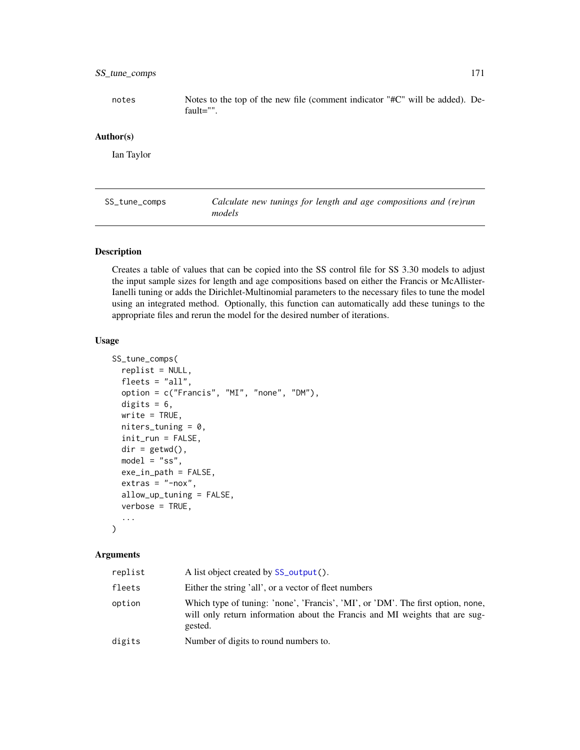| | |
|---|---|
| notes | Notes to the top of the new file (comment indicator "#C" will be added). Default="". |

### Author(s)

Ian Taylor

---

## SS_tune_comps — *Calculate new tunings for length and age compositions and (re)run models*

### Description

Creates a table of values that can be copied into the SS control file for SS 3.30 models to adjust the input sample sizes for length and age compositions based on either the Francis or McAllister-Ianelli tuning or adds the Dirichlet-Multinomial parameters to the necessary files to tune the model using an integrated method. Optionally, this function can automatically add these tunings to the appropriate files and rerun the model for the desired number of iterations.

### Usage

```
SS_tune_comps(
  replist = NULL,
  fleets = "all",
  option = c("Francis", "MI", "none", "DM"),
  digits = 6,
  write = TRUE,
  niters_tuning = 0,
  init_run = FALSE,
  dir = getwd(),
  model = "ss",
  exe_in_path = FALSE,
  extras = "-nox",
  allow_up_tuning = FALSE,
  verbose = TRUE,
  ...
)
```

### Arguments

| | |
|---|---|
| replist | A list object created by SS_output(). |
| fleets | Either the string 'all', or a vector of fleet numbers |
| option | Which type of tuning: 'none', 'Francis', 'MI', or 'DM'. The first option, none, will only return information about the Francis and MI weights that are suggested. |
| digits | Number of digits to round numbers to. |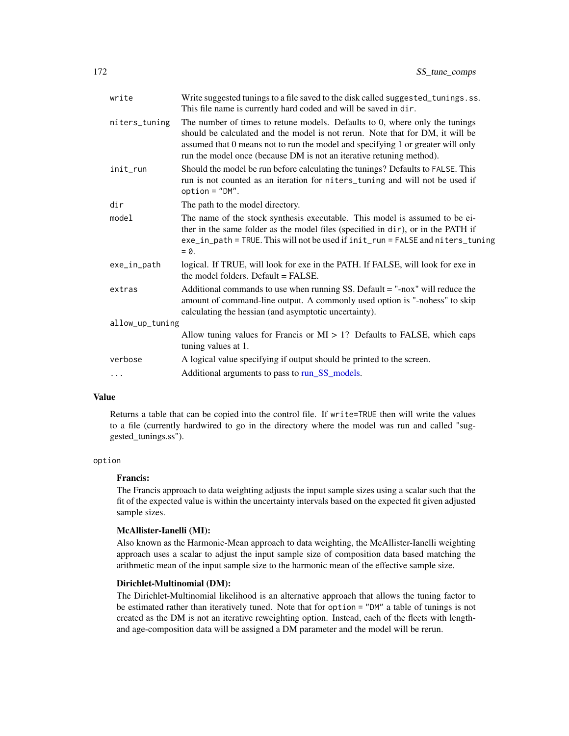| | |
|---|---|
| write | Write suggested tunings to a file saved to the disk called `suggested_tunings.ss`. This file name is currently hard coded and will be saved in `dir`. |
| niters_tuning | The number of times to retune models. Defaults to 0, where only the tunings should be calculated and the model is not rerun. Note that for DM, it will be assumed that 0 means not to run the model and specifying 1 or greater will only run the model once (because DM is not an iterative retuning method). |
| init_run | Should the model be run before calculating the tunings? Defaults to `FALSE`. This run is not counted as an iteration for `niters_tuning` and will not be used if `option = "DM"`. |
| dir | The path to the model directory. |
| model | The name of the stock synthesis executable. This model is assumed to be either in the same folder as the model files (specified in `dir`), or in the PATH if `exe_in_path = TRUE`. This will not be used if `init_run = FALSE` and `niters_tuning = 0`. |
| exe_in_path | logical. If TRUE, will look for exe in the PATH. If FALSE, will look for exe in the model folders. Default = FALSE. |
| extras | Additional commands to use when running SS. Default = "-nox" will reduce the amount of command-line output. A commonly used option is "-nohess" to skip calculating the hessian (and asymptotic uncertainty). |
| allow_up_tuning | Allow tuning values for Francis or MI > 1? Defaults to FALSE, which caps tuning values at 1. |
| verbose | A logical value specifying if output should be printed to the screen. |
| ... | Additional arguments to pass to run_SS_models. |

## Value

Returns a table that can be copied into the control file. If `write=TRUE` then will write the values to a file (currently hardwired to go in the directory where the model was run and called "suggested_tunings.ss").

## option

**Francis:**

The Francis approach to data weighting adjusts the input sample sizes using a scalar such that the fit of the expected value is within the uncertainty intervals based on the expected fit given adjusted sample sizes.

**McAllister-Ianelli (MI):**

Also known as the Harmonic-Mean approach to data weighting, the McAllister-Ianelli weighting approach uses a scalar to adjust the input sample size of composition data based matching the arithmetic mean of the input sample size to the harmonic mean of the effective sample size.

**Dirichlet-Multinomial (DM):**

The Dirichlet-Multinomial likelihood is an alternative approach that allows the tuning factor to be estimated rather than iteratively tuned. Note that for `option = "DM"` a table of tunings is not created as the DM is not an iterative reweighting option. Instead, each of the fleets with length- and age-composition data will be assigned a DM parameter and the model will be rerun.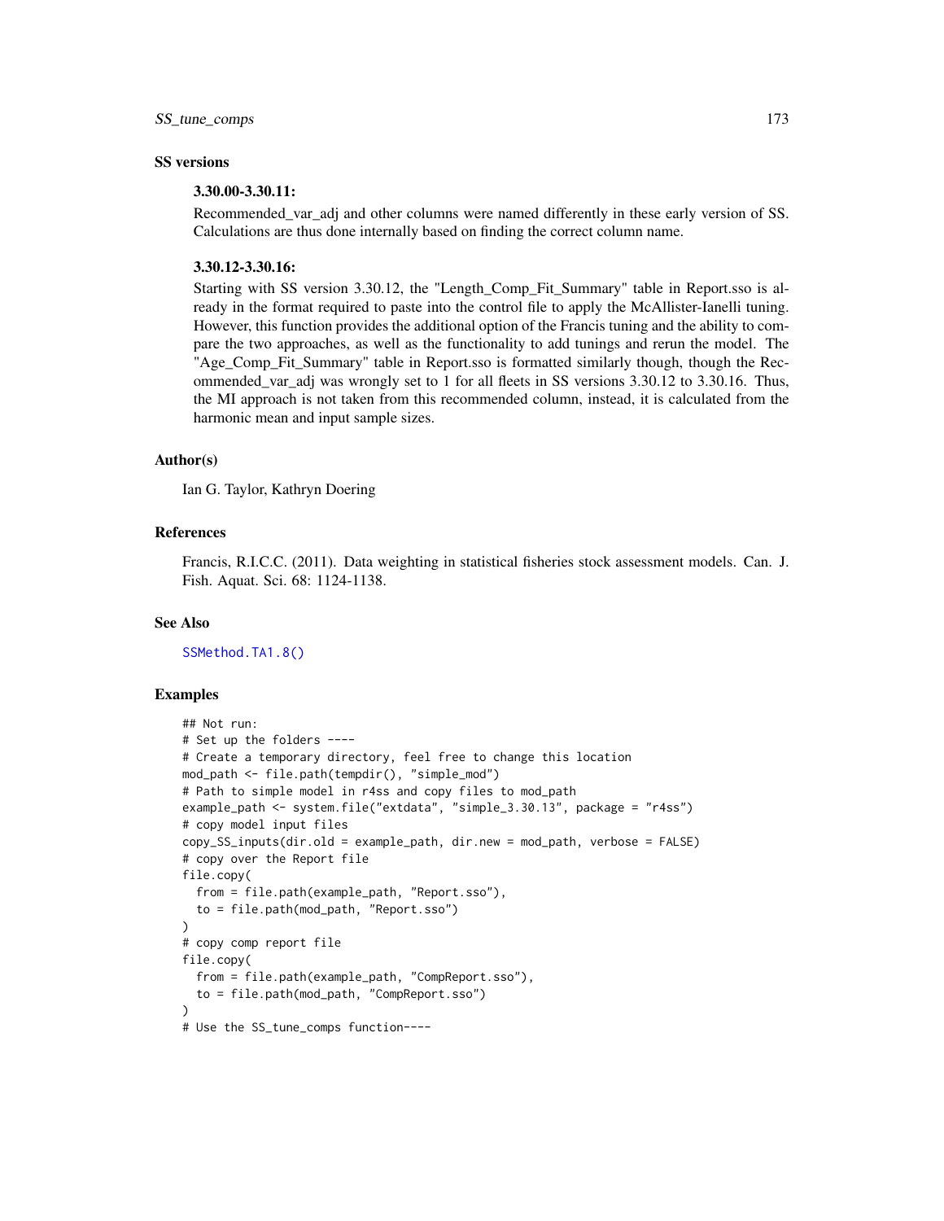### SS versions

#### 3.30.00-3.30.11:

Recommended_var_adj and other columns were named differently in these early version of SS. Calculations are thus done internally based on finding the correct column name.

#### 3.30.12-3.30.16:

Starting with SS version 3.30.12, the "Length_Comp_Fit_Summary" table in Report.sso is already in the format required to paste into the control file to apply the McAllister-Ianelli tuning. However, this function provides the additional option of the Francis tuning and the ability to compare the two approaches, as well as the functionality to add tunings and rerun the model. The "Age_Comp_Fit_Summary" table in Report.sso is formatted similarly though, though the Recommended_var_adj was wrongly set to 1 for all fleets in SS versions 3.30.12 to 3.30.16. Thus, the MI approach is not taken from this recommended column, instead, it is calculated from the harmonic mean and input sample sizes.

### Author(s)

Ian G. Taylor, Kathryn Doering

### References

Francis, R.I.C.C. (2011). Data weighting in statistical fisheries stock assessment models. Can. J. Fish. Aquat. Sci. 68: 1124-1138.

### See Also

SSMethod.TA1.8()

### Examples

```
## Not run:
# Set up the folders ----
# Create a temporary directory, feel free to change this location
mod_path <- file.path(tempdir(), "simple_mod")
# Path to simple model in r4ss and copy files to mod_path
example_path <- system.file("extdata", "simple_3.30.13", package = "r4ss")
# copy model input files
copy_SS_inputs(dir.old = example_path, dir.new = mod_path, verbose = FALSE)
# copy over the Report file
file.copy(
  from = file.path(example_path, "Report.sso"),
  to = file.path(mod_path, "Report.sso")
)
# copy comp report file
file.copy(
  from = file.path(example_path, "CompReport.sso"),
  to = file.path(mod_path, "CompReport.sso")
)
# Use the SS_tune_comps function----
```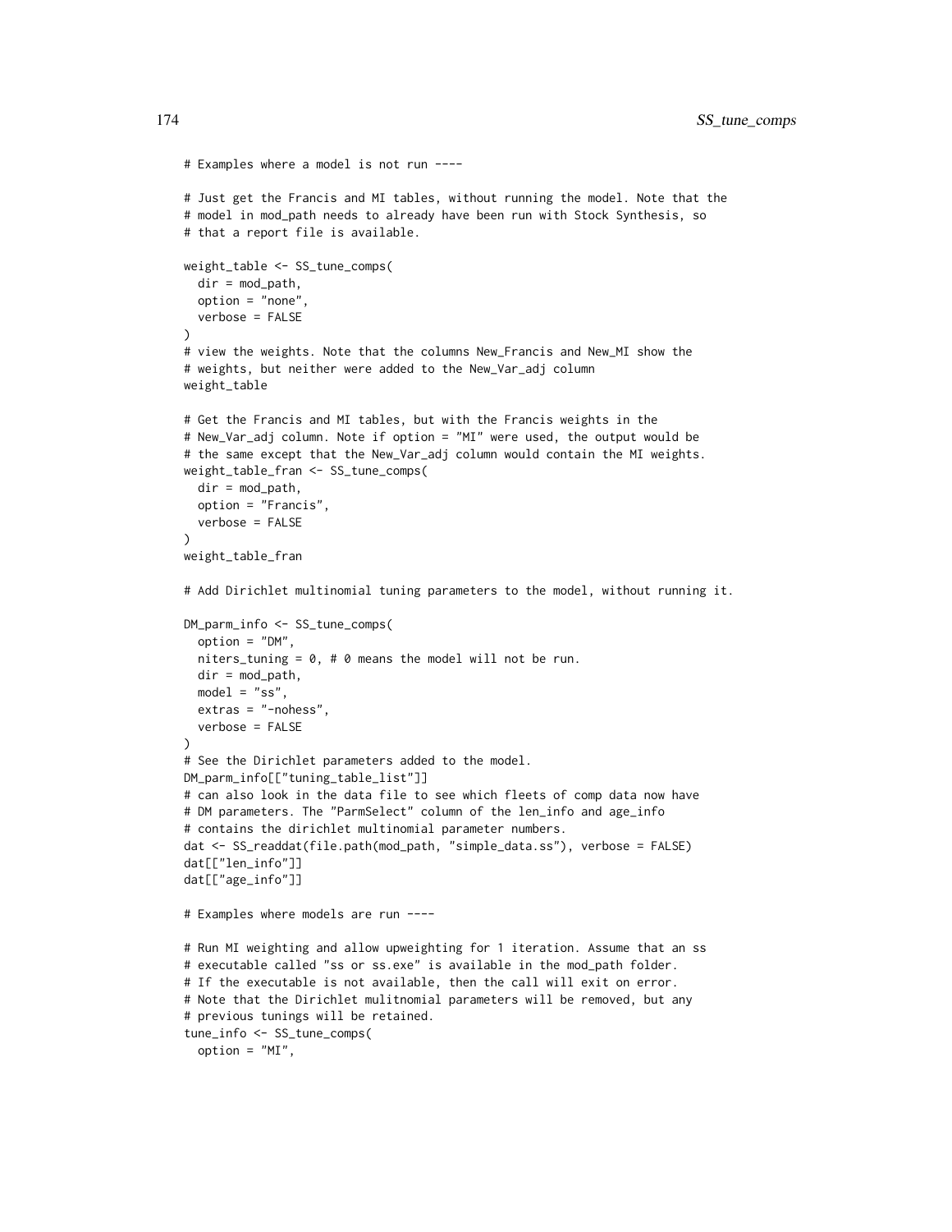```
# Examples where a model is not run ----

# Just get the Francis and MI tables, without running the model. Note that the
# model in mod_path needs to already have been run with Stock Synthesis, so
# that a report file is available.

weight_table <- SS_tune_comps(
  dir = mod_path,
  option = "none",
  verbose = FALSE
)
# view the weights. Note that the columns New_Francis and New_MI show the
# weights, but neither were added to the New_Var_adj column
weight_table

# Get the Francis and MI tables, but with the Francis weights in the
# New_Var_adj column. Note if option = "MI" were used, the output would be
# the same except that the New_Var_adj column would contain the MI weights.
weight_table_fran <- SS_tune_comps(
  dir = mod_path,
  option = "Francis",
  verbose = FALSE
)
weight_table_fran

# Add Dirichlet multinomial tuning parameters to the model, without running it.

DM_parm_info <- SS_tune_comps(
  option = "DM",
  niters_tuning = 0, # 0 means the model will not be run.
  dir = mod_path,
  model = "ss",
  extras = "-nohess",
  verbose = FALSE
)
# See the Dirichlet parameters added to the model.
DM_parm_info[["tuning_table_list"]]
# can also look in the data file to see which fleets of comp data now have
# DM parameters. The "ParmSelect" column of the len_info and age_info
# contains the dirichlet multinomial parameter numbers.
dat <- SS_readdat(file.path(mod_path, "simple_data.ss"), verbose = FALSE)
dat[["len_info"]]
dat[["age_info"]]

# Examples where models are run ----

# Run MI weighting and allow upweighting for 1 iteration. Assume that an ss
# executable called "ss or ss.exe" is available in the mod_path folder.
# If the executable is not available, then the call will exit on error.
# Note that the Dirichlet mulitnomial parameters will be removed, but any
# previous tunings will be retained.
tune_info <- SS_tune_comps(
  option = "MI",
```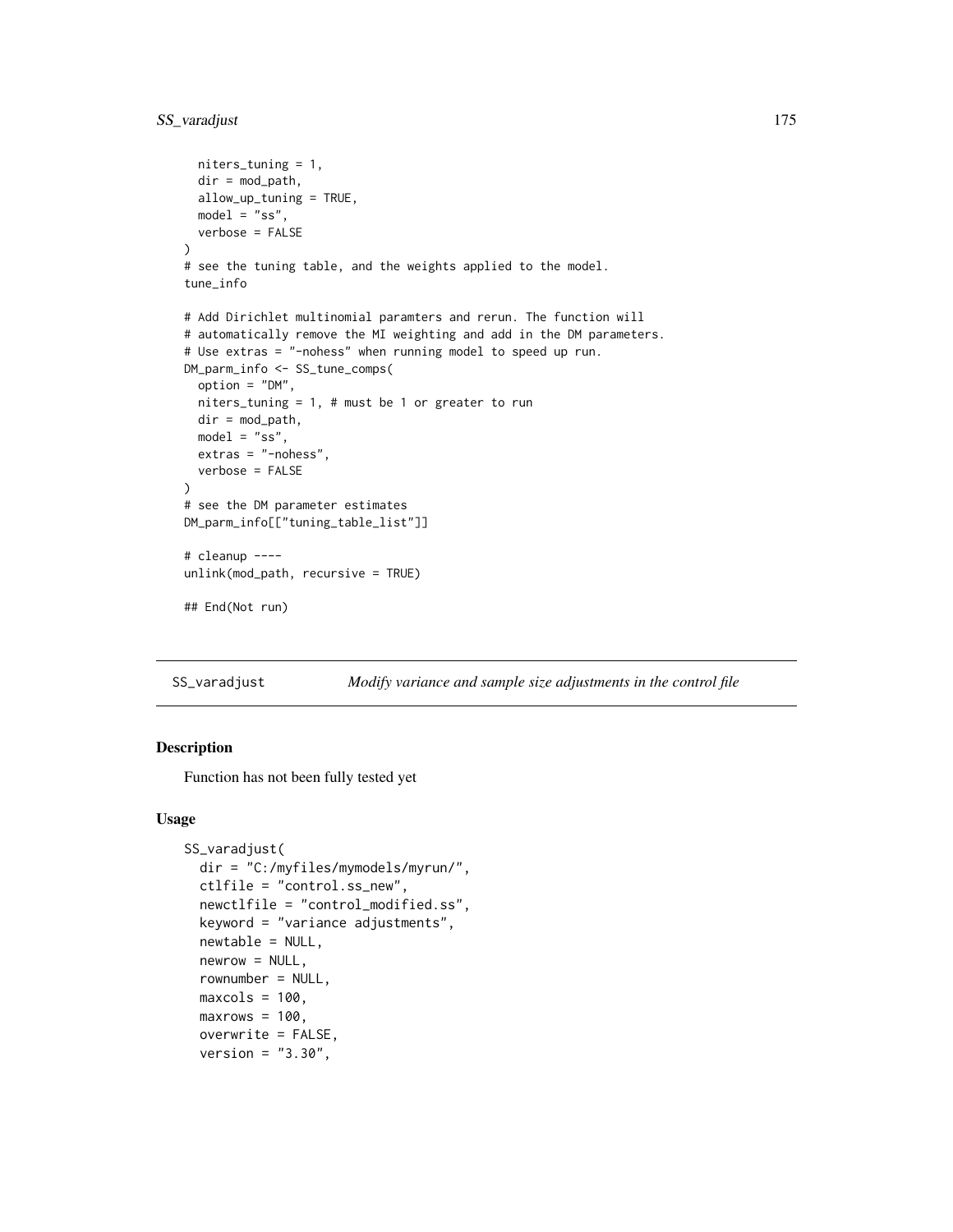```
  niters_tuning = 1,
  dir = mod_path,
  allow_up_tuning = TRUE,
  model = "ss",
  verbose = FALSE
)
# see the tuning table, and the weights applied to the model.
tune_info

# Add Dirichlet multinomial paramters and rerun. The function will
# automatically remove the MI weighting and add in the DM parameters.
# Use extras = "-nohess" when running model to speed up run.
DM_parm_info <- SS_tune_comps(
  option = "DM",
  niters_tuning = 1, # must be 1 or greater to run
  dir = mod_path,
  model = "ss",
  extras = "-nohess",
  verbose = FALSE
)
# see the DM parameter estimates
DM_parm_info[["tuning_table_list"]]

# cleanup ----
unlink(mod_path, recursive = TRUE)

## End(Not run)
```

---

## SS_varadjust    *Modify variance and sample size adjustments in the control file*

### Description

Function has not been fully tested yet

### Usage

```
SS_varadjust(
  dir = "C:/myfiles/mymodels/myrun/",
  ctlfile = "control.ss_new",
  newctlfile = "control_modified.ss",
  keyword = "variance adjustments",
  newtable = NULL,
  newrow = NULL,
  rownumber = NULL,
  maxcols = 100,
  maxrows = 100,
  overwrite = FALSE,
  version = "3.30",
```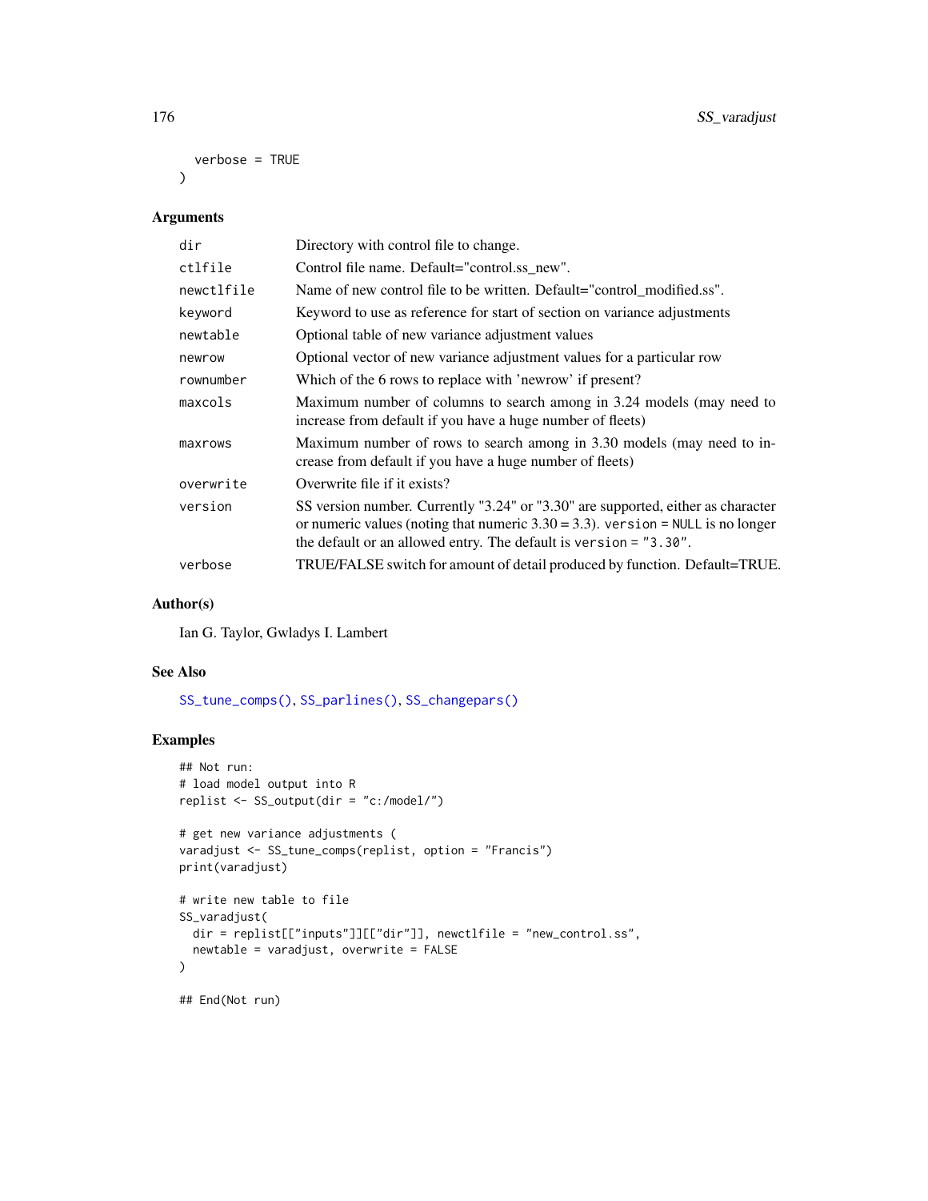```
  verbose = TRUE
)
```

### Arguments

| | |
|---|---|
| dir | Directory with control file to change. |
| ctlfile | Control file name. Default="control.ss_new". |
| newctlfile | Name of new control file to be written. Default="control_modified.ss". |
| keyword | Keyword to use as reference for start of section on variance adjustments |
| newtable | Optional table of new variance adjustment values |
| newrow | Optional vector of new variance adjustment values for a particular row |
| rownumber | Which of the 6 rows to replace with 'newrow' if present? |
| maxcols | Maximum number of columns to search among in 3.24 models (may need to increase from default if you have a huge number of fleets) |
| maxrows | Maximum number of rows to search among in 3.30 models (may need to increase from default if you have a huge number of fleets) |
| overwrite | Overwrite file if it exists? |
| version | SS version number. Currently "3.24" or "3.30" are supported, either as character or numeric values (noting that numeric 3.30 = 3.3). `version = NULL` is no longer the default or an allowed entry. The default is `version = "3.30"`. |
| verbose | TRUE/FALSE switch for amount of detail produced by function. Default=TRUE. |

### Author(s)

Ian G. Taylor, Gwladys I. Lambert

### See Also

SS_tune_comps(), SS_parlines(), SS_changepars()

### Examples

```
## Not run:
# load model output into R
replist <- SS_output(dir = "c:/model/")

# get new variance adjustments (
varadjust <- SS_tune_comps(replist, option = "Francis")
print(varadjust)

# write new table to file
SS_varadjust(
  dir = replist[["inputs"]][["dir"]], newctlfile = "new_control.ss",
  newtable = varadjust, overwrite = FALSE
)

## End(Not run)
```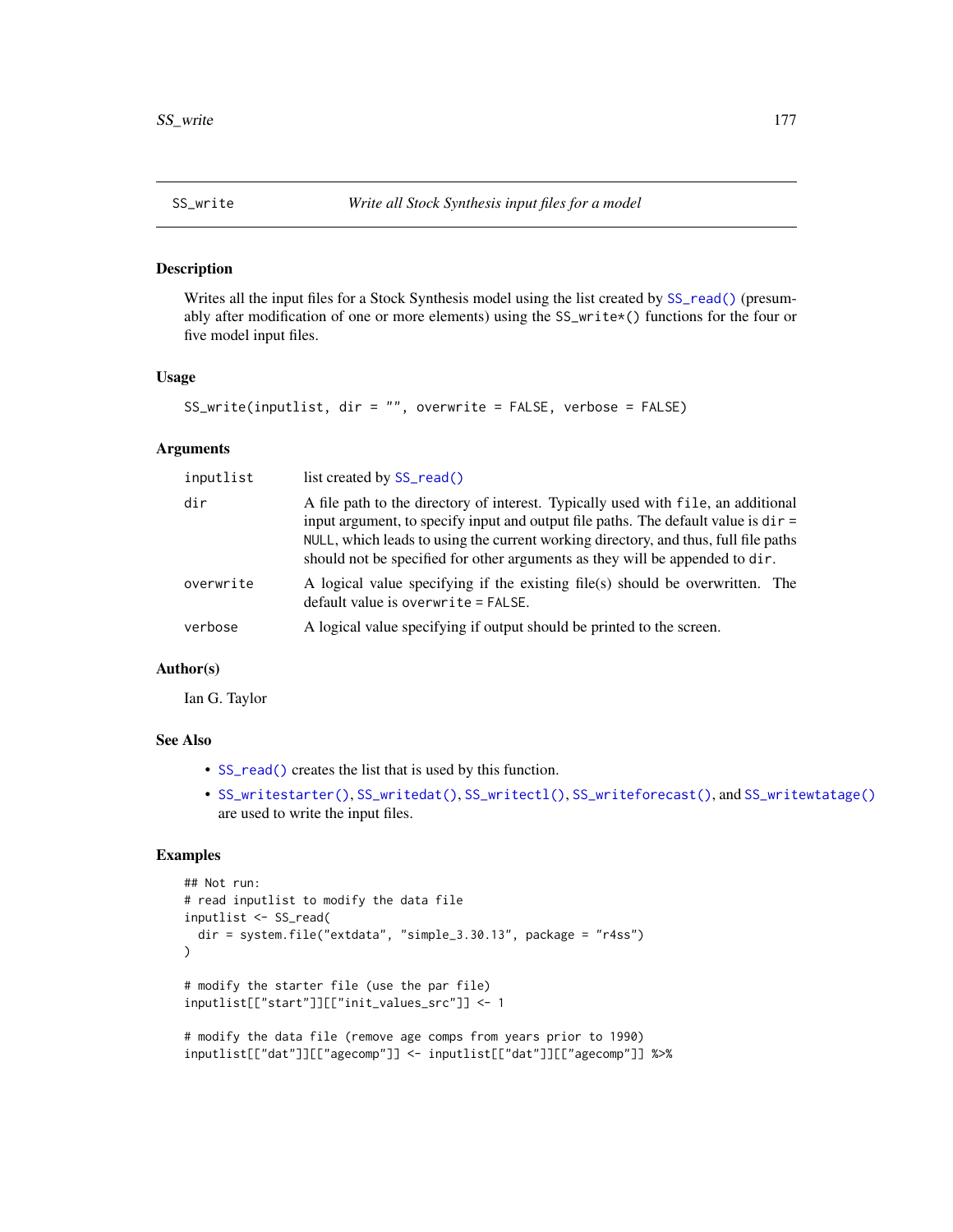## SS_write — *Write all Stock Synthesis input files for a model*

### Description

Writes all the input files for a Stock Synthesis model using the list created by `SS_read()` (presumably after modification of one or more elements) using the `SS_write*()` functions for the four or five model input files.

### Usage

```
SS_write(inputlist, dir = "", overwrite = FALSE, verbose = FALSE)
```

### Arguments

| | |
|---|---|
| `inputlist` | list created by `SS_read()` |
| `dir` | A file path to the directory of interest. Typically used with `file`, an additional input argument, to specify input and output file paths. The default value is `dir = NULL`, which leads to using the current working directory, and thus, full file paths should not be specified for other arguments as they will be appended to `dir`. |
| `overwrite` | A logical value specifying if the existing file(s) should be overwritten. The default value is `overwrite = FALSE`. |
| `verbose` | A logical value specifying if output should be printed to the screen. |

### Author(s)

Ian G. Taylor

### See Also

- `SS_read()` creates the list that is used by this function.
- `SS_writestarter()`, `SS_writedat()`, `SS_writectl()`, `SS_writeforecast()`, and `SS_writewtatage()` are used to write the input files.

### Examples

```
## Not run:
# read inputlist to modify the data file
inputlist <- SS_read(
  dir = system.file("extdata", "simple_3.30.13", package = "r4ss")
)

# modify the starter file (use the par file)
inputlist[["start"]][["init_values_src"]] <- 1

# modify the data file (remove age comps from years prior to 1990)
inputlist[["dat"]][["agecomp"]] <- inputlist[["dat"]][["agecomp"]] %>%
```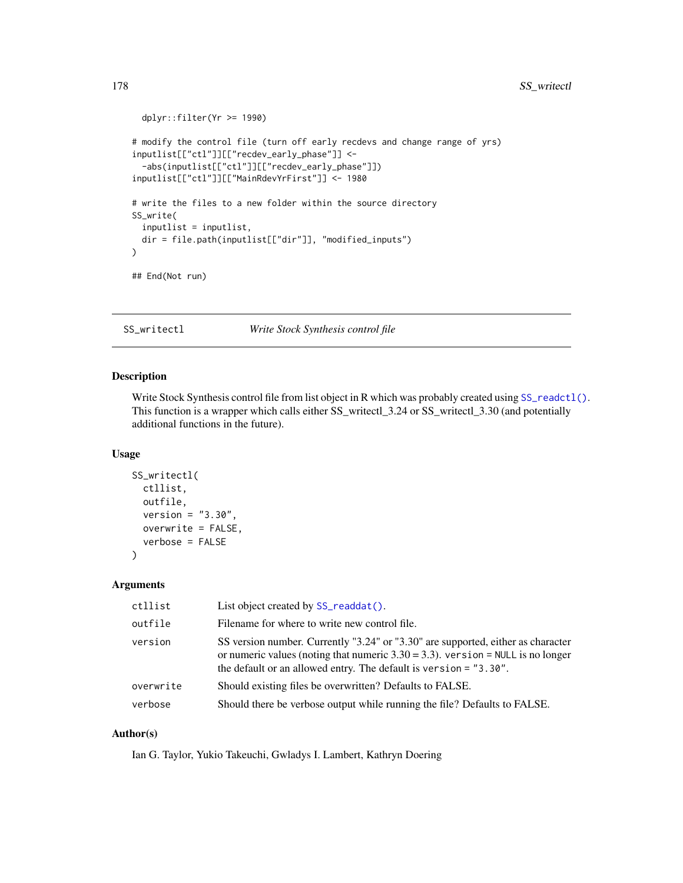```
  dplyr::filter(Yr >= 1990)

# modify the control file (turn off early recdevs and change range of yrs)
inputlist[["ctl"]][["recdev_early_phase"]] <-
  -abs(inputlist[["ctl"]][["recdev_early_phase"]])
inputlist[["ctl"]][["MainRdevYrFirst"]] <- 1980

# write the files to a new folder within the source directory
SS_write(
  inputlist = inputlist,
  dir = file.path(inputlist[["dir"]], "modified_inputs")
)

## End(Not run)
```

---

## SS_writectl — *Write Stock Synthesis control file*

### Description

Write Stock Synthesis control file from list object in R which was probably created using SS_readctl(). This function is a wrapper which calls either SS_writectl_3.24 or SS_writectl_3.30 (and potentially additional functions in the future).

### Usage

```
SS_writectl(
  ctllist,
  outfile,
  version = "3.30",
  overwrite = FALSE,
  verbose = FALSE
)
```

### Arguments

| | |
|---|---|
| `ctllist` | List object created by SS_readdat(). |
| `outfile` | Filename for where to write new control file. |
| `version` | SS version number. Currently "3.24" or "3.30" are supported, either as character or numeric values (noting that numeric 3.30 = 3.3). `version = NULL` is no longer the default or an allowed entry. The default is `version = "3.30"`. |
| `overwrite` | Should existing files be overwritten? Defaults to FALSE. |
| `verbose` | Should there be verbose output while running the file? Defaults to FALSE. |

### Author(s)

Ian G. Taylor, Yukio Takeuchi, Gwladys I. Lambert, Kathryn Doering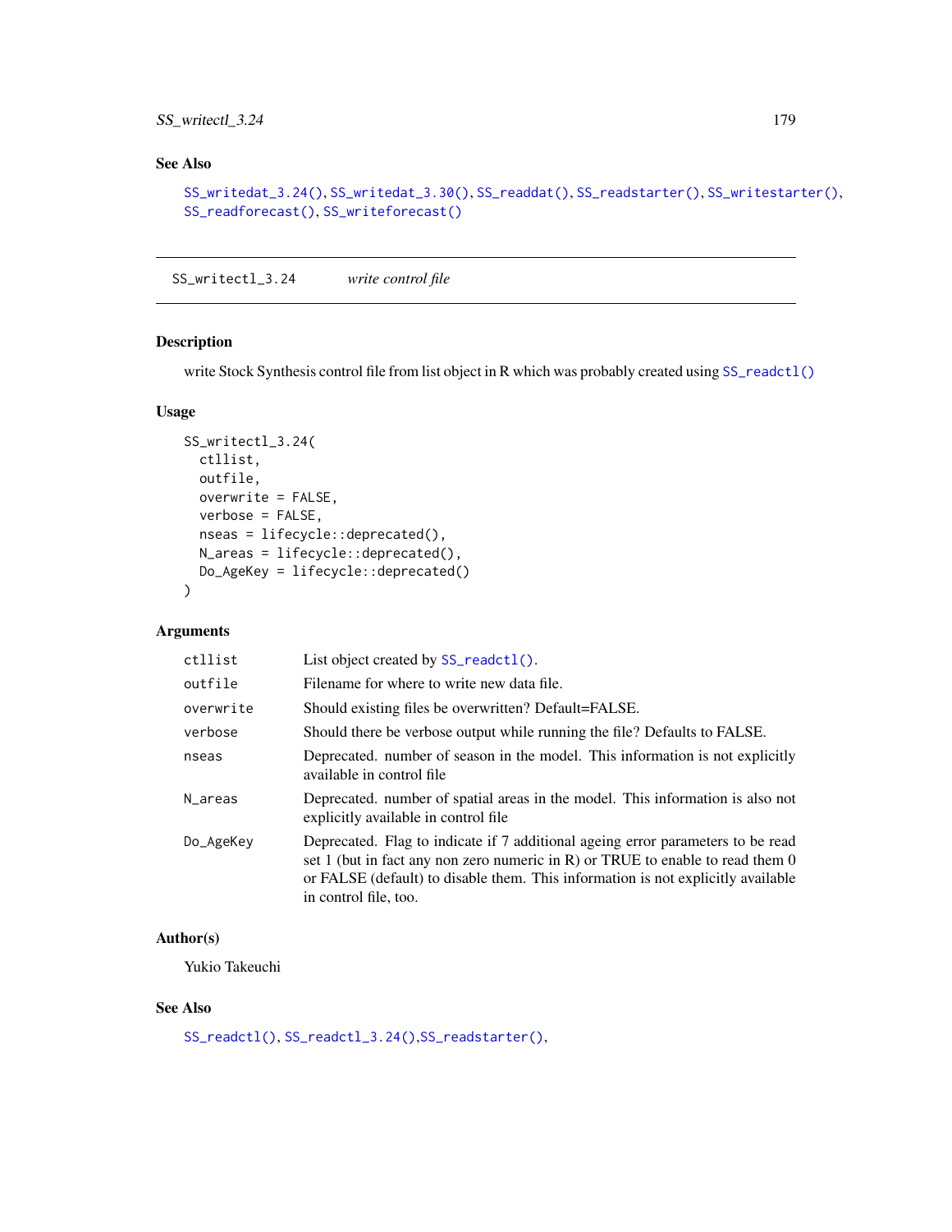## See Also

SS_writedat_3.24(), SS_writedat_3.30(), SS_readdat(), SS_readstarter(), SS_writestarter(), SS_readforecast(), SS_writeforecast()

---

# SS_writectl_3.24 *write control file*

---

## Description

write Stock Synthesis control file from list object in R which was probably created using SS_readctl()

## Usage

```
SS_writectl_3.24(
  ctllist,
  outfile,
  overwrite = FALSE,
  verbose = FALSE,
  nseas = lifecycle::deprecated(),
  N_areas = lifecycle::deprecated(),
  Do_AgeKey = lifecycle::deprecated()
)
```

## Arguments

| | |
|---|---|
| ctllist | List object created by SS_readctl(). |
| outfile | Filename for where to write new data file. |
| overwrite | Should existing files be overwritten? Default=FALSE. |
| verbose | Should there be verbose output while running the file? Defaults to FALSE. |
| nseas | Deprecated. number of season in the model. This information is not explicitly available in control file |
| N_areas | Deprecated. number of spatial areas in the model. This information is also not explicitly available in control file |
| Do_AgeKey | Deprecated. Flag to indicate if 7 additional ageing error parameters to be read set 1 (but in fact any non zero numeric in R) or TRUE to enable to read them 0 or FALSE (default) to disable them. This information is not explicitly available in control file, too. |

## Author(s)

Yukio Takeuchi

## See Also

SS_readctl(), SS_readctl_3.24(),SS_readstarter(),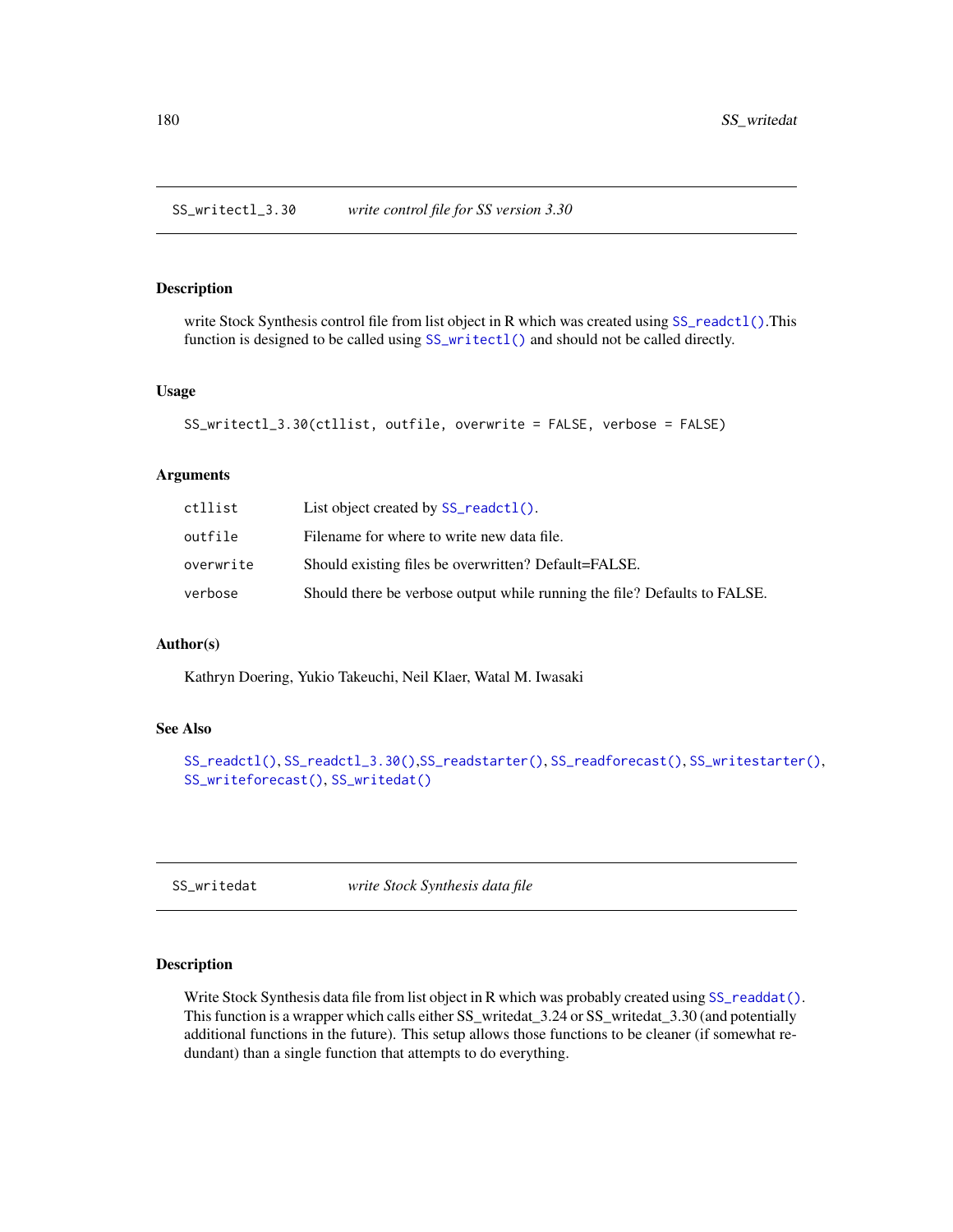## SS_writectl_3.30 *write control file for SS version 3.30*

### Description

write Stock Synthesis control file from list object in R which was created using `SS_readctl()`.This function is designed to be called using `SS_writectl()` and should not be called directly.

### Usage

```
SS_writectl_3.30(ctllist, outfile, overwrite = FALSE, verbose = FALSE)
```

### Arguments

| | |
|---|---|
| ctllist | List object created by `SS_readctl()`. |
| outfile | Filename for where to write new data file. |
| overwrite | Should existing files be overwritten? Default=FALSE. |
| verbose | Should there be verbose output while running the file? Defaults to FALSE. |

### Author(s)

Kathryn Doering, Yukio Takeuchi, Neil Klaer, Watal M. Iwasaki

### See Also

`SS_readctl()`, `SS_readctl_3.30()`,`SS_readstarter()`, `SS_readforecast()`, `SS_writestarter()`, `SS_writeforecast()`, `SS_writedat()`

## SS_writedat *write Stock Synthesis data file*

### Description

Write Stock Synthesis data file from list object in R which was probably created using `SS_readdat()`. This function is a wrapper which calls either SS_writedat_3.24 or SS_writedat_3.30 (and potentially additional functions in the future). This setup allows those functions to be cleaner (if somewhat redundant) than a single function that attempts to do everything.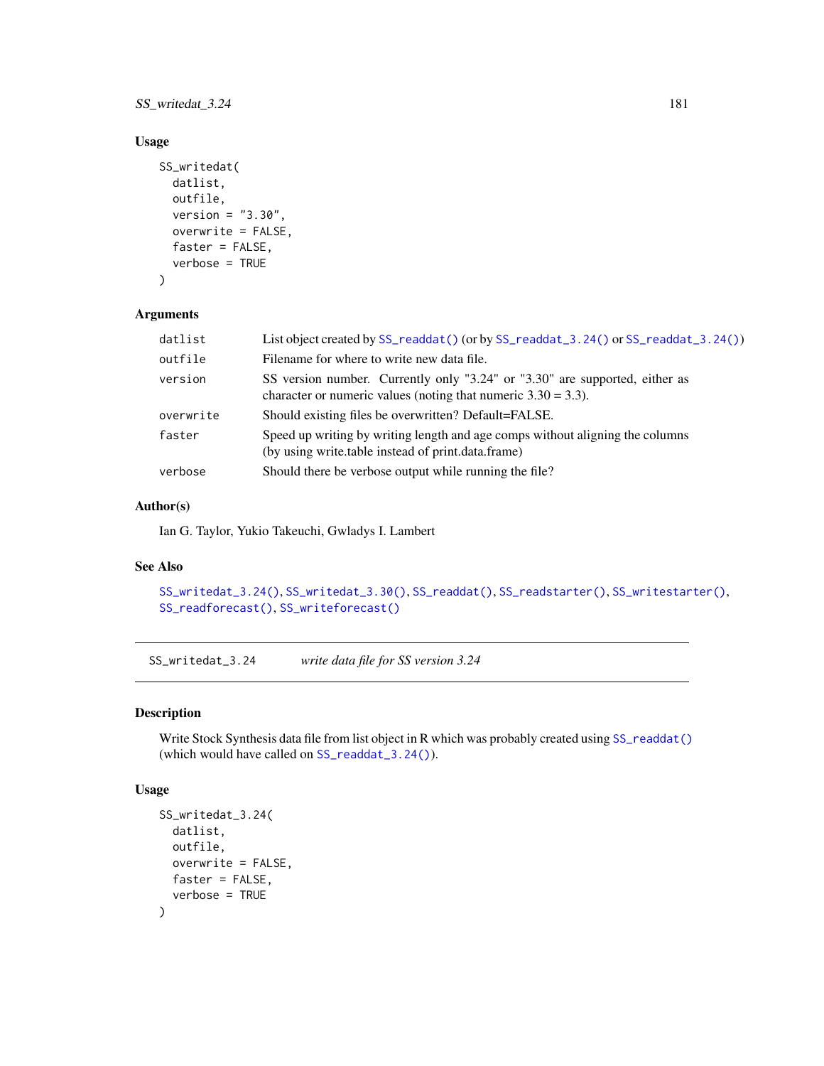### Usage

```
SS_writedat(
  datlist,
  outfile,
  version = "3.30",
  overwrite = FALSE,
  faster = FALSE,
  verbose = TRUE
)
```

### Arguments

| | |
|---|---|
| datlist | List object created by SS_readdat() (or by SS_readdat_3.24() or SS_readdat_3.24()) |
| outfile | Filename for where to write new data file. |
| version | SS version number. Currently only "3.24" or "3.30" are supported, either as character or numeric values (noting that numeric 3.30 = 3.3). |
| overwrite | Should existing files be overwritten? Default=FALSE. |
| faster | Speed up writing by writing length and age comps without aligning the columns (by using write.table instead of print.data.frame) |
| verbose | Should there be verbose output while running the file? |

### Author(s)

Ian G. Taylor, Yukio Takeuchi, Gwladys I. Lambert

### See Also

SS_writedat_3.24(), SS_writedat_3.30(), SS_readdat(), SS_readstarter(), SS_writestarter(), SS_readforecast(), SS_writeforecast()

---

## SS_writedat_3.24 *write data file for SS version 3.24*

### Description

Write Stock Synthesis data file from list object in R which was probably created using SS_readdat() (which would have called on SS_readdat_3.24()).

### Usage

```
SS_writedat_3.24(
  datlist,
  outfile,
  overwrite = FALSE,
  faster = FALSE,
  verbose = TRUE
)
```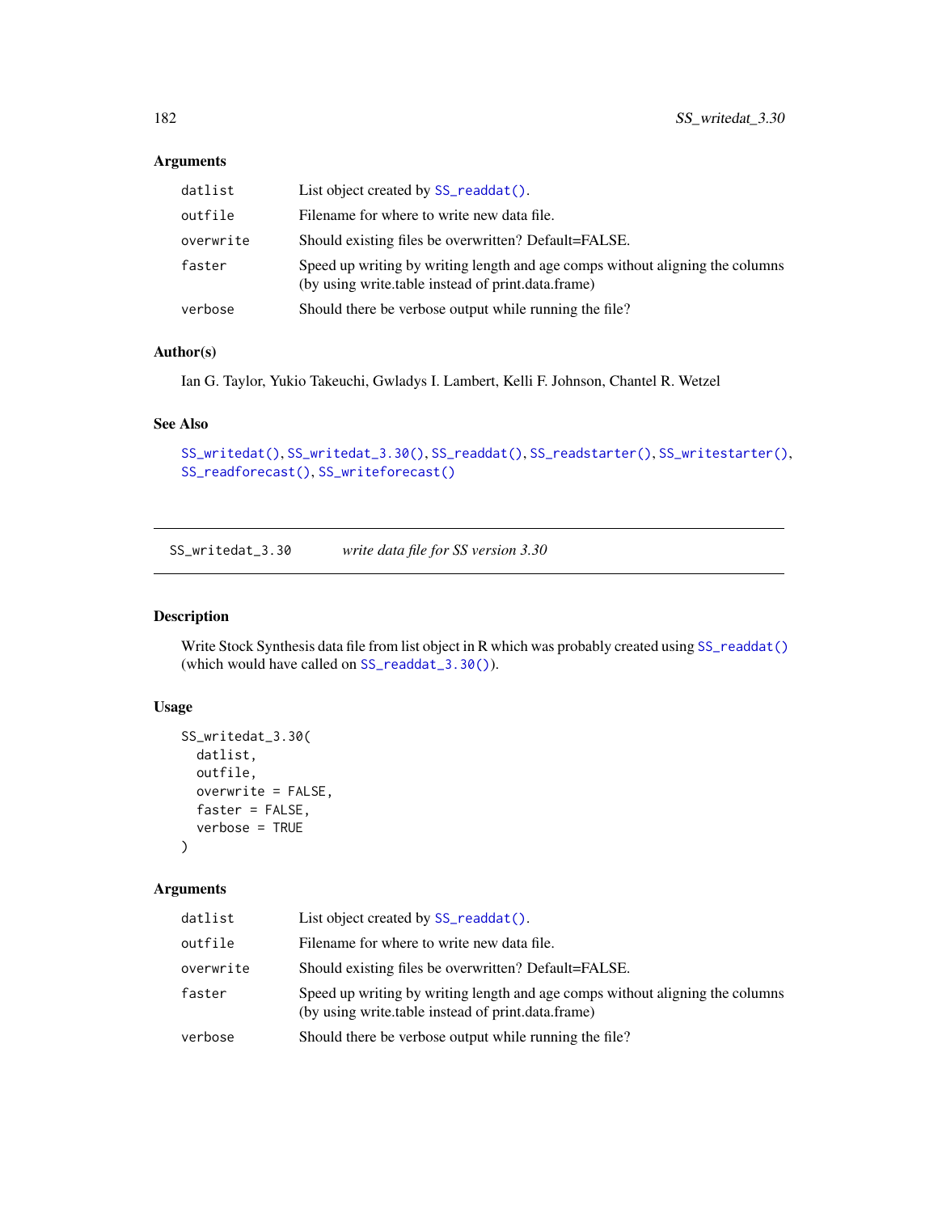### Arguments

| | |
|---|---|
| datlist | List object created by SS_readdat(). |
| outfile | Filename for where to write new data file. |
| overwrite | Should existing files be overwritten? Default=FALSE. |
| faster | Speed up writing by writing length and age comps without aligning the columns (by using write.table instead of print.data.frame) |
| verbose | Should there be verbose output while running the file? |

### Author(s)

Ian G. Taylor, Yukio Takeuchi, Gwladys I. Lambert, Kelli F. Johnson, Chantel R. Wetzel

### See Also

SS_writedat(), SS_writedat_3.30(), SS_readdat(), SS_readstarter(), SS_writestarter(), SS_readforecast(), SS_writeforecast()

---

## SS_writedat_3.30 *write data file for SS version 3.30*

### Description

Write Stock Synthesis data file from list object in R which was probably created using SS_readdat() (which would have called on SS_readdat_3.30()).

### Usage

```
SS_writedat_3.30(
  datlist,
  outfile,
  overwrite = FALSE,
  faster = FALSE,
  verbose = TRUE
)
```

### Arguments

| | |
|---|---|
| datlist | List object created by SS_readdat(). |
| outfile | Filename for where to write new data file. |
| overwrite | Should existing files be overwritten? Default=FALSE. |
| faster | Speed up writing by writing length and age comps without aligning the columns (by using write.table instead of print.data.frame) |
| verbose | Should there be verbose output while running the file? |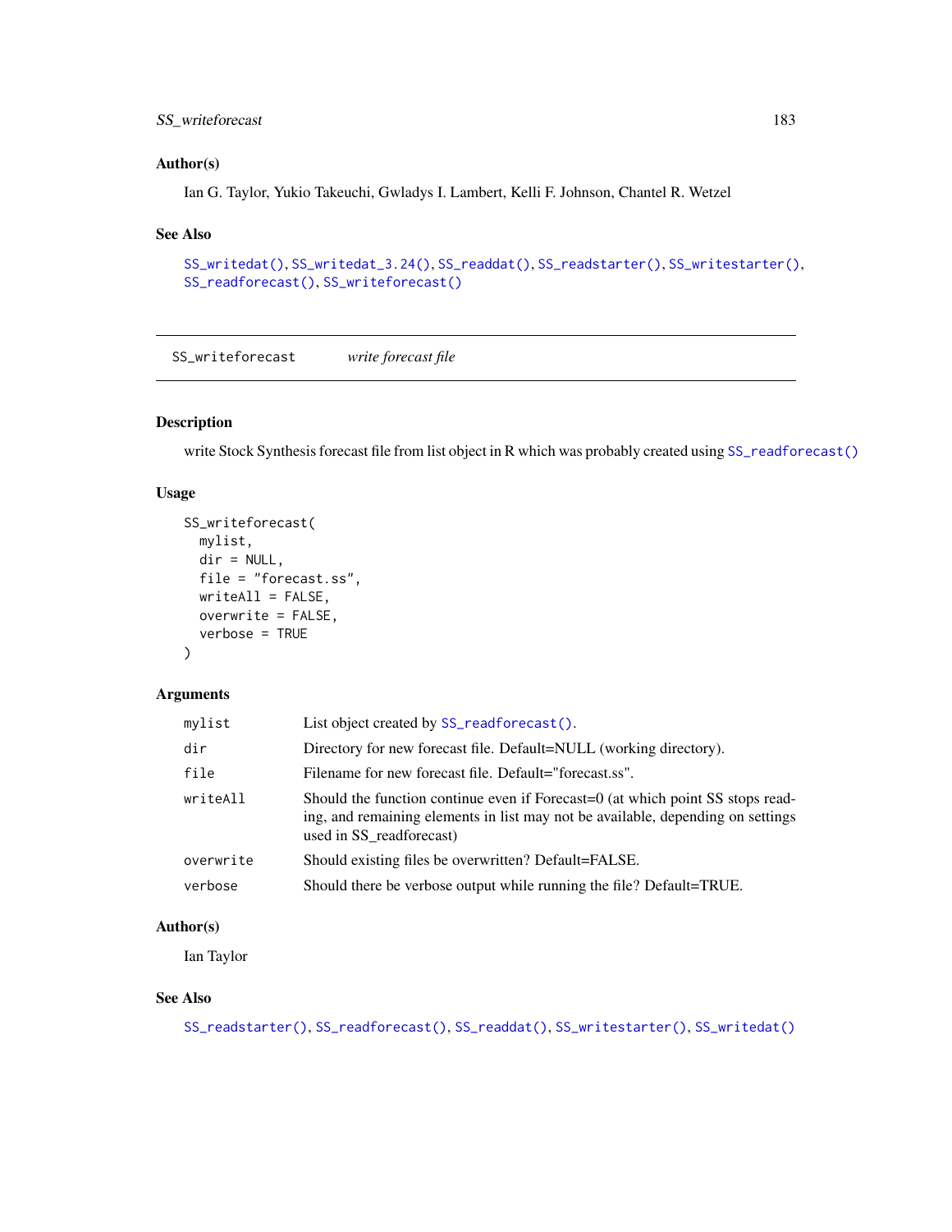## Author(s)

Ian G. Taylor, Yukio Takeuchi, Gwladys I. Lambert, Kelli F. Johnson, Chantel R. Wetzel

## See Also

SS_writedat(), SS_writedat_3.24(), SS_readdat(), SS_readstarter(), SS_writestarter(), SS_readforecast(), SS_writeforecast()

---

# SS_writeforecast *write forecast file*

---

## Description

write Stock Synthesis forecast file from list object in R which was probably created using SS_readforecast()

## Usage

```
SS_writeforecast(
  mylist,
  dir = NULL,
  file = "forecast.ss",
  writeAll = FALSE,
  overwrite = FALSE,
  verbose = TRUE
)
```

## Arguments

| | |
|---|---|
| mylist | List object created by SS_readforecast(). |
| dir | Directory for new forecast file. Default=NULL (working directory). |
| file | Filename for new forecast file. Default="forecast.ss". |
| writeAll | Should the function continue even if Forecast=0 (at which point SS stops reading, and remaining elements in list may not be available, depending on settings used in SS_readforecast) |
| overwrite | Should existing files be overwritten? Default=FALSE. |
| verbose | Should there be verbose output while running the file? Default=TRUE. |

## Author(s)

Ian Taylor

## See Also

SS_readstarter(), SS_readforecast(), SS_readdat(), SS_writestarter(), SS_writedat()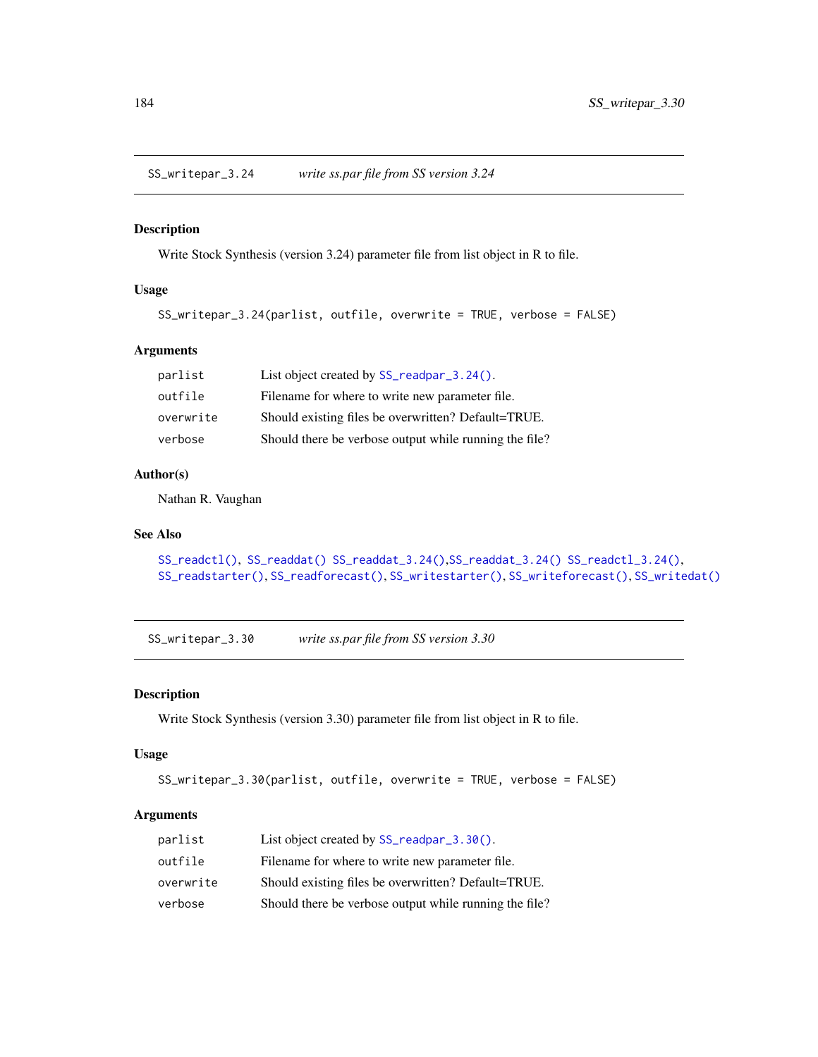## SS_writepar_3.24 *write ss.par file from SS version 3.24*

### Description

Write Stock Synthesis (version 3.24) parameter file from list object in R to file.

### Usage

```
SS_writepar_3.24(parlist, outfile, overwrite = TRUE, verbose = FALSE)
```

### Arguments

| | |
|---|---|
| parlist | List object created by SS_readpar_3.24(). |
| outfile | Filename for where to write new parameter file. |
| overwrite | Should existing files be overwritten? Default=TRUE. |
| verbose | Should there be verbose output while running the file? |

### Author(s)

Nathan R. Vaughan

### See Also

SS_readctl(), SS_readdat() SS_readdat_3.24(),SS_readdat_3.24() SS_readctl_3.24(), SS_readstarter(), SS_readforecast(), SS_writestarter(), SS_writeforecast(), SS_writedat()

## SS_writepar_3.30 *write ss.par file from SS version 3.30*

### Description

Write Stock Synthesis (version 3.30) parameter file from list object in R to file.

### Usage

```
SS_writepar_3.30(parlist, outfile, overwrite = TRUE, verbose = FALSE)
```

### Arguments

| | |
|---|---|
| parlist | List object created by SS_readpar_3.30(). |
| outfile | Filename for where to write new parameter file. |
| overwrite | Should existing files be overwritten? Default=TRUE. |
| verbose | Should there be verbose output while running the file? |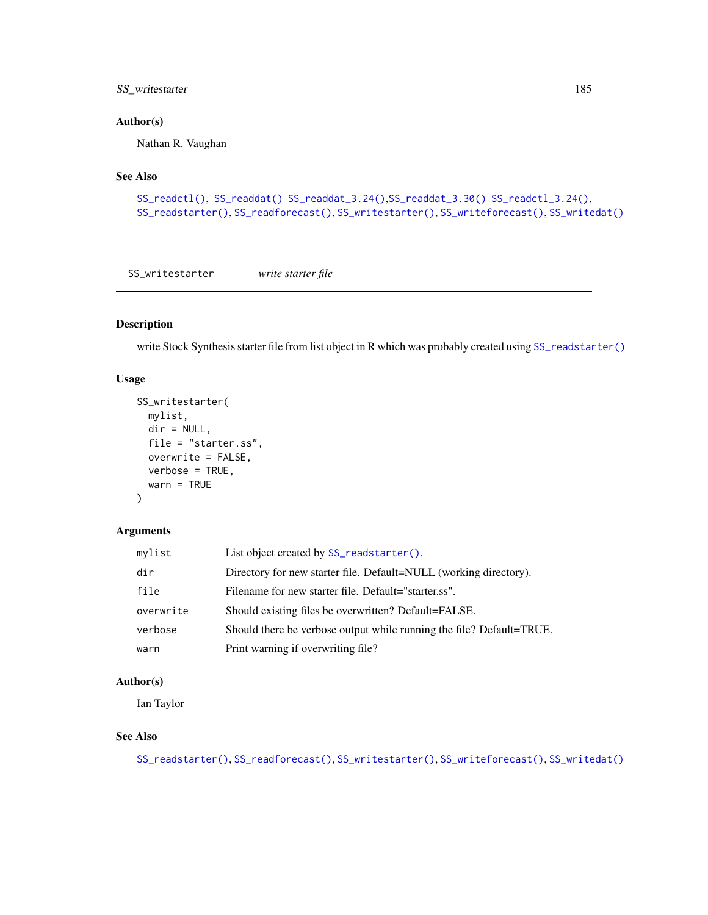## Author(s)

Nathan R. Vaughan

## See Also

SS_readctl(), SS_readdat() SS_readdat_3.24(),SS_readdat_3.30() SS_readctl_3.24(), SS_readstarter(), SS_readforecast(), SS_writestarter(), SS_writeforecast(), SS_writedat()

---

# SS_writestarter &nbsp;&nbsp;&nbsp;&nbsp; *write starter file*

## Description

write Stock Synthesis starter file from list object in R which was probably created using SS_readstarter()

## Usage

```
SS_writestarter(
  mylist,
  dir = NULL,
  file = "starter.ss",
  overwrite = FALSE,
  verbose = TRUE,
  warn = TRUE
)
```

## Arguments

| | |
|---|---|
| mylist | List object created by SS_readstarter(). |
| dir | Directory for new starter file. Default=NULL (working directory). |
| file | Filename for new starter file. Default="starter.ss". |
| overwrite | Should existing files be overwritten? Default=FALSE. |
| verbose | Should there be verbose output while running the file? Default=TRUE. |
| warn | Print warning if overwriting file? |

## Author(s)

Ian Taylor

## See Also

SS_readstarter(), SS_readforecast(), SS_writestarter(), SS_writeforecast(), SS_writedat()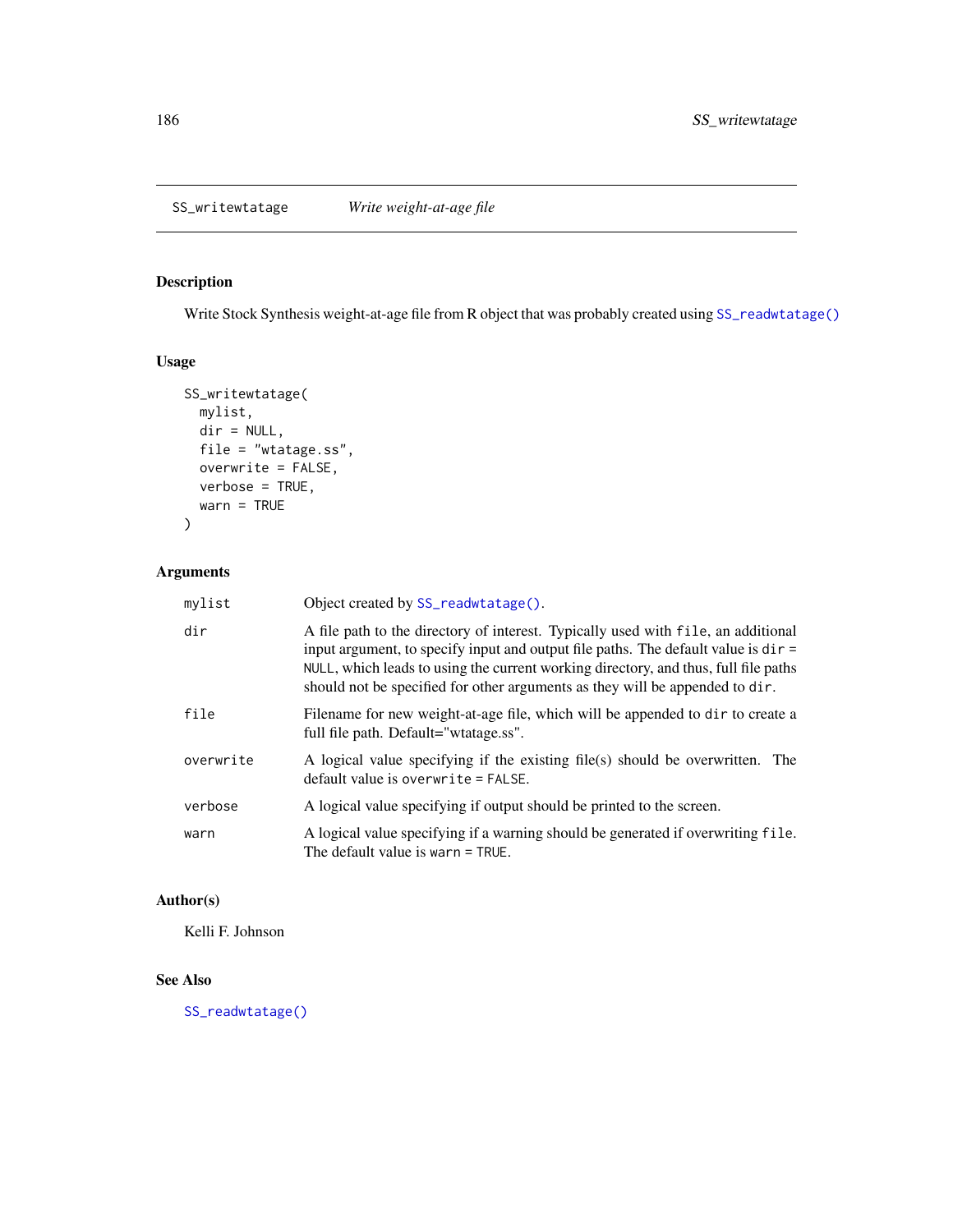## SS_writewtatage — *Write weight-at-age file*

### Description

Write Stock Synthesis weight-at-age file from R object that was probably created using `SS_readwtatage()`

### Usage

```
SS_writewtatage(
  mylist,
  dir = NULL,
  file = "wtatage.ss",
  overwrite = FALSE,
  verbose = TRUE,
  warn = TRUE
)
```

### Arguments

| | |
|---|---|
| `mylist` | Object created by `SS_readwtatage()`. |
| `dir` | A file path to the directory of interest. Typically used with `file`, an additional input argument, to specify input and output file paths. The default value is `dir = NULL`, which leads to using the current working directory, and thus, full file paths should not be specified for other arguments as they will be appended to `dir`. |
| `file` | Filename for new weight-at-age file, which will be appended to `dir` to create a full file path. Default="wtatage.ss". |
| `overwrite` | A logical value specifying if the existing file(s) should be overwritten. The default value is `overwrite = FALSE`. |
| `verbose` | A logical value specifying if output should be printed to the screen. |
| `warn` | A logical value specifying if a warning should be generated if overwriting `file`. The default value is `warn = TRUE`. |

### Author(s)

Kelli F. Johnson

### See Also

`SS_readwtatage()`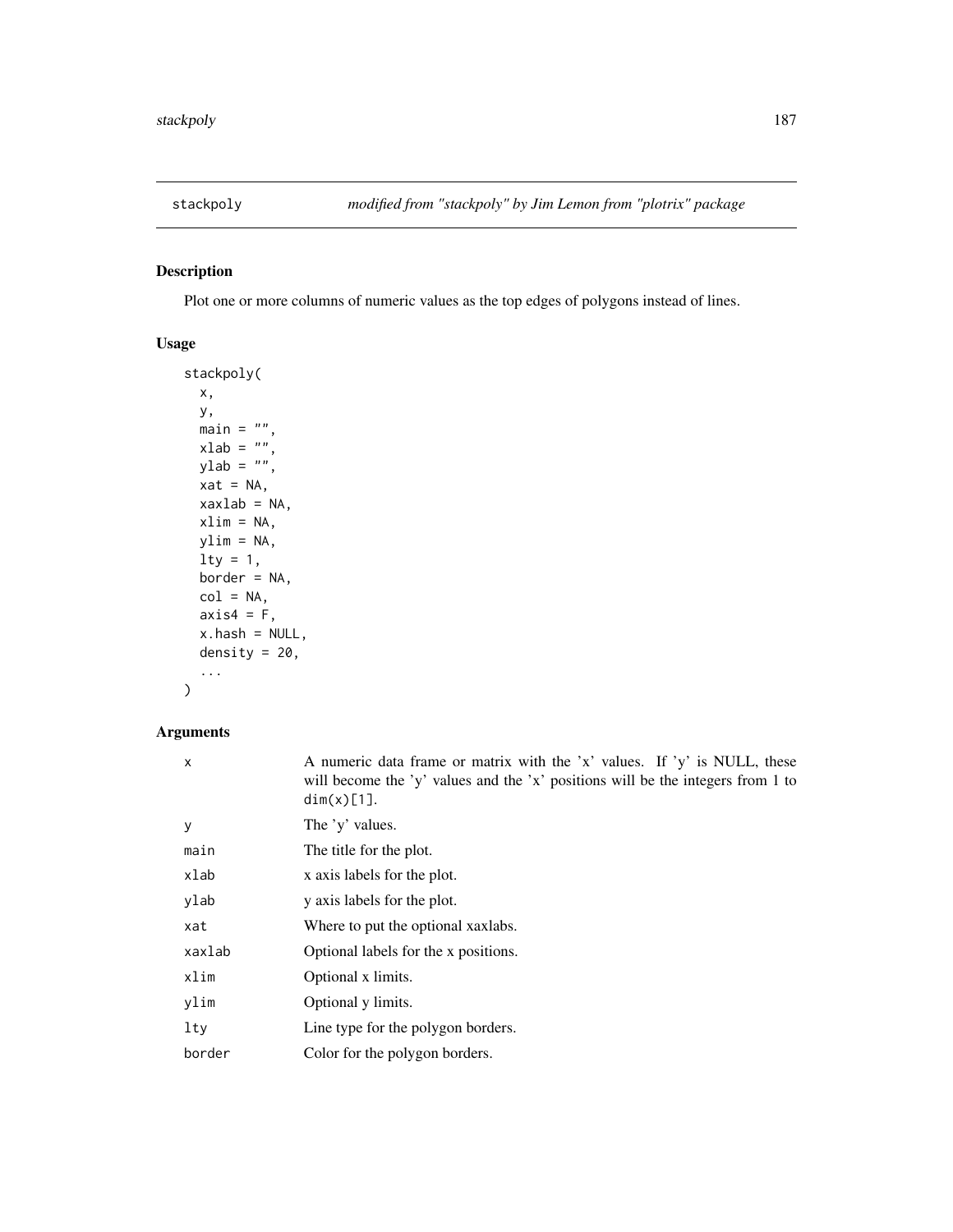## stackpoly *modified from "stackpoly" by Jim Lemon from "plotrix" package*

### Description

Plot one or more columns of numeric values as the top edges of polygons instead of lines.

### Usage

```
stackpoly(
  x,
  y,
  main = "",
  xlab = "",
  ylab = "",
  xat = NA,
  xaxlab = NA,
  xlim = NA,
  ylim = NA,
  lty = 1,
  border = NA,
  col = NA,
  axis4 = F,
  x.hash = NULL,
  density = 20,
  ...
)
```

### Arguments

| | |
|---|---|
| `x` | A numeric data frame or matrix with the 'x' values. If 'y' is NULL, these will become the 'y' values and the 'x' positions will be the integers from 1 to `dim(x)[1]`. |
| `y` | The 'y' values. |
| `main` | The title for the plot. |
| `xlab` | x axis labels for the plot. |
| `ylab` | y axis labels for the plot. |
| `xat` | Where to put the optional xaxlabs. |
| `xaxlab` | Optional labels for the x positions. |
| `xlim` | Optional x limits. |
| `ylim` | Optional y limits. |
| `lty` | Line type for the polygon borders. |
| `border` | Color for the polygon borders. |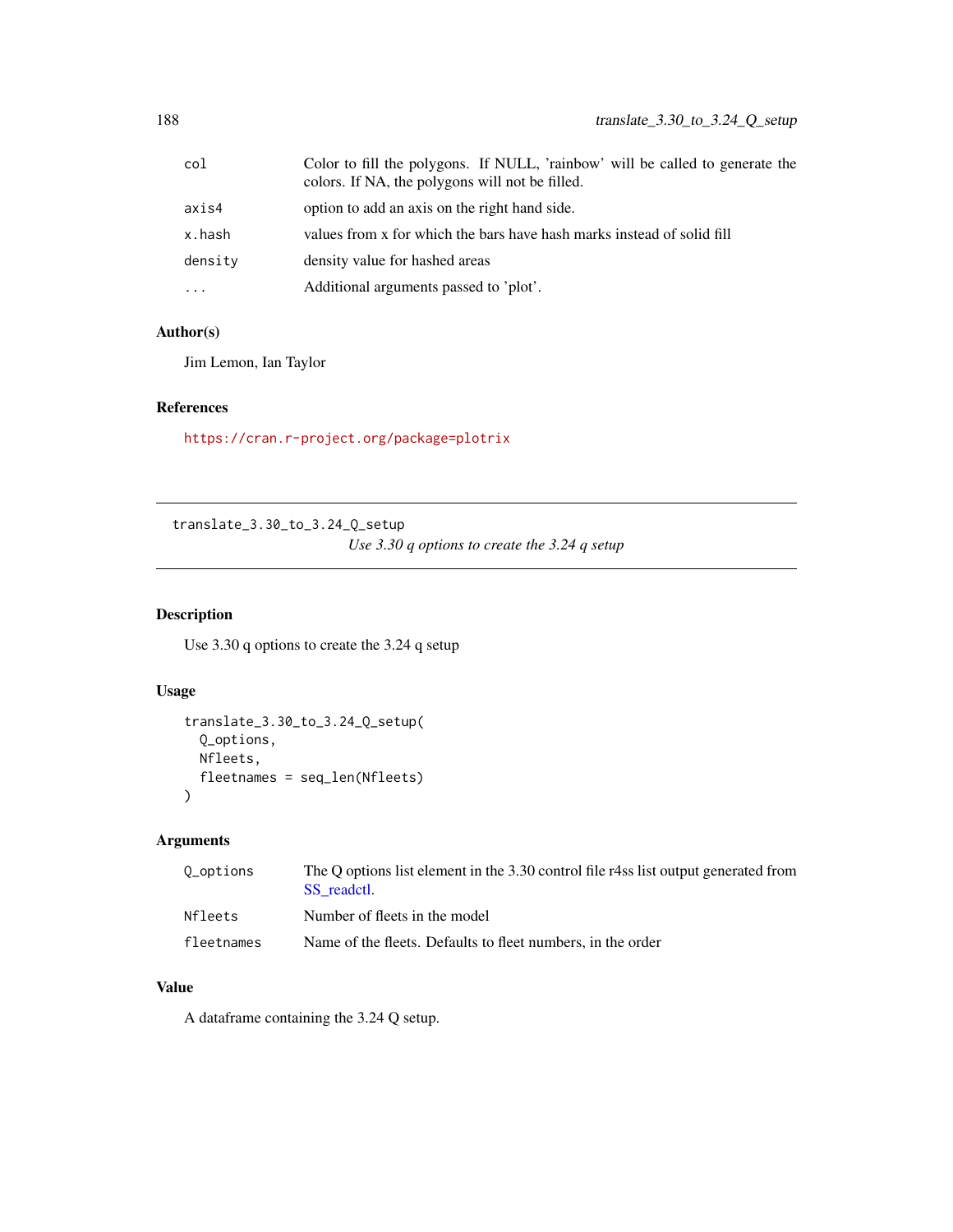| | |
|---|---|
| col | Color to fill the polygons. If NULL, 'rainbow' will be called to generate the colors. If NA, the polygons will not be filled. |
| axis4 | option to add an axis on the right hand side. |
| x.hash | values from x for which the bars have hash marks instead of solid fill |
| density | density value for hashed areas |
| ... | Additional arguments passed to 'plot'. |

### Author(s)

Jim Lemon, Ian Taylor

### References

https://cran.r-project.org/package=plotrix

---

## translate_3.30_to_3.24_Q_setup

*Use 3.30 q options to create the 3.24 q setup*

---

### Description

Use 3.30 q options to create the 3.24 q setup

### Usage

```
translate_3.30_to_3.24_Q_setup(
  Q_options,
  Nfleets,
  fleetnames = seq_len(Nfleets)
)
```

### Arguments

| | |
|---|---|
| Q_options | The Q options list element in the 3.30 control file r4ss list output generated from SS_readctl. |
| Nfleets | Number of fleets in the model |
| fleetnames | Name of the fleets. Defaults to fleet numbers, in the order |

### Value

A dataframe containing the 3.24 Q setup.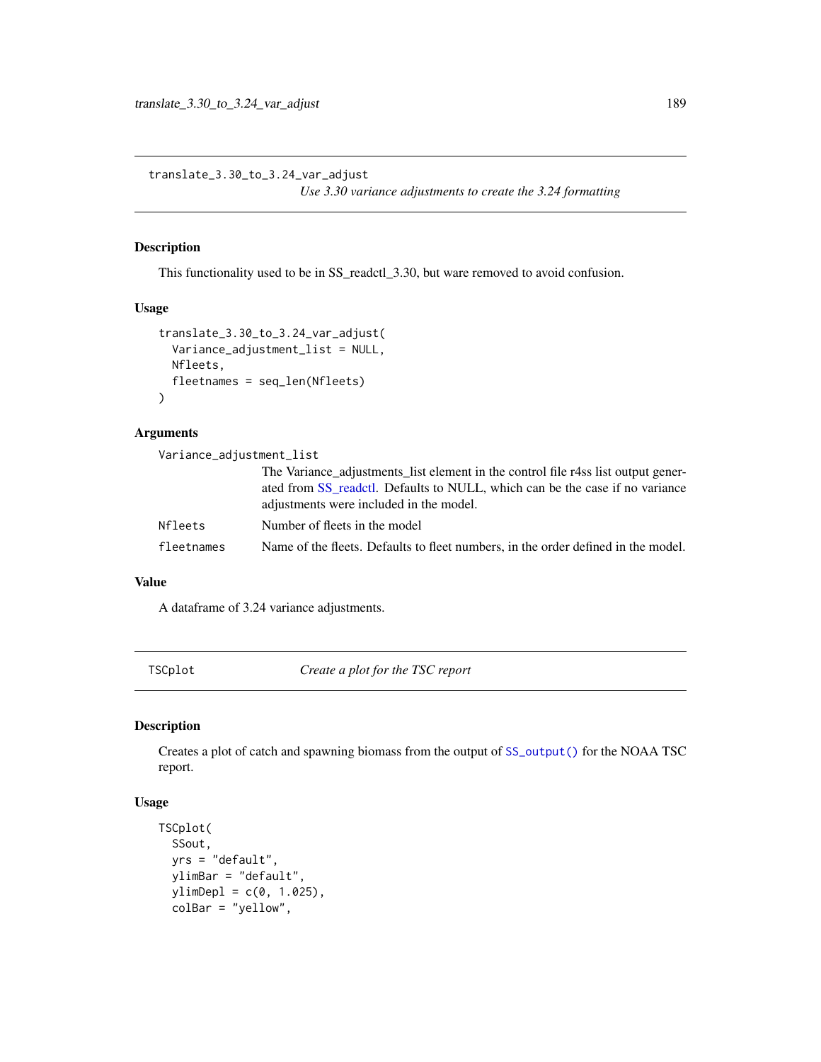## translate_3.30_to_3.24_var_adjust

*Use 3.30 variance adjustments to create the 3.24 formatting*

### Description

This functionality used to be in SS_readctl_3.30, but ware removed to avoid confusion.

### Usage

```
translate_3.30_to_3.24_var_adjust(
  Variance_adjustment_list = NULL,
  Nfleets,
  fleetnames = seq_len(Nfleets)
)
```

### Arguments

| | |
|---|---|
| `Variance_adjustment_list` | The Variance_adjustments_list element in the control file r4ss list output generated from SS_readctl. Defaults to NULL, which can be the case if no variance adjustments were included in the model. |
| `Nfleets` | Number of fleets in the model |
| `fleetnames` | Name of the fleets. Defaults to fleet numbers, in the order defined in the model. |

### Value

A dataframe of 3.24 variance adjustments.

## TSCplot

*Create a plot for the TSC report*

### Description

Creates a plot of catch and spawning biomass from the output of `SS_output()` for the NOAA TSC report.

### Usage

```
TSCplot(
  SSout,
  yrs = "default",
  ylimBar = "default",
  ylimDepl = c(0, 1.025),
  colBar = "yellow",
```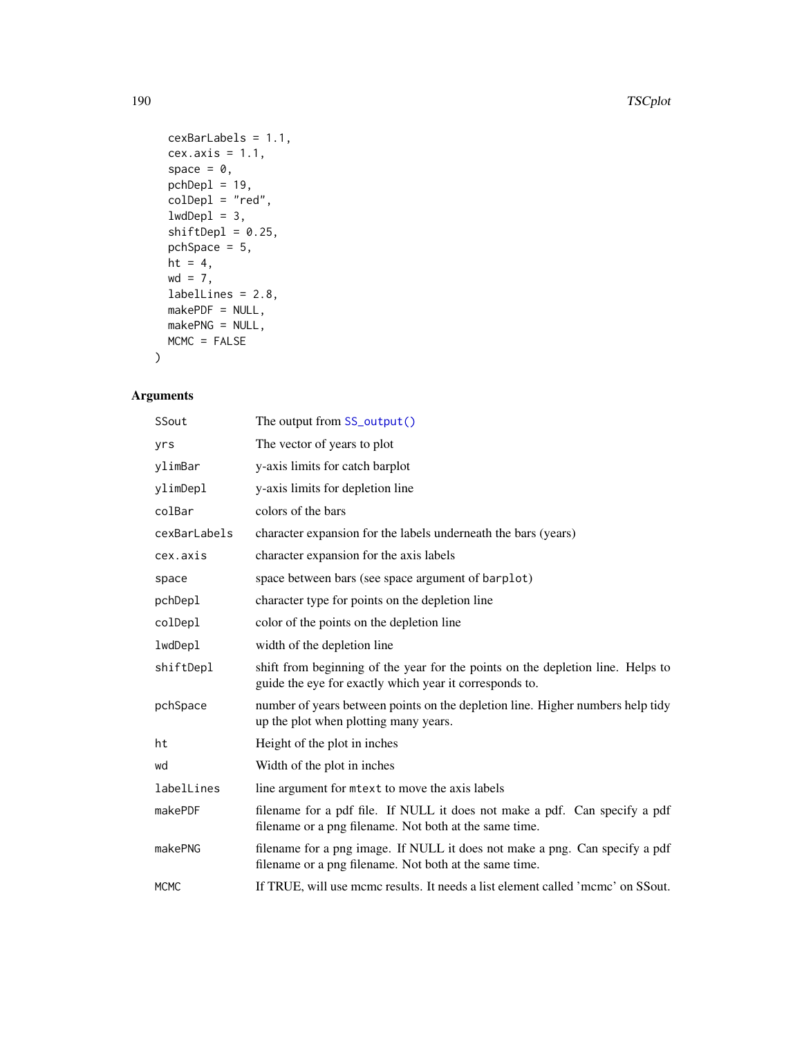```
  cexBarLabels = 1.1,
  cex.axis = 1.1,
  space = 0,
  pchDepl = 19,
  colDepl = "red",
  lwdDepl = 3,
  shiftDepl = 0.25,
  pchSpace = 5,
  ht = 4,
  wd = 7,
  labelLines = 2.8,
  makePDF = NULL,
  makePNG = NULL,
  MCMC = FALSE
)
```

### Arguments

| Argument | Description |
|---|---|
| SSout | The output from SS_output() |
| yrs | The vector of years to plot |
| ylimBar | y-axis limits for catch barplot |
| ylimDepl | y-axis limits for depletion line |
| colBar | colors of the bars |
| cexBarLabels | character expansion for the labels underneath the bars (years) |
| cex.axis | character expansion for the axis labels |
| space | space between bars (see space argument of barplot) |
| pchDepl | character type for points on the depletion line |
| colDepl | color of the points on the depletion line |
| lwdDepl | width of the depletion line |
| shiftDepl | shift from beginning of the year for the points on the depletion line. Helps to guide the eye for exactly which year it corresponds to. |
| pchSpace | number of years between points on the depletion line. Higher numbers help tidy up the plot when plotting many years. |
| ht | Height of the plot in inches |
| wd | Width of the plot in inches |
| labelLines | line argument for mtext to move the axis labels |
| makePDF | filename for a pdf file. If NULL it does not make a pdf. Can specify a pdf filename or a png filename. Not both at the same time. |
| makePNG | filename for a png image. If NULL it does not make a png. Can specify a pdf filename or a png filename. Not both at the same time. |
| MCMC | If TRUE, will use mcmc results. It needs a list element called 'mcmc' on SSout. |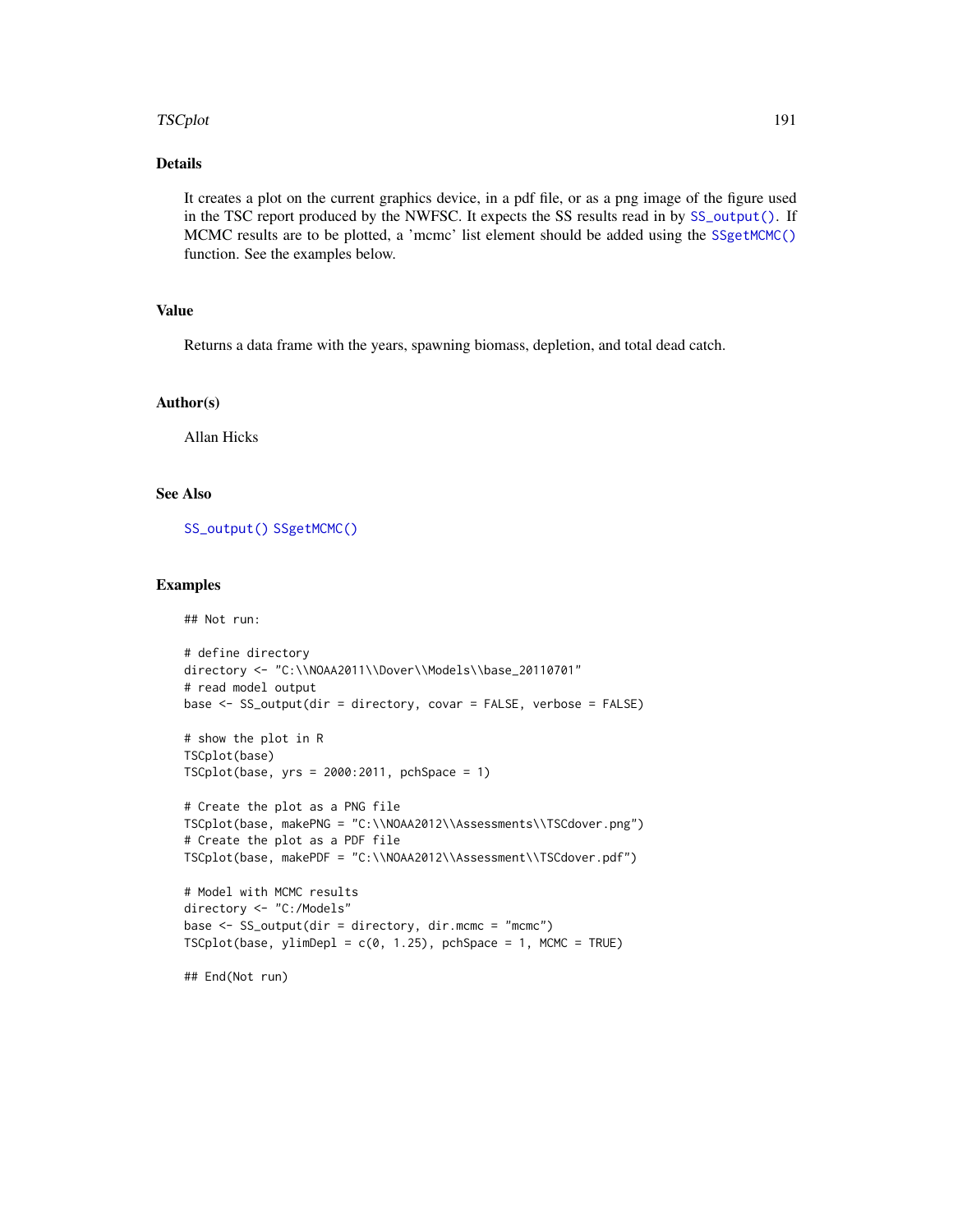## Details

It creates a plot on the current graphics device, in a pdf file, or as a png image of the figure used in the TSC report produced by the NWFSC. It expects the SS results read in by `SS_output()`. If MCMC results are to be plotted, a 'mcmc' list element should be added using the `SSgetMCMC()` function. See the examples below.

## Value

Returns a data frame with the years, spawning biomass, depletion, and total dead catch.

## Author(s)

Allan Hicks

## See Also

`SS_output()` `SSgetMCMC()`

## Examples

```
## Not run:

# define directory
directory <- "C:\\NOAA2011\\Dover\\Models\\base_20110701"
# read model output
base <- SS_output(dir = directory, covar = FALSE, verbose = FALSE)

# show the plot in R
TSCplot(base)
TSCplot(base, yrs = 2000:2011, pchSpace = 1)

# Create the plot as a PNG file
TSCplot(base, makePNG = "C:\\NOAA2012\\Assessments\\TSCdover.png")
# Create the plot as a PDF file
TSCplot(base, makePDF = "C:\\NOAA2012\\Assessment\\TSCdover.pdf")

# Model with MCMC results
directory <- "C:/Models"
base <- SS_output(dir = directory, dir.mcmc = "mcmc")
TSCplot(base, ylimDepl = c(0, 1.25), pchSpace = 1, MCMC = TRUE)

## End(Not run)
```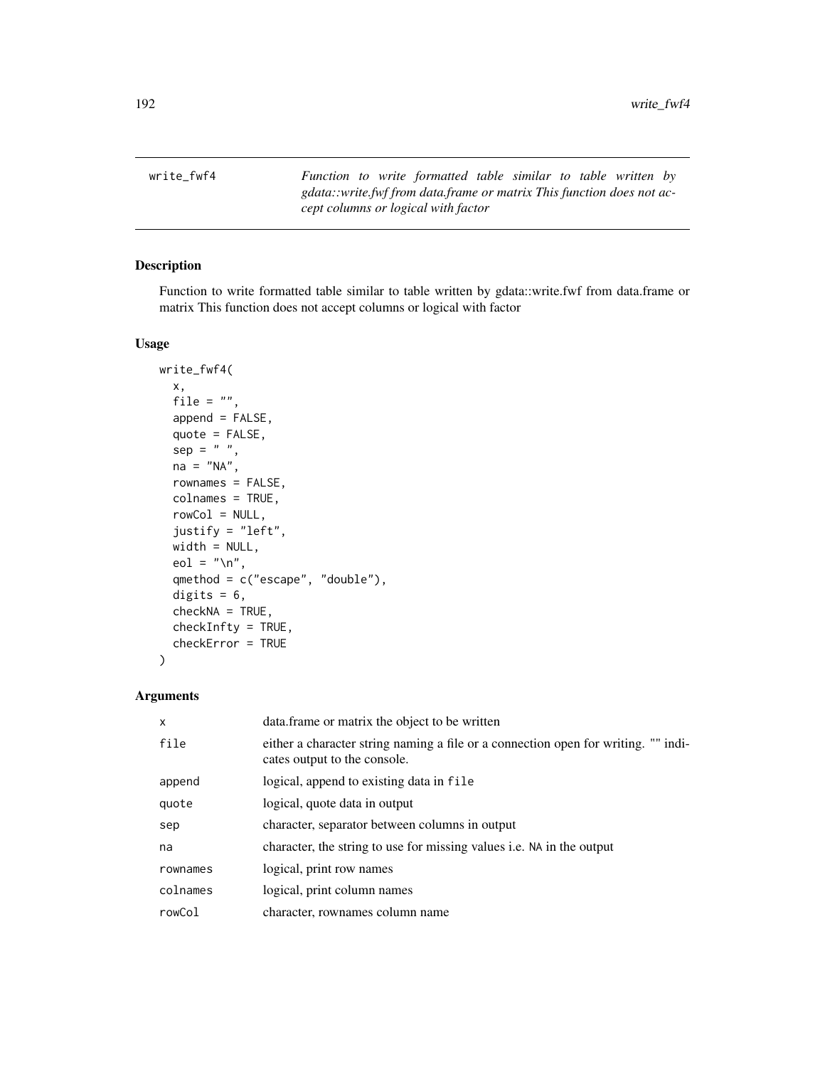## write_fwf4

*Function to write formatted table similar to table written by gdata::write.fwf from data.frame or matrix This function does not accept columns or logical with factor*

### Description

Function to write formatted table similar to table written by gdata::write.fwf from data.frame or matrix This function does not accept columns or logical with factor

### Usage

```
write_fwf4(
  x,
  file = "",
  append = FALSE,
  quote = FALSE,
  sep = " ",
  na = "NA",
  rownames = FALSE,
  colnames = TRUE,
  rowCol = NULL,
  justify = "left",
  width = NULL,
  eol = "\n",
  qmethod = c("escape", "double"),
  digits = 6,
  checkNA = TRUE,
  checkInfty = TRUE,
  checkError = TRUE
)
```

### Arguments

| | |
|---|---|
| x | data.frame or matrix the object to be written |
| file | either a character string naming a file or a connection open for writing. "" indicates output to the console. |
| append | logical, append to existing data in `file` |
| quote | logical, quote data in output |
| sep | character, separator between columns in output |
| na | character, the string to use for missing values i.e. `NA` in the output |
| rownames | logical, print row names |
| colnames | logical, print column names |
| rowCol | character, rownames column name |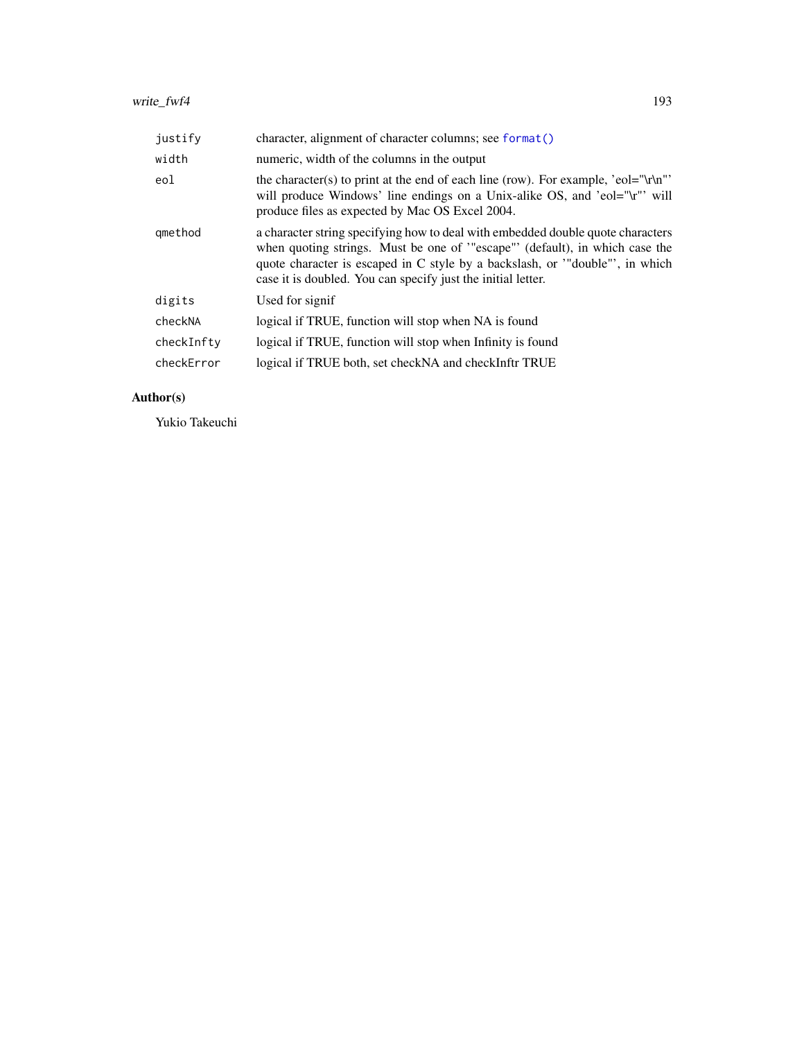| | |
|---|---|
| `justify` | character, alignment of character columns; see `format()` |
| `width` | numeric, width of the columns in the output |
| `eol` | the character(s) to print at the end of each line (row). For example, 'eol="\r\n"' will produce Windows' line endings on a Unix-alike OS, and 'eol="\r"' will produce files as expected by Mac OS Excel 2004. |
| `qmethod` | a character string specifying how to deal with embedded double quote characters when quoting strings. Must be one of '"escape"' (default), in which case the quote character is escaped in C style by a backslash, or '"double"', in which case it is doubled. You can specify just the initial letter. |
| `digits` | Used for signif |
| `checkNA` | logical if TRUE, function will stop when NA is found |
| `checkInfty` | logical if TRUE, function will stop when Infinity is found |
| `checkError` | logical if TRUE both, set checkNA and checkInftr TRUE |

## Author(s)

Yukio Takeuchi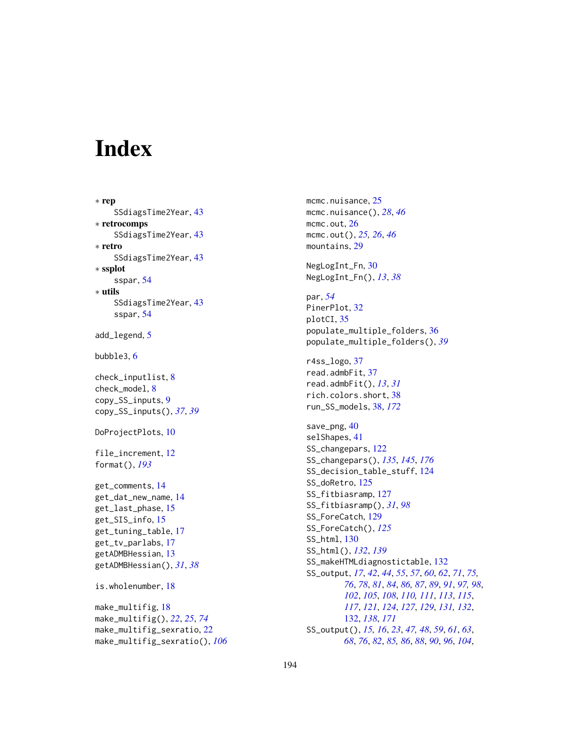# Index

* **rep**
  SSdiagsTime2Year, 43
* **retrocomps**
  SSdiagsTime2Year, 43
* **retro**
  SSdiagsTime2Year, 43
* **ssplot**
  sspar, 54
* **utils**
  SSdiagsTime2Year, 43
  sspar, 54

add_legend, 5

bubble3, 6

check_inputlist, 8
check_model, 8
copy_SS_inputs, 9
copy_SS_inputs(), *37*, *39*

DoProjectPlots, 10

file_increment, 12
format(), *193*

get_comments, 14
get_dat_new_name, 14
get_last_phase, 15
get_SIS_info, 15
get_tuning_table, 17
get_tv_parlabs, 17
getADMBHessian, 13
getADMBHessian(), *31*, *38*

is.wholenumber, 18

make_multifig, 18
make_multifig(), *22*, *25*, *74*
make_multifig_sexratio, 22
make_multifig_sexratio(), *106*

mcmc.nuisance, 25
mcmc.nuisance(), *28*, *46*
mcmc.out, 26
mcmc.out(), *25*, *26*, *46*
mountains, 29

NegLogInt_Fn, 30
NegLogInt_Fn(), *13*, *38*

par, *54*
PinerPlot, 32
plotCI, 35
populate_multiple_folders, 36
populate_multiple_folders(), *39*

r4ss_logo, 37
read.admbFit, 37
read.admbFit(), *13*, *31*
rich.colors.short, 38
run_SS_models, 38, *172*

save_png, 40
selShapes, 41
SS_changepars, 122
SS_changepars(), *135*, *145*, *176*
SS_decision_table_stuff, 124
SS_doRetro, 125
SS_fitbiasramp, 127
SS_fitbiasramp(), *31*, *98*
SS_ForeCatch, 129
SS_ForeCatch(), *125*
SS_html, 130
SS_html(), *132*, *139*
SS_makeHTMLdiagnostictable, 132
SS_output, *17*, *42*, *44*, *55*, *57*, *60*, *62*, *71*, *75*, *76*, *78*, *81*, *84*, *86*, *87*, *89*, *91*, *97*, *98*, *102*, *105*, *108*, *110*, *111*, *113*, *115*, *117*, *121*, *124*, *127*, *129*, *131*, *132*, 132, *138*, *171*
SS_output(), *15*, *16*, *23*, *47*, *48*, *59*, *61*, *63*, *68*, *76*, *82*, *85*, *86*, *88*, *90*, *96*, *104*,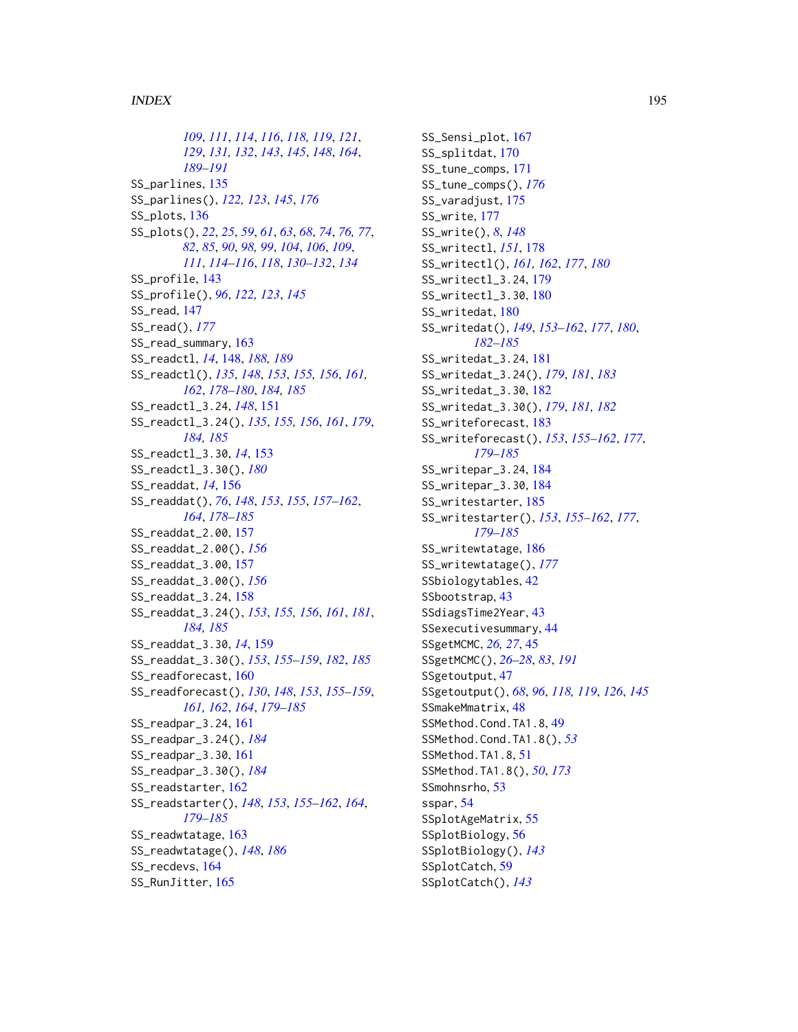109, 111, 114, 116, 118, 119, 121, 129, 131, 132, 143, 145, 148, 164, 189–191

SS_parlines, 135
SS_parlines(), 122, 123, 145, 176
SS_plots, 136
SS_plots(), 22, 25, 59, 61, 63, 68, 74, 76, 77, 82, 85, 90, 98, 99, 104, 106, 109, 111, 114–116, 118, 130–132, 134
SS_profile, 143
SS_profile(), 96, 122, 123, 145
SS_read, 147
SS_read(), 177
SS_read_summary, 163
SS_readctl, 14, 148, 188, 189
SS_readctl(), 135, 148, 153, 155, 156, 161, 162, 178–180, 184, 185
SS_readctl_3.24, 148, 151
SS_readctl_3.24(), 135, 155, 156, 161, 179, 184, 185
SS_readctl_3.30, 14, 153
SS_readctl_3.30(), 180
SS_readdat, 14, 156
SS_readdat(), 76, 148, 153, 155, 157–162, 164, 178–185
SS_readdat_2.00, 157
SS_readdat_2.00(), 156
SS_readdat_3.00, 157
SS_readdat_3.00(), 156
SS_readdat_3.24, 158
SS_readdat_3.24(), 153, 155, 156, 161, 181, 184, 185
SS_readdat_3.30, 14, 159
SS_readdat_3.30(), 153, 155–159, 182, 185
SS_readforecast, 160
SS_readforecast(), 130, 148, 153, 155–159, 161, 162, 164, 179–185
SS_readpar_3.24, 161
SS_readpar_3.24(), 184
SS_readpar_3.30, 161
SS_readpar_3.30(), 184
SS_readstarter, 162
SS_readstarter(), 148, 153, 155–162, 164, 179–185
SS_readwtatage, 163
SS_readwtatage(), 148, 186
SS_recdevs, 164
SS_RunJitter, 165
SS_Sensi_plot, 167
SS_splitdat, 170
SS_tune_comps, 171
SS_tune_comps(), 176
SS_varadjust, 175
SS_write, 177
SS_write(), 8, 148
SS_writectl, 151, 178
SS_writectl(), 161, 162, 177, 180
SS_writectl_3.24, 179
SS_writectl_3.30, 180
SS_writedat, 180
SS_writedat(), 149, 153–162, 177, 180, 182–185
SS_writedat_3.24, 181
SS_writedat_3.24(), 179, 181, 183
SS_writedat_3.30, 182
SS_writedat_3.30(), 179, 181, 182
SS_writeforecast, 183
SS_writeforecast(), 153, 155–162, 177, 179–185
SS_writepar_3.24, 184
SS_writepar_3.30, 184
SS_writestarter, 185
SS_writestarter(), 153, 155–162, 177, 179–185
SS_writewtatage, 186
SS_writewtatage(), 177
SSbiologytables, 42
SSbootstrap, 43
SSdiagsTime2Year, 43
SSexecutivesummary, 44
SSgetMCMC, 26, 27, 45
SSgetMCMC(), 26–28, 83, 191
SSgetoutput, 47
SSgetoutput(), 68, 96, 118, 119, 126, 145
SSmakeMmatrix, 48
SSMethod.Cond.TA1.8, 49
SSMethod.Cond.TA1.8(), 53
SSMethod.TA1.8, 51
SSMethod.TA1.8(), 50, 173
SSmohnsrho, 53
sspar, 54
SSplotAgeMatrix, 55
SSplotBiology, 56
SSplotBiology(), 143
SSplotCatch, 59
SSplotCatch(), 143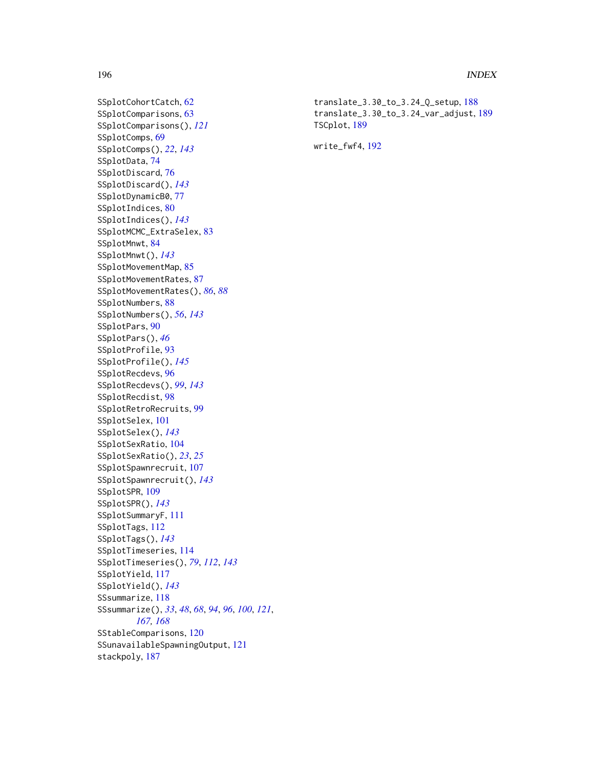SSplotCohortCatch, 62
SSplotComparisons, 63
SSplotComparisons(), *121*
SSplotComps, 69
SSplotComps(), *22*, *143*
SSplotData, 74
SSplotDiscard, 76
SSplotDiscard(), *143*
SSplotDynamicB0, 77
SSplotIndices, 80
SSplotIndices(), *143*
SSplotMCMC_ExtraSelex, 83
SSplotMnwt, 84
SSplotMnwt(), *143*
SSplotMovementMap, 85
SSplotMovementRates, 87
SSplotMovementRates(), *86*, *88*
SSplotNumbers, 88
SSplotNumbers(), *56*, *143*
SSplotPars, 90
SSplotPars(), *46*
SSplotProfile, 93
SSplotProfile(), *145*
SSplotRecdevs, 96
SSplotRecdevs(), *99*, *143*
SSplotRecdist, 98
SSplotRetroRecruits, 99
SSplotSelex, 101
SSplotSelex(), *143*
SSplotSexRatio, 104
SSplotSexRatio(), *23*, *25*
SSplotSpawnrecruit, 107
SSplotSpawnrecruit(), *143*
SSplotSPR, 109
SSplotSPR(), *143*
SSplotSummaryF, 111
SSplotTags, 112
SSplotTags(), *143*
SSplotTimeseries, 114
SSplotTimeseries(), *79*, *112*, *143*
SSplotYield, 117
SSplotYield(), *143*
SSsummarize, 118
SSsummarize(), *33*, *48*, *68*, *94*, *96*, *100*, *121*, *167*, *168*
SStableComparisons, 120
SSunavailableSpawningOutput, 121
stackpoly, 187

translate_3.30_to_3.24_Q_setup, 188
translate_3.30_to_3.24_var_adjust, 189
TSCplot, 189

write_fwf4, 192